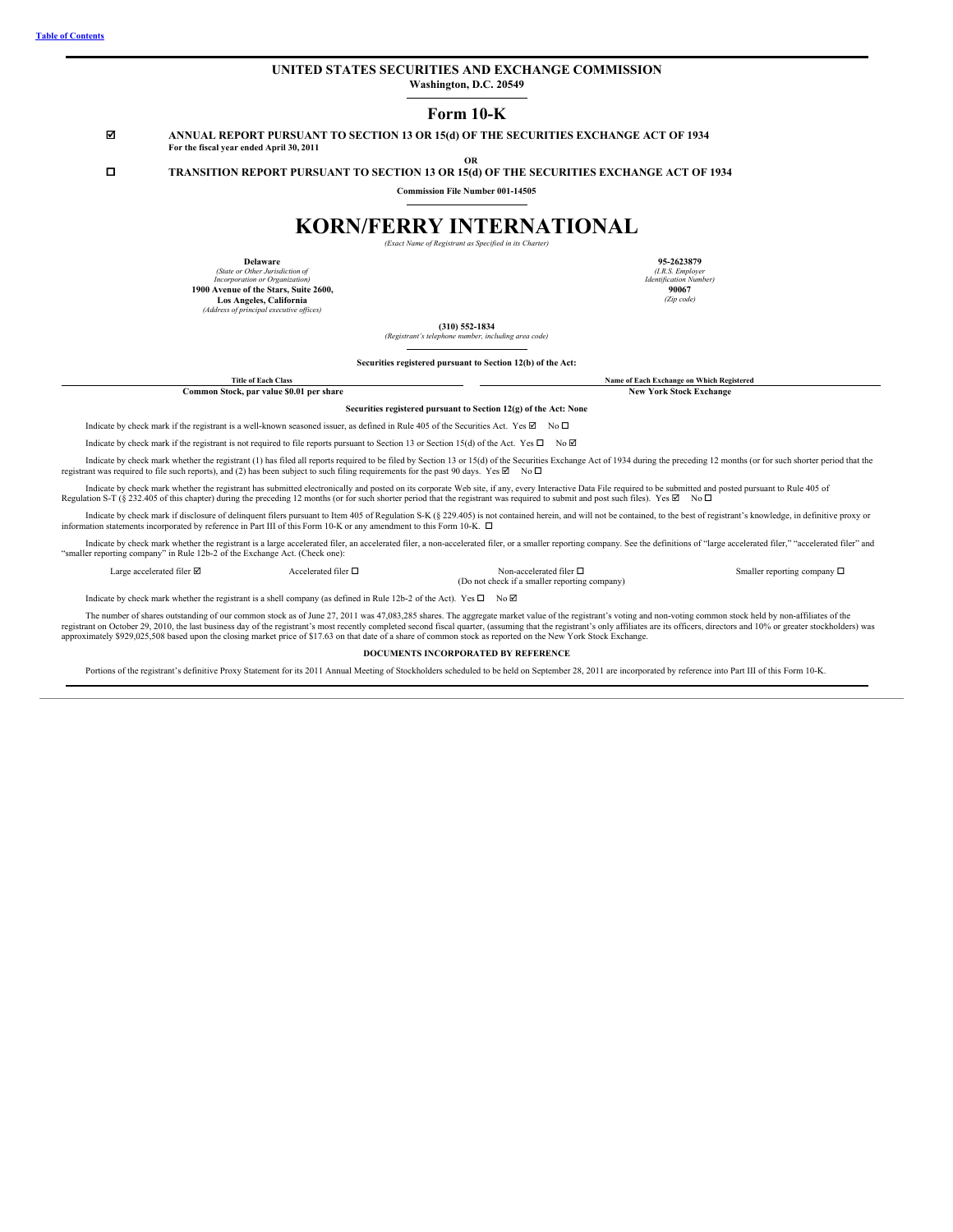[Table of Contents](#)

# UNITED STATES SECURITIES AND EXCHANGE COMMISSION

**Washington, D.C. 20549**

## Form 10-K

☑ **ANNUAL REPORT PURSUANT TO SECTION 13 OR 15(d) OF THE SECURITIES EXCHANGE ACT OF 1934**
**For the fiscal year ended April 30, 2011**

**OR**

☐ **TRANSITION REPORT PURSUANT TO SECTION 13 OR 15(d) OF THE SECURITIES EXCHANGE ACT OF 1934**

**Commission File Number 001-14505**

# KORN/FERRY INTERNATIONAL

*(Exact Name of Registrant as Specified in its Charter)*

| | |
|---|---|
| **Delaware** | **95-2623879** |
| *(State or Other Jurisdiction of Incorporation or Organization)* | *(I.R.S. Employer Identification Number)* |
| **1900 Avenue of the Stars, Suite 2600, Los Angeles, California** | **90067** |
| *(Address of principal executive offices)* | *(Zip code)* |

**(310) 552-1834**
*(Registrant's telephone number, including area code)*

**Securities registered pursuant to Section 12(b) of the Act:**

| Title of Each Class | Name of Each Exchange on Which Registered |
|---|---|
| **Common Stock, par value $0.01 per share** | **New York Stock Exchange** |

**Securities registered pursuant to Section 12(g) of the Act: None**

Indicate by check mark if the registrant is a well-known seasoned issuer, as defined in Rule 405 of the Securities Act. Yes ☑ No ☐

Indicate by check mark if the registrant is not required to file reports pursuant to Section 13 or Section 15(d) of the Act. Yes ☐ No ☑

Indicate by check mark whether the registrant (1) has filed all reports required to be filed by Section 13 or 15(d) of the Securities Exchange Act of 1934 during the preceding 12 months (or for such shorter period that the registrant was required to file such reports), and (2) has been subject to such filing requirements for the past 90 days. Yes ☑ No ☐

Indicate by check mark whether the registrant has submitted electronically and posted on its corporate Web site, if any, every Interactive Data File required to be submitted and posted pursuant to Rule 405 of Regulation S-T (§ 232.405 of this chapter) during the preceding 12 months (or for such shorter period that the registrant was required to submit and post such files). Yes ☑ No ☐

Indicate by check mark if disclosure of delinquent filers pursuant to Item 405 of Regulation S-K (§ 229.405) is not contained herein, and will not be contained, to the best of registrant's knowledge, in definitive proxy or information statements incorporated by reference in Part III of this Form 10-K or any amendment to this Form 10-K. ☐

Indicate by check mark whether the registrant is a large accelerated filer, an accelerated filer, a non-accelerated filer, or a smaller reporting company. See the definitions of "large accelerated filer," "accelerated filer" and "smaller reporting company" in Rule 12b-2 of the Exchange Act. (Check one):

| | | | |
|---|---|---|---|
| Large accelerated filer ☑ | Accelerated filer ☐ | Non-accelerated filer ☐ (Do not check if a smaller reporting company) | Smaller reporting company ☐ |

Indicate by check mark whether the registrant is a shell company (as defined in Rule 12b-2 of the Act). Yes ☐ No ☑

The number of shares outstanding of our common stock as of June 27, 2011 was 47,083,285 shares. The aggregate market value of the registrant's voting and non-voting common stock held by non-affiliates of the registrant on October 29, 2010, the last business day of the registrant's most recently completed second fiscal quarter, (assuming that the registrant's only affiliates are its officers, directors and 10% or greater stockholders) was approximately $929,025,508 based upon the closing market price of $17.63 on that date of a share of common stock as reported on the New York Stock Exchange.

**DOCUMENTS INCORPORATED BY REFERENCE**

Portions of the registrant's definitive Proxy Statement for its 2011 Annual Meeting of Stockholders scheduled to be held on September 28, 2011 are incorporated by reference into Part III of this Form 10-K.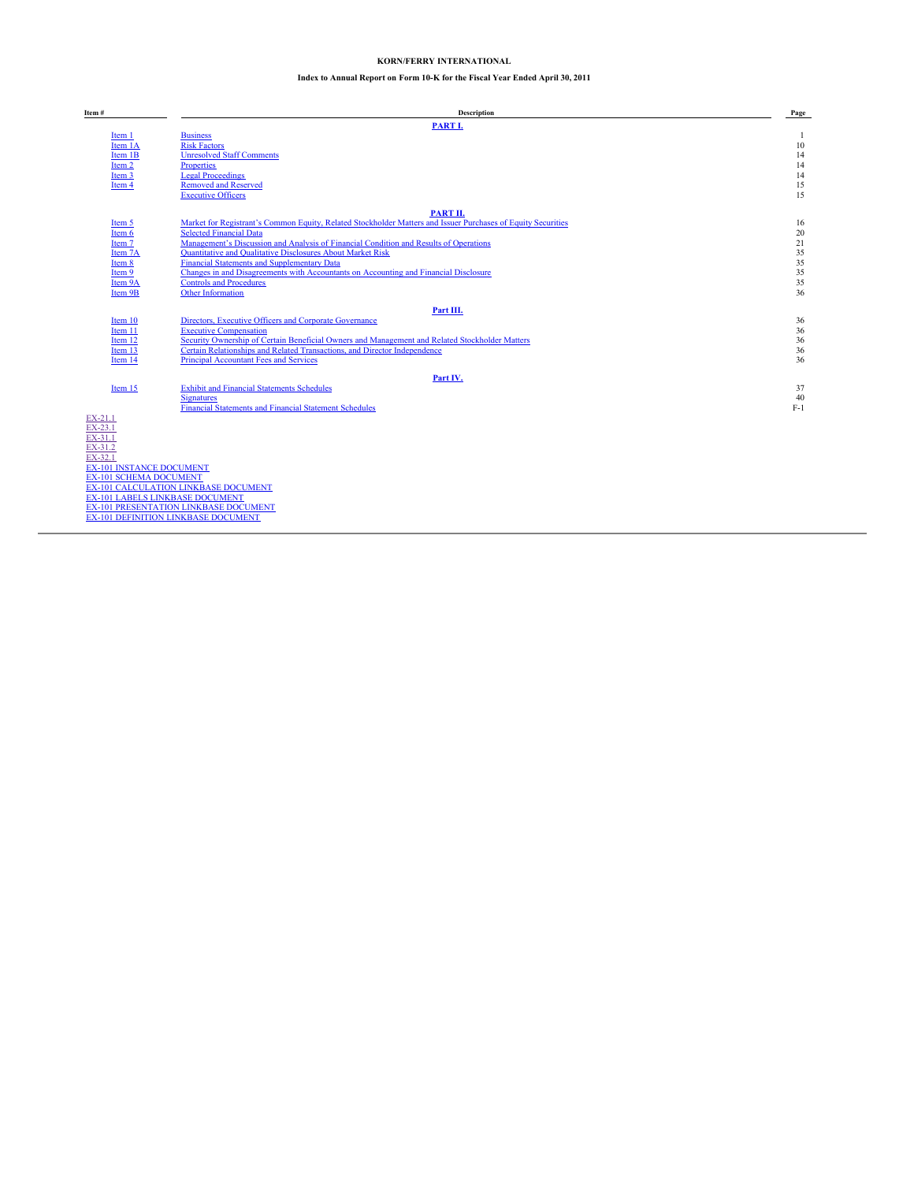**KORN/FERRY INTERNATIONAL**

**Index to Annual Report on Form 10-K for the Fiscal Year Ended April 30, 2011**

| Item # | Description | Page |
|---|---|---|
| | **PART I.** | |
| Item 1 | Business | 1 |
| Item 1A | Risk Factors | 10 |
| Item 1B | Unresolved Staff Comments | 14 |
| Item 2 | Properties | 14 |
| Item 3 | Legal Proceedings | 14 |
| Item 4 | Removed and Reserved | 15 |
| | Executive Officers | 15 |
| | **PART II.** | |
| Item 5 | Market for Registrant's Common Equity, Related Stockholder Matters and Issuer Purchases of Equity Securities | 16 |
| Item 6 | Selected Financial Data | 20 |
| Item 7 | Management's Discussion and Analysis of Financial Condition and Results of Operations | 21 |
| Item 7A | Quantitative and Qualitative Disclosures About Market Risk | 35 |
| Item 8 | Financial Statements and Supplementary Data | 35 |
| Item 9 | Changes in and Disagreements with Accountants on Accounting and Financial Disclosure | 35 |
| Item 9A | Controls and Procedures | 35 |
| Item 9B | Other Information | 36 |
| | **Part III.** | |
| Item 10 | Directors, Executive Officers and Corporate Governance | 36 |
| Item 11 | Executive Compensation | 36 |
| Item 12 | Security Ownership of Certain Beneficial Owners and Management and Related Stockholder Matters | 36 |
| Item 13 | Certain Relationships and Related Transactions, and Director Independence | 36 |
| Item 14 | Principal Accountant Fees and Services | 36 |
| | **Part IV.** | |
| Item 15 | Exhibit and Financial Statements Schedules | 37 |
| | Signatures | 40 |
| | Financial Statements and Financial Statement Schedules | F-1 |

EX-21.1
EX-23.1
EX-31.1
EX-31.2
EX-32.1
EX-101 INSTANCE DOCUMENT
EX-101 SCHEMA DOCUMENT
EX-101 CALCULATION LINKBASE DOCUMENT
EX-101 LABELS LINKBASE DOCUMENT
EX-101 PRESENTATION LINKBASE DOCUMENT
EX-101 DEFINITION LINKBASE DOCUMENT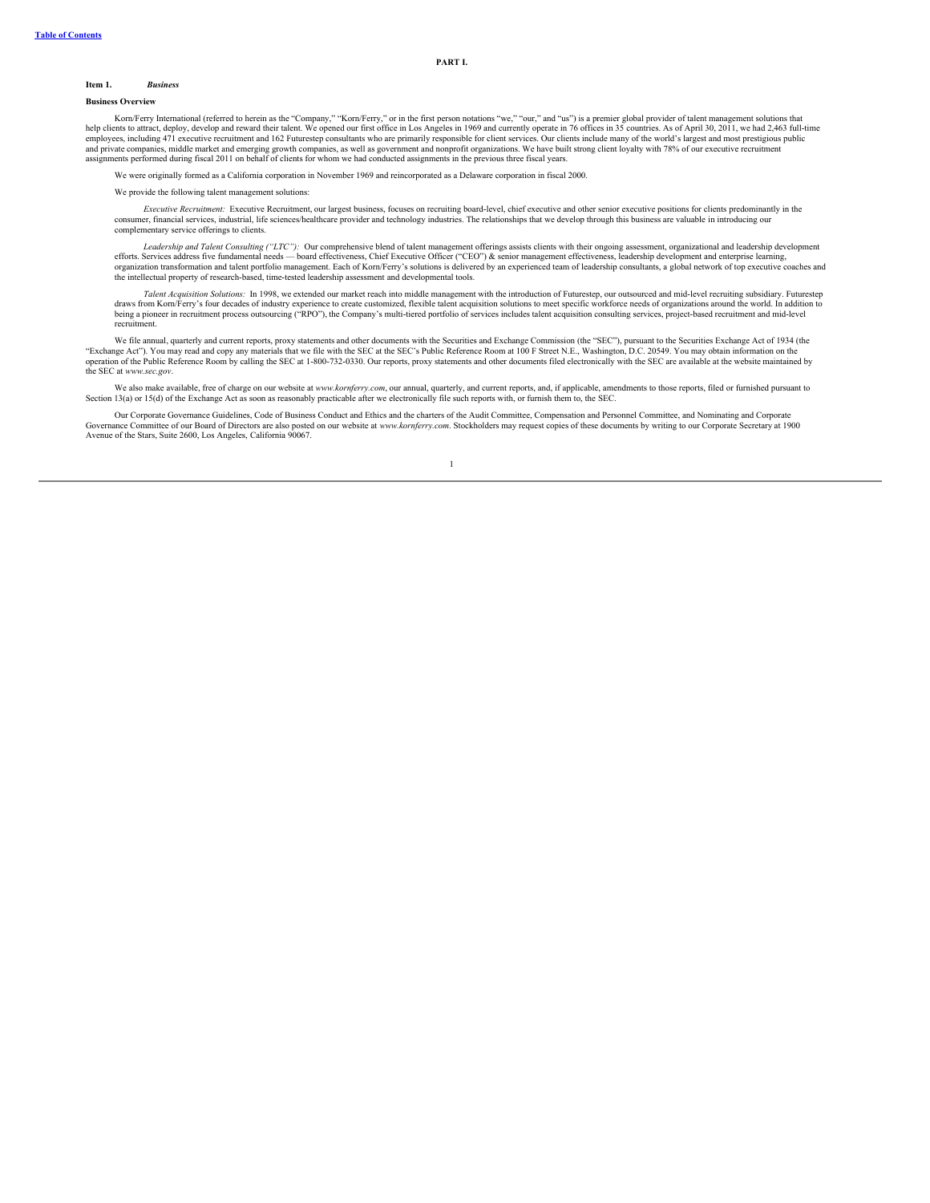PART I.

### Item 1. *Business*

**Business Overview**

Korn/Ferry International (referred to herein as the "Company," "Korn/Ferry," or in the first person notations "we," "our," and "us") is a premier global provider of talent management solutions that help clients to attract, deploy, develop and reward their talent. We opened our first office in Los Angeles in 1969 and currently operate in 76 offices in 35 countries. As of April 30, 2011, we had 2,463 full-time employees, including 471 executive recruitment and 162 Futurestep consultants who are primarily responsible for client services. Our clients include many of the world's largest and most prestigious public and private companies, middle market and emerging growth companies, as well as government and nonprofit organizations. We have built strong client loyalty with 78% of our executive recruitment assignments performed during fiscal 2011 on behalf of clients for whom we had conducted assignments in the previous three fiscal years.

We were originally formed as a California corporation in November 1969 and reincorporated as a Delaware corporation in fiscal 2000.

We provide the following talent management solutions:

*Executive Recruitment:* Executive Recruitment, our largest business, focuses on recruiting board-level, chief executive and other senior executive positions for clients predominantly in the consumer, financial services, industrial, life sciences/healthcare provider and technology industries. The relationships that we develop through this business are valuable in introducing our complementary service offerings to clients.

*Leadership and Talent Consulting ("LTC"):* Our comprehensive blend of talent management offerings assists clients with their ongoing assessment, organizational and leadership development efforts. Services address five fundamental needs — board effectiveness, Chief Executive Officer ("CEO") & senior management effectiveness, leadership development and enterprise learning, organization transformation and talent portfolio management. Each of Korn/Ferry's solutions is delivered by an experienced team of leadership consultants, a global network of top executive coaches and the intellectual property of research-based, time-tested leadership assessment and developmental tools.

*Talent Acquisition Solutions:* In 1998, we extended our market reach into middle management with the introduction of Futurestep, our outsourced and mid-level recruiting subsidiary. Futurestep draws from Korn/Ferry's four decades of industry experience to create customized, flexible talent acquisition solutions to meet specific workforce needs of organizations around the world. In addition to being a pioneer in recruitment process outsourcing ("RPO"), the Company's multi-tiered portfolio of services includes talent acquisition consulting services, project-based recruitment and mid-level recruitment.

We file annual, quarterly and current reports, proxy statements and other documents with the Securities and Exchange Commission (the "SEC"), pursuant to the Securities Exchange Act of 1934 (the "Exchange Act"). You may read and copy any materials that we file with the SEC at the SEC's Public Reference Room at 100 F Street N.E., Washington, D.C. 20549. You may obtain information on the operation of the Public Reference Room by calling the SEC at 1-800-732-0330. Our reports, proxy statements and other documents filed electronically with the SEC are available at the website maintained by the SEC at *www.sec.gov*.

We also make available, free of charge on our website at *www.kornferry.com*, our annual, quarterly, and current reports, and, if applicable, amendments to those reports, filed or furnished pursuant to Section 13(a) or 15(d) of the Exchange Act as soon as reasonably practicable after we electronically file such reports with, or furnish them to, the SEC.

Our Corporate Governance Guidelines, Code of Business Conduct and Ethics and the charters of the Audit Committee, Compensation and Personnel Committee, and Nominating and Corporate Governance Committee of our Board of Directors are also posted on our website at *www.kornferry.com*. Stockholders may request copies of these documents by writing to our Corporate Secretary at 1900 Avenue of the Stars, Suite 2600, Los Angeles, California 90067.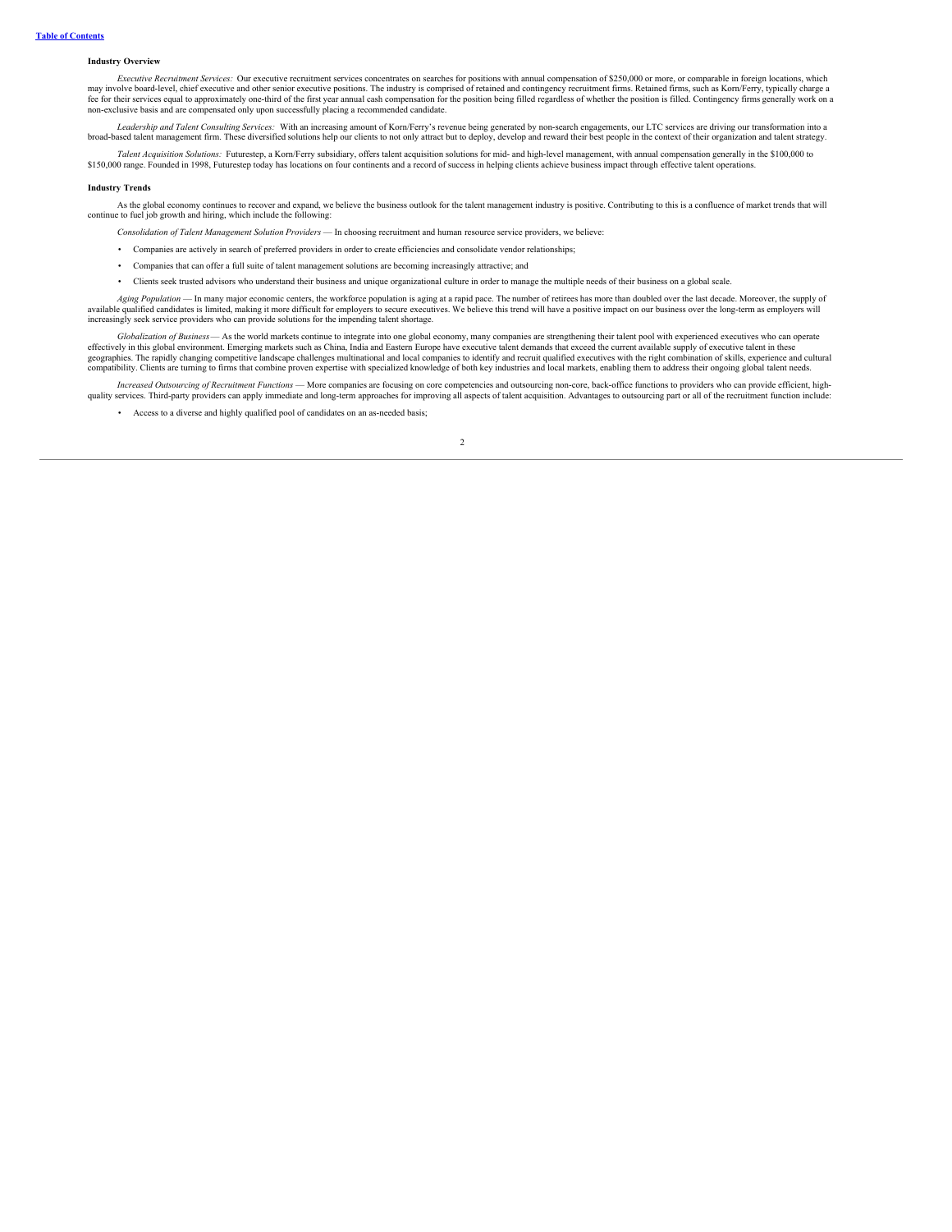**Industry Overview**

*Executive Recruitment Services:* Our executive recruitment services concentrates on searches for positions with annual compensation of $250,000 or more, or comparable in foreign locations, which may involve board-level, chief executive and other senior executive positions. The industry is comprised of retained and contingency recruitment firms. Retained firms, such as Korn/Ferry, typically charge a fee for their services equal to approximately one-third of the first year annual cash compensation for the position being filled regardless of whether the position is filled. Contingency firms generally work on a non-exclusive basis and are compensated only upon successfully placing a recommended candidate.

*Leadership and Talent Consulting Services:* With an increasing amount of Korn/Ferry's revenue being generated by non-search engagements, our LTC services are driving our transformation into a broad-based talent management firm. These diversified solutions help our clients to not only attract but to deploy, develop and reward their best people in the context of their organization and talent strategy.

*Talent Acquisition Solutions:* Futurestep, a Korn/Ferry subsidiary, offers talent acquisition solutions for mid- and high-level management, with annual compensation generally in the $100,000 to $150,000 range. Founded in 1998, Futurestep today has locations on four continents and a record of success in helping clients achieve business impact through effective talent operations.

**Industry Trends**

As the global economy continues to recover and expand, we believe the business outlook for the talent management industry is positive. Contributing to this is a confluence of market trends that will continue to fuel job growth and hiring, which include the following:

*Consolidation of Talent Management Solution Providers* — In choosing recruitment and human resource service providers, we believe:

- Companies are actively in search of preferred providers in order to create efficiencies and consolidate vendor relationships;
- Companies that can offer a full suite of talent management solutions are becoming increasingly attractive; and
- Clients seek trusted advisors who understand their business and unique organizational culture in order to manage the multiple needs of their business on a global scale.

*Aging Population* — In many major economic centers, the workforce population is aging at a rapid pace. The number of retirees has more than doubled over the last decade. Moreover, the supply of available qualified candidates is limited, making it more difficult for employers to secure executives. We believe this trend will have a positive impact on our business over the long-term as employers will increasingly seek service providers who can provide solutions for the impending talent shortage.

*Globalization of Business* — As the world markets continue to integrate into one global economy, many companies are strengthening their talent pool with experienced executives who can operate effectively in this global environment. Emerging markets such as China, India and Eastern Europe have executive talent demands that exceed the current available supply of executive talent in these geographies. The rapidly changing competitive landscape challenges multinational and local companies to identify and recruit qualified executives with the right combination of skills, experience and cultural compatibility. Clients are turning to firms that combine proven expertise with specialized knowledge of both key industries and local markets, enabling them to address their ongoing global talent needs.

*Increased Outsourcing of Recruitment Functions* — More companies are focusing on core competencies and outsourcing non-core, back-office functions to providers who can provide efficient, high-quality services. Third-party providers can apply immediate and long-term approaches for improving all aspects of talent acquisition. Advantages to outsourcing part or all of the recruitment function include:

- Access to a diverse and highly qualified pool of candidates on an as-needed basis;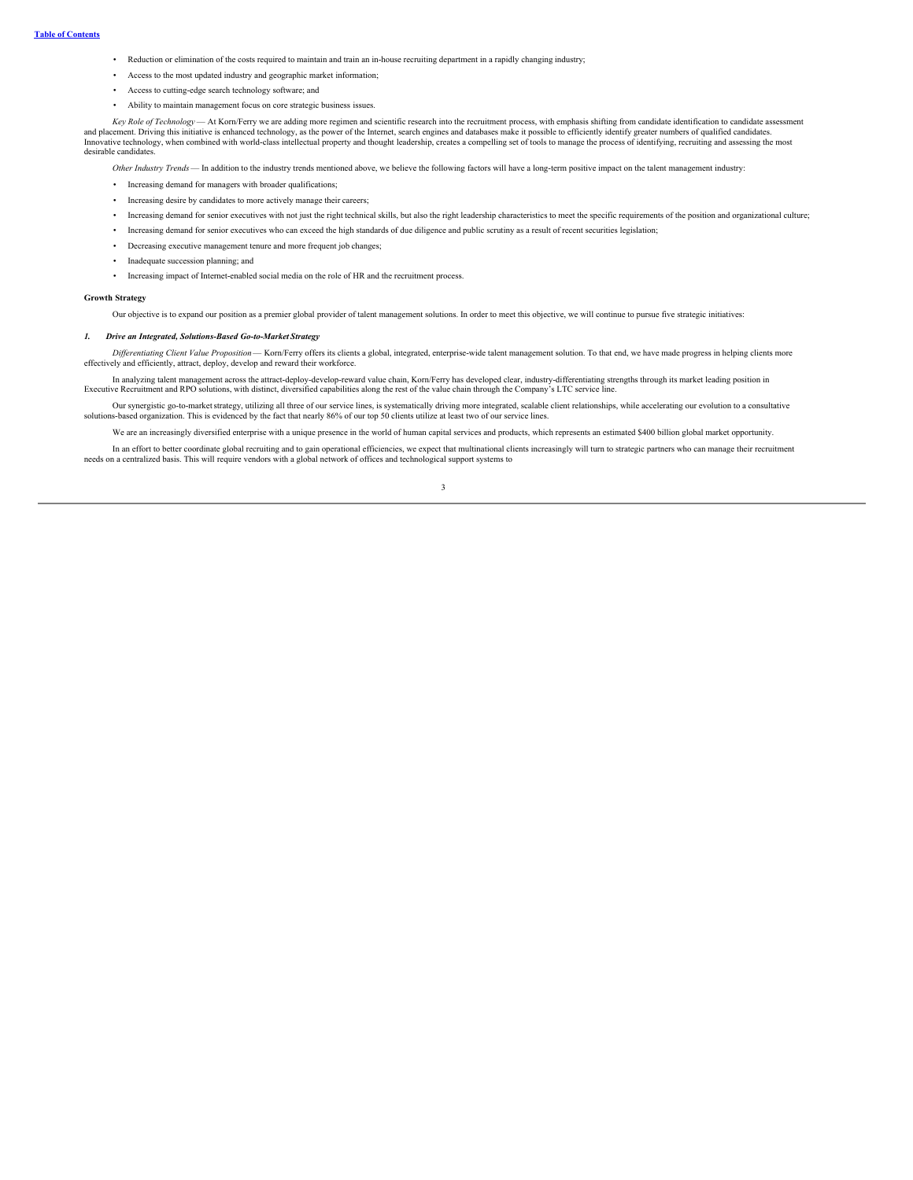- Reduction or elimination of the costs required to maintain and train an in-house recruiting department in a rapidly changing industry;
- Access to the most updated industry and geographic market information;
- Access to cutting-edge search technology software; and
- Ability to maintain management focus on core strategic business issues.

*Key Role of Technology* — At Korn/Ferry we are adding more regimen and scientific research into the recruitment process, with emphasis shifting from candidate identification to candidate assessment and placement. Driving this initiative is enhanced technology, as the power of the Internet, search engines and databases make it possible to efficiently identify greater numbers of qualified candidates. Innovative technology, when combined with world-class intellectual property and thought leadership, creates a compelling set of tools to manage the process of identifying, recruiting and assessing the most desirable candidates.

*Other Industry Trends* — In addition to the industry trends mentioned above, we believe the following factors will have a long-term positive impact on the talent management industry:

- Increasing demand for managers with broader qualifications;
- Increasing desire by candidates to more actively manage their careers;
- Increasing demand for senior executives with not just the right technical skills, but also the right leadership characteristics to meet the specific requirements of the position and organizational culture;
- Increasing demand for senior executives who can exceed the high standards of due diligence and public scrutiny as a result of recent securities legislation;
- Decreasing executive management tenure and more frequent job changes;
- Inadequate succession planning; and
- Increasing impact of Internet-enabled social media on the role of HR and the recruitment process.

**Growth Strategy**

Our objective is to expand our position as a premier global provider of talent management solutions. In order to meet this objective, we will continue to pursue five strategic initiatives:

***1. Drive an Integrated, Solutions-Based Go-to-Market Strategy***

*Differentiating Client Value Proposition* — Korn/Ferry offers its clients a global, integrated, enterprise-wide talent management solution. To that end, we have made progress in helping clients more effectively and efficiently, attract, deploy, develop and reward their workforce.

In analyzing talent management across the attract-deploy-develop-reward value chain, Korn/Ferry has developed clear, industry-differentiating strengths through its market leading position in Executive Recruitment and RPO solutions, with distinct, diversified capabilities along the rest of the value chain through the Company's LTC service line.

Our synergistic go-to-market strategy, utilizing all three of our service lines, is systematically driving more integrated, scalable client relationships, while accelerating our evolution to a consultative solutions-based organization. This is evidenced by the fact that nearly 86% of our top 50 clients utilize at least two of our service lines.

We are an increasingly diversified enterprise with a unique presence in the world of human capital services and products, which represents an estimated $400 billion global market opportunity.

In an effort to better coordinate global recruiting and to gain operational efficiencies, we expect that multinational clients increasingly will turn to strategic partners who can manage their recruitment needs on a centralized basis. This will require vendors with a global network of offices and technological support systems to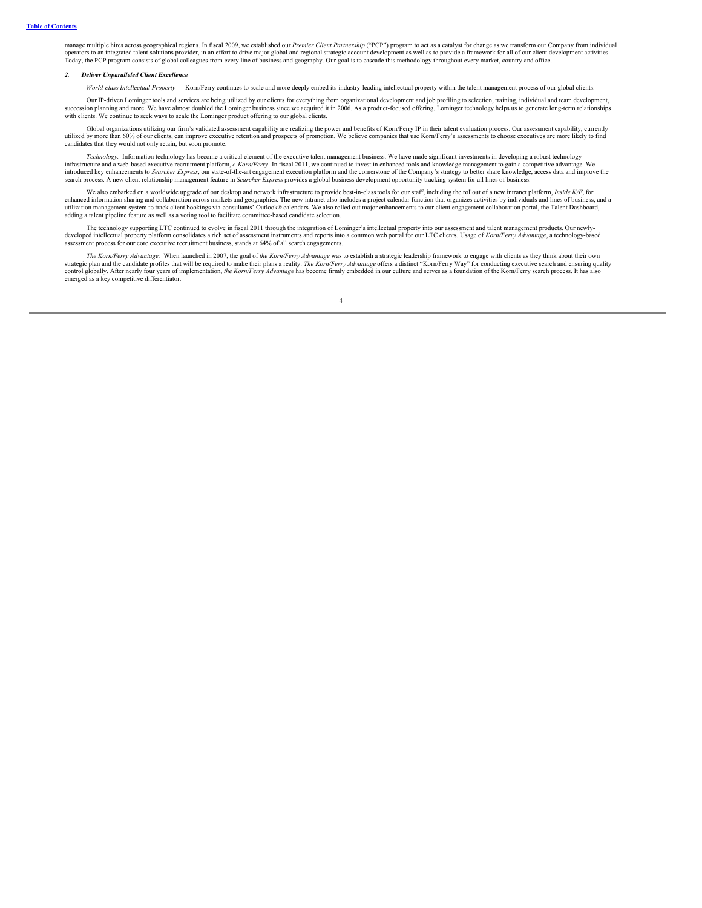manage multiple hires across geographical regions. In fiscal 2009, we established our *Premier Client Partnership* ("PCP") program to act as a catalyst for change as we transform our Company from individual operators to an integrated talent solutions provider, in an effort to drive major global and regional strategic account development as well as to provide a framework for all of our client development activities. Today, the PCP program consists of global colleagues from every line of business and geography. Our goal is to cascade this methodology throughout every market, country and office.

### 2. ***Deliver Unparalleled Client Excellence***

*World-class Intellectual Property* — Korn/Ferry continues to scale and more deeply embed its industry-leading intellectual property within the talent management process of our global clients.

Our IP-driven Lominger tools and services are being utilized by our clients for everything from organizational development and job profiling to selection, training, individual and team development, succession planning and more. We have almost doubled the Lominger business since we acquired it in 2006. As a product-focused offering, Lominger technology helps us to generate long-term relationships with clients. We continue to seek ways to scale the Lominger product offering to our global clients.

Global organizations utilizing our firm's validated assessment capability are realizing the power and benefits of Korn/Ferry IP in their talent evaluation process. Our assessment capability, currently utilized by more than 60% of our clients, can improve executive retention and prospects of promotion. We believe companies that use Korn/Ferry's assessments to choose executives are more likely to find candidates that they would not only retain, but soon promote.

*Technology.* Information technology has become a critical element of the executive talent management business. We have made significant investments in developing a robust technology infrastructure and a web-based executive recruitment platform, *e-Korn/Ferry*. In fiscal 2011, we continued to invest in enhanced tools and knowledge management to gain a competitive advantage. We introduced key enhancements to *Searcher Express*, our state-of-the-art engagement execution platform and the cornerstone of the Company's strategy to better share knowledge, access data and improve the search process. A new client relationship management feature in *Searcher Express* provides a global business development opportunity tracking system for all lines of business.

We also embarked on a worldwide upgrade of our desktop and network infrastructure to provide best-in-class tools for our staff, including the rollout of a new intranet platform, *Inside K/F*, for enhanced information sharing and collaboration across markets and geographies. The new intranet also includes a project calendar function that organizes activities by individuals and lines of business, and a utilization management system to track client bookings via consultants' Outlook® calendars. We also rolled out major enhancements to our client engagement collaboration portal, the Talent Dashboard, adding a talent pipeline feature as well as a voting tool to facilitate committee-based candidate selection.

The technology supporting LTC continued to evolve in fiscal 2011 through the integration of Lominger's intellectual property into our assessment and talent management products. Our newly-developed intellectual property platform consolidates a rich set of assessment instruments and reports into a common web portal for our LTC clients. Usage of *Korn/Ferry Advantage*, a technology-based assessment process for our core executive recruitment business, stands at 64% of all search engagements.

*The Korn/Ferry Advantage:* When launched in 2007, the goal of *the Korn/Ferry Advantage* was to establish a strategic leadership framework to engage with clients as they think about their own strategic plan and the candidate profiles that will be required to make their plans a reality. *The Korn/Ferry Advantage* offers a distinct "Korn/Ferry Way" for conducting executive search and ensuring quality control globally. After nearly four years of implementation, *the Korn/Ferry Advantage* has become firmly embedded in our culture and serves as a foundation of the Korn/Ferry search process. It has also emerged as a key competitive differentiator.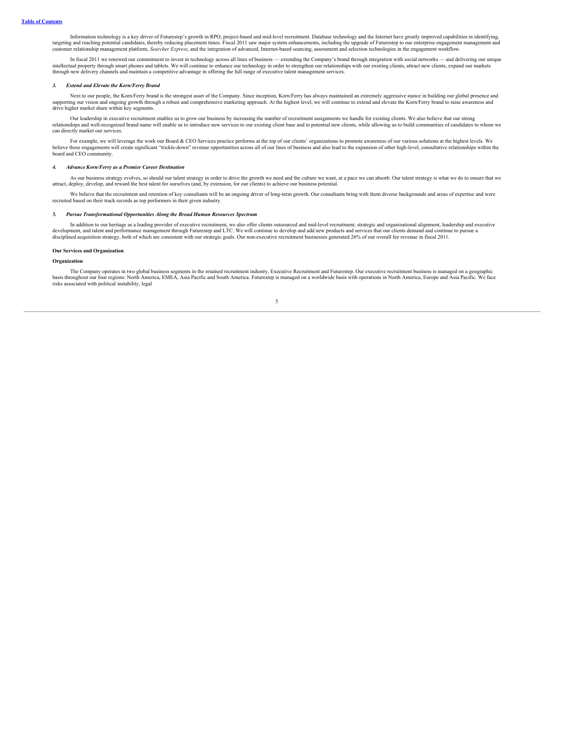Information technology is a key driver of Futurestep's growth in RPO, project-based and mid-level recruitment. Database technology and the Internet have greatly improved capabilities in identifying, targeting and reaching potential candidates, thereby reducing placement times. Fiscal 2011 saw major system enhancements, including the upgrade of Futurestep to our enterprise engagement management and customer relationship management platform, *Searcher Express*, and the integration of advanced, Internet-based sourcing, assessment and selection technologies in the engagement workflow.

In fiscal 2011 we renewed our commitment to invest in technology across all lines of business — extending the Company's brand through integration with social networks — and delivering our unique intellectual property through smart phones and tablets. We will continue to enhance our technology in order to strengthen our relationships with our existing clients, attract new clients, expand our markets through new delivery channels and maintain a competitive advantage in offering the full range of executive talent management services.

### *3. Extend and Elevate the Korn/Ferry Brand*

Next to our people, the Korn/Ferry brand is the strongest asset of the Company. Since inception, Korn/Ferry has always maintained an extremely aggressive stance in building our global presence and supporting our vision and ongoing growth through a robust and comprehensive marketing approach. At the highest level, we will continue to extend and elevate the Korn/Ferry brand to raise awareness and drive higher market share within key segments.

Our leadership in executive recruitment enables us to grow our business by increasing the number of recruitment assignments we handle for existing clients. We also believe that our strong relationships and well-recognized brand name will enable us to introduce new services to our existing client base and to potential new clients, while allowing us to build communities of candidates to whom we can directly market our services.

For example, we will leverage the work our Board & CEO Services practice performs at the top of our clients' organizations to promote awareness of our various solutions at the highest levels. We believe these engagements will create significant "trickle-down" revenue opportunities across all of our lines of business and also lead to the expansion of other high-level, consultative relationships within the board and CEO community.

### *4. Advance Korn/Ferry as a Premier Career Destination*

As our business strategy evolves, so should our talent strategy in order to drive the growth we need and the culture we want, at a pace we can absorb. Our talent strategy is what we do to ensure that we attract, deploy, develop, and reward the best talent for ourselves (and, by extension, for our clients) to achieve our business potential.

We believe that the recruitment and retention of key consultants will be an ongoing driver of long-term growth. Our consultants bring with them diverse backgrounds and areas of expertise and were recruited based on their track records as top performers in their given industry.

### *5. Pursue Transformational Opportunities Along the Broad Human Resources Spectrum*

In addition to our heritage as a leading provider of executive recruitment, we also offer clients outsourced and mid-level recruitment, strategic and organizational alignment, leadership and executive development, and talent and performance management through Futurestep and LTC. We will continue to develop and add new products and services that our clients demand and continue to pursue a disciplined acquisition strategy, both of which are consistent with our strategic goals. Our non-executive recruitment businesses generated 26% of our overall fee revenue in fiscal 2011.

## Our Services and Organization

### Organization

The Company operates in two global business segments in the retained recruitment industry, Executive Recruitment and Futurestep. Our executive recruitment business is managed on a geographic basis throughout our four regions: North America, EMEA, Asia Pacific and South America. Futurestep is managed on a worldwide basis with operations in North America, Europe and Asia Pacific. We face risks associated with political instability, legal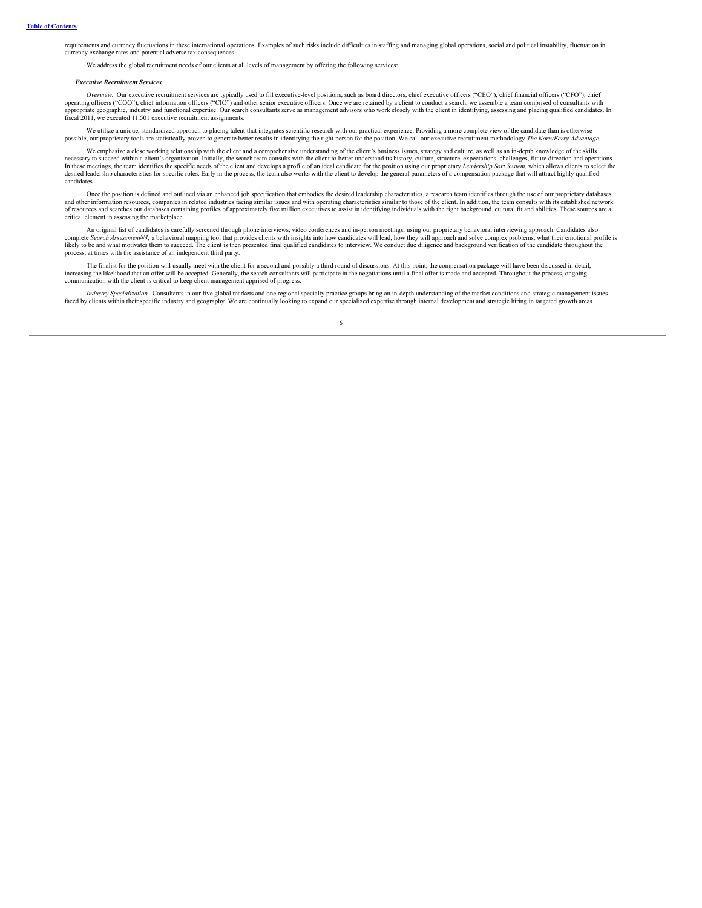requirements and currency fluctuations in these international operations. Examples of such risks include difficulties in staffing and managing global operations, social and political instability, fluctuation in currency exchange rates and potential adverse tax consequences.

We address the global recruitment needs of our clients at all levels of management by offering the following services:

***Executive Recruitment Services***

*Overview.* Our executive recruitment services are typically used to fill executive-level positions, such as board directors, chief executive officers ("CEO"), chief financial officers ("CFO"), chief operating officers ("COO"), chief information officers ("CIO") and other senior executive officers. Once we are retained by a client to conduct a search, we assemble a team comprised of consultants with appropriate geographic, industry and functional expertise. Our search consultants serve as management advisors who work closely with the client in identifying, assessing and placing qualified candidates. In fiscal 2011, we executed 11,501 executive recruitment assignments.

We utilize a unique, standardized approach to placing talent that integrates scientific research with our practical experience. Providing a more complete view of the candidate than is otherwise possible, our proprietary tools are statistically proven to generate better results in identifying the right person for the position. We call our executive recruitment methodology *The Korn/Ferry Advantage.*

We emphasize a close working relationship with the client and a comprehensive understanding of the client's business issues, strategy and culture, as well as an in-depth knowledge of the skills necessary to succeed within a client's organization. Initially, the search team consults with the client to better understand its history, culture, structure, expectations, challenges, future direction and operations. In these meetings, the team identifies the specific needs of the client and develops a profile of an ideal candidate for the position using our proprietary *Leadership Sort System*, which allows clients to select the desired leadership characteristics for specific roles. Early in the process, the team also works with the client to develop the general parameters of a compensation package that will attract highly qualified candidates.

Once the position is defined and outlined via an enhanced job specification that embodies the desired leadership characteristics, a research team identifies through the use of our proprietary databases and other information resources, companies in related industries facing similar issues and with operating characteristics similar to those of the client. In addition, the team consults with its established network of resources and searches our databases containing profiles of approximately five million executives to assist in identifying individuals with the right background, cultural fit and abilities. These sources are a critical element in assessing the marketplace.

An original list of candidates is carefully screened through phone interviews, video conferences and in-person meetings, using our proprietary behavioral interviewing approach. Candidates also complete *Search Assessment*SM, a behavioral mapping tool that provides clients with insights into how candidates will lead, how they will approach and solve complex problems, what their emotional profile is likely to be and what motivates them to succeed. The client is then presented final qualified candidates to interview. We conduct due diligence and background verification of the candidate throughout the process, at times with the assistance of an independent third party.

The finalist for the position will usually meet with the client for a second and possibly a third round of discussions. At this point, the compensation package will have been discussed in detail, increasing the likelihood that an offer will be accepted. Generally, the search consultants will participate in the negotiations until a final offer is made and accepted. Throughout the process, ongoing communication with the client is critical to keep client management apprised of progress.

*Industry Specialization.* Consultants in our five global markets and one regional specialty practice groups bring an in-depth understanding of the market conditions and strategic management issues faced by clients within their specific industry and geography. We are continually looking to expand our specialized expertise through internal development and strategic hiring in targeted growth areas.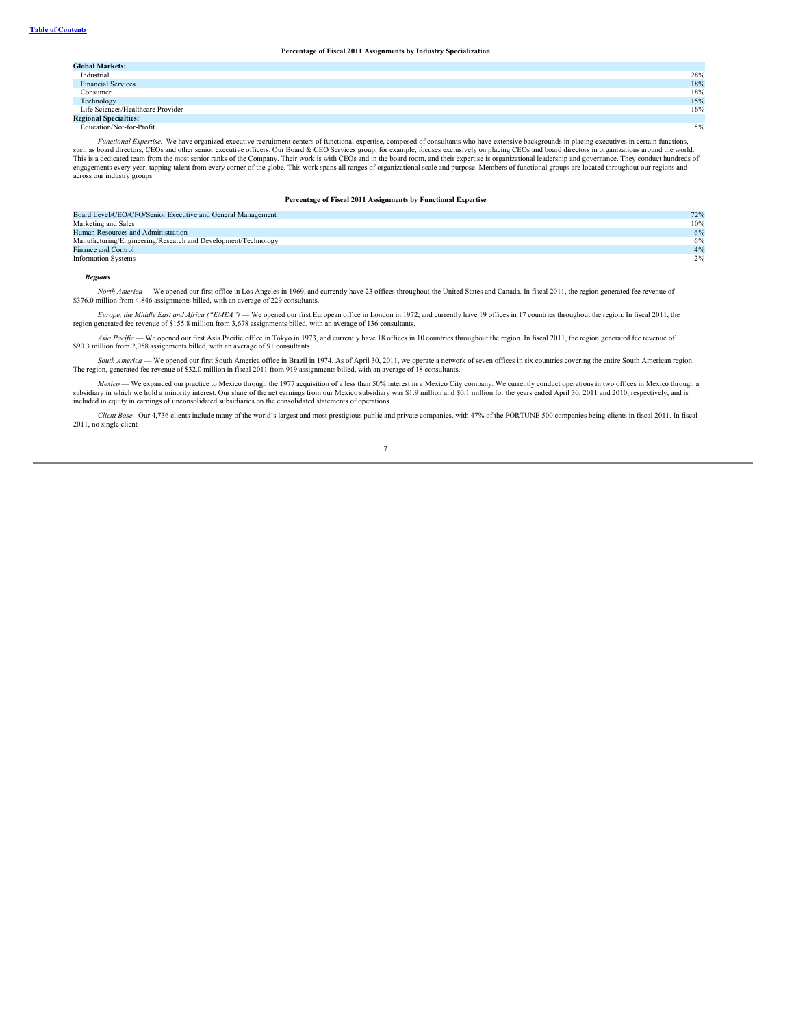#### Percentage of Fiscal 2011 Assignments by Industry Specialization

| | |
|---|---|
| **Global Markets:** | |
| Industrial | 28% |
| Financial Services | 18% |
| Consumer | 18% |
| Technology | 15% |
| Life Sciences/Healthcare Provider | 16% |
| **Regional Specialties:** | |
| Education/Not-for-Profit | 5% |

*Functional Expertise.* We have organized executive recruitment centers of functional expertise, composed of consultants who have extensive backgrounds in placing executives in certain functions, such as board directors, CEOs and other senior executive officers. Our Board & CEO Services group, for example, focuses exclusively on placing CEOs and board directors in organizations around the world. This is a dedicated team from the most senior ranks of the Company. Their work is with CEOs and in the board room, and their expertise is organizational leadership and governance. They conduct hundreds of engagements every year, tapping talent from every corner of the globe. This work spans all ranges of organizational scale and purpose. Members of functional groups are located throughout our regions and across our industry groups.

#### Percentage of Fiscal 2011 Assignments by Functional Expertise

| | |
|---|---|
| Board Level/CEO/CFO/Senior Executive and General Management | 72% |
| Marketing and Sales | 10% |
| Human Resources and Administration | 6% |
| Manufacturing/Engineering/Research and Development/Technology | 6% |
| Finance and Control | 4% |
| Information Systems | 2% |

***Regions***

*North America* — We opened our first office in Los Angeles in 1969, and currently have 23 offices throughout the United States and Canada. In fiscal 2011, the region generated fee revenue of $376.0 million from 4,846 assignments billed, with an average of 229 consultants.

*Europe, the Middle East and Africa ("EMEA")* — We opened our first European office in London in 1972, and currently have 19 offices in 17 countries throughout the region. In fiscal 2011, the region generated fee revenue of $155.8 million from 3,678 assignments billed, with an average of 136 consultants.

*Asia Pacific* — We opened our first Asia Pacific office in Tokyo in 1973, and currently have 18 offices in 10 countries throughout the region. In fiscal 2011, the region generated fee revenue of $90.3 million from 2,058 assignments billed, with an average of 91 consultants.

*South America* — We opened our first South America office in Brazil in 1974. As of April 30, 2011, we operate a network of seven offices in six countries covering the entire South American region. The region, generated fee revenue of $32.0 million in fiscal 2011 from 919 assignments billed, with an average of 18 consultants.

*Mexico* — We expanded our practice to Mexico through the 1977 acquisition of a less than 50% interest in a Mexico City company. We currently conduct operations in two offices in Mexico through a subsidiary in which we hold a minority interest. Our share of the net earnings from our Mexico subsidiary was $1.9 million and $0.1 million for the years ended April 30, 2011 and 2010, respectively, and is included in equity in earnings of unconsolidated subsidiaries on the consolidated statements of operations.

*Client Base.* Our 4,736 clients include many of the world's largest and most prestigious public and private companies, with 47% of the FORTUNE 500 companies being clients in fiscal 2011. In fiscal 2011, no single client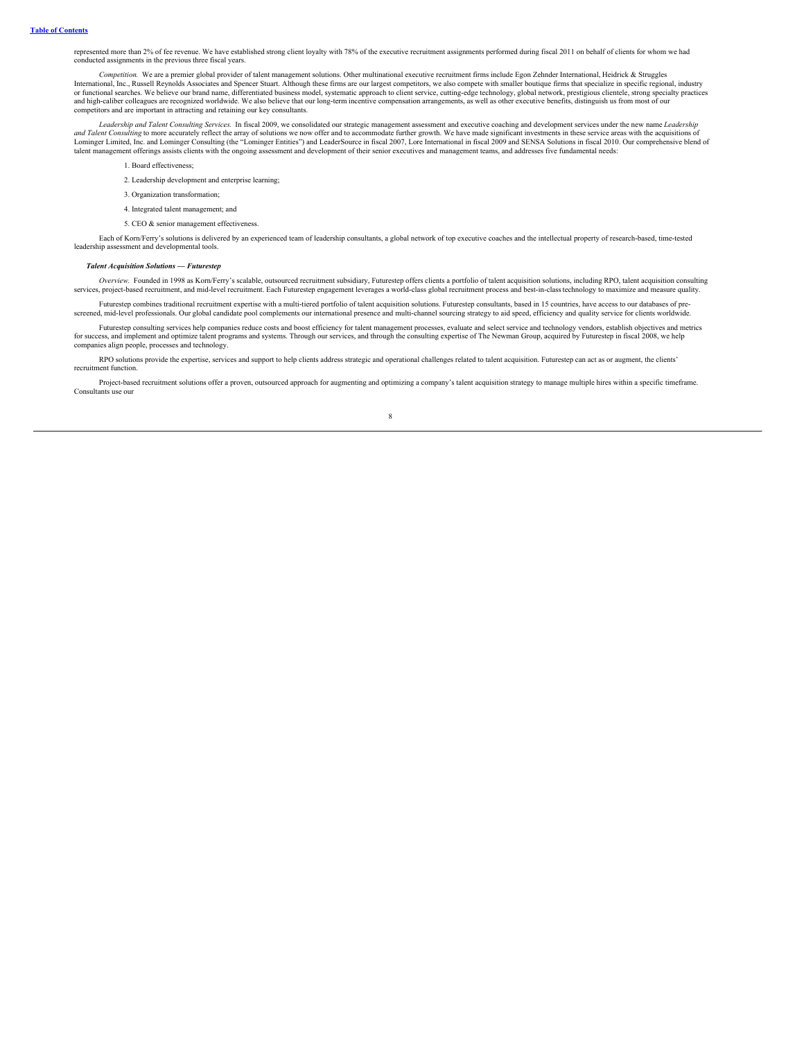represented more than 2% of fee revenue. We have established strong client loyalty with 78% of the executive recruitment assignments performed during fiscal 2011 on behalf of clients for whom we had conducted assignments in the previous three fiscal years.

*Competition.* We are a premier global provider of talent management solutions. Other multinational executive recruitment firms include Egon Zehnder International, Heidrick & Struggles International, Inc., Russell Reynolds Associates and Spencer Stuart. Although these firms are our largest competitors, we also compete with smaller boutique firms that specialize in specific regional, industry or functional searches. We believe our brand name, differentiated business model, systematic approach to client service, cutting-edge technology, global network, prestigious clientele, strong specialty practices and high-caliber colleagues are recognized worldwide. We also believe that our long-term incentive compensation arrangements, as well as other executive benefits, distinguish us from most of our competitors and are important in attracting and retaining our key consultants.

*Leadership and Talent Consulting Services.* In fiscal 2009, we consolidated our strategic management assessment and executive coaching and development services under the new name *Leadership and Talent Consulting* to more accurately reflect the array of solutions we now offer and to accommodate further growth. We have made significant investments in these service areas with the acquisitions of Lominger Limited, Inc. and Lominger Consulting (the "Lominger Entities") and LeaderSource in fiscal 2007, Lore International in fiscal 2009 and SENSA Solutions in fiscal 2010. Our comprehensive blend of talent management offerings assists clients with the ongoing assessment and development of their senior executives and management teams, and addresses five fundamental needs:

1. Board effectiveness;
2. Leadership development and enterprise learning;
3. Organization transformation;
4. Integrated talent management; and
5. CEO & senior management effectiveness.

Each of Korn/Ferry's solutions is delivered by an experienced team of leadership consultants, a global network of top executive coaches and the intellectual property of research-based, time-tested leadership assessment and developmental tools.

***Talent Acquisition Solutions — Futurestep***

*Overview.* Founded in 1998 as Korn/Ferry's scalable, outsourced recruitment subsidiary, Futurestep offers clients a portfolio of talent acquisition solutions, including RPO, talent acquisition consulting services, project-based recruitment, and mid-level recruitment. Each Futurestep engagement leverages a world-class global recruitment process and best-in-class technology to maximize and measure quality.

Futurestep combines traditional recruitment expertise with a multi-tiered portfolio of talent acquisition solutions. Futurestep consultants, based in 15 countries, have access to our databases of pre-screened, mid-level professionals. Our global candidate pool complements our international presence and multi-channel sourcing strategy to aid speed, efficiency and quality service for clients worldwide.

Futurestep consulting services help companies reduce costs and boost efficiency for talent management processes, evaluate and select service and technology vendors, establish objectives and metrics for success, and implement and optimize talent programs and systems. Through our services, and through the consulting expertise of The Newman Group, acquired by Futurestep in fiscal 2008, we help companies align people, processes and technology.

RPO solutions provide the expertise, services and support to help clients address strategic and operational challenges related to talent acquisition. Futurestep can act as or augment, the clients' recruitment function.

Project-based recruitment solutions offer a proven, outsourced approach for augmenting and optimizing a company's talent acquisition strategy to manage multiple hires within a specific timeframe. Consultants use our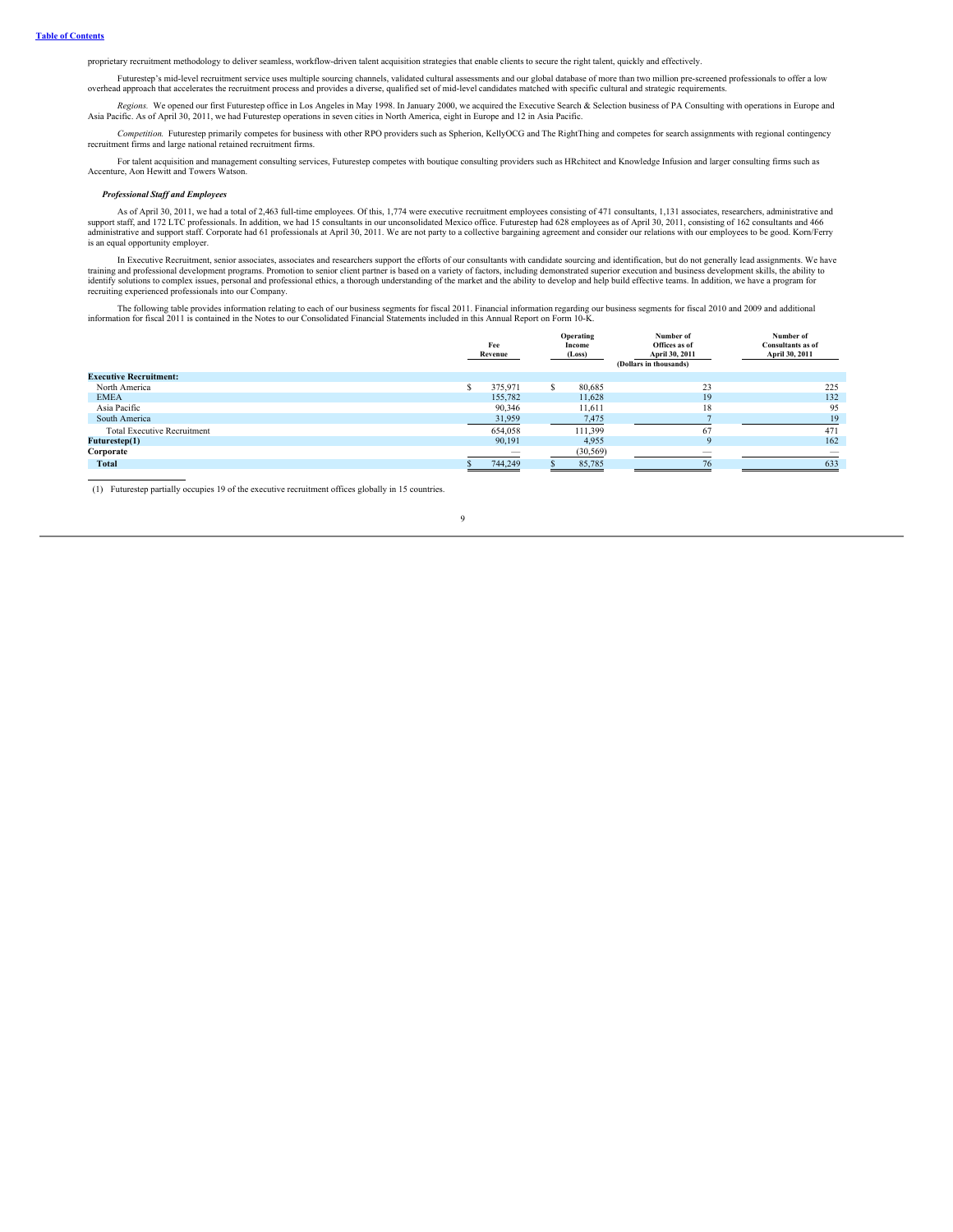proprietary recruitment methodology to deliver seamless, workflow-driven talent acquisition strategies that enable clients to secure the right talent, quickly and effectively.

Futurestep's mid-level recruitment service uses multiple sourcing channels, validated cultural assessments and our global database of more than two million pre-screened professionals to offer a low overhead approach that accelerates the recruitment process and provides a diverse, qualified set of mid-level candidates matched with specific cultural and strategic requirements.

*Regions.* We opened our first Futurestep office in Los Angeles in May 1998. In January 2000, we acquired the Executive Search & Selection business of PA Consulting with operations in Europe and Asia Pacific. As of April 30, 2011, we had Futurestep operations in seven cities in North America, eight in Europe and 12 in Asia Pacific.

*Competition.* Futurestep primarily competes for business with other RPO providers such as Spherion, KellyOCG and The RightThing and competes for search assignments with regional contingency recruitment firms and large national retained recruitment firms.

For talent acquisition and management consulting services, Futurestep competes with boutique consulting providers such as HRchitect and Knowledge Infusion and larger consulting firms such as Accenture, Aon Hewitt and Towers Watson.

***Professional Staff and Employees***

As of April 30, 2011, we had a total of 2,463 full-time employees. Of this, 1,774 were executive recruitment employees consisting of 471 consultants, 1,131 associates, researchers, administrative and support staff, and 172 LTC professionals. In addition, we had 15 consultants in our unconsolidated Mexico office. Futurestep had 628 employees as of April 30, 2011, consisting of 162 consultants and 466 administrative and support staff. Corporate had 61 professionals at April 30, 2011. We are not party to a collective bargaining agreement and consider our relations with our employees to be good. Korn/Ferry is an equal opportunity employer.

In Executive Recruitment, senior associates, associates and researchers support the efforts of our consultants with candidate sourcing and identification, but do not generally lead assignments. We have training and professional development programs. Promotion to senior client partner is based on a variety of factors, including demonstrated superior execution and business development skills, the ability to identify solutions to complex issues, personal and professional ethics, a thorough understanding of the market and the ability to develop and help build effective teams. In addition, we have a program for recruiting experienced professionals into our Company.

The following table provides information relating to each of our business segments for fiscal 2011. Financial information regarding our business segments for fiscal 2010 and 2009 and additional information for fiscal 2011 is contained in the Notes to our Consolidated Financial Statements included in this Annual Report on Form 10-K.

| | Fee Revenue | Operating Income (Loss) | Number of Offices as of April 30, 2011 | Number of Consultants as of April 30, 2011 |
|---|---|---|---|---|
| | (Dollars in thousands) | | | |
| **Executive Recruitment:** | | | | |
| North America | $ 375,971 | $ 80,685 | 23 | 225 |
| EMEA | 155,782 | 11,628 | 19 | 132 |
| Asia Pacific | 90,346 | 11,611 | 18 | 95 |
| South America | 31,959 | 7,475 | 7 | 19 |
| Total Executive Recruitment | 654,058 | 111,399 | 67 | 471 |
| **Futurestep(1)** | 90,191 | 4,955 | 9 | 162 |
| **Corporate** | — | (30,569) | — | — |
| **Total** | $ 744,249 | $ 85,785 | 76 | 633 |

(1) Futurestep partially occupies 19 of the executive recruitment offices globally in 15 countries.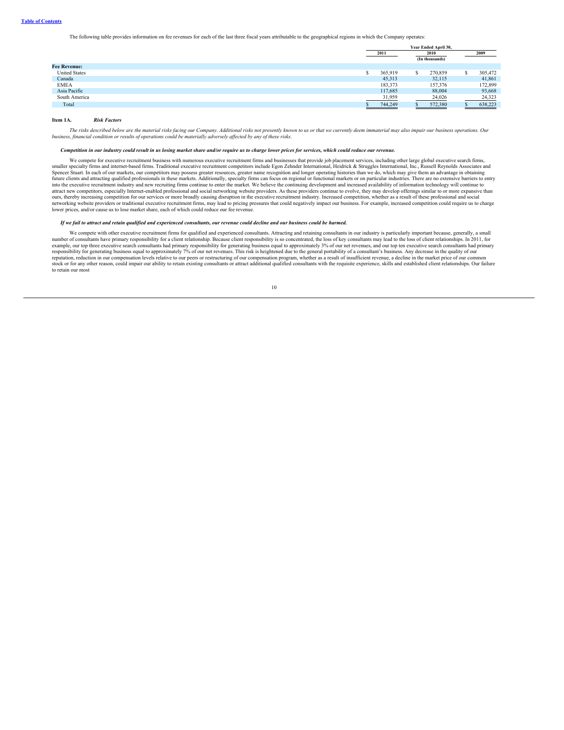The following table provides information on fee revenues for each of the last three fiscal years attributable to the geographical regions in which the Company operates:

| | Year Ended April 30, | | |
|---|---|---|---|
| | 2011 | 2010 | 2009 |
| | | (In thousands) | |
| **Fee Revenue:** | | | |
| United States | $ 365,919 | $ 270,859 | $ 305,472 |
| Canada | 45,313 | 32,115 | 41,861 |
| EMEA | 183,373 | 157,376 | 172,899 |
| Asia Pacific | 117,685 | 88,004 | 93,668 |
| South America | 31,959 | 24,026 | 24,323 |
| Total | $ 744,249 | $ 572,380 | $ 638,223 |

## Item 1A. *Risk Factors*

*The risks described below are the material risks facing our Company. Additional risks not presently known to us or that we currently deem immaterial may also impair our business operations. Our business, financial condition or results of operations could be materially adversely affected by any of these risks.*

***Competition in our industry could result in us losing market share and/or require us to charge lower prices for services, which could reduce our revenue.***

We compete for executive recruitment business with numerous executive recruitment firms and businesses that provide job placement services, including other large global executive search firms, smaller specialty firms and internet-based firms. Traditional executive recruitment competitors include Egon Zehnder International, Heidrick & Struggles International, Inc., Russell Reynolds Associates and Spencer Stuart. In each of our markets, our competitors may possess greater resources, greater name recognition and longer operating histories than we do, which may give them an advantage in obtaining future clients and attracting qualified professionals in these markets. Additionally, specialty firms can focus on regional or functional markets or on particular industries. There are no extensive barriers to entry into the executive recruitment industry and new recruiting firms continue to enter the market. We believe the continuing development and increased availability of information technology will continue to attract new competitors, especially Internet-enabled professional and social networking website providers. As these providers continue to evolve, they may develop offerings similar to or more expansive than ours, thereby increasing competition for our services or more broadly causing disruption in the executive recruitment industry. Increased competition, whether as a result of these professional and social networking website providers or traditional executive recruitment firms, may lead to pricing pressures that could negatively impact our business. For example, increased competition could require us to charge lower prices, and/or cause us to lose market share, each of which could reduce our fee revenue.

***If we fail to attract and retain qualified and experienced consultants, our revenue could decline and our business could be harmed.***

We compete with other executive recruitment firms for qualified and experienced consultants. Attracting and retaining consultants in our industry is particularly important because, generally, a small number of consultants have primary responsibility for a client relationship. Because client responsibility is so concentrated, the loss of key consultants may lead to the loss of client relationships. In 2011, for example, our top three executive search consultants had primary responsibility for generating business equal to approximately 3% of our net revenues, and our top ten executive search consultants had primary responsibility for generating business equal to approximately 7% of our net revenues. This risk is heightened due to the general portability of a consultant's business. Any decrease in the quality of our reputation, reduction in our compensation levels relative to our peers or restructuring of our compensation program, whether as a result of insufficient revenue, a decline in the market price of our common stock or for any other reason, could impair our ability to retain existing consultants or attract additional qualified consultants with the requisite experience, skills and established client relationships. Our failure to retain our most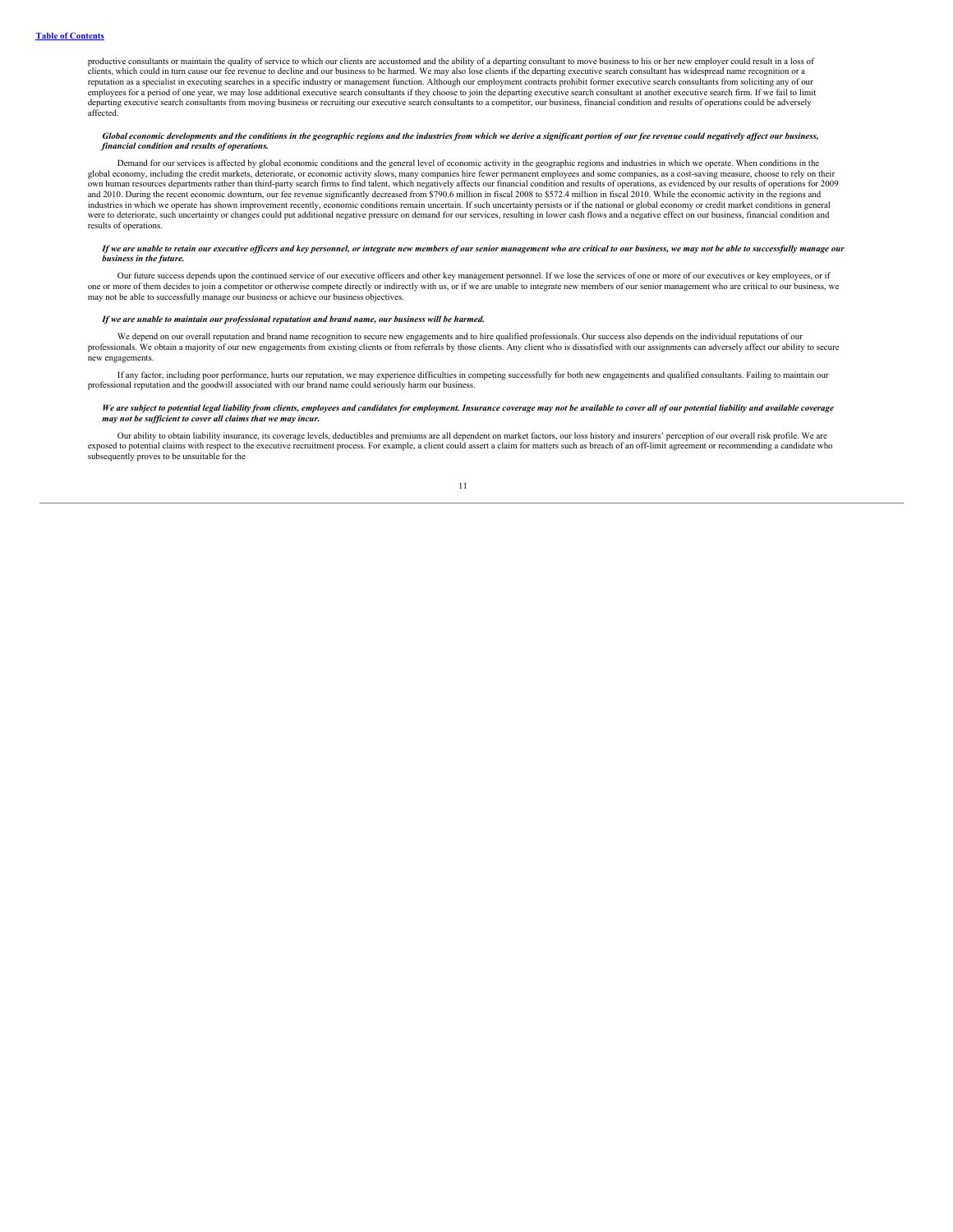productive consultants or maintain the quality of service to which our clients are accustomed and the ability of a departing consultant to move business to his or her new employer could result in a loss of clients, which could in turn cause our fee revenue to decline and our business to be harmed. We may also lose clients if the departing executive search consultant has widespread name recognition or a reputation as a specialist in executing searches in a specific industry or management function. Although our employment contracts prohibit former executive search consultants from soliciting any of our employees for a period of one year, we may lose additional executive search consultants if they choose to join the departing executive search consultant at another executive search firm. If we fail to limit departing executive search consultants from moving business or recruiting our executive search consultants to a competitor, our business, financial condition and results of operations could be adversely affected.

***Global economic developments and the conditions in the geographic regions and the industries from which we derive a significant portion of our fee revenue could negatively affect our business, financial condition and results of operations.***

Demand for our services is affected by global economic conditions and the general level of economic activity in the geographic regions and industries in which we operate. When conditions in the global economy, including the credit markets, deteriorate, or economic activity slows, many companies hire fewer permanent employees and some companies, as a cost-saving measure, choose to rely on their own human resources departments rather than third-party search firms to find talent, which negatively affects our financial condition and results of operations, as evidenced by our results of operations for 2009 and 2010. During the recent economic downturn, our fee revenue significantly decreased from $790.6 million in fiscal 2008 to $572.4 million in fiscal 2010. While the economic activity in the regions and industries in which we operate has shown improvement recently, economic conditions remain uncertain. If such uncertainty persists or if the national or global economy or credit market conditions in general were to deteriorate, such uncertainty or changes could put additional negative pressure on demand for our services, resulting in lower cash flows and a negative effect on our business, financial condition and results of operations.

***If we are unable to retain our executive officers and key personnel, or integrate new members of our senior management who are critical to our business, we may not be able to successfully manage our business in the future.***

Our future success depends upon the continued service of our executive officers and other key management personnel. If we lose the services of one or more of our executives or key employees, or if one or more of them decides to join a competitor or otherwise compete directly or indirectly with us, or if we are unable to integrate new members of our senior management who are critical to our business, we may not be able to successfully manage our business or achieve our business objectives.

***If we are unable to maintain our professional reputation and brand name, our business will be harmed.***

We depend on our overall reputation and brand name recognition to secure new engagements and to hire qualified professionals. Our success also depends on the individual reputations of our professionals. We obtain a majority of our new engagements from existing clients or from referrals by those clients. Any client who is dissatisfied with our assignments can adversely affect our ability to secure new engagements.

If any factor, including poor performance, hurts our reputation, we may experience difficulties in competing successfully for both new engagements and qualified consultants. Failing to maintain our professional reputation and the goodwill associated with our brand name could seriously harm our business.

***We are subject to potential legal liability from clients, employees and candidates for employment. Insurance coverage may not be available to cover all of our potential liability and available coverage may not be sufficient to cover all claims that we may incur.***

Our ability to obtain liability insurance, its coverage levels, deductibles and premiums are all dependent on market factors, our loss history and insurers' perception of our overall risk profile. We are exposed to potential claims with respect to the executive recruitment process. For example, a client could assert a claim for matters such as breach of an off-limit agreement or recommending a candidate who subsequently proves to be unsuitable for the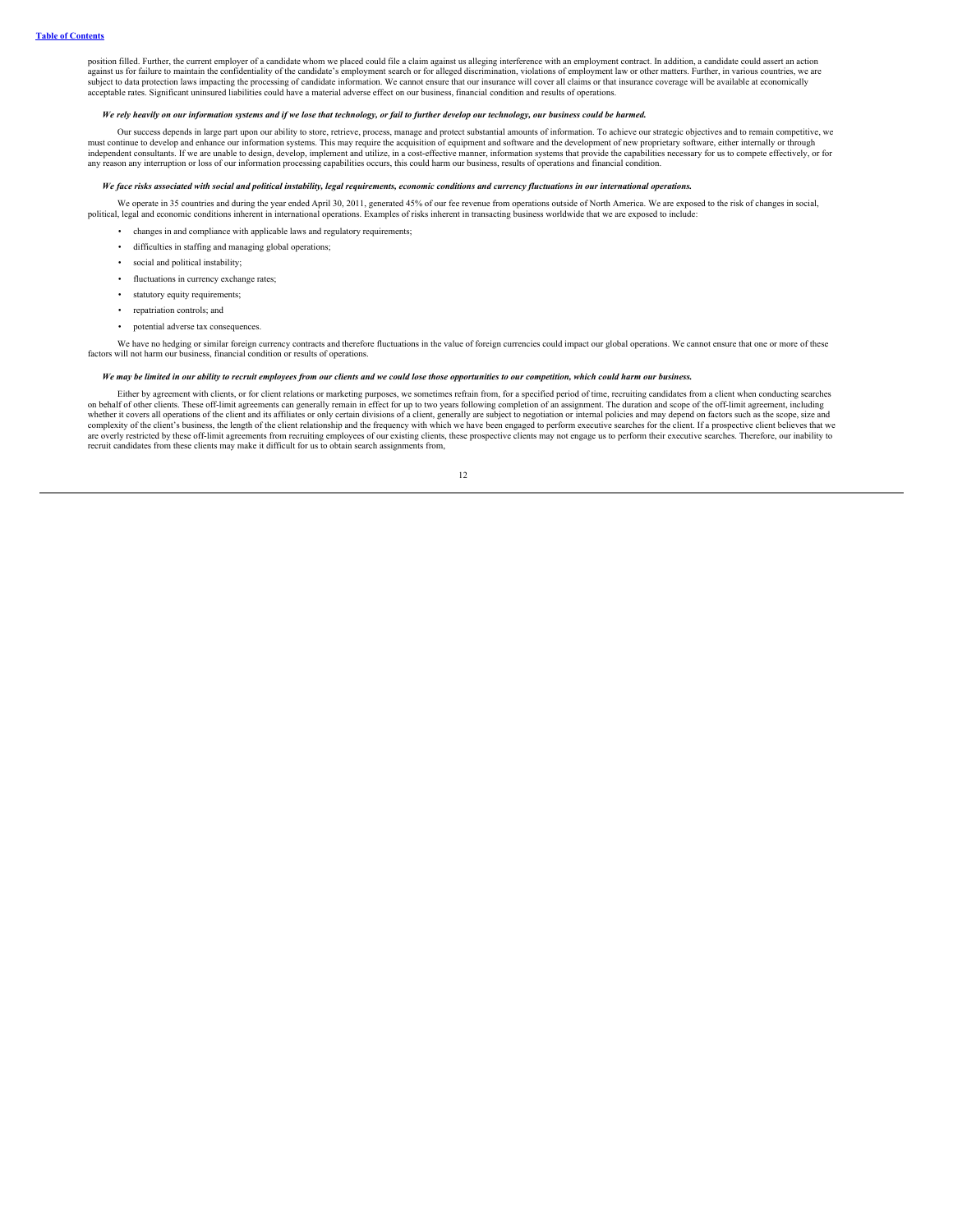position filled. Further, the current employer of a candidate whom we placed could file a claim against us alleging interference with an employment contract. In addition, a candidate could assert an action against us for failure to maintain the confidentiality of the candidate's employment search or for alleged discrimination, violations of employment law or other matters. Further, in various countries, we are subject to data protection laws impacting the processing of candidate information. We cannot ensure that our insurance will cover all claims or that insurance coverage will be available at economically acceptable rates. Significant uninsured liabilities could have a material adverse effect on our business, financial condition and results of operations.

***We rely heavily on our information systems and if we lose that technology, or fail to further develop our technology, our business could be harmed.***

Our success depends in large part upon our ability to store, retrieve, process, manage and protect substantial amounts of information. To achieve our strategic objectives and to remain competitive, we must continue to develop and enhance our information systems. This may require the acquisition of equipment and software and the development of new proprietary software, either internally or through independent consultants. If we are unable to design, develop, implement and utilize, in a cost-effective manner, information systems that provide the capabilities necessary for us to compete effectively, or for any reason any interruption or loss of our information processing capabilities occurs, this could harm our business, results of operations and financial condition.

***We face risks associated with social and political instability, legal requirements, economic conditions and currency fluctuations in our international operations.***

We operate in 35 countries and during the year ended April 30, 2011, generated 45% of our fee revenue from operations outside of North America. We are exposed to the risk of changes in social, political, legal and economic conditions inherent in international operations. Examples of risks inherent in transacting business worldwide that we are exposed to include:

- changes in and compliance with applicable laws and regulatory requirements;
- difficulties in staffing and managing global operations;
- social and political instability;
- fluctuations in currency exchange rates;
- statutory equity requirements;
- repatriation controls; and
- potential adverse tax consequences.

We have no hedging or similar foreign currency contracts and therefore fluctuations in the value of foreign currencies could impact our global operations. We cannot ensure that one or more of these factors will not harm our business, financial condition or results of operations.

***We may be limited in our ability to recruit employees from our clients and we could lose those opportunities to our competition, which could harm our business.***

Either by agreement with clients, or for client relations or marketing purposes, we sometimes refrain from, for a specified period of time, recruiting candidates from a client when conducting searches on behalf of other clients. These off-limit agreements can generally remain in effect for up to two years following completion of an assignment. The duration and scope of the off-limit agreement, including whether it covers all operations of the client and its affiliates or only certain divisions of a client, generally are subject to negotiation or internal policies and may depend on factors such as the scope, size and complexity of the client's business, the length of the client relationship and the frequency with which we have been engaged to perform executive searches for the client. If a prospective client believes that we are overly restricted by these off-limit agreements from recruiting employees of our existing clients, these prospective clients may not engage us to perform their executive searches. Therefore, our inability to recruit candidates from these clients may make it difficult for us to obtain search assignments from,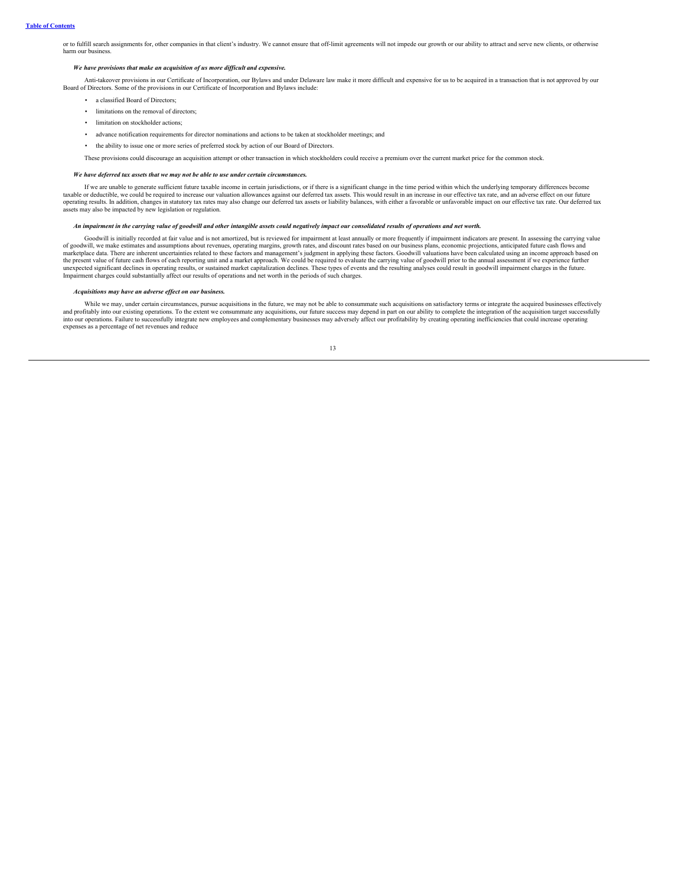or to fulfill search assignments for, other companies in that client's industry. We cannot ensure that off-limit agreements will not impede our growth or our ability to attract and serve new clients, or otherwise harm our business.

***We have provisions that make an acquisition of us more difficult and expensive.***

Anti-takeover provisions in our Certificate of Incorporation, our Bylaws and under Delaware law make it more difficult and expensive for us to be acquired in a transaction that is not approved by our Board of Directors. Some of the provisions in our Certificate of Incorporation and Bylaws include:

- a classified Board of Directors;
- limitations on the removal of directors;
- limitation on stockholder actions;
- advance notification requirements for director nominations and actions to be taken at stockholder meetings; and
- the ability to issue one or more series of preferred stock by action of our Board of Directors.

These provisions could discourage an acquisition attempt or other transaction in which stockholders could receive a premium over the current market price for the common stock.

***We have deferred tax assets that we may not be able to use under certain circumstances.***

If we are unable to generate sufficient future taxable income in certain jurisdictions, or if there is a significant change in the time period within which the underlying temporary differences become taxable or deductible, we could be required to increase our valuation allowances against our deferred tax assets. This would result in an increase in our effective tax rate, and an adverse effect on our future operating results. In addition, changes in statutory tax rates may also change our deferred tax assets or liability balances, with either a favorable or unfavorable impact on our effective tax rate. Our deferred tax assets may also be impacted by new legislation or regulation.

***An impairment in the carrying value of goodwill and other intangible assets could negatively impact our consolidated results of operations and net worth.***

Goodwill is initially recorded at fair value and is not amortized, but is reviewed for impairment at least annually or more frequently if impairment indicators are present. In assessing the carrying value of goodwill, we make estimates and assumptions about revenues, operating margins, growth rates, and discount rates based on our business plans, economic projections, anticipated future cash flows and marketplace data. There are inherent uncertainties related to these factors and management's judgment in applying these factors. Goodwill valuations have been calculated using an income approach based on the present value of future cash flows of each reporting unit and a market approach. We could be required to evaluate the carrying value of goodwill prior to the annual assessment if we experience further unexpected significant declines in operating results, or sustained market capitalization declines. These types of events and the resulting analyses could result in goodwill impairment charges in the future. Impairment charges could substantially affect our results of operations and net worth in the periods of such charges.

***Acquisitions may have an adverse effect on our business.***

While we may, under certain circumstances, pursue acquisitions in the future, we may not be able to consummate such acquisitions on satisfactory terms or integrate the acquired businesses effectively and profitably into our existing operations. To the extent we consummate any acquisitions, our future success may depend in part on our ability to complete the integration of the acquisition target successfully into our operations. Failure to successfully integrate new employees and complementary businesses may adversely affect our profitability by creating operating inefficiencies that could increase operating expenses as a percentage of net revenues and reduce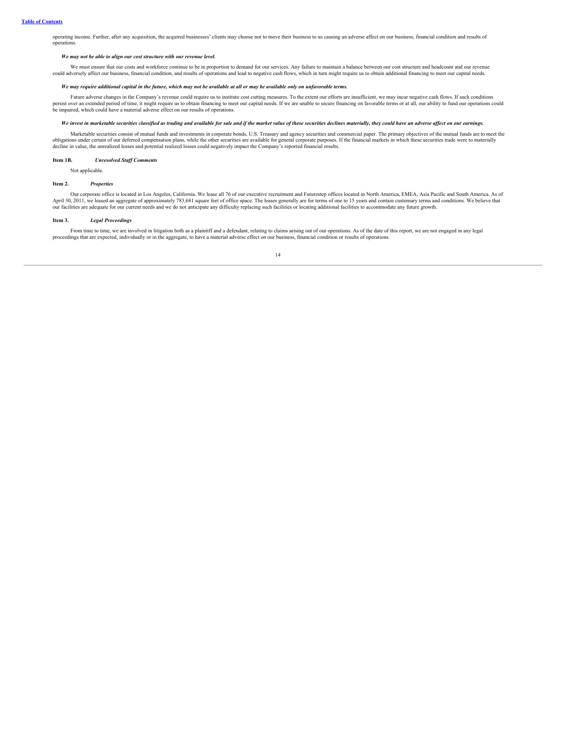operating income. Further, after any acquisition, the acquired businesses' clients may choose not to move their business to us causing an adverse affect on our business, financial condition and results of operations.

***We may not be able to align our cost structure with our revenue level.***

We must ensure that our costs and workforce continue to be in proportion to demand for our services. Any failure to maintain a balance between our cost structure and headcount and our revenue could adversely affect our business, financial condition, and results of operations and lead to negative cash flows, which in turn might require us to obtain additional financing to meet our capital needs.

***We may require additional capital in the future, which may not be available at all or may be available only on unfavorable terms.***

Future adverse changes in the Company's revenue could require us to institute cost cutting measures. To the extent our efforts are insufficient, we may incur negative cash flows. If such conditions persist over an extended period of time, it might require us to obtain financing to meet our capital needs. If we are unable to secure financing on favorable terms or at all, our ability to fund our operations could be impaired, which could have a material adverse effect on our results of operations.

***We invest in marketable securities classified as trading and available for sale and if the market value of these securities declines materially, they could have an adverse affect on our earnings.***

Marketable securities consist of mutual funds and investments in corporate bonds, U.S. Treasury and agency securities and commercial paper. The primary objectives of the mutual funds are to meet the obligations under certain of our deferred compensation plans, while the other securities are available for general corporate purposes. If the financial markets in which these securities trade were to materially decline in value, the unrealized losses and potential realized losses could negatively impact the Company's reported financial results.

**Item 1B.** ***Unresolved Staff Comments***

Not applicable.

**Item 2.** ***Properties***

Our corporate office is located in Los Angeles, California. We lease all 76 of our executive recruitment and Futurestep offices located in North America, EMEA, Asia Pacific and South America. As of April 30, 2011, we leased an aggregate of approximately 783,681 square feet of office space. The leases generally are for terms of one to 15 years and contain customary terms and conditions. We believe that our facilities are adequate for our current needs and we do not anticipate any difficulty replacing such facilities or locating additional facilities to accommodate any future growth.

**Item 3.** ***Legal Proceedings***

From time to time, we are involved in litigation both as a plaintiff and a defendant, relating to claims arising out of our operations. As of the date of this report, we are not engaged in any legal proceedings that are expected, individually or in the aggregate, to have a material adverse effect on our business, financial condition or results of operations.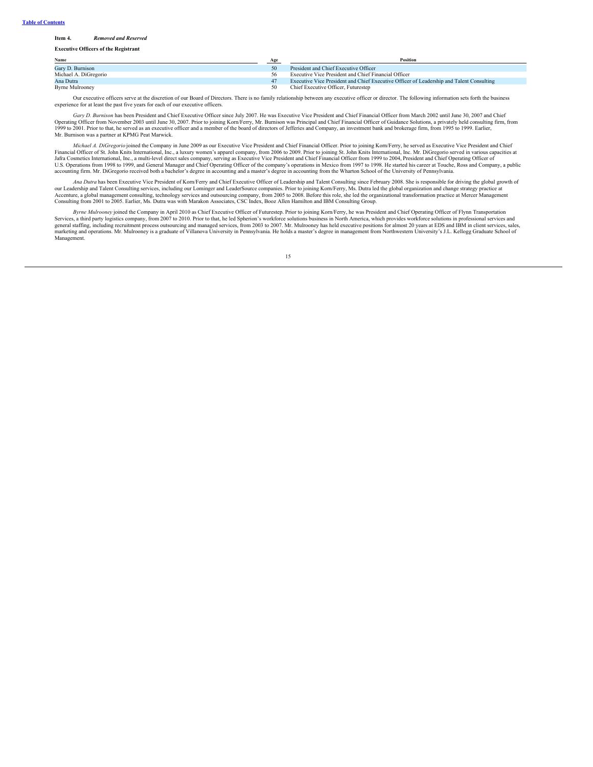[Table of Contents]

**Item 4.** ***Removed and Reserved***

**Executive Officers of the Registrant**

| Name | Age | Position |
|---|---|---|
| Gary D. Burnison | 50 | President and Chief Executive Officer |
| Michael A. DiGregorio | 56 | Executive Vice President and Chief Financial Officer |
| Ana Dutra | 47 | Executive Vice President and Chief Executive Officer of Leadership and Talent Consulting |
| Byrne Mulrooney | 50 | Chief Executive Officer, Futurestep |

Our executive officers serve at the discretion of our Board of Directors. There is no family relationship between any executive officer or director. The following information sets forth the business experience for at least the past five years for each of our executive officers.

*Gary D. Burnison* has been President and Chief Executive Officer since July 2007. He was Executive Vice President and Chief Financial Officer from March 2002 until June 30, 2007 and Chief Operating Officer from November 2003 until June 30, 2007. Prior to joining Korn/Ferry, Mr. Burnison was Principal and Chief Financial Officer of Guidance Solutions, a privately held consulting firm, from 1999 to 2001. Prior to that, he served as an executive officer and a member of the board of directors of Jefferies and Company, an investment bank and brokerage firm, from 1995 to 1999. Earlier, Mr. Burnison was a partner at KPMG Peat Marwick.

*Michael A. DiGregorio* joined the Company in June 2009 as our Executive Vice President and Chief Financial Officer. Prior to joining Korn/Ferry, he served as Executive Vice President and Chief Financial Officer of St. John Knits International, Inc., a luxury women's apparel company, from 2006 to 2009. Prior to joining St. John Knits International, Inc. Mr. DiGregorio served in various capacities at Jafra Cosmetics International, Inc., a multi-level direct sales company, serving as Executive Vice President and Chief Financial Officer from 1999 to 2004, President and Chief Operating Officer of U.S. Operations from 1998 to 1999, and General Manager and Chief Operating Officer of the company's operations in Mexico from 1997 to 1998. He started his career at Touche, Ross and Company, a public accounting firm. Mr. DiGregorio received both a bachelor's degree in accounting and a master's degree in accounting from the Wharton School of the University of Pennsylvania.

*Ana Dutra* has been Executive Vice President of Korn/Ferry and Chief Executive Officer of Leadership and Talent Consulting since February 2008. She is responsible for driving the global growth of our Leadership and Talent Consulting services, including our Lominger and LeaderSource companies. Prior to joining Korn/Ferry, Ms. Dutra led the global organization and change strategy practice at Accenture, a global management consulting, technology services and outsourcing company, from 2005 to 2008. Before this role, she led the organizational transformation practice at Mercer Management Consulting from 2001 to 2005. Earlier, Ms. Dutra was with Marakon Associates, CSC Index, Booz Allen Hamilton and IBM Consulting Group.

*Byrne Mulrooney* joined the Company in April 2010 as Chief Executive Officer of Futurestep. Prior to joining Korn/Ferry, he was President and Chief Operating Officer of Flynn Transportation Services, a third party logistics company, from 2007 to 2010. Prior to that, he led Spherion's workforce solutions business in North America, which provides workforce solutions in professional services and general staffing, including recruitment process outsourcing and managed services, from 2003 to 2007. Mr. Mulrooney has held executive positions for almost 20 years at EDS and IBM in client services, sales, marketing and operations. Mr. Mulrooney is a graduate of Villanova University in Pennsylvania. He holds a master's degree in management from Northwestern University's J.L. Kellogg Graduate School of Management.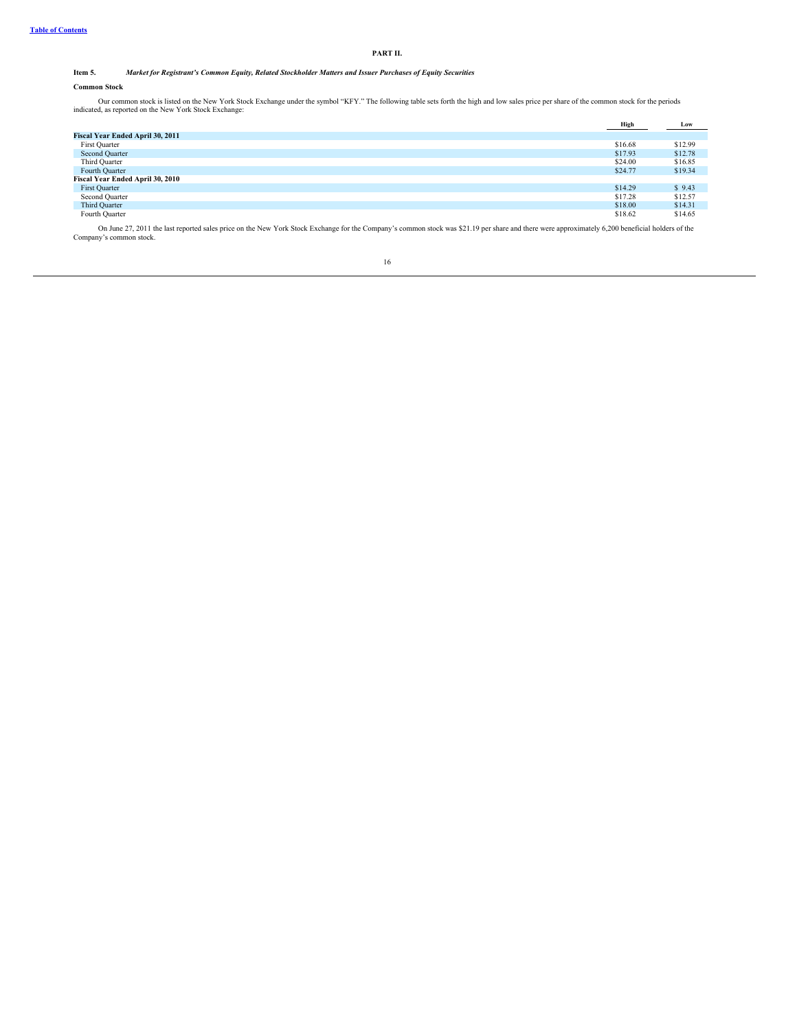## PART II.

### Item 5. *Market for Registrant's Common Equity, Related Stockholder Matters and Issuer Purchases of Equity Securities*

**Common Stock**

Our common stock is listed on the New York Stock Exchange under the symbol "KFY." The following table sets forth the high and low sales price per share of the common stock for the periods indicated, as reported on the New York Stock Exchange:

| | High | Low |
|---|---|---|
| **Fiscal Year Ended April 30, 2011** | | |
| First Quarter | $16.68 | $12.99 |
| Second Quarter | $17.93 | $12.78 |
| Third Quarter | $24.00 | $16.85 |
| Fourth Quarter | $24.77 | $19.34 |
| **Fiscal Year Ended April 30, 2010** | | |
| First Quarter | $14.29 | $ 9.43 |
| Second Quarter | $17.28 | $12.57 |
| Third Quarter | $18.00 | $14.31 |
| Fourth Quarter | $18.62 | $14.65 |

On June 27, 2011 the last reported sales price on the New York Stock Exchange for the Company's common stock was $21.19 per share and there were approximately 6,200 beneficial holders of the Company's common stock.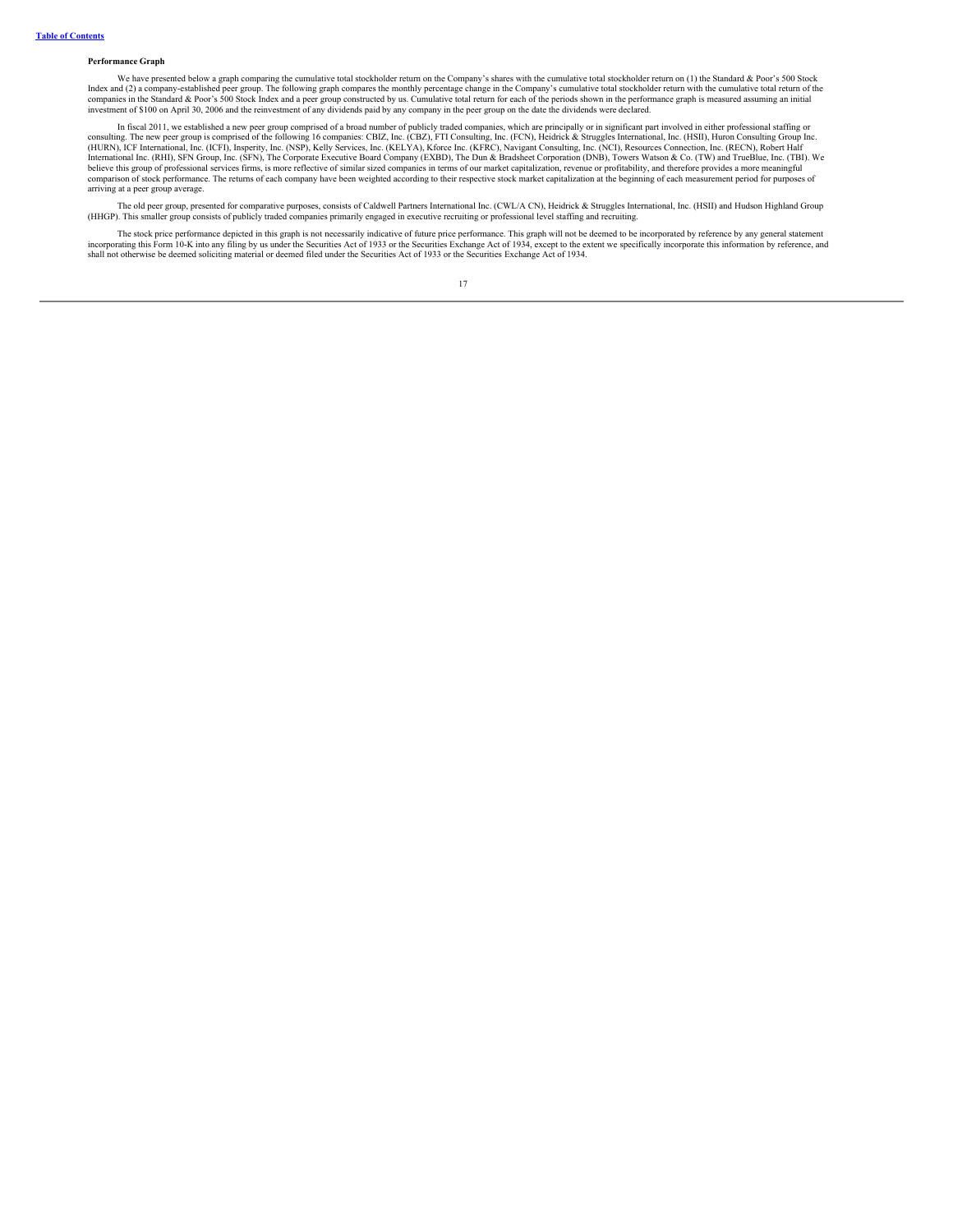**Performance Graph**

We have presented below a graph comparing the cumulative total stockholder return on the Company's shares with the cumulative total stockholder return on (1) the Standard & Poor's 500 Stock Index and (2) a company-established peer group. The following graph compares the monthly percentage change in the Company's cumulative total stockholder return with the cumulative total return of the companies in the Standard & Poor's 500 Stock Index and a peer group constructed by us. Cumulative total return for each of the periods shown in the performance graph is measured assuming an initial investment of $100 on April 30, 2006 and the reinvestment of any dividends paid by any company in the peer group on the date the dividends were declared.

In fiscal 2011, we established a new peer group comprised of a broad number of publicly traded companies, which are principally or in significant part involved in either professional staffing or consulting. The new peer group is comprised of the following 16 companies: CBIZ, Inc. (CBZ), FTI Consulting, Inc. (FCN), Heidrick & Struggles International, Inc. (HSII), Huron Consulting Group Inc. (HURN), ICF International, Inc. (ICFI), Insperity, Inc. (NSP), Kelly Services, Inc. (KELYA), Kforce Inc. (KFRC), Navigant Consulting, Inc. (NCI), Resources Connection, Inc. (RECN), Robert Half International Inc. (RHI), SFN Group, Inc. (SFN), The Corporate Executive Board Company (EXBD), The Dun & Bradsheet Corporation (DNB), Towers Watson & Co. (TW) and TrueBlue, Inc. (TBI). We believe this group of professional services firms, is more reflective of similar sized companies in terms of our market capitalization, revenue or profitability, and therefore provides a more meaningful comparison of stock performance. The returns of each company have been weighted according to their respective stock market capitalization at the beginning of each measurement period for purposes of arriving at a peer group average.

The old peer group, presented for comparative purposes, consists of Caldwell Partners International Inc. (CWL/A CN), Heidrick & Struggles International, Inc. (HSII) and Hudson Highland Group (HHGP). This smaller group consists of publicly traded companies primarily engaged in executive recruiting or professional level staffing and recruiting.

The stock price performance depicted in this graph is not necessarily indicative of future price performance. This graph will not be deemed to be incorporated by reference by any general statement incorporating this Form 10-K into any filing by us under the Securities Act of 1933 or the Securities Exchange Act of 1934, except to the extent we specifically incorporate this information by reference, and shall not otherwise be deemed soliciting material or deemed filed under the Securities Act of 1933 or the Securities Exchange Act of 1934.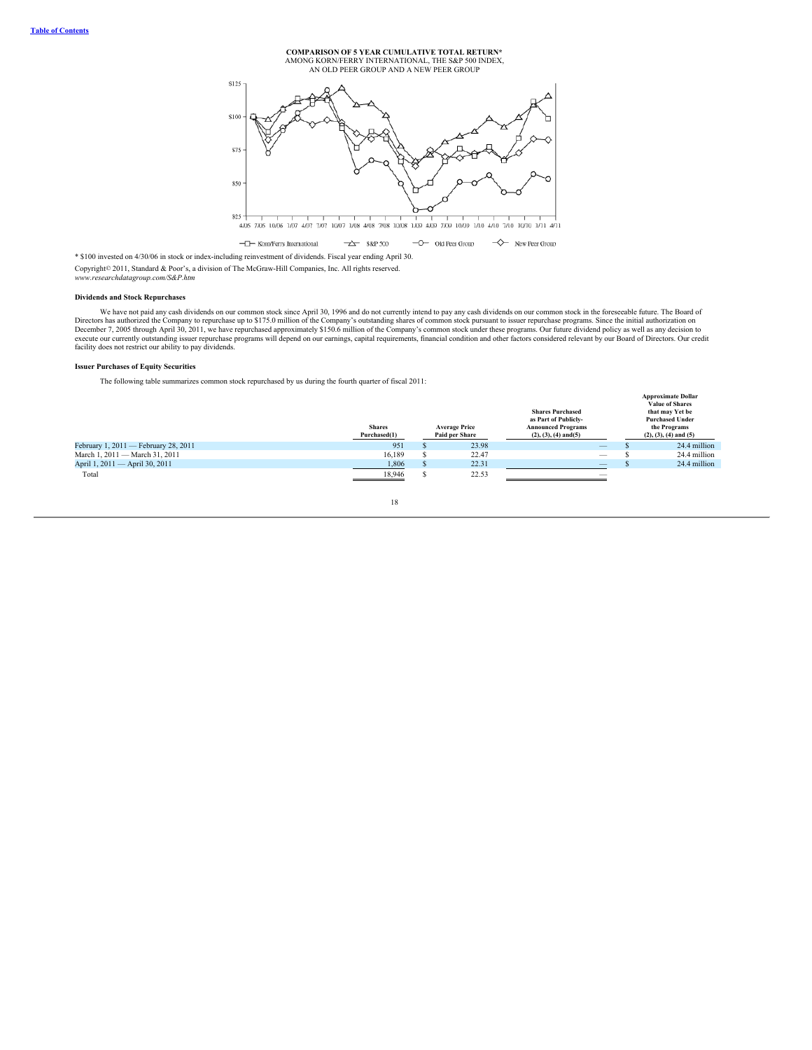**COMPARISON OF 5 YEAR CUMULATIVE TOTAL RETURN***
AMONG KORN/FERRY INTERNATIONAL, THE S&P 500 INDEX,
AN OLD PEER GROUP AND A NEW PEER GROUP

* $100 invested on 4/30/06 in stock or index-including reinvestment of dividends. Fiscal year ending April 30.

Copyright© 2011, Standard & Poor's, a division of The McGraw-Hill Companies, Inc. All rights reserved.
*www.researchdatagroup.com/S&P.htm*

**Dividends and Stock Repurchases**

We have not paid any cash dividends on our common stock since April 30, 1996 and do not currently intend to pay any cash dividends on our common stock in the foreseeable future. The Board of Directors has authorized the Company to repurchase up to $175.0 million of the Company's outstanding shares of common stock pursuant to issuer repurchase programs. Since the initial authorization on December 7, 2005 through April 30, 2011, we have repurchased approximately $150.6 million of the Company's common stock under these programs. Our future dividend policy as well as any decision to execute our currently outstanding issuer repurchase programs will depend on our earnings, capital requirements, financial condition and other factors considered relevant by our Board of Directors. Our credit facility does not restrict our ability to pay dividends.

**Issuer Purchases of Equity Securities**

The following table summarizes common stock repurchased by us during the fourth quarter of fiscal 2011:

| | Shares Purchased(1) | Average Price Paid per Share | Shares Purchased as Part of Publicly-Announced Programs (2), (3), (4) and(5) | Approximate Dollar Value of Shares that may Yet be Purchased Under the Programs (2), (3), (4) and (5) |
|---|---|---|---|---|
| February 1, 2011 — February 28, 2011 | 951 | $ 23.98 | — | $ 24.4 million |
| March 1, 2011 — March 31, 2011 | 16,189 | $ 22.47 | — | $ 24.4 million |
| April 1, 2011 — April 30, 2011 | 1,806 | $ 22.31 | — | $ 24.4 million |
| Total | 18,946 | $ 22.53 | — | |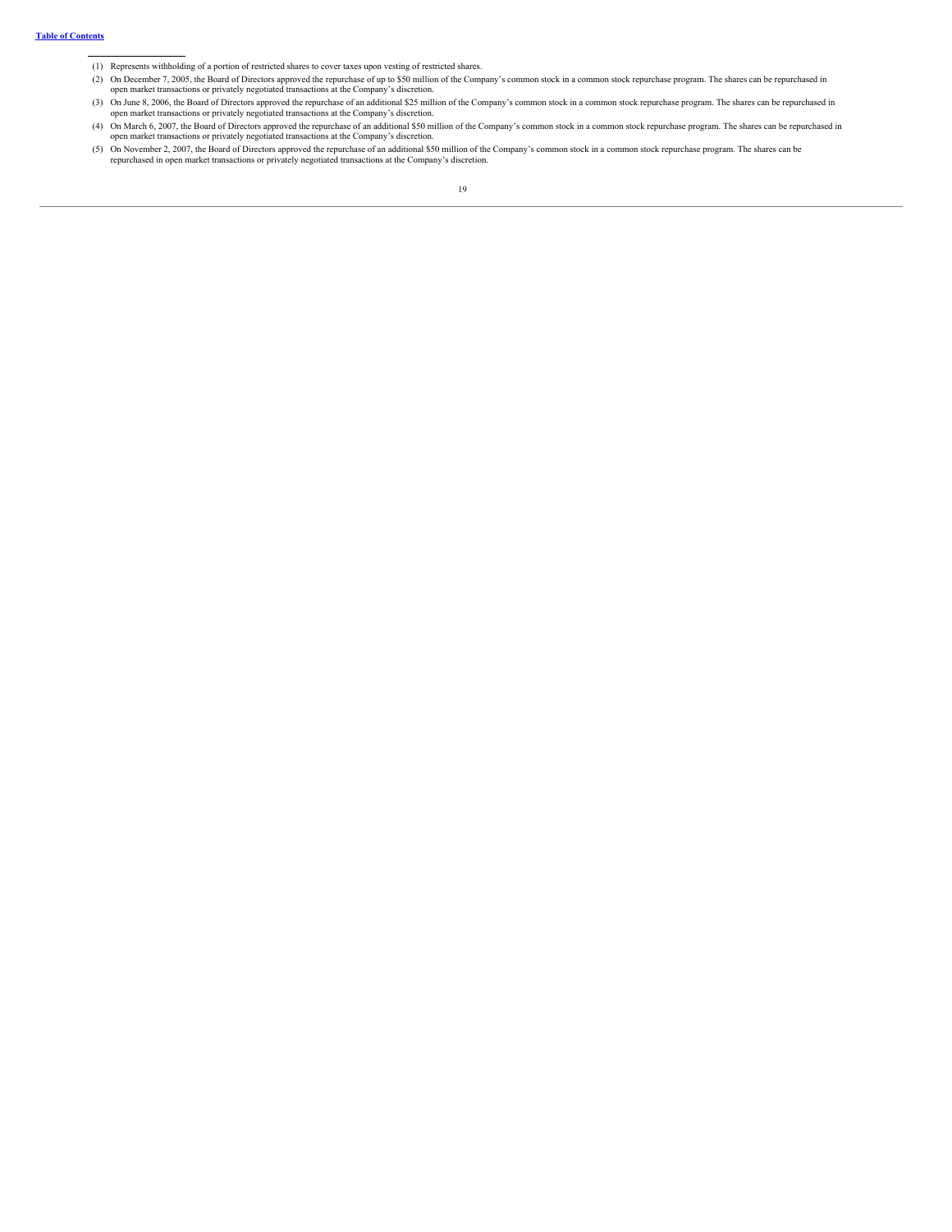(1) Represents withholding of a portion of restricted shares to cover taxes upon vesting of restricted shares.

(2) On December 7, 2005, the Board of Directors approved the repurchase of up to $50 million of the Company's common stock in a common stock repurchase program. The shares can be repurchased in open market transactions or privately negotiated transactions at the Company's discretion.

(3) On June 8, 2006, the Board of Directors approved the repurchase of an additional $25 million of the Company's common stock in a common stock repurchase program. The shares can be repurchased in open market transactions or privately negotiated transactions at the Company's discretion.

(4) On March 6, 2007, the Board of Directors approved the repurchase of an additional $50 million of the Company's common stock in a common stock repurchase program. The shares can be repurchased in open market transactions or privately negotiated transactions at the Company's discretion.

(5) On November 2, 2007, the Board of Directors approved the repurchase of an additional $50 million of the Company's common stock in a common stock repurchase program. The shares can be repurchased in open market transactions or privately negotiated transactions at the Company's discretion.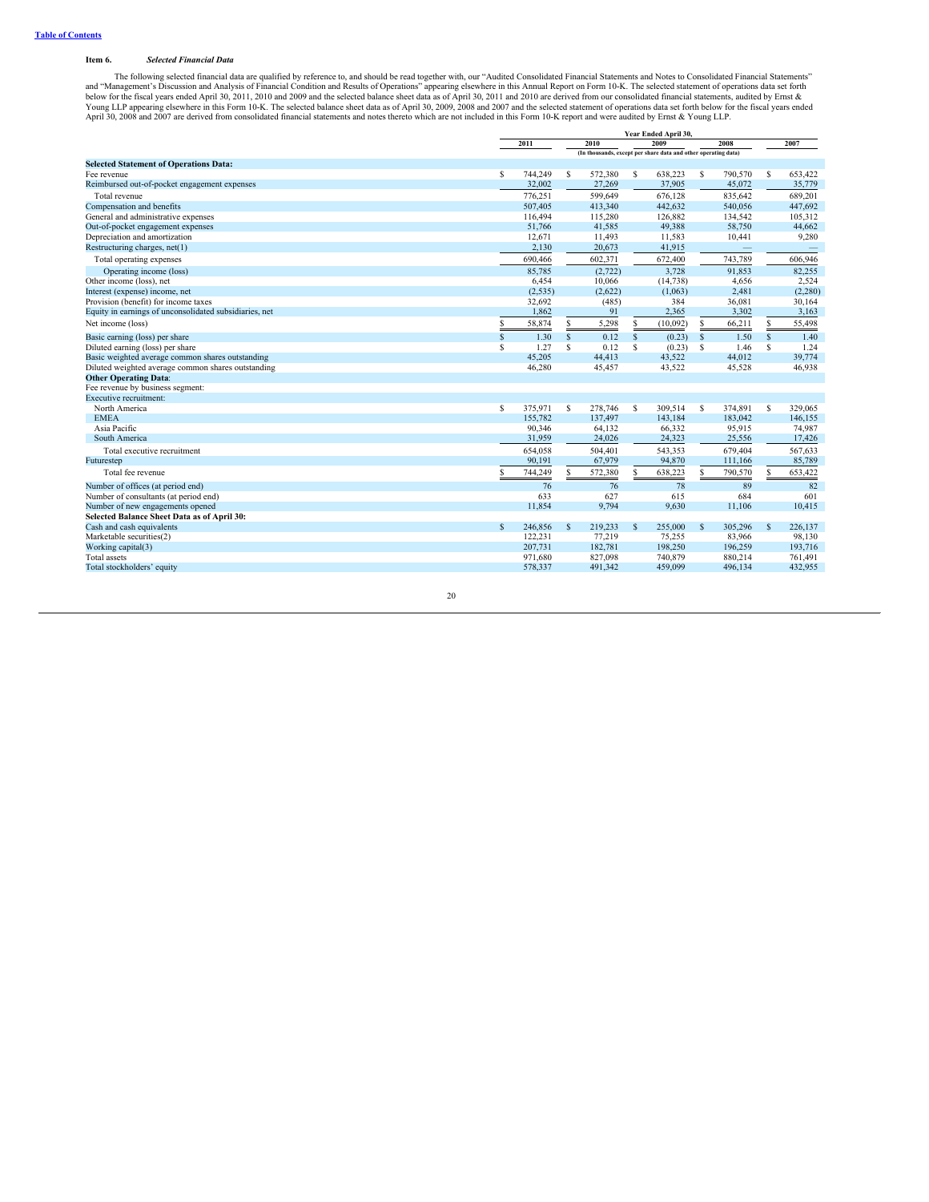### Item 6. *Selected Financial Data*

The following selected financial data are qualified by reference to, and should be read together with, our "Audited Consolidated Financial Statements and Notes to Consolidated Financial Statements" and "Management's Discussion and Analysis of Financial Condition and Results of Operations" appearing elsewhere in this Annual Report on Form 10-K. The selected statement of operations data set forth below for the fiscal years ended April 30, 2011, 2010 and 2009 and the selected balance sheet data as of April 30, 2011 and 2010 are derived from our consolidated financial statements, audited by Ernst & Young LLP appearing elsewhere in this Form 10-K. The selected balance sheet data as of April 30, 2009, 2008 and 2007 and the selected statement of operations data set forth below for the fiscal years ended April 30, 2008 and 2007 are derived from consolidated financial statements and notes thereto which are not included in this Form 10-K report and were audited by Ernst & Young LLP.

| | Year Ended April 30, | | | | |
|---|---|---|---|---|---|
| | 2011 | 2010 | 2009 | 2008 | 2007 |
| | (In thousands, except per share data and other operating data) | | | | |
| **Selected Statement of Operations Data:** | | | | | |
| Fee revenue | $ 744,249 | $ 572,380 | $ 638,223 | $ 790,570 | $ 653,422 |
| Reimbursed out-of-pocket engagement expenses | 32,002 | 27,269 | 37,905 | 45,072 | 35,779 |
| Total revenue | 776,251 | 599,649 | 676,128 | 835,642 | 689,201 |
| Compensation and benefits | 507,405 | 413,340 | 442,632 | 540,056 | 447,692 |
| General and administrative expenses | 116,494 | 115,280 | 126,882 | 134,542 | 105,312 |
| Out-of-pocket engagement expenses | 51,766 | 41,585 | 49,388 | 58,750 | 44,662 |
| Depreciation and amortization | 12,671 | 11,493 | 11,583 | 10,441 | 9,280 |
| Restructuring charges, net(1) | 2,130 | 20,673 | 41,915 | — | — |
| Total operating expenses | 690,466 | 602,371 | 672,400 | 743,789 | 606,946 |
| Operating income (loss) | 85,785 | (2,722) | 3,728 | 91,853 | 82,255 |
| Other income (loss), net | 6,454 | 10,066 | (14,738) | 4,656 | 2,524 |
| Interest (expense) income, net | (2,535) | (2,622) | (1,063) | 2,481 | (2,280) |
| Provision (benefit) for income taxes | 32,692 | (485) | 384 | 36,081 | 30,164 |
| Equity in earnings of unconsolidated subsidiaries, net | 1,862 | 91 | 2,365 | 3,302 | 3,163 |
| Net income (loss) | $ 58,874 | $ 5,298 | $ (10,092) | $ 66,211 | $ 55,498 |
| Basic earning (loss) per share | $ 1.30 | $ 0.12 | $ (0.23) | $ 1.50 | $ 1.40 |
| Diluted earning (loss) per share | $ 1.27 | $ 0.12 | $ (0.23) | $ 1.46 | $ 1.24 |
| Basic weighted average common shares outstanding | 45,205 | 44,413 | 43,522 | 44,012 | 39,774 |
| Diluted weighted average common shares outstanding | 46,280 | 45,457 | 43,522 | 45,528 | 46,938 |
| **Other Operating Data**: | | | | | |
| Fee revenue by business segment: | | | | | |
| Executive recruitment: | | | | | |
| North America | $ 375,971 | $ 278,746 | $ 309,514 | $ 374,891 | $ 329,065 |
| EMEA | 155,782 | 137,497 | 143,184 | 183,042 | 146,155 |
| Asia Pacific | 90,346 | 64,132 | 66,332 | 95,915 | 74,987 |
| South America | 31,959 | 24,026 | 24,323 | 25,556 | 17,426 |
| Total executive recruitment | 654,058 | 504,401 | 543,353 | 679,404 | 567,633 |
| Futurestep | 90,191 | 67,979 | 94,870 | 111,166 | 85,789 |
| Total fee revenue | $ 744,249 | $ 572,380 | $ 638,223 | $ 790,570 | $ 653,422 |
| Number of offices (at period end) | 76 | 76 | 78 | 89 | 82 |
| Number of consultants (at period end) | 633 | 627 | 615 | 684 | 601 |
| Number of new engagements opened | 11,854 | 9,794 | 9,630 | 11,106 | 10,415 |
| **Selected Balance Sheet Data as of April 30:** | | | | | |
| Cash and cash equivalents | $ 246,856 | $ 219,233 | $ 255,000 | $ 305,296 | $ 226,137 |
| Marketable securities(2) | 122,231 | 77,219 | 75,255 | 83,966 | 98,130 |
| Working capital(3) | 207,731 | 182,781 | 198,250 | 196,259 | 193,716 |
| Total assets | 971,680 | 827,098 | 740,879 | 880,214 | 761,491 |
| Total stockholders' equity | 578,337 | 491,342 | 459,099 | 496,134 | 432,955 |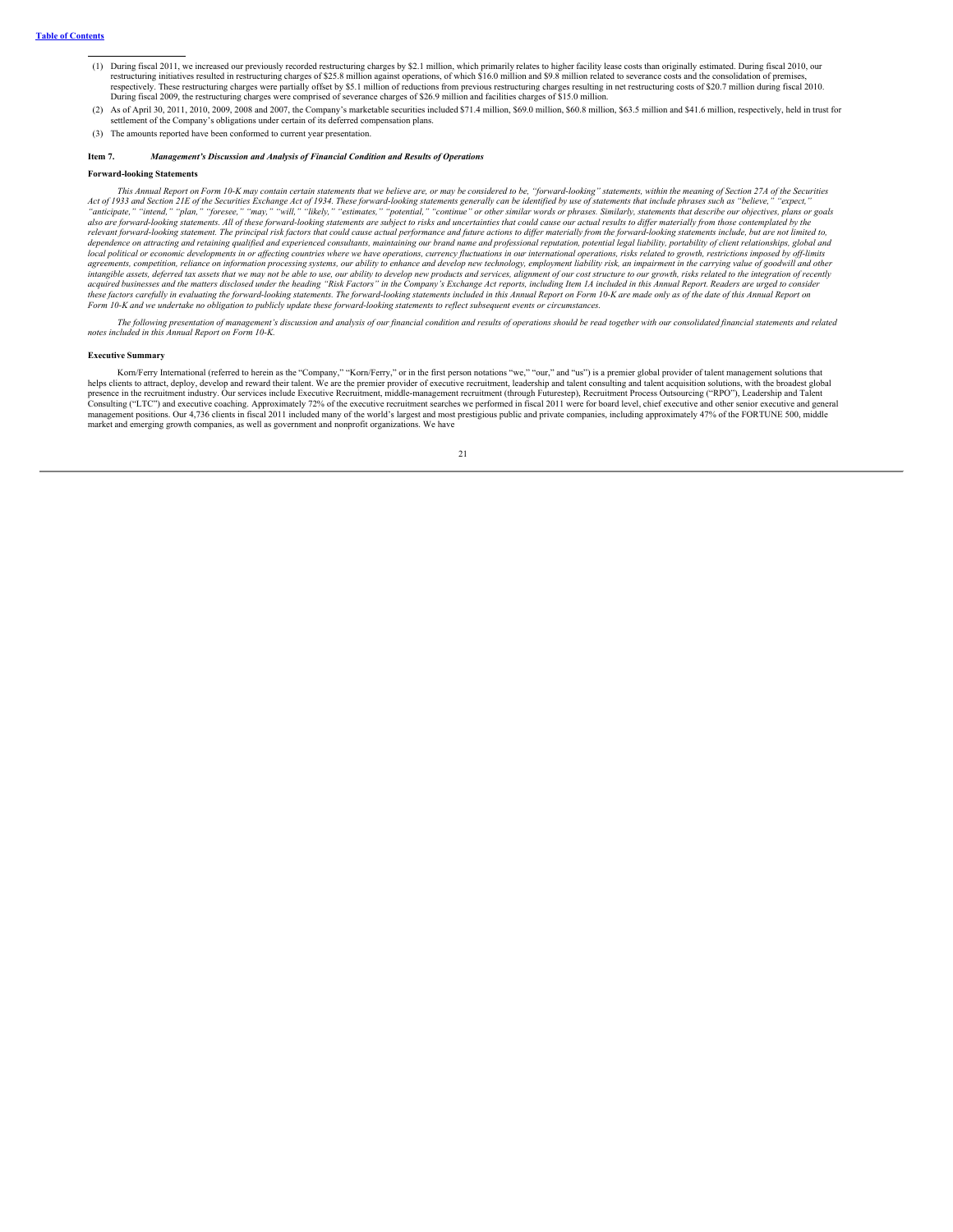(1) During fiscal 2011, we increased our previously recorded restructuring charges by $2.1 million, which primarily relates to higher facility lease costs than originally estimated. During fiscal 2010, our restructuring initiatives resulted in restructuring charges of $25.8 million against operations, of which $16.0 million and $9.8 million related to severance costs and the consolidation of premises, respectively. These restructuring charges were partially offset by $5.1 million of reductions from previous restructuring charges resulting in net restructuring costs of $20.7 million during fiscal 2010. During fiscal 2009, the restructuring charges were comprised of severance charges of $26.9 million and facilities charges of $15.0 million.

(2) As of April 30, 2011, 2010, 2009, 2008 and 2007, the Company's marketable securities included $71.4 million, $69.0 million, $60.8 million, $63.5 million and $41.6 million, respectively, held in trust for settlement of the Company's obligations under certain of its deferred compensation plans.

(3) The amounts reported have been conformed to current year presentation.

## Item 7. *Management's Discussion and Analysis of Financial Condition and Results of Operations*

### Forward-looking Statements

*This Annual Report on Form 10-K may contain certain statements that we believe are, or may be considered to be, "forward-looking" statements, within the meaning of Section 27A of the Securities Act of 1933 and Section 21E of the Securities Exchange Act of 1934. These forward-looking statements generally can be identified by use of statements that include phrases such as "believe," "expect," "anticipate," "intend," "plan," "foresee," "may," "will," "likely," "estimates," "potential," "continue" or other similar words or phrases. Similarly, statements that describe our objectives, plans or goals also are forward-looking statements. All of these forward-looking statements are subject to risks and uncertainties that could cause our actual results to differ materially from those contemplated by the relevant forward-looking statement. The principal risk factors that could cause actual performance and future actions to differ materially from the forward-looking statements include, but are not limited to, dependence on attracting and retaining qualified and experienced consultants, maintaining our brand name and professional reputation, potential legal liability, portability of client relationships, global and local political or economic developments in or affecting countries where we have operations, currency fluctuations in our international operations, risks related to growth, restrictions imposed by off-limits agreements, competition, reliance on information processing systems, our ability to enhance and develop new technology, employment liability risk, an impairment in the carrying value of goodwill and other intangible assets, deferred tax assets that we may not be able to use, our ability to develop new products and services, alignment of our cost structure to our growth, risks related to the integration of recently acquired businesses and the matters disclosed under the heading "Risk Factors" in the Company's Exchange Act reports, including Item 1A included in this Annual Report. Readers are urged to consider these factors carefully in evaluating the forward-looking statements. The forward-looking statements included in this Annual Report on Form 10-K are made only as of the date of this Annual Report on Form 10-K and we undertake no obligation to publicly update these forward-looking statements to reflect subsequent events or circumstances.*

*The following presentation of management's discussion and analysis of our financial condition and results of operations should be read together with our consolidated financial statements and related notes included in this Annual Report on Form 10-K.*

### Executive Summary

Korn/Ferry International (referred to herein as the "Company," "Korn/Ferry," or in the first person notations "we," "our," and "us") is a premier global provider of talent management solutions that helps clients to attract, deploy, develop and reward their talent. We are the premier provider of executive recruitment, leadership and talent consulting and talent acquisition solutions, with the broadest global presence in the recruitment industry. Our services include Executive Recruitment, middle-management recruitment (through Futurestep), Recruitment Process Outsourcing ("RPO"), Leadership and Talent Consulting ("LTC") and executive coaching. Approximately 72% of the executive recruitment searches we performed in fiscal 2011 were for board level, chief executive and other senior executive and general management positions. Our 4,736 clients in fiscal 2011 included many of the world's largest and most prestigious public and private companies, including approximately 47% of the FORTUNE 500, middle market and emerging growth companies, as well as government and nonprofit organizations. We have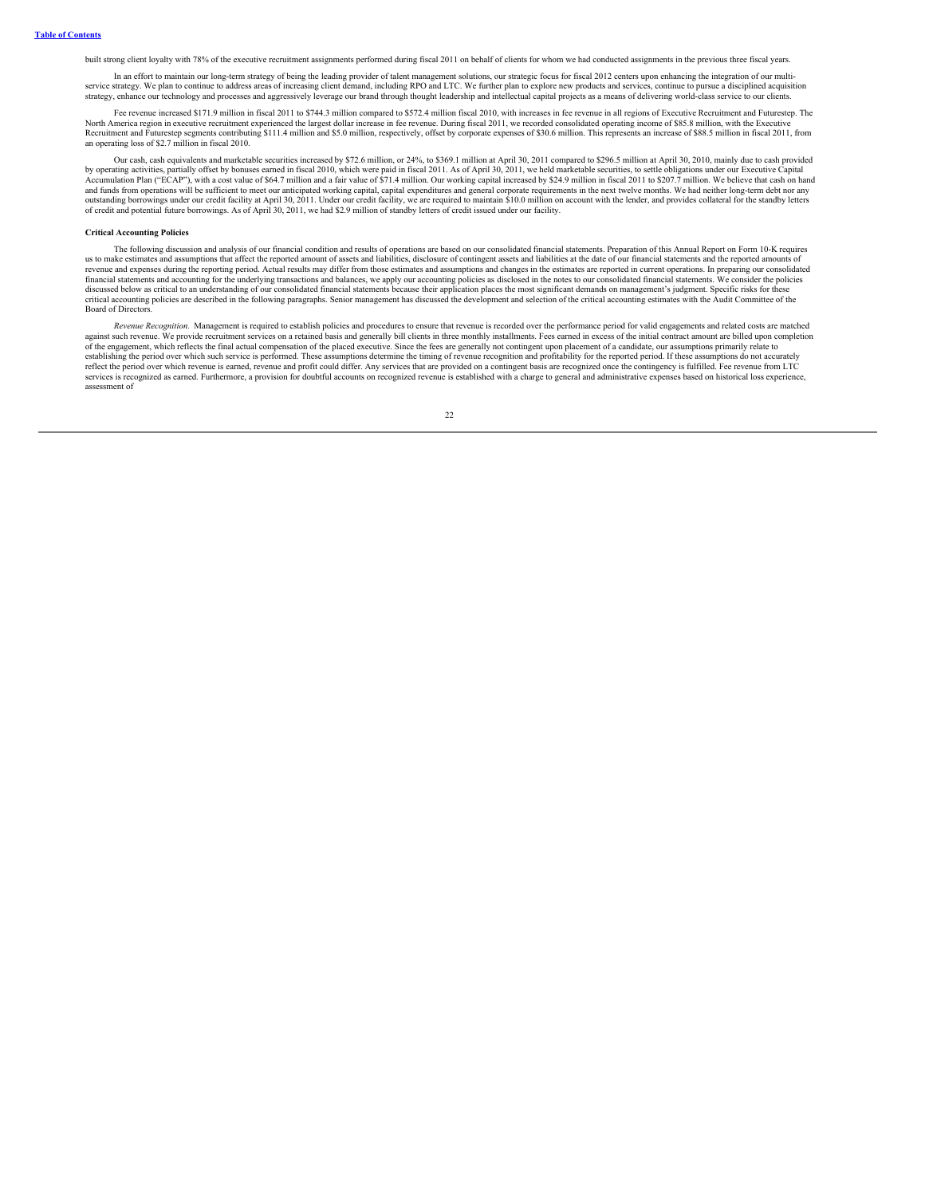built strong client loyalty with 78% of the executive recruitment assignments performed during fiscal 2011 on behalf of clients for whom we had conducted assignments in the previous three fiscal years.

In an effort to maintain our long-term strategy of being the leading provider of talent management solutions, our strategic focus for fiscal 2012 centers upon enhancing the integration of our multi-service strategy. We plan to continue to address areas of increasing client demand, including RPO and LTC. We further plan to explore new products and services, continue to pursue a disciplined acquisition strategy, enhance our technology and processes and aggressively leverage our brand through thought leadership and intellectual capital projects as a means of delivering world-class service to our clients.

Fee revenue increased $171.9 million in fiscal 2011 to $744.3 million compared to $572.4 million fiscal 2010, with increases in fee revenue in all regions of Executive Recruitment and Futurestep. The North America region in executive recruitment experienced the largest dollar increase in fee revenue. During fiscal 2011, we recorded consolidated operating income of $85.8 million, with the Executive Recruitment and Futurestep segments contributing $111.4 million and $5.0 million, respectively, offset by corporate expenses of $30.6 million. This represents an increase of $88.5 million in fiscal 2011, from an operating loss of $2.7 million in fiscal 2010.

Our cash, cash equivalents and marketable securities increased by $72.6 million, or 24%, to $369.1 million at April 30, 2011 compared to $296.5 million at April 30, 2010, mainly due to cash provided by operating activities, partially offset by bonuses earned in fiscal 2010, which were paid in fiscal 2011. As of April 30, 2011, we held marketable securities, to settle obligations under our Executive Capital Accumulation Plan ("ECAP"), with a cost value of $64.7 million and a fair value of $71.4 million. Our working capital increased by $24.9 million in fiscal 2011 to $207.7 million. We believe that cash on hand and funds from operations will be sufficient to meet our anticipated working capital, capital expenditures and general corporate requirements in the next twelve months. We had neither long-term debt nor any outstanding borrowings under our credit facility at April 30, 2011. Under our credit facility, we are required to maintain $10.0 million on account with the lender, and provides collateral for the standby letters of credit and potential future borrowings. As of April 30, 2011, we had $2.9 million of standby letters of credit issued under our facility.

**Critical Accounting Policies**

The following discussion and analysis of our financial condition and results of operations are based on our consolidated financial statements. Preparation of this Annual Report on Form 10-K requires us to make estimates and assumptions that affect the reported amount of assets and liabilities, disclosure of contingent assets and liabilities at the date of our financial statements and the reported amounts of revenue and expenses during the reporting period. Actual results may differ from those estimates and assumptions and changes in the estimates are reported in current operations. In preparing our consolidated financial statements and accounting for the underlying transactions and balances, we apply our accounting policies as disclosed in the notes to our consolidated financial statements. We consider the policies discussed below as critical to an understanding of our consolidated financial statements because their application places the most significant demands on management's judgment. Specific risks for these critical accounting policies are described in the following paragraphs. Senior management has discussed the development and selection of the critical accounting estimates with the Audit Committee of the Board of Directors.

*Revenue Recognition.* Management is required to establish policies and procedures to ensure that revenue is recorded over the performance period for valid engagements and related costs are matched against such revenue. We provide recruitment services on a retained basis and generally bill clients in three monthly installments. Fees earned in excess of the initial contract amount are billed upon completion of the engagement, which reflects the final actual compensation of the placed executive. Since the fees are generally not contingent upon placement of a candidate, our assumptions primarily relate to establishing the period over which such service is performed. These assumptions determine the timing of revenue recognition and profitability for the reported period. If these assumptions do not accurately reflect the period over which revenue is earned, revenue and profit could differ. Any services that are provided on a contingent basis are recognized once the contingency is fulfilled. Fee revenue from LTC services is recognized as earned. Furthermore, a provision for doubtful accounts on recognized revenue is established with a charge to general and administrative expenses based on historical loss experience, assessment of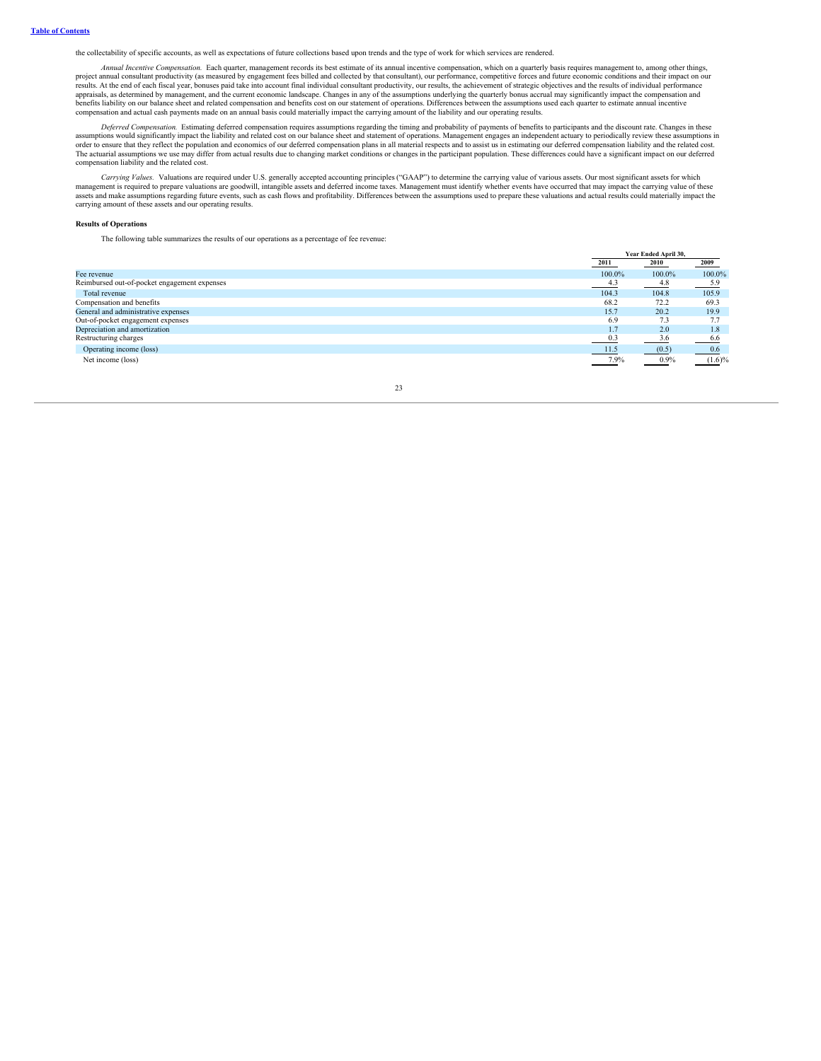the collectability of specific accounts, as well as expectations of future collections based upon trends and the type of work for which services are rendered.

*Annual Incentive Compensation.* Each quarter, management records its best estimate of its annual incentive compensation, which on a quarterly basis requires management to, among other things, project annual consultant productivity (as measured by engagement fees billed and collected by that consultant), our performance, competitive forces and future economic conditions and their impact on our results. At the end of each fiscal year, bonuses paid take into account final individual consultant productivity, our results, the achievement of strategic objectives and the results of individual performance appraisals, as determined by management, and the current economic landscape. Changes in any of the assumptions underlying the quarterly bonus accrual may significantly impact the compensation and benefits liability on our balance sheet and related compensation and benefits cost on our statement of operations. Differences between the assumptions used each quarter to estimate annual incentive compensation and actual cash payments made on an annual basis could materially impact the carrying amount of the liability and our operating results.

*Deferred Compensation.* Estimating deferred compensation requires assumptions regarding the timing and probability of payments of benefits to participants and the discount rate. Changes in these assumptions would significantly impact the liability and related cost on our balance sheet and statement of operations. Management engages an independent actuary to periodically review these assumptions in order to ensure that they reflect the population and economics of our deferred compensation plans in all material respects and to assist us in estimating our deferred compensation liability and the related cost. The actuarial assumptions we use may differ from actual results due to changing market conditions or changes in the participant population. These differences could have a significant impact on our deferred compensation liability and the related cost.

*Carrying Values.* Valuations are required under U.S. generally accepted accounting principles ("GAAP") to determine the carrying value of various assets. Our most significant assets for which management is required to prepare valuations are goodwill, intangible assets and deferred income taxes. Management must identify whether events have occurred that may impact the carrying value of these assets and make assumptions regarding future events, such as cash flows and profitability. Differences between the assumptions used to prepare these valuations and actual results could materially impact the carrying amount of these assets and our operating results.

**Results of Operations**

The following table summarizes the results of our operations as a percentage of fee revenue:

| | Year Ended April 30, | | |
|---|---|---|---|
| | 2011 | 2010 | 2009 |
| Fee revenue | 100.0% | 100.0% | 100.0% |
| Reimbursed out-of-pocket engagement expenses | 4.3 | 4.8 | 5.9 |
| Total revenue | 104.3 | 104.8 | 105.9 |
| Compensation and benefits | 68.2 | 72.2 | 69.3 |
| General and administrative expenses | 15.7 | 20.2 | 19.9 |
| Out-of-pocket engagement expenses | 6.9 | 7.3 | 7.7 |
| Depreciation and amortization | 1.7 | 2.0 | 1.8 |
| Restructuring charges | 0.3 | 3.6 | 6.6 |
| Operating income (loss) | 11.5 | (0.5) | 0.6 |
| Net income (loss) | 7.9% | 0.9% | (1.6)% |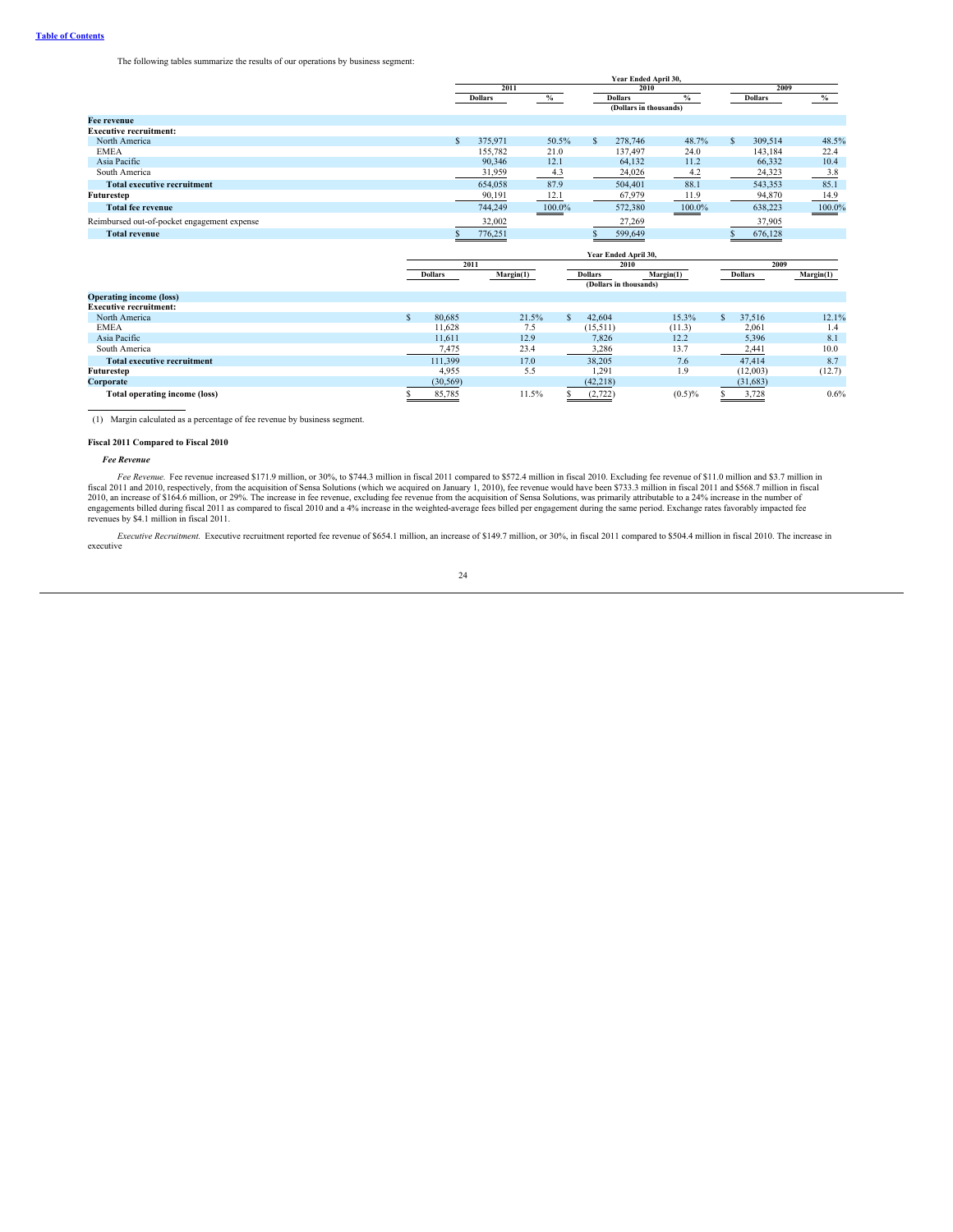The following tables summarize the results of our operations by business segment:

| | Year Ended April 30, | | | | | |
|---|---|---|---|---|---|---|
| | 2011 | | 2010 | | 2009 | |
| | Dollars | % | Dollars | % | Dollars | % |
| | (Dollars in thousands) | | | | | |
| **Fee revenue** | | | | | | |
| **Executive recruitment:** | | | | | | |
| North America | $ 375,971 | 50.5% | $ 278,746 | 48.7% | $ 309,514 | 48.5% |
| EMEA | 155,782 | 21.0 | 137,497 | 24.0 | 143,184 | 22.4 |
| Asia Pacific | 90,346 | 12.1 | 64,132 | 11.2 | 66,332 | 10.4 |
| South America | 31,959 | 4.3 | 24,026 | 4.2 | 24,323 | 3.8 |
| **Total executive recruitment** | 654,058 | 87.9 | 504,401 | 88.1 | 543,353 | 85.1 |
| **Futurestep** | 90,191 | 12.1 | 67,979 | 11.9 | 94,870 | 14.9 |
| **Total fee revenue** | 744,249 | 100.0% | 572,380 | 100.0% | 638,223 | 100.0% |
| Reimbursed out-of-pocket engagement expense | 32,002 | | 27,269 | | 37,905 | |
| **Total revenue** | $ 776,251 | | $ 599,649 | | $ 676,128 | |

| | Year Ended April 30, | | | | | |
|---|---|---|---|---|---|---|
| | 2011 | | 2010 | | 2009 | |
| | Dollars | Margin(1) | Dollars | Margin(1) | Dollars | Margin(1) |
| | (Dollars in thousands) | | | | | |
| **Operating income (loss)** | | | | | | |
| **Executive recruitment:** | | | | | | |
| North America | $ 80,685 | 21.5% | $ 42,604 | 15.3% | $ 37,516 | 12.1% |
| EMEA | 11,628 | 7.5 | (15,511) | (11.3) | 2,061 | 1.4 |
| Asia Pacific | 11,611 | 12.9 | 7,826 | 12.2 | 5,396 | 8.1 |
| South America | 7,475 | 23.4 | 3,286 | 13.7 | 2,441 | 10.0 |
| **Total executive recruitment** | 111,399 | 17.0 | 38,205 | 7.6 | 47,414 | 8.7 |
| **Futurestep** | 4,955 | 5.5 | 1,291 | 1.9 | (12,003) | (12.7) |
| **Corporate** | (30,569) | | (42,218) | | (31,683) | |
| **Total operating income (loss)** | $ 85,785 | 11.5% | $ (2,722) | (0.5)% | $ 3,728 | 0.6% |

(1) Margin calculated as a percentage of fee revenue by business segment.

**Fiscal 2011 Compared to Fiscal 2010**

***Fee Revenue***

*Fee Revenue.* Fee revenue increased $171.9 million, or 30%, to $744.3 million in fiscal 2011 compared to $572.4 million in fiscal 2010. Excluding fee revenue of $11.0 million and $3.7 million in fiscal 2011 and 2010, respectively, from the acquisition of Sensa Solutions (which we acquired on January 1, 2010), fee revenue would have been $733.3 million in fiscal 2011 and $568.7 million in fiscal 2010, an increase of $164.6 million, or 29%. The increase in fee revenue, excluding fee revenue from the acquisition of Sensa Solutions, was primarily attributable to a 24% increase in the number of engagements billed during fiscal 2011 as compared to fiscal 2010 and a 4% increase in the weighted-average fees billed per engagement during the same period. Exchange rates favorably impacted fee revenues by $4.1 million in fiscal 2011.

*Executive Recruitment.* Executive recruitment reported fee revenue of $654.1 million, an increase of $149.7 million, or 30%, in fiscal 2011 compared to $504.4 million in fiscal 2010. The increase in executive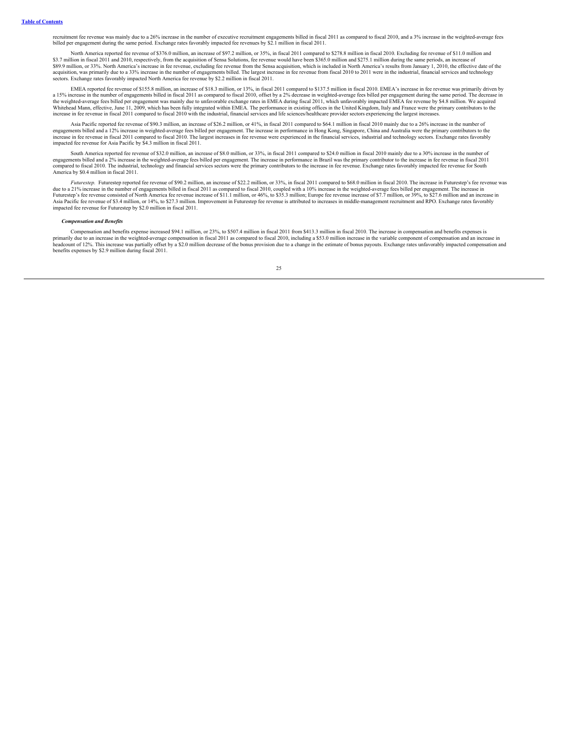recruitment fee revenue was mainly due to a 26% increase in the number of executive recruitment engagements billed in fiscal 2011 as compared to fiscal 2010, and a 3% increase in the weighted-average fees billed per engagement during the same period. Exchange rates favorably impacted fee revenues by $2.1 million in fiscal 2011.

North America reported fee revenue of $376.0 million, an increase of $97.2 million, or 35%, in fiscal 2011 compared to $278.8 million in fiscal 2010. Excluding fee revenue of $11.0 million and $3.7 million in fiscal 2011 and 2010, respectively, from the acquisition of Sensa Solutions, fee revenue would have been $365.0 million and $275.1 million during the same periods, an increase of $89.9 million, or 33%. North America's increase in fee revenue, excluding fee revenue from the Sensa acquisition, which is included in North America's results from January 1, 2010, the effective date of the acquisition, was primarily due to a 33% increase in the number of engagements billed. The largest increase in fee revenue from fiscal 2010 to 2011 were in the industrial, financial services and technology sectors. Exchange rates favorably impacted North America fee revenue by $2.2 million in fiscal 2011.

EMEA reported fee revenue of $155.8 million, an increase of $18.3 million, or 13%, in fiscal 2011 compared to $137.5 million in fiscal 2010. EMEA's increase in fee revenue was primarily driven by a 15% increase in the number of engagements billed in fiscal 2011 as compared to fiscal 2010, offset by a 2% decrease in weighted-average fees billed per engagement during the same period. The decrease in the weighted-average fees billed per engagement was mainly due to unfavorable exchange rates in EMEA during fiscal 2011, which unfavorably impacted EMEA fee revenue by $4.8 million. We acquired Whitehead Mann, effective, June 11, 2009, which has been fully integrated within EMEA. The performance in existing offices in the United Kingdom, Italy and France were the primary contributors to the increase in fee revenue in fiscal 2011 compared to fiscal 2010 with the industrial, financial services and life sciences/healthcare provider sectors experiencing the largest increases.

Asia Pacific reported fee revenue of $90.3 million, an increase of $26.2 million, or 41%, in fiscal 2011 compared to $64.1 million in fiscal 2010 mainly due to a 26% increase in the number of engagements billed and a 12% increase in weighted-average fees billed per engagement. The increase in performance in Hong Kong, Singapore, China and Australia were the primary contributors to the increase in fee revenue in fiscal 2011 compared to fiscal 2010. The largest increases in fee revenue were experienced in the financial services, industrial and technology sectors. Exchange rates favorably impacted fee revenue for Asia Pacific by $4.3 million in fiscal 2011.

South America reported fee revenue of $32.0 million, an increase of $8.0 million, or 33%, in fiscal 2011 compared to $24.0 million in fiscal 2010 mainly due to a 30% increase in the number of engagements billed and a 2% increase in the weighted-average fees billed per engagement. The increase in performance in Brazil was the primary contributor to the increase in fee revenue in fiscal 2011 compared to fiscal 2010. The industrial, technology and financial services sectors were the primary contributors to the increase in fee revenue. Exchange rates favorably impacted fee revenue for South America by $0.4 million in fiscal 2011.

*Futurestep.* Futurestep reported fee revenue of $90.2 million, an increase of $22.2 million, or 33%, in fiscal 2011 compared to $68.0 million in fiscal 2010. The increase in Futurestep's fee revenue was due to a 21% increase in the number of engagements billed in fiscal 2011 as compared to fiscal 2010, coupled with a 10% increase in the weighted-average fees billed per engagement. The increase in Futurestep's fee revenue consisted of North America fee revenue increase of $11.1 million, or 46%, to $35.3 million; Europe fee revenue increase of $7.7 million, or 39%, to $27.6 million and an increase in Asia Pacific fee revenue of $3.4 million, or 14%, to $27.3 million. Improvement in Futurestep fee revenue is attributed to increases in middle-management recruitment and RPO. Exchange rates favorably impacted fee revenue for Futurestep by $2.0 million in fiscal 2011.

***Compensation and Benefits***

Compensation and benefits expense increased $94.1 million, or 23%, to $507.4 million in fiscal 2011 from $413.3 million in fiscal 2010. The increase in compensation and benefits expenses is primarily due to an increase in the weighted-average compensation in fiscal 2011 as compared to fiscal 2010, including a $53.0 million increase in the variable component of compensation and an increase in headcount of 12%. This increase was partially offset by a $2.0 million decrease of the bonus provision due to a change in the estimate of bonus payouts. Exchange rates unfavorably impacted compensation and benefits expenses by $2.9 million during fiscal 2011.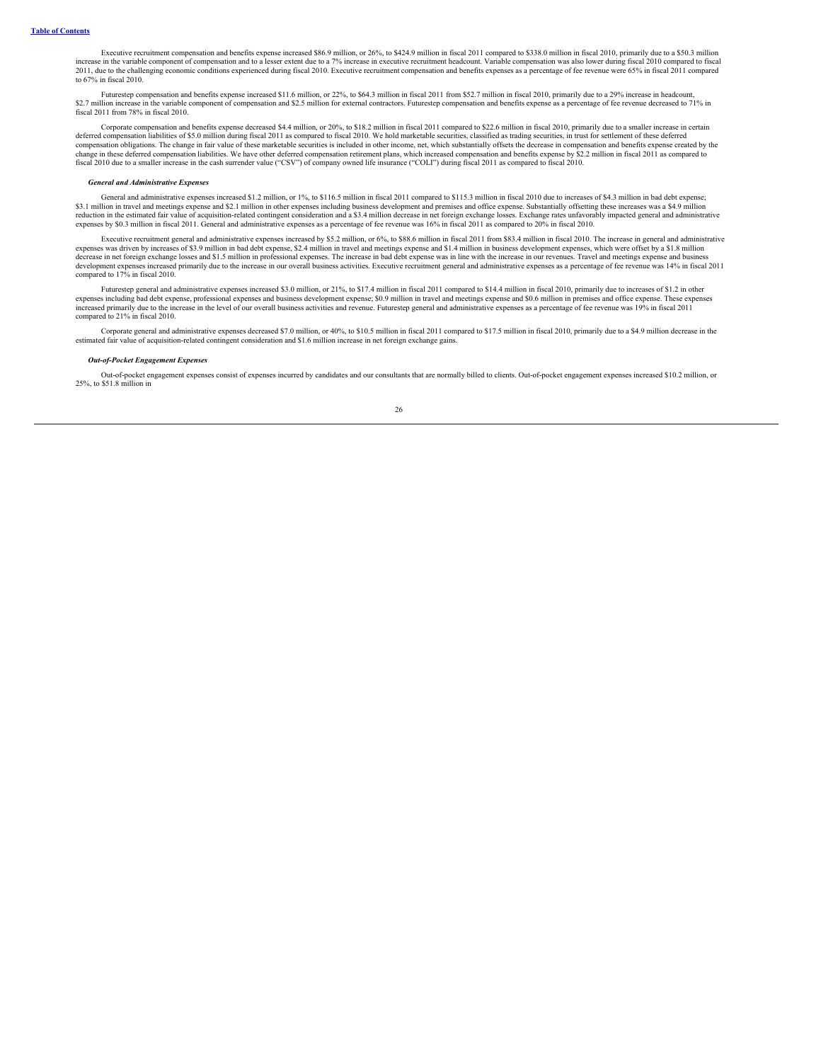Executive recruitment compensation and benefits expense increased $86.9 million, or 26%, to $424.9 million in fiscal 2011 compared to $338.0 million in fiscal 2010, primarily due to a $50.3 million increase in the variable component of compensation and to a lesser extent due to a 7% increase in executive recruitment headcount. Variable compensation was also lower during fiscal 2010 compared to fiscal 2011, due to the challenging economic conditions experienced during fiscal 2010. Executive recruitment compensation and benefits expenses as a percentage of fee revenue were 65% in fiscal 2011 compared to 67% in fiscal 2010.

Futurestep compensation and benefits expense increased $11.6 million, or 22%, to $64.3 million in fiscal 2011 from $52.7 million in fiscal 2010, primarily due to a 29% increase in headcount, $2.7 million increase in the variable component of compensation and $2.5 million for external contractors. Futurestep compensation and benefits expense as a percentage of fee revenue decreased to 71% in fiscal 2011 from 78% in fiscal 2010.

Corporate compensation and benefits expense decreased $4.4 million, or 20%, to $18.2 million in fiscal 2011 compared to $22.6 million in fiscal 2010, primarily due to a smaller increase in certain deferred compensation liabilities of $5.0 million during fiscal 2011 as compared to fiscal 2010. We hold marketable securities, classified as trading securities, in trust for settlement of these deferred compensation obligations. The change in fair value of these marketable securities is included in other income, net, which substantially offsets the decrease in compensation and benefits expense created by the change in these deferred compensation liabilities. We have other deferred compensation retirement plans, which increased compensation and benefits expense by $2.2 million in fiscal 2011 as compared to fiscal 2010 due to a smaller increase in the cash surrender value ("CSV") of company owned life insurance ("COLI") during fiscal 2011 as compared to fiscal 2010.

***General and Administrative Expenses***

General and administrative expenses increased $1.2 million, or 1%, to $116.5 million in fiscal 2011 compared to $115.3 million in fiscal 2010 due to increases of $4.3 million in bad debt expense; $3.1 million in travel and meetings expense and $2.1 million in other expenses including business development and premises and office expense. Substantially offsetting these increases was a $4.9 million reduction in the estimated fair value of acquisition-related contingent consideration and a $3.4 million decrease in net foreign exchange losses. Exchange rates unfavorably impacted general and administrative expenses by $0.3 million in fiscal 2011. General and administrative expenses as a percentage of fee revenue was 16% in fiscal 2011 as compared to 20% in fiscal 2010.

Executive recruitment general and administrative expenses increased by $5.2 million, or 6%, to $88.6 million in fiscal 2011 from $83.4 million in fiscal 2010. The increase in general and administrative expenses was driven by increases of $3.9 million in bad debt expense, $2.4 million in travel and meetings expense and $1.4 million in business development expenses, which were offset by a $1.8 million decrease in net foreign exchange losses and $1.5 million in professional expenses. The increase in bad debt expense was in line with the increase in our revenues. Travel and meetings expense and business development expenses increased primarily due to the increase in our overall business activities. Executive recruitment general and administrative expenses as a percentage of fee revenue was 14% in fiscal 2011 compared to 17% in fiscal 2010.

Futurestep general and administrative expenses increased $3.0 million, or 21%, to $17.4 million in fiscal 2011 compared to $14.4 million in fiscal 2010, primarily due to increases of $1.2 in other expenses including bad debt expense, professional expenses and business development expense; $0.9 million in travel and meetings expense and $0.6 million in premises and office expense. These expenses increased primarily due to the increase in the level of our overall business activities and revenue. Futurestep general and administrative expenses as a percentage of fee revenue was 19% in fiscal 2011 compared to 21% in fiscal 2010.

Corporate general and administrative expenses decreased $7.0 million, or 40%, to $10.5 million in fiscal 2011 compared to $17.5 million in fiscal 2010, primarily due to a $4.9 million decrease in the estimated fair value of acquisition-related contingent consideration and $1.6 million increase in net foreign exchange gains.

***Out-of-Pocket Engagement Expenses***

Out-of-pocket engagement expenses consist of expenses incurred by candidates and our consultants that are normally billed to clients. Out-of-pocket engagement expenses increased $10.2 million, or 25%, to $51.8 million in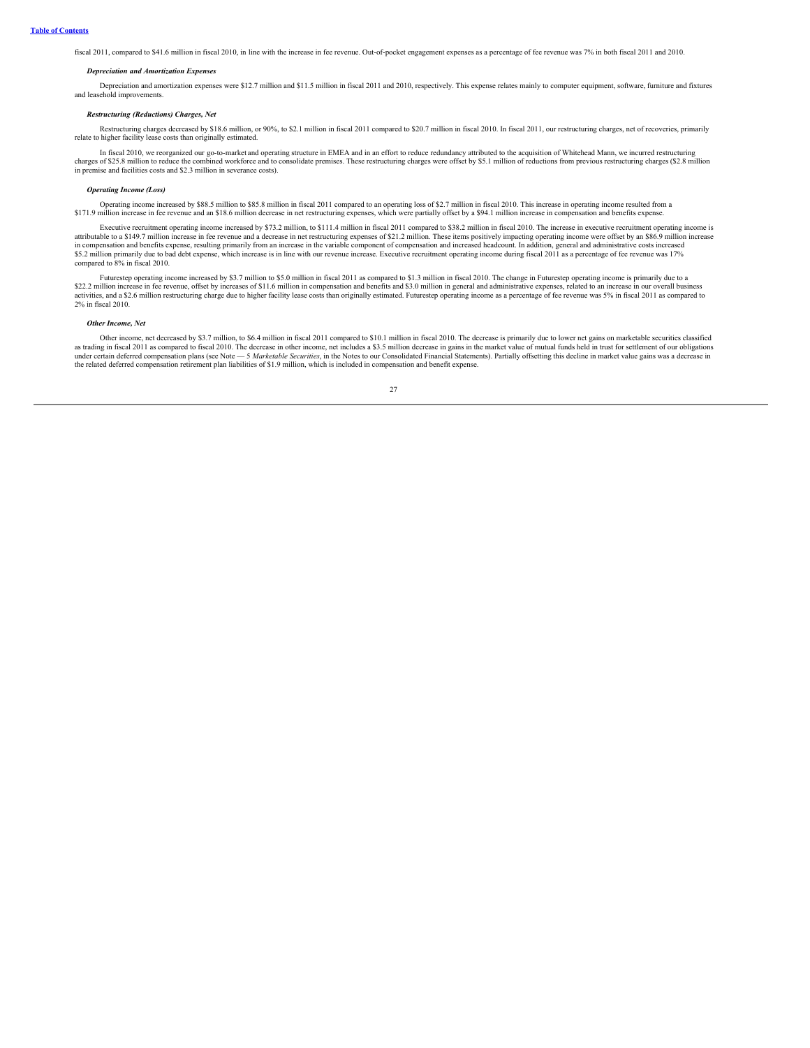fiscal 2011, compared to $41.6 million in fiscal 2010, in line with the increase in fee revenue. Out-of-pocket engagement expenses as a percentage of fee revenue was 7% in both fiscal 2011 and 2010.

***Depreciation and Amortization Expenses***

Depreciation and amortization expenses were $12.7 million and $11.5 million in fiscal 2011 and 2010, respectively. This expense relates mainly to computer equipment, software, furniture and fixtures and leasehold improvements.

***Restructuring (Reductions) Charges, Net***

Restructuring charges decreased by $18.6 million, or 90%, to $2.1 million in fiscal 2011 compared to $20.7 million in fiscal 2010. In fiscal 2011, our restructuring charges, net of recoveries, primarily relate to higher facility lease costs than originally estimated.

In fiscal 2010, we reorganized our go-to-market and operating structure in EMEA and in an effort to reduce redundancy attributed to the acquisition of Whitehead Mann, we incurred restructuring charges of $25.8 million to reduce the combined workforce and to consolidate premises. These restructuring charges were offset by $5.1 million of reductions from previous restructuring charges ($2.8 million in premise and facilities costs and $2.3 million in severance costs).

***Operating Income (Loss)***

Operating income increased by $88.5 million to $85.8 million in fiscal 2011 compared to an operating loss of $2.7 million in fiscal 2010. This increase in operating income resulted from a $171.9 million increase in fee revenue and an $18.6 million decrease in net restructuring expenses, which were partially offset by a $94.1 million increase in compensation and benefits expense.

Executive recruitment operating income increased by $73.2 million, to $111.4 million in fiscal 2011 compared to $38.2 million in fiscal 2010. The increase in executive recruitment operating income is attributable to a $149.7 million increase in fee revenue and a decrease in net restructuring expenses of $21.2 million. These items positively impacting operating income were offset by an $86.9 million increase in compensation and benefits expense, resulting primarily from an increase in the variable component of compensation and increased headcount. In addition, general and administrative costs increased $5.2 million primarily due to bad debt expense, which increase is in line with our revenue increase. Executive recruitment operating income during fiscal 2011 as a percentage of fee revenue was 17% compared to 8% in fiscal 2010.

Futurestep operating income increased by $3.7 million to $5.0 million in fiscal 2011 as compared to $1.3 million in fiscal 2010. The change in Futurestep operating income is primarily due to a $22.2 million increase in fee revenue, offset by increases of $11.6 million in compensation and benefits and $3.0 million in general and administrative expenses, related to an increase in our overall business activities, and a $2.6 million restructuring charge due to higher facility lease costs than originally estimated. Futurestep operating income as a percentage of fee revenue was 5% in fiscal 2011 as compared to 2% in fiscal 2010.

***Other Income, Net***

Other income, net decreased by $3.7 million, to $6.4 million in fiscal 2011 compared to $10.1 million in fiscal 2010. The decrease is primarily due to lower net gains on marketable securities classified as trading in fiscal 2011 as compared to fiscal 2010. The decrease in other income, net includes a $3.5 million decrease in gains in the market value of mutual funds held in trust for settlement of our obligations under certain deferred compensation plans (see Note — 5 *Marketable Securities*, in the Notes to our Consolidated Financial Statements). Partially offsetting this decline in market value gains was a decrease in the related deferred compensation retirement plan liabilities of $1.9 million, which is included in compensation and benefit expense.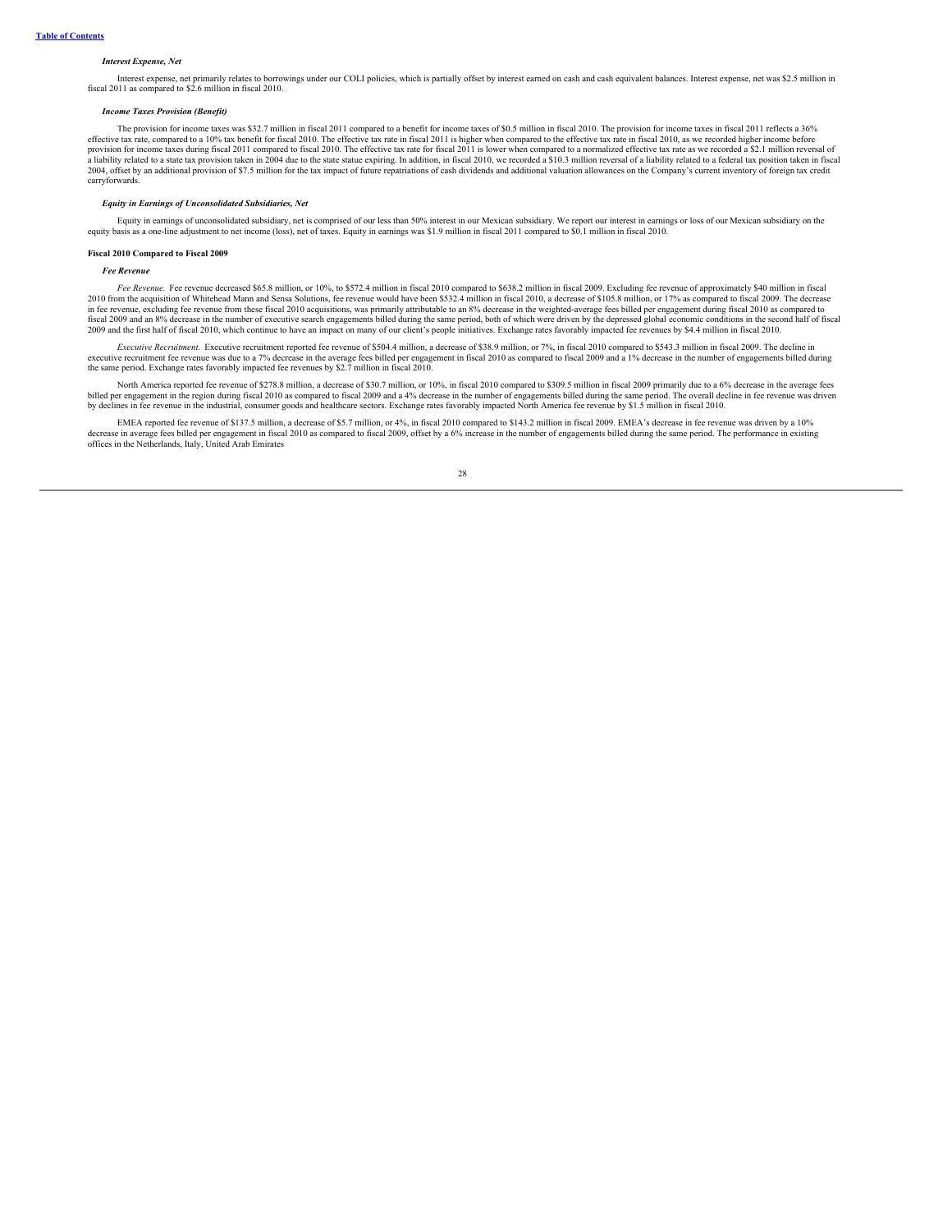### *Interest Expense, Net*

Interest expense, net primarily relates to borrowings under our COLI policies, which is partially offset by interest earned on cash and cash equivalent balances. Interest expense, net was $2.5 million in fiscal 2011 as compared to $2.6 million in fiscal 2010.

### *Income Taxes Provision (Benefit)*

The provision for income taxes was $32.7 million in fiscal 2011 compared to a benefit for income taxes of $0.5 million in fiscal 2010. The provision for income taxes in fiscal 2011 reflects a 36% effective tax rate, compared to a 10% tax benefit for fiscal 2010. The effective tax rate in fiscal 2011 is higher when compared to the effective tax rate in fiscal 2010, as we recorded higher income before provision for income taxes during fiscal 2011 compared to fiscal 2010. The effective tax rate for fiscal 2011 is lower when compared to a normalized effective tax rate as we recorded a $2.1 million reversal of a liability related to a state tax provision taken in 2004 due to the state statue expiring. In addition, in fiscal 2010, we recorded a $10.3 million reversal of a liability related to a federal tax position taken in fiscal 2004, offset by an additional provision of $7.5 million for the tax impact of future repatriations of cash dividends and additional valuation allowances on the Company's current inventory of foreign tax credit carryforwards.

### *Equity in Earnings of Unconsolidated Subsidiaries, Net*

Equity in earnings of unconsolidated subsidiary, net is comprised of our less than 50% interest in our Mexican subsidiary. We report our interest in earnings or loss of our Mexican subsidiary on the equity basis as a one-line adjustment to net income (loss), net of taxes. Equity in earnings was $1.9 million in fiscal 2011 compared to $0.1 million in fiscal 2010.

## Fiscal 2010 Compared to Fiscal 2009

### *Fee Revenue*

*Fee Revenue.* Fee revenue decreased $65.8 million, or 10%, to $572.4 million in fiscal 2010 compared to $638.2 million in fiscal 2009. Excluding fee revenue of approximately $40 million in fiscal 2010 from the acquisition of Whitehead Mann and Sensa Solutions, fee revenue would have been $532.4 million in fiscal 2010, a decrease of $105.8 million, or 17% as compared to fiscal 2009. The decrease in fee revenue, excluding fee revenue from these fiscal 2010 acquisitions, was primarily attributable to an 8% decrease in the weighted-average fees billed per engagement during fiscal 2010 as compared to fiscal 2009 and an 8% decrease in the number of executive search engagements billed during the same period, both of which were driven by the depressed global economic conditions in the second half of fiscal 2009 and the first half of fiscal 2010, which continue to have an impact on many of our client's people initiatives. Exchange rates favorably impacted fee revenues by $4.4 million in fiscal 2010.

*Executive Recruitment.* Executive recruitment reported fee revenue of $504.4 million, a decrease of $38.9 million, or 7%, in fiscal 2010 compared to $543.3 million in fiscal 2009. The decline in executive recruitment fee revenue was due to a 7% decrease in the average fees billed per engagement in fiscal 2010 as compared to fiscal 2009 and a 1% decrease in the number of engagements billed during the same period. Exchange rates favorably impacted fee revenues by $2.7 million in fiscal 2010.

North America reported fee revenue of $278.8 million, a decrease of $30.7 million, or 10%, in fiscal 2010 compared to $309.5 million in fiscal 2009 primarily due to a 6% decrease in the average fees billed per engagement in the region during fiscal 2010 as compared to fiscal 2009 and a 4% decrease in the number of engagements billed during the same period. The overall decline in fee revenue was driven by declines in fee revenue in the industrial, consumer goods and healthcare sectors. Exchange rates favorably impacted North America fee revenue by $1.5 million in fiscal 2010.

EMEA reported fee revenue of $137.5 million, a decrease of $5.7 million, or 4%, in fiscal 2010 compared to $143.2 million in fiscal 2009. EMEA's decrease in fee revenue was driven by a 10% decrease in average fees billed per engagement in fiscal 2010 as compared to fiscal 2009, offset by a 6% increase in the number of engagements billed during the same period. The performance in existing offices in the Netherlands, Italy, United Arab Emirates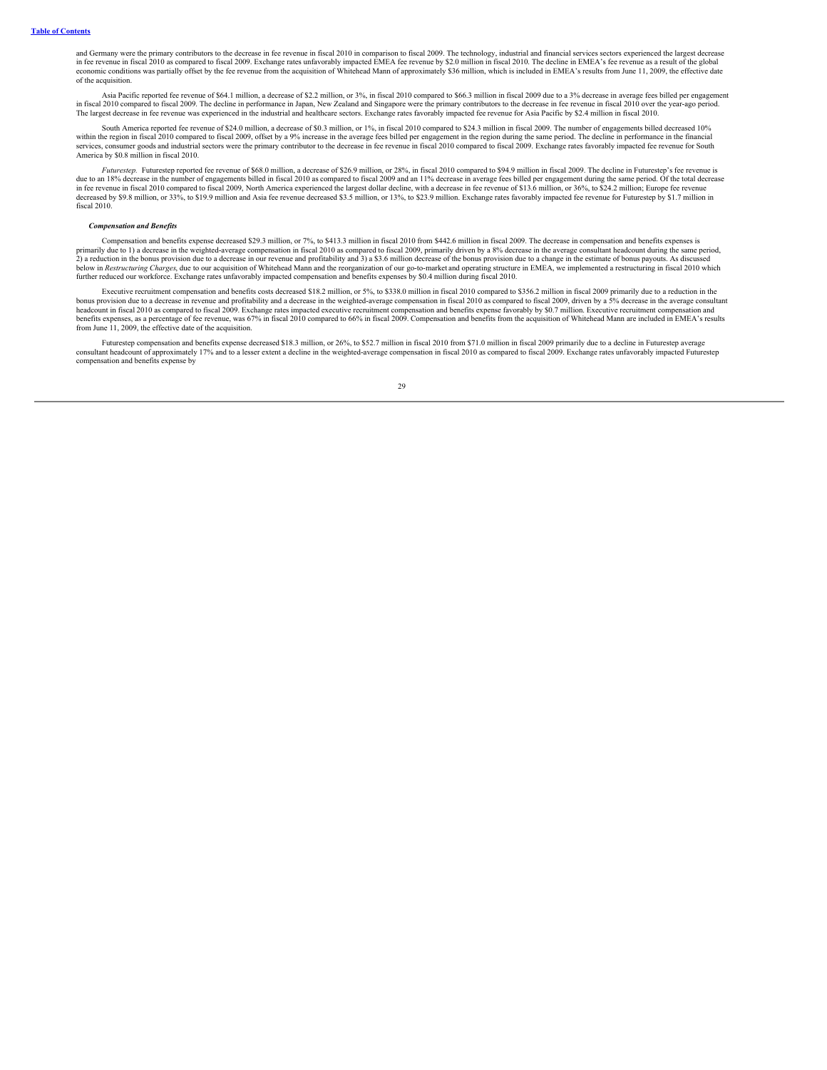and Germany were the primary contributors to the decrease in fee revenue in fiscal 2010 in comparison to fiscal 2009. The technology, industrial and financial services sectors experienced the largest decrease in fee revenue in fiscal 2010 as compared to fiscal 2009. Exchange rates unfavorably impacted EMEA fee revenue by $2.0 million in fiscal 2010. The decline in EMEA's fee revenue as a result of the global economic conditions was partially offset by the fee revenue from the acquisition of Whitehead Mann of approximately $36 million, which is included in EMEA's results from June 11, 2009, the effective date of the acquisition.

Asia Pacific reported fee revenue of $64.1 million, a decrease of $2.2 million, or 3%, in fiscal 2010 compared to $66.3 million in fiscal 2009 due to a 3% decrease in average fees billed per engagement in fiscal 2010 compared to fiscal 2009. The decline in performance in Japan, New Zealand and Singapore were the primary contributors to the decrease in fee revenue in fiscal 2010 over the year-ago period. The largest decrease in fee revenue was experienced in the industrial and healthcare sectors. Exchange rates favorably impacted fee revenue for Asia Pacific by $2.4 million in fiscal 2010.

South America reported fee revenue of $24.0 million, a decrease of $0.3 million, or 1%, in fiscal 2010 compared to $24.3 million in fiscal 2009. The number of engagements billed decreased 10% within the region in fiscal 2010 compared to fiscal 2009, offset by a 9% increase in the average fees billed per engagement in the region during the same period. The decline in performance in the financial services, consumer goods and industrial sectors were the primary contributor to the decrease in fee revenue in fiscal 2010 compared to fiscal 2009. Exchange rates favorably impacted fee revenue for South America by $0.8 million in fiscal 2010.

*Futurestep.* Futurestep reported fee revenue of $68.0 million, a decrease of $26.9 million, or 28%, in fiscal 2010 compared to $94.9 million in fiscal 2009. The decline in Futurestep's fee revenue is due to an 18% decrease in the number of engagements billed in fiscal 2010 as compared to fiscal 2009 and an 11% decrease in average fees billed per engagement during the same period. Of the total decrease in fee revenue in fiscal 2010 compared to fiscal 2009, North America experienced the largest dollar decline, with a decrease in fee revenue of $13.6 million, or 36%, to $24.2 million; Europe fee revenue decreased by $9.8 million, or 33%, to $19.9 million and Asia fee revenue decreased $3.5 million, or 13%, to $23.9 million. Exchange rates favorably impacted fee revenue for Futurestep by $1.7 million in fiscal 2010.

***Compensation and Benefits***

Compensation and benefits expense decreased $29.3 million, or 7%, to $413.3 million in fiscal 2010 from $442.6 million in fiscal 2009. The decrease in compensation and benefits expenses is primarily due to 1) a decrease in the weighted-average compensation in fiscal 2010 as compared to fiscal 2009, primarily driven by a 8% decrease in the average consultant headcount during the same period, 2) a reduction in the bonus provision due to a decrease in our revenue and profitability and 3) a $3.6 million decrease of the bonus provision due to a change in the estimate of bonus payouts. As discussed below in *Restructuring Charges*, due to our acquisition of Whitehead Mann and the reorganization of our go-to-market and operating structure in EMEA, we implemented a restructuring in fiscal 2010 which further reduced our workforce. Exchange rates unfavorably impacted compensation and benefits expenses by $0.4 million during fiscal 2010.

Executive recruitment compensation and benefits costs decreased $18.2 million, or 5%, to $338.0 million in fiscal 2010 compared to $356.2 million in fiscal 2009 primarily due to a reduction in the bonus provision due to a decrease in revenue and profitability and a decrease in the weighted-average compensation in fiscal 2010 as compared to fiscal 2009, driven by a 5% decrease in the average consultant headcount in fiscal 2010 as compared to fiscal 2009. Exchange rates impacted executive recruitment compensation and benefits expense favorably by $0.7 million. Executive recruitment compensation and benefits expenses, as a percentage of fee revenue, was 67% in fiscal 2010 compared to 66% in fiscal 2009. Compensation and benefits from the acquisition of Whitehead Mann are included in EMEA's results from June 11, 2009, the effective date of the acquisition.

Futurestep compensation and benefits expense decreased $18.3 million, or 26%, to $52.7 million in fiscal 2010 from $71.0 million in fiscal 2009 primarily due to a decline in Futurestep average consultant headcount of approximately 17% and to a lesser extent a decline in the weighted-average compensation in fiscal 2010 as compared to fiscal 2009. Exchange rates unfavorably impacted Futurestep compensation and benefits expense by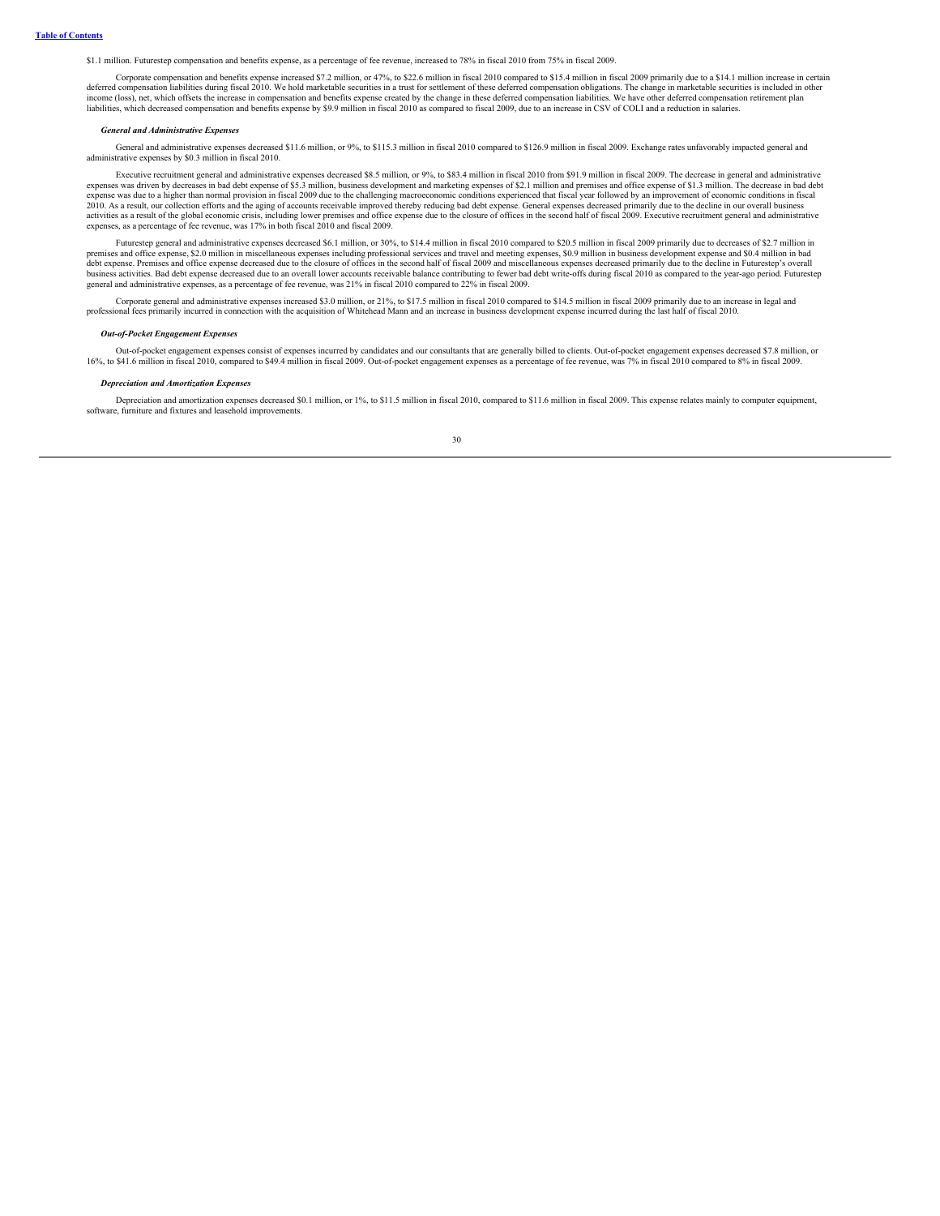$1.1 million. Futurestep compensation and benefits expense, as a percentage of fee revenue, increased to 78% in fiscal 2010 from 75% in fiscal 2009.

Corporate compensation and benefits expense increased $7.2 million, or 47%, to $22.6 million in fiscal 2010 compared to $15.4 million in fiscal 2009 primarily due to a $14.1 million increase in certain deferred compensation liabilities during fiscal 2010. We hold marketable securities in a trust for settlement of these deferred compensation obligations. The change in marketable securities is included in other income (loss), net, which offsets the increase in compensation and benefits expense created by the change in these deferred compensation liabilities. We have other deferred compensation retirement plan liabilities, which decreased compensation and benefits expense by $9.9 million in fiscal 2010 as compared to fiscal 2009, due to an increase in CSV of COLI and a reduction in salaries.

***General and Administrative Expenses***

General and administrative expenses decreased $11.6 million, or 9%, to $115.3 million in fiscal 2010 compared to $126.9 million in fiscal 2009. Exchange rates unfavorably impacted general and administrative expenses by $0.3 million in fiscal 2010.

Executive recruitment general and administrative expenses decreased $8.5 million, or 9%, to $83.4 million in fiscal 2010 from $91.9 million in fiscal 2009. The decrease in general and administrative expenses was driven by decreases in bad debt expense of $5.3 million, business development and marketing expenses of $2.1 million and premises and office expense of $1.3 million. The decrease in bad debt expense was due to a higher than normal provision in fiscal 2009 due to the challenging macroeconomic conditions experienced that fiscal year followed by an improvement of economic conditions in fiscal 2010. As a result, our collection efforts and the aging of accounts receivable improved thereby reducing bad debt expense. General expenses decreased primarily due to the decline in our overall business activities as a result of the global economic crisis, including lower premises and office expense due to the closure of offices in the second half of fiscal 2009. Executive recruitment general and administrative expenses, as a percentage of fee revenue, was 17% in both fiscal 2010 and fiscal 2009.

Futurestep general and administrative expenses decreased $6.1 million, or 30%, to $14.4 million in fiscal 2010 compared to $20.5 million in fiscal 2009 primarily due to decreases of $2.7 million in premises and office expense, $2.0 million in miscellaneous expenses including professional services and travel and meeting expenses, $0.9 million in business development expense and $0.4 million in bad debt expense. Premises and office expense decreased due to the closure of offices in the second half of fiscal 2009 and miscellaneous expenses decreased primarily due to the decline in Futurestep's overall business activities. Bad debt expense decreased due to an overall lower accounts receivable balance contributing to fewer bad debt write-offs during fiscal 2010 as compared to the year-ago period. Futurestep general and administrative expenses, as a percentage of fee revenue, was 21% in fiscal 2010 compared to 22% in fiscal 2009.

Corporate general and administrative expenses increased $3.0 million, or 21%, to $17.5 million in fiscal 2010 compared to $14.5 million in fiscal 2009 primarily due to an increase in legal and professional fees primarily incurred in connection with the acquisition of Whitehead Mann and an increase in business development expense incurred during the last half of fiscal 2010.

***Out-of-Pocket Engagement Expenses***

Out-of-pocket engagement expenses consist of expenses incurred by candidates and our consultants that are generally billed to clients. Out-of-pocket engagement expenses decreased $7.8 million, or 16%, to $41.6 million in fiscal 2010, compared to $49.4 million in fiscal 2009. Out-of-pocket engagement expenses as a percentage of fee revenue, was 7% in fiscal 2010 compared to 8% in fiscal 2009.

***Depreciation and Amortization Expenses***

Depreciation and amortization expenses decreased $0.1 million, or 1%, to $11.5 million in fiscal 2010, compared to $11.6 million in fiscal 2009. This expense relates mainly to computer equipment, software, furniture and fixtures and leasehold improvements.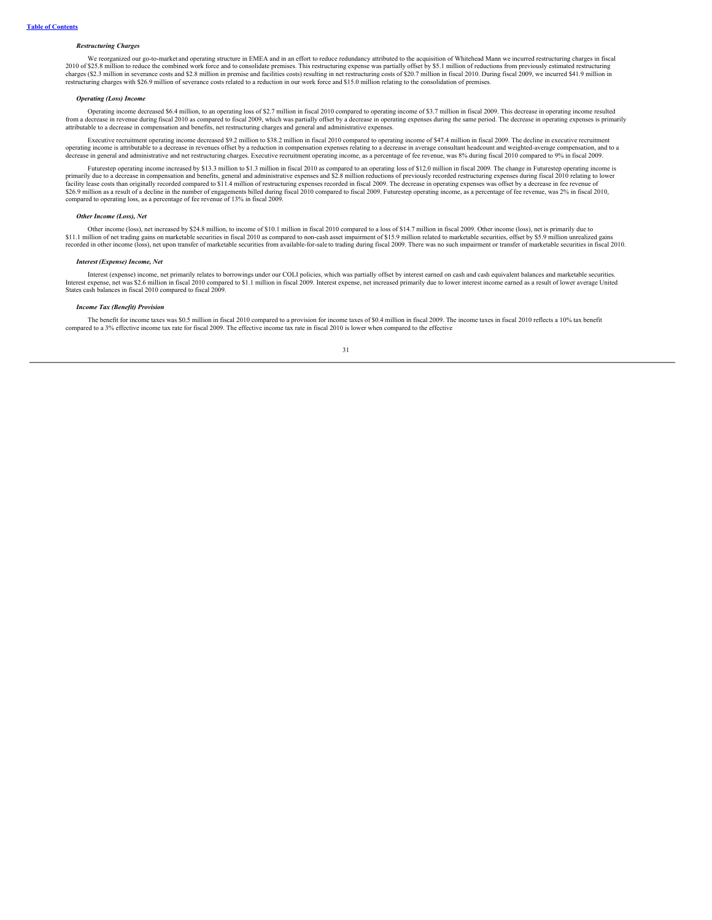#### *Restructuring Charges*

We reorganized our go-to-market and operating structure in EMEA and in an effort to reduce redundancy attributed to the acquisition of Whitehead Mann we incurred restructuring charges in fiscal 2010 of $25.8 million to reduce the combined work force and to consolidate premises. This restructuring expense was partially offset by $5.1 million of reductions from previously estimated restructuring charges ($2.3 million in severance costs and $2.8 million in premise and facilities costs) resulting in net restructuring costs of $20.7 million in fiscal 2010. During fiscal 2009, we incurred $41.9 million in restructuring charges with $26.9 million of severance costs related to a reduction in our work force and $15.0 million relating to the consolidation of premises.

#### *Operating (Loss) Income*

Operating income decreased $6.4 million, to an operating loss of $2.7 million in fiscal 2010 compared to operating income of $3.7 million in fiscal 2009. This decrease in operating income resulted from a decrease in revenue during fiscal 2010 as compared to fiscal 2009, which was partially offset by a decrease in operating expenses during the same period. The decrease in operating expenses is primarily attributable to a decrease in compensation and benefits, net restructuring charges and general and administrative expenses.

Executive recruitment operating income decreased $9.2 million to $38.2 million in fiscal 2010 compared to operating income of $47.4 million in fiscal 2009. The decline in executive recruitment operating income is attributable to a decrease in revenues offset by a reduction in compensation expenses relating to a decrease in average consultant headcount and weighted-average compensation, and to a decrease in general and administrative and net restructuring charges. Executive recruitment operating income, as a percentage of fee revenue, was 8% during fiscal 2010 compared to 9% in fiscal 2009.

Futurestep operating income increased by $13.3 million to $1.3 million in fiscal 2010 as compared to an operating loss of $12.0 million in fiscal 2009. The change in Futurestep operating income is primarily due to a decrease in compensation and benefits, general and administrative expenses and $2.8 million reductions of previously recorded restructuring expenses during fiscal 2010 relating to lower facility lease costs than originally recorded compared to $11.4 million of restructuring expenses recorded in fiscal 2009. The decrease in operating expenses was offset by a decrease in fee revenue of $26.9 million as a result of a decline in the number of engagements billed during fiscal 2010 compared to fiscal 2009. Futurestep operating income, as a percentage of fee revenue, was 2% in fiscal 2010, compared to operating loss, as a percentage of fee revenue of 13% in fiscal 2009.

#### *Other Income (Loss), Net*

Other income (loss), net increased by $24.8 million, to income of $10.1 million in fiscal 2010 compared to a loss of $14.7 million in fiscal 2009. Other income (loss), net is primarily due to $11.1 million of net trading gains on marketable securities in fiscal 2010 as compared to non-cash asset impairment of $15.9 million related to marketable securities, offset by $5.9 million unrealized gains recorded in other income (loss), net upon transfer of marketable securities from available-for-sale to trading during fiscal 2009. There was no such impairment or transfer of marketable securities in fiscal 2010.

#### *Interest (Expense) Income, Net*

Interest (expense) income, net primarily relates to borrowings under our COLI policies, which was partially offset by interest earned on cash and cash equivalent balances and marketable securities. Interest expense, net was $2.6 million in fiscal 2010 compared to $1.1 million in fiscal 2009. Interest expense, net increased primarily due to lower interest income earned as a result of lower average United States cash balances in fiscal 2010 compared to fiscal 2009.

#### *Income Tax (Benefit) Provision*

The benefit for income taxes was $0.5 million in fiscal 2010 compared to a provision for income taxes of $0.4 million in fiscal 2009. The income taxes in fiscal 2010 reflects a 10% tax benefit compared to a 3% effective income tax rate for fiscal 2009. The effective income tax rate in fiscal 2010 is lower when compared to the effective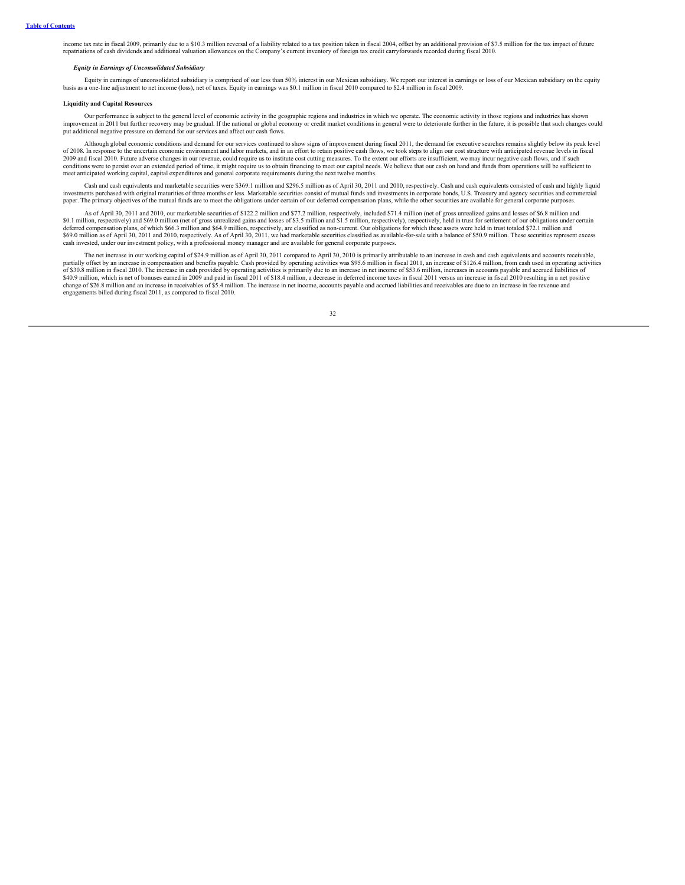income tax rate in fiscal 2009, primarily due to a $10.3 million reversal of a liability related to a tax position taken in fiscal 2004, offset by an additional provision of $7.5 million for the tax impact of future repatriations of cash dividends and additional valuation allowances on the Company's current inventory of foreign tax credit carryforwards recorded during fiscal 2010.

***Equity in Earnings of Unconsolidated Subsidiary***

Equity in earnings of unconsolidated subsidiary is comprised of our less than 50% interest in our Mexican subsidiary. We report our interest in earnings or loss of our Mexican subsidiary on the equity basis as a one-line adjustment to net income (loss), net of taxes. Equity in earnings was $0.1 million in fiscal 2010 compared to $2.4 million in fiscal 2009.

**Liquidity and Capital Resources**

Our performance is subject to the general level of economic activity in the geographic regions and industries in which we operate. The economic activity in those regions and industries has shown improvement in 2011 but further recovery may be gradual. If the national or global economy or credit market conditions in general were to deteriorate further in the future, it is possible that such changes could put additional negative pressure on demand for our services and affect our cash flows.

Although global economic conditions and demand for our services continued to show signs of improvement during fiscal 2011, the demand for executive searches remains slightly below its peak level of 2008. In response to the uncertain economic environment and labor markets, and in an effort to retain positive cash flows, we took steps to align our cost structure with anticipated revenue levels in fiscal 2009 and fiscal 2010. Future adverse changes in our revenue, could require us to institute cost cutting measures. To the extent our efforts are insufficient, we may incur negative cash flows, and if such conditions were to persist over an extended period of time, it might require us to obtain financing to meet our capital needs. We believe that our cash on hand and funds from operations will be sufficient to meet anticipated working capital, capital expenditures and general corporate requirements during the next twelve months.

Cash and cash equivalents and marketable securities were $369.1 million and $296.5 million as of April 30, 2011 and 2010, respectively. Cash and cash equivalents consisted of cash and highly liquid investments purchased with original maturities of three months or less. Marketable securities consist of mutual funds and investments in corporate bonds, U.S. Treasury and agency securities and commercial paper. The primary objectives of the mutual funds are to meet the obligations under certain of our deferred compensation plans, while the other securities are available for general corporate purposes.

As of April 30, 2011 and 2010, our marketable securities of $122.2 million and $77.2 million, respectively, included $71.4 million (net of gross unrealized gains and losses of $6.8 million and $0.1 million, respectively) and $69.0 million (net of gross unrealized gains and losses of $3.5 million and $1.5 million, respectively), respectively, held in trust for settlement of our obligations under certain deferred compensation plans, of which $66.3 million and $64.9 million, respectively, are classified as non-current. Our obligations for which these assets were held in trust totaled $72.1 million and $69.0 million as of April 30, 2011 and 2010, respectively. As of April 30, 2011, we had marketable securities classified as available-for-sale with a balance of $50.9 million. These securities represent excess cash invested, under our investment policy, with a professional money manager and are available for general corporate purposes.

The net increase in our working capital of $24.9 million as of April 30, 2011 compared to April 30, 2010 is primarily attributable to an increase in cash and cash equivalents and accounts receivable, partially offset by an increase in compensation and benefits payable. Cash provided by operating activities was $95.6 million in fiscal 2011, an increase of $126.4 million, from cash used in operating activities of $30.8 million in fiscal 2010. The increase in cash provided by operating activities is primarily due to an increase in net income of $53.6 million, increases in accounts payable and accrued liabilities of $40.9 million, which is net of bonuses earned in 2009 and paid in fiscal 2011 of $18.4 million, a decrease in deferred income taxes in fiscal 2011 versus an increase in fiscal 2010 resulting in a net positive change of $26.8 million and an increase in receivables of $5.4 million. The increase in net income, accounts payable and accrued liabilities and receivables are due to an increase in fee revenue and engagements billed during fiscal 2011, as compared to fiscal 2010.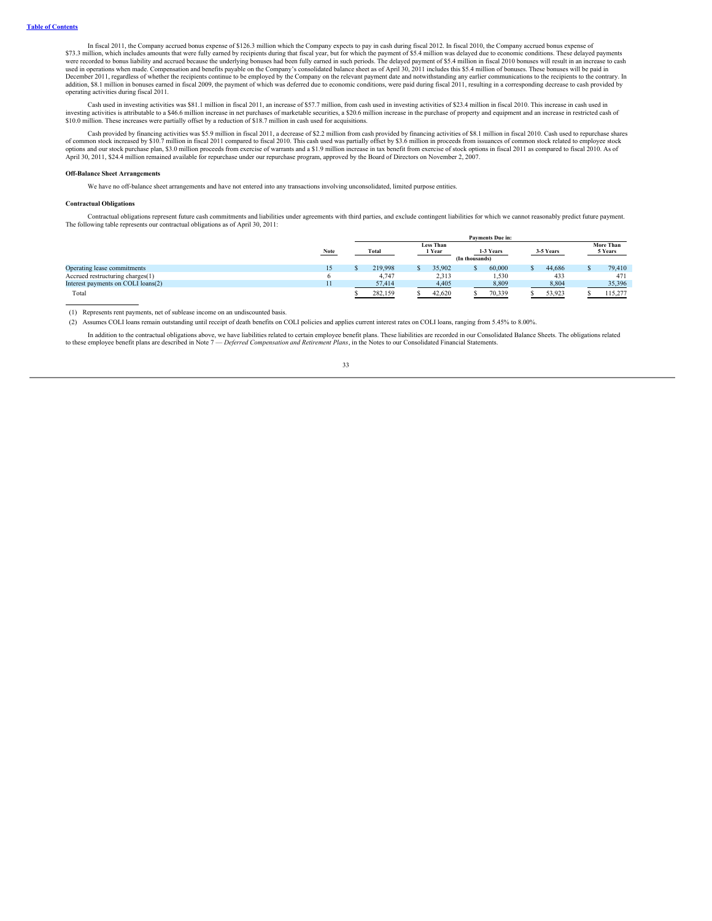In fiscal 2011, the Company accrued bonus expense of $126.3 million which the Company expects to pay in cash during fiscal 2012. In fiscal 2010, the Company accrued bonus expense of $73.3 million, which includes amounts that were fully earned by recipients during that fiscal year, but for which the payment of $5.4 million was delayed due to economic conditions. These delayed payments were recorded to bonus liability and accrued because the underlying bonuses had been fully earned in such periods. The delayed payment of $5.4 million in fiscal 2010 bonuses will result in an increase to cash used in operations when made. Compensation and benefits payable on the Company's consolidated balance sheet as of April 30, 2011 includes this $5.4 million of bonuses. These bonuses will be paid in December 2011, regardless of whether the recipients continue to be employed by the Company on the relevant payment date and notwithstanding any earlier communications to the recipients to the contrary. In addition, $8.1 million in bonuses earned in fiscal 2009, the payment of which was deferred due to economic conditions, were paid during fiscal 2011, resulting in a corresponding decrease to cash provided by operating activities during fiscal 2011.

Cash used in investing activities was $81.1 million in fiscal 2011, an increase of $57.7 million, from cash used in investing activities of $23.4 million in fiscal 2010. This increase in cash used in investing activities is attributable to a $46.6 million increase in net purchases of marketable securities, a $20.6 million increase in the purchase of property and equipment and an increase in restricted cash of $10.0 million. These increases were partially offset by a reduction of $18.7 million in cash used for acquisitions.

Cash provided by financing activities was $5.9 million in fiscal 2011, a decrease of $2.2 million from cash provided by financing activities of $8.1 million in fiscal 2010. Cash used to repurchase shares of common stock increased by $10.7 million in fiscal 2011 compared to fiscal 2010. This cash used was partially offset by $3.6 million in proceeds from issuances of common stock related to employee stock options and our stock purchase plan, $3.0 million proceeds from exercise of warrants and a $1.9 million increase in tax benefit from exercise of stock options in fiscal 2011 as compared to fiscal 2010. As of April 30, 2011, $24.4 million remained available for repurchase under our repurchase program, approved by the Board of Directors on November 2, 2007.

**Off-Balance Sheet Arrangements**

We have no off-balance sheet arrangements and have not entered into any transactions involving unconsolidated, limited purpose entities.

**Contractual Obligations**

Contractual obligations represent future cash commitments and liabilities under agreements with third parties, and exclude contingent liabilities for which we cannot reasonably predict future payment. The following table represents our contractual obligations as of April 30, 2011:

| | | Payments Due in: | | | | |
|---|---|---|---|---|---|---|
| | Note | Total | Less Than 1 Year | 1-3 Years | 3-5 Years | More Than 5 Years |
| | | (In thousands) | | | | |
| Operating lease commitments | 15 | $ 219,998 | $ 35,902 | $ 60,000 | $ 44,686 | $ 79,410 |
| Accrued restructuring charges(1) | 6 | 4,747 | 2,313 | 1,530 | 433 | 471 |
| Interest payments on COLI loans(2) | 11 | 57,414 | 4,405 | 8,809 | 8,804 | 35,396 |
| Total | | $ 282,159 | $ 42,620 | $ 70,339 | $ 53,923 | $ 115,277 |

(1) Represents rent payments, net of sublease income on an undiscounted basis.

(2) Assumes COLI loans remain outstanding until receipt of death benefits on COLI policies and applies current interest rates on COLI loans, ranging from 5.45% to 8.00%.

In addition to the contractual obligations above, we have liabilities related to certain employee benefit plans. These liabilities are recorded in our Consolidated Balance Sheets. The obligations related to these employee benefit plans are described in Note 7 — *Deferred Compensation and Retirement Plans*, in the Notes to our Consolidated Financial Statements.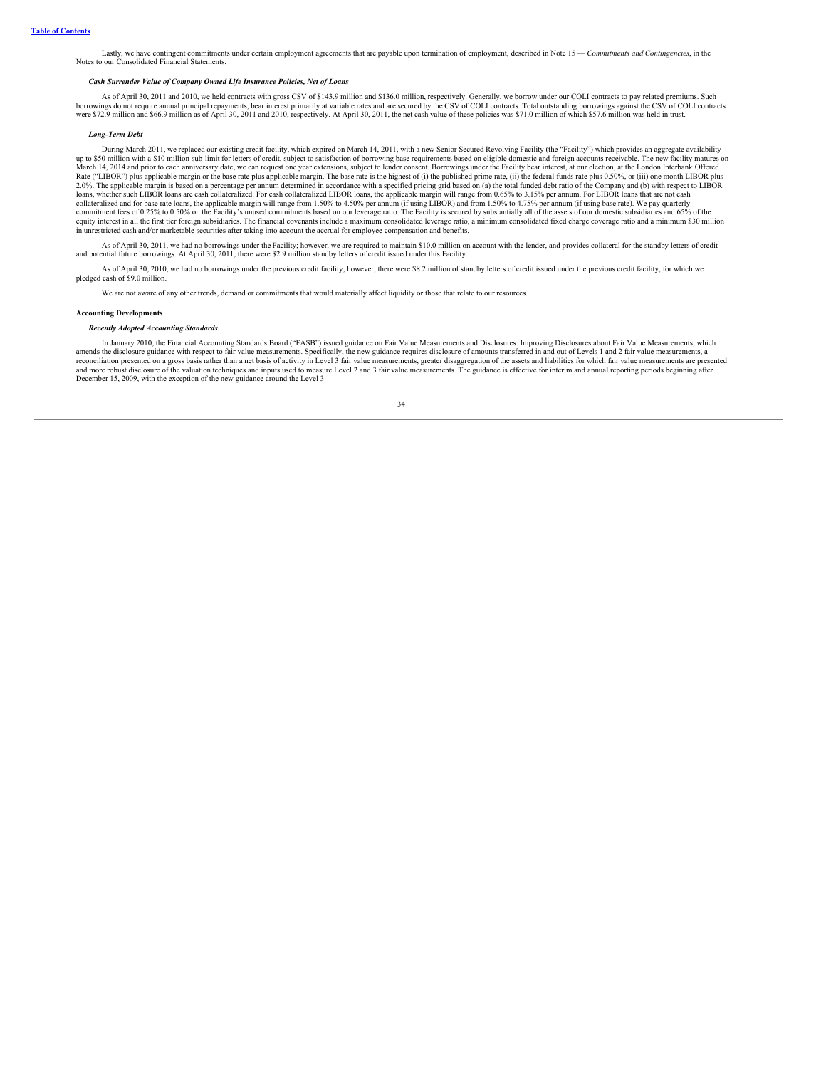Lastly, we have contingent commitments under certain employment agreements that are payable upon termination of employment, described in Note 15 — *Commitments and Contingencies*, in the Notes to our Consolidated Financial Statements.

***Cash Surrender Value of Company Owned Life Insurance Policies, Net of Loans***

As of April 30, 2011 and 2010, we held contracts with gross CSV of $143.9 million and $136.0 million, respectively. Generally, we borrow under our COLI contracts to pay related premiums. Such borrowings do not require annual principal repayments, bear interest primarily at variable rates and are secured by the CSV of COLI contracts. Total outstanding borrowings against the CSV of COLI contracts were $72.9 million and $66.9 million as of April 30, 2011 and 2010, respectively. At April 30, 2011, the net cash value of these policies was $71.0 million of which $57.6 million was held in trust.

***Long-Term Debt***

During March 2011, we replaced our existing credit facility, which expired on March 14, 2011, with a new Senior Secured Revolving Facility (the "Facility") which provides an aggregate availability up to $50 million with a $10 million sub-limit for letters of credit, subject to satisfaction of borrowing base requirements based on eligible domestic and foreign accounts receivable. The new facility matures on March 14, 2014 and prior to each anniversary date, we can request one year extensions, subject to lender consent. Borrowings under the Facility bear interest, at our election, at the London Interbank Offered Rate ("LIBOR") plus applicable margin or the base rate plus applicable margin. The base rate is the highest of (i) the published prime rate, (ii) the federal funds rate plus 0.50%, or (iii) one month LIBOR plus 2.0%. The applicable margin is based on a percentage per annum determined in accordance with a specified pricing grid based on (a) the total funded debt ratio of the Company and (b) with respect to LIBOR loans, whether such LIBOR loans are cash collateralized. For cash collateralized LIBOR loans, the applicable margin will range from 0.65% to 3.15% per annum. For LIBOR loans that are not cash collateralized and for base rate loans, the applicable margin will range from 1.50% to 4.50% per annum (if using LIBOR) and from 1.50% to 4.75% per annum (if using base rate). We pay quarterly commitment fees of 0.25% to 0.50% on the Facility's unused commitments based on our leverage ratio. The Facility is secured by substantially all of the assets of our domestic subsidiaries and 65% of the equity interest in all the first tier foreign subsidiaries. The financial covenants include a maximum consolidated leverage ratio, a minimum consolidated fixed charge coverage ratio and a minimum $30 million in unrestricted cash and/or marketable securities after taking into account the accrual for employee compensation and benefits.

As of April 30, 2011, we had no borrowings under the Facility; however, we are required to maintain $10.0 million on account with the lender, and provides collateral for the standby letters of credit and potential future borrowings. At April 30, 2011, there were $2.9 million standby letters of credit issued under this Facility.

As of April 30, 2010, we had no borrowings under the previous credit facility; however, there were $8.2 million of standby letters of credit issued under the previous credit facility, for which we pledged cash of $9.0 million.

We are not aware of any other trends, demand or commitments that would materially affect liquidity or those that relate to our resources.

**Accounting Developments**

***Recently Adopted Accounting Standards***

In January 2010, the Financial Accounting Standards Board ("FASB") issued guidance on Fair Value Measurements and Disclosures: Improving Disclosures about Fair Value Measurements, which amends the disclosure guidance with respect to fair value measurements. Specifically, the new guidance requires disclosure of amounts transferred in and out of Levels 1 and 2 fair value measurements, a reconciliation presented on a gross basis rather than a net basis of activity in Level 3 fair value measurements, greater disaggregation of the assets and liabilities for which fair value measurements are presented and more robust disclosure of the valuation techniques and inputs used to measure Level 2 and 3 fair value measurements. The guidance is effective for interim and annual reporting periods beginning after December 15, 2009, with the exception of the new guidance around the Level 3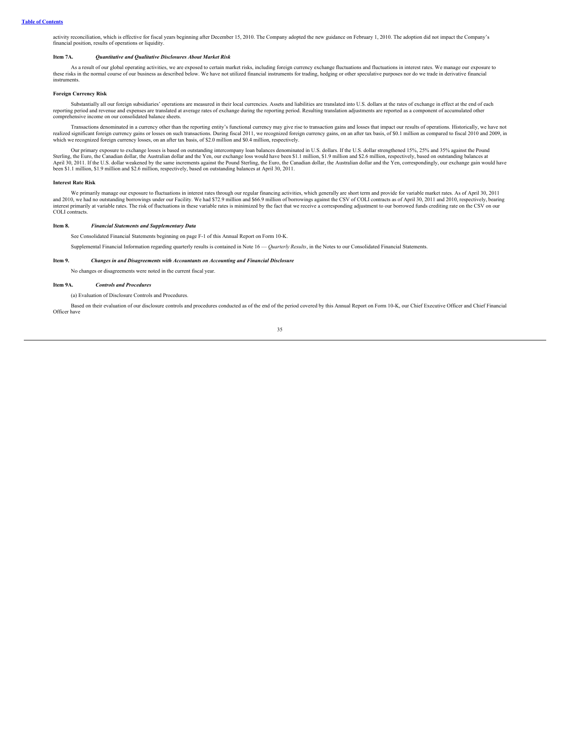activity reconciliation, which is effective for fiscal years beginning after December 15, 2010. The Company adopted the new guidance on February 1, 2010. The adoption did not impact the Company's financial position, results of operations or liquidity.

**Item 7A.** ***Quantitative and Qualitative Disclosures About Market Risk***

As a result of our global operating activities, we are exposed to certain market risks, including foreign currency exchange fluctuations and fluctuations in interest rates. We manage our exposure to these risks in the normal course of our business as described below. We have not utilized financial instruments for trading, hedging or other speculative purposes nor do we trade in derivative financial instruments.

**Foreign Currency Risk**

Substantially all our foreign subsidiaries' operations are measured in their local currencies. Assets and liabilities are translated into U.S. dollars at the rates of exchange in effect at the end of each reporting period and revenue and expenses are translated at average rates of exchange during the reporting period. Resulting translation adjustments are reported as a component of accumulated other comprehensive income on our consolidated balance sheets.

Transactions denominated in a currency other than the reporting entity's functional currency may give rise to transaction gains and losses that impact our results of operations. Historically, we have not realized significant foreign currency gains or losses on such transactions. During fiscal 2011, we recognized foreign currency gains, on an after tax basis, of $0.1 million as compared to fiscal 2010 and 2009, in which we recognized foreign currency losses, on an after tax basis, of $2.0 million and $0.4 million, respectively.

Our primary exposure to exchange losses is based on outstanding intercompany loan balances denominated in U.S. dollars. If the U.S. dollar strengthened 15%, 25% and 35% against the Pound Sterling, the Euro, the Canadian dollar, the Australian dollar and the Yen, our exchange loss would have been $1.1 million, $1.9 million and $2.6 million, respectively, based on outstanding balances at April 30, 2011. If the U.S. dollar weakened by the same increments against the Pound Sterling, the Euro, the Canadian dollar, the Australian dollar and the Yen, correspondingly, our exchange gain would have been $1.1 million, $1.9 million and $2.6 million, respectively, based on outstanding balances at April 30, 2011.

**Interest Rate Risk**

We primarily manage our exposure to fluctuations in interest rates through our regular financing activities, which generally are short term and provide for variable market rates. As of April 30, 2011 and 2010, we had no outstanding borrowings under our Facility. We had $72.9 million and $66.9 million of borrowings against the CSV of COLI contracts as of April 30, 2011 and 2010, respectively, bearing interest primarily at variable rates. The risk of fluctuations in these variable rates is minimized by the fact that we receive a corresponding adjustment to our borrowed funds crediting rate on the CSV on our COLI contracts.

**Item 8.** ***Financial Statements and Supplementary Data***

See Consolidated Financial Statements beginning on page F-1 of this Annual Report on Form 10-K.

Supplemental Financial Information regarding quarterly results is contained in Note 16 — *Quarterly Results*, in the Notes to our Consolidated Financial Statements.

**Item 9.** ***Changes in and Disagreements with Accountants on Accounting and Financial Disclosure***

No changes or disagreements were noted in the current fiscal year.

**Item 9A.** ***Controls and Procedures***

(a) Evaluation of Disclosure Controls and Procedures.

Based on their evaluation of our disclosure controls and procedures conducted as of the end of the period covered by this Annual Report on Form 10-K, our Chief Executive Officer and Chief Financial Officer have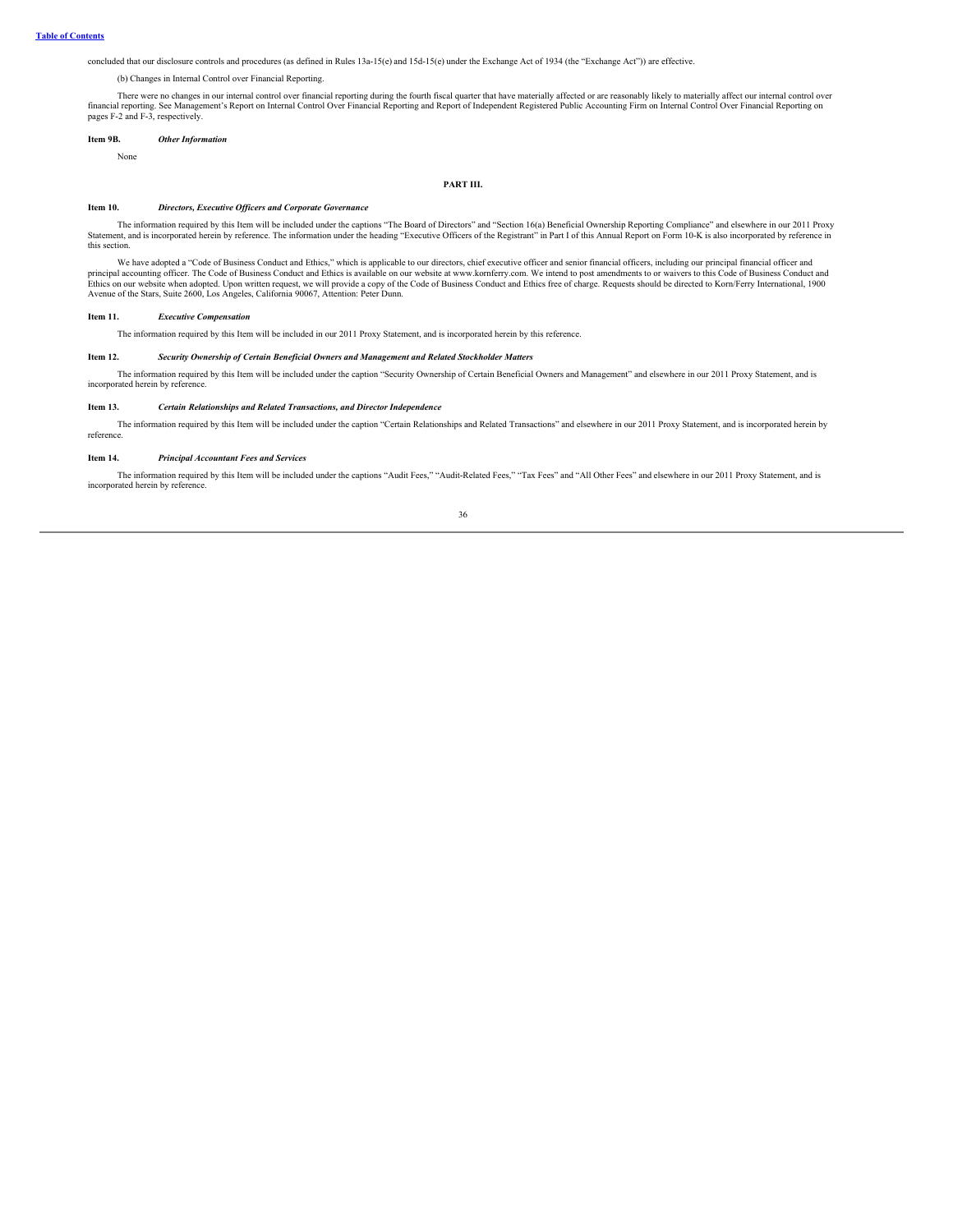concluded that our disclosure controls and procedures (as defined in Rules 13a-15(e) and 15d-15(e) under the Exchange Act of 1934 (the "Exchange Act")) are effective.

(b) Changes in Internal Control over Financial Reporting.

There were no changes in our internal control over financial reporting during the fourth fiscal quarter that have materially affected or are reasonably likely to materially affect our internal control over financial reporting. See Management's Report on Internal Control Over Financial Reporting and Report of Independent Registered Public Accounting Firm on Internal Control Over Financial Reporting on pages F-2 and F-3, respectively.

**Item 9B.** ***Other Information***

None

**PART III.**

**Item 10.** ***Directors, Executive Officers and Corporate Governance***

The information required by this Item will be included under the captions "The Board of Directors" and "Section 16(a) Beneficial Ownership Reporting Compliance" and elsewhere in our 2011 Proxy Statement, and is incorporated herein by reference. The information under the heading "Executive Officers of the Registrant" in Part I of this Annual Report on Form 10-K is also incorporated by reference in this section.

We have adopted a "Code of Business Conduct and Ethics," which is applicable to our directors, chief executive officer and senior financial officers, including our principal financial officer and principal accounting officer. The Code of Business Conduct and Ethics is available on our website at www.kornferry.com. We intend to post amendments to or waivers to this Code of Business Conduct and Ethics on our website when adopted. Upon written request, we will provide a copy of the Code of Business Conduct and Ethics free of charge. Requests should be directed to Korn/Ferry International, 1900 Avenue of the Stars, Suite 2600, Los Angeles, California 90067, Attention: Peter Dunn.

**Item 11.** ***Executive Compensation***

The information required by this Item will be included in our 2011 Proxy Statement, and is incorporated herein by this reference.

**Item 12.** ***Security Ownership of Certain Beneficial Owners and Management and Related Stockholder Matters***

The information required by this Item will be included under the caption "Security Ownership of Certain Beneficial Owners and Management" and elsewhere in our 2011 Proxy Statement, and is incorporated herein by reference.

**Item 13.** ***Certain Relationships and Related Transactions, and Director Independence***

The information required by this Item will be included under the caption "Certain Relationships and Related Transactions" and elsewhere in our 2011 Proxy Statement, and is incorporated herein by reference.

**Item 14.** ***Principal Accountant Fees and Services***

The information required by this Item will be included under the captions "Audit Fees," "Audit-Related Fees," "Tax Fees" and "All Other Fees" and elsewhere in our 2011 Proxy Statement, and is incorporated herein by reference.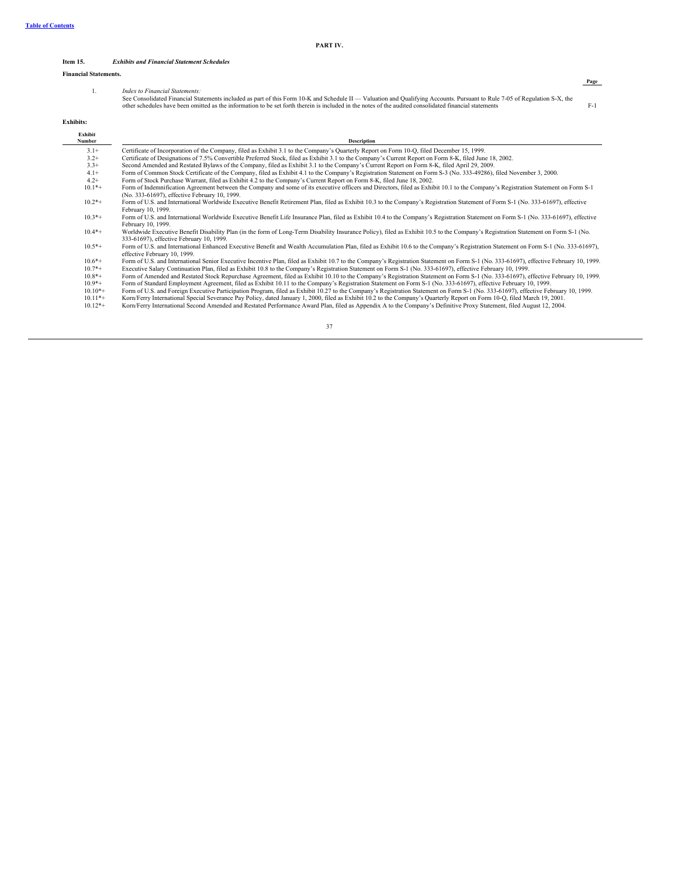## PART IV.

### Item 15. *Exhibits and Financial Statement Schedules*

**Financial Statements.**

| | | Page |
|---|---|---|
| 1. | *Index to Financial Statements:* See Consolidated Financial Statements included as part of this Form 10-K and Schedule II — Valuation and Qualifying Accounts. Pursuant to Rule 7-05 of Regulation S-X, the other schedules have been omitted as the information to be set forth therein is included in the notes of the audited consolidated financial statements | F-1 |

**Exhibits:**

| Exhibit Number | Description |
|---|---|
| 3.1+ | Certificate of Incorporation of the Company, filed as Exhibit 3.1 to the Company's Quarterly Report on Form 10-Q, filed December 15, 1999. |
| 3.2+ | Certificate of Designations of 7.5% Convertible Preferred Stock, filed as Exhibit 3.1 to the Company's Current Report on Form 8-K, filed June 18, 2002. |
| 3.3+ | Second Amended and Restated Bylaws of the Company, filed as Exhibit 3.1 to the Company's Current Report on Form 8-K, filed April 29, 2009. |
| 4.1+ | Form of Common Stock Certificate of the Company, filed as Exhibit 4.1 to the Company's Registration Statement on Form S-3 (No. 333-49286), filed November 3, 2000. |
| 4.2+ | Form of Stock Purchase Warrant, filed as Exhibit 4.2 to the Company's Current Report on Form 8-K, filed June 18, 2002. |
| 10.1*+ | Form of Indemnification Agreement between the Company and some of its executive officers and Directors, filed as Exhibit 10.1 to the Company's Registration Statement on Form S-1 (No. 333-61697), effective February 10, 1999. |
| 10.2*+ | Form of U.S. and International Worldwide Executive Benefit Retirement Plan, filed as Exhibit 10.3 to the Company's Registration Statement of Form S-1 (No. 333-61697), effective February 10, 1999. |
| 10.3*+ | Form of U.S. and International Worldwide Executive Benefit Life Insurance Plan, filed as Exhibit 10.4 to the Company's Registration Statement on Form S-1 (No. 333-61697), effective February 10, 1999. |
| 10.4*+ | Worldwide Executive Benefit Disability Plan (in the form of Long-Term Disability Insurance Policy), filed as Exhibit 10.5 to the Company's Registration Statement on Form S-1 (No. 333-61697), effective February 10, 1999. |
| 10.5*+ | Form of U.S. and International Enhanced Executive Benefit and Wealth Accumulation Plan, filed as Exhibit 10.6 to the Company's Registration Statement on Form S-1 (No. 333-61697), effective February 10, 1999. |
| 10.6*+ | Form of U.S. and International Senior Executive Incentive Plan, filed as Exhibit 10.7 to the Company's Registration Statement on Form S-1 (No. 333-61697), effective February 10, 1999. |
| 10.7*+ | Executive Salary Continuation Plan, filed as Exhibit 10.8 to the Company's Registration Statement on Form S-1 (No. 333-61697), effective February 10, 1999. |
| 10.8*+ | Form of Amended and Restated Stock Repurchase Agreement, filed as Exhibit 10.10 to the Company's Registration Statement on Form S-1 (No. 333-61697), effective February 10, 1999. |
| 10.9*+ | Form of Standard Employment Agreement, filed as Exhibit 10.11 to the Company's Registration Statement on Form S-1 (No. 333-61697), effective February 10, 1999. |
| 10.10*+ | Form of U.S. and Foreign Executive Participation Program, filed as Exhibit 10.27 to the Company's Registration Statement on Form S-1 (No. 333-61697), effective February 10, 1999. |
| 10.11*+ | Korn/Ferry International Special Severance Pay Policy, dated January 1, 2000, filed as Exhibit 10.2 to the Company's Quarterly Report on Form 10-Q, filed March 19, 2001. |
| 10.12*+ | Korn/Ferry International Second Amended and Restated Performance Award Plan, filed as Appendix A to the Company's Definitive Proxy Statement, filed August 12, 2004. |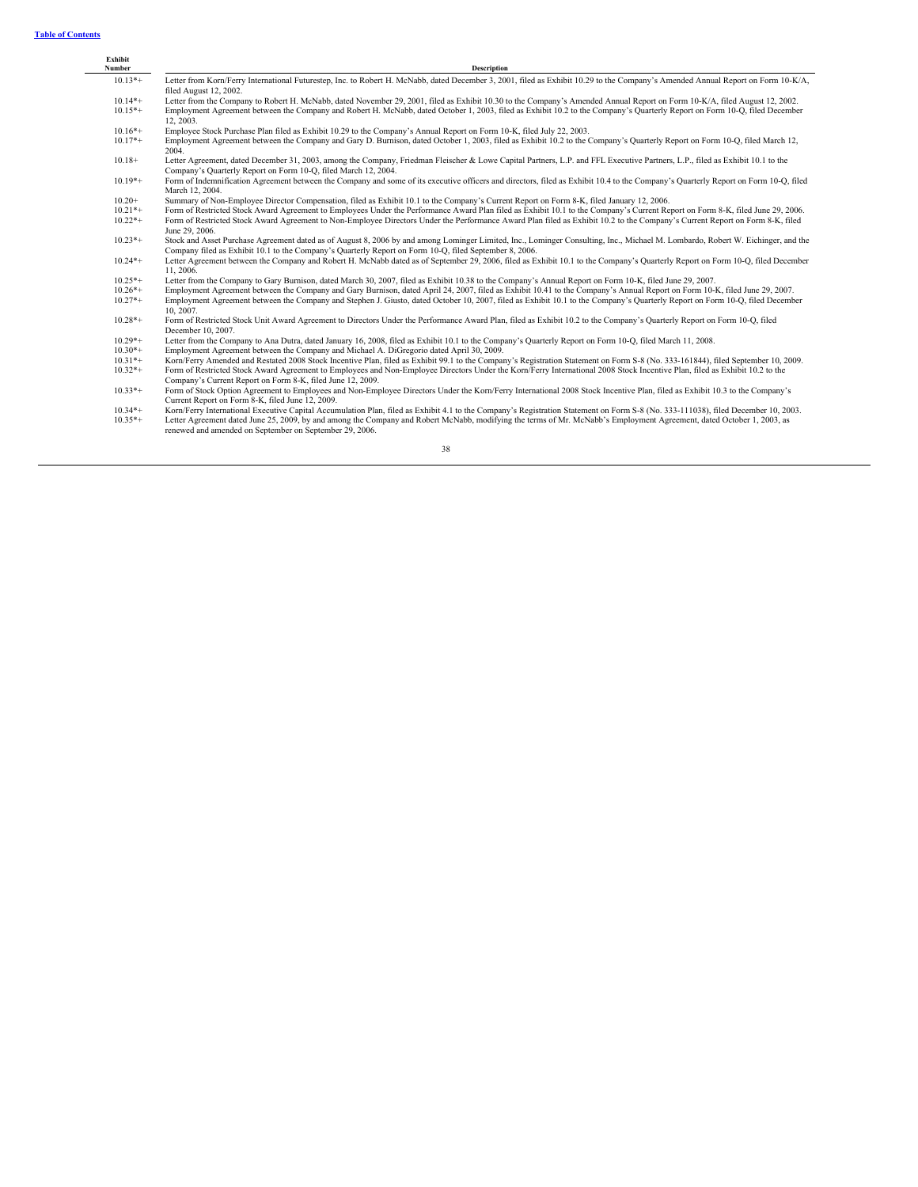| Exhibit Number | Description |
| --- | --- |
| 10.13*+ | Letter from Korn/Ferry International Futurestep, Inc. to Robert H. McNabb, dated December 3, 2001, filed as Exhibit 10.29 to the Company's Amended Annual Report on Form 10-K/A, filed August 12, 2002. |
| 10.14*+ | Letter from the Company to Robert H. McNabb, dated November 29, 2001, filed as Exhibit 10.30 to the Company's Amended Annual Report on Form 10-K/A, filed August 12, 2002. |
| 10.15*+ | Employment Agreement between the Company and Robert H. McNabb, dated October 1, 2003, filed as Exhibit 10.2 to the Company's Quarterly Report on Form 10-Q, filed December 12, 2003. |
| 10.16*+ | Employee Stock Purchase Plan filed as Exhibit 10.29 to the Company's Annual Report on Form 10-K, filed July 22, 2003. |
| 10.17*+ | Employment Agreement between the Company and Gary D. Burnison, dated October 1, 2003, filed as Exhibit 10.2 to the Company's Quarterly Report on Form 10-Q, filed March 12, 2004. |
| 10.18+ | Letter Agreement, dated December 31, 2003, among the Company, Friedman Fleischer & Lowe Capital Partners, L.P. and FFL Executive Partners, L.P., filed as Exhibit 10.1 to the Company's Quarterly Report on Form 10-Q, filed March 12, 2004. |
| 10.19*+ | Form of Indemnification Agreement between the Company and some of its executive officers and directors, filed as Exhibit 10.4 to the Company's Quarterly Report on Form 10-Q, filed March 12, 2004. |
| 10.20+ | Summary of Non-Employee Director Compensation, filed as Exhibit 10.1 to the Company's Current Report on Form 8-K, filed January 12, 2006. |
| 10.21*+ | Form of Restricted Stock Award Agreement to Employees Under the Performance Award Plan filed as Exhibit 10.1 to the Company's Current Report on Form 8-K, filed June 29, 2006. |
| 10.22*+ | Form of Restricted Stock Award Agreement to Non-Employee Directors Under the Performance Award Plan filed as Exhibit 10.2 to the Company's Current Report on Form 8-K, filed June 29, 2006. |
| 10.23*+ | Stock and Asset Purchase Agreement dated as of August 8, 2006 by and among Lominger Limited, Inc., Lominger Consulting, Inc., Michael M. Lombardo, Robert W. Eichinger, and the Company filed as Exhibit 10.1 to the Company's Quarterly Report on Form 10-Q, filed September 8, 2006. |
| 10.24*+ | Letter Agreement between the Company and Robert H. McNabb dated as of September 29, 2006, filed as Exhibit 10.1 to the Company's Quarterly Report on Form 10-Q, filed December 11, 2006. |
| 10.25*+ | Letter from the Company to Gary Burnison, dated March 30, 2007, filed as Exhibit 10.38 to the Company's Annual Report on Form 10-K, filed June 29, 2007. |
| 10.26*+ | Employment Agreement between the Company and Gary Burnison, dated April 24, 2007, filed as Exhibit 10.41 to the Company's Annual Report on Form 10-K, filed June 29, 2007. |
| 10.27*+ | Employment Agreement between the Company and Stephen J. Giusto, dated October 10, 2007, filed as Exhibit 10.1 to the Company's Quarterly Report on Form 10-Q, filed December 10, 2007. |
| 10.28*+ | Form of Restricted Stock Unit Award Agreement to Directors Under the Performance Award Plan, filed as Exhibit 10.2 to the Company's Quarterly Report on Form 10-Q, filed December 10, 2007. |
| 10.29*+ | Letter from the Company to Ana Dutra, dated January 16, 2008, filed as Exhibit 10.1 to the Company's Quarterly Report on Form 10-Q, filed March 11, 2008. |
| 10.30*+ | Employment Agreement between the Company and Michael A. DiGregorio dated April 30, 2009. |
| 10.31*+ | Korn/Ferry Amended and Restated 2008 Stock Incentive Plan, filed as Exhibit 99.1 to the Company's Registration Statement on Form S-8 (No. 333-161844), filed September 10, 2009. |
| 10.32*+ | Form of Restricted Stock Award Agreement to Employees and Non-Employee Directors Under the Korn/Ferry International 2008 Stock Incentive Plan, filed as Exhibit 10.2 to the Company's Current Report on Form 8-K, filed June 12, 2009. |
| 10.33*+ | Form of Stock Option Agreement to Employees and Non-Employee Directors Under the Korn/Ferry International 2008 Stock Incentive Plan, filed as Exhibit 10.3 to the Company's Current Report on Form 8-K, filed June 12, 2009. |
| 10.34*+ | Korn/Ferry International Executive Capital Accumulation Plan, filed as Exhibit 4.1 to the Company's Registration Statement on Form S-8 (No. 333-111038), filed December 10, 2003. |
| 10.35*+ | Letter Agreement dated June 25, 2009, by and among the Company and Robert McNabb, modifying the terms of Mr. McNabb's Employment Agreement, dated October 1, 2003, as renewed and amended on September on September 29, 2006. |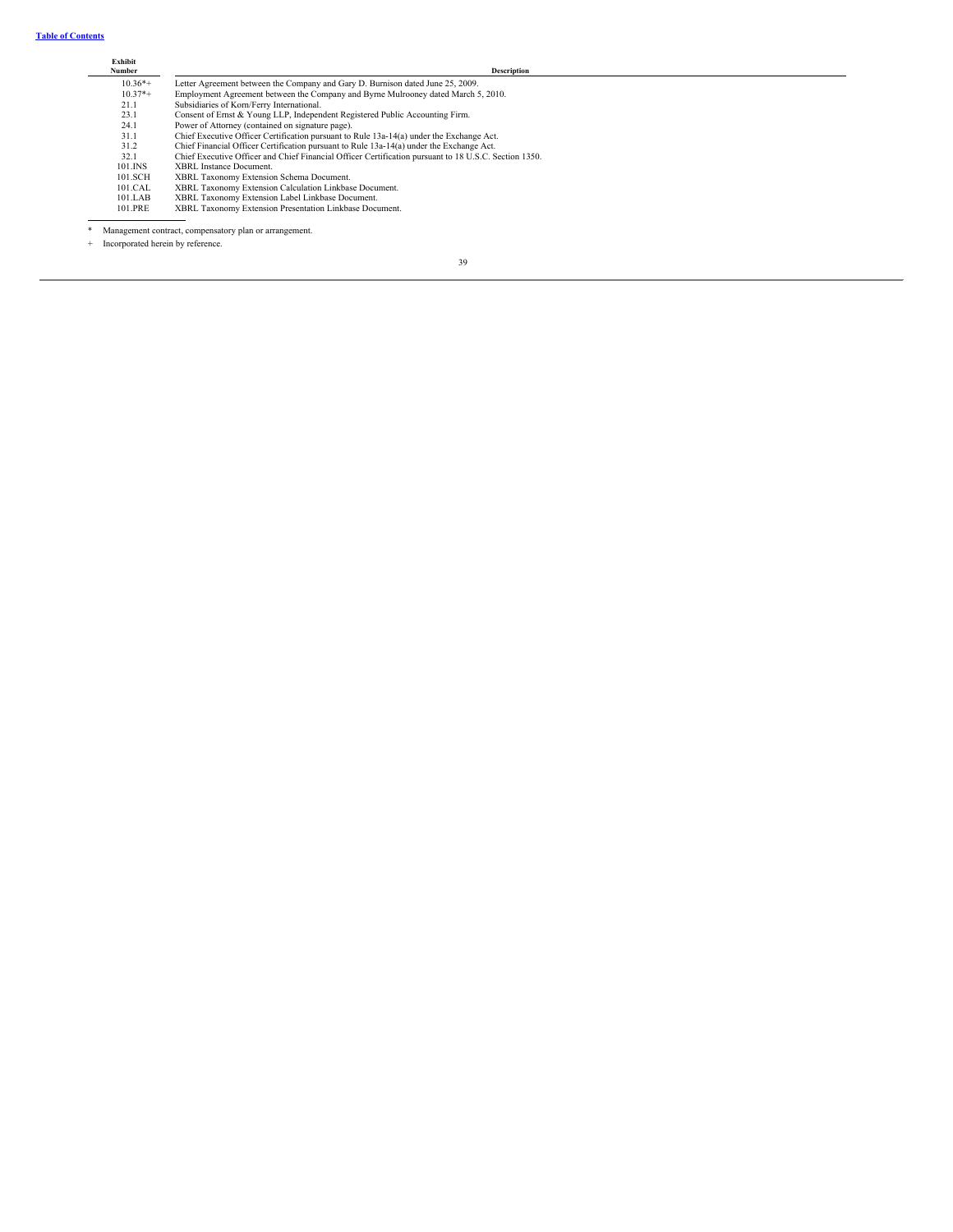| Exhibit Number | Description |
|---|---|
| 10.36*+ | Letter Agreement between the Company and Gary D. Burnison dated June 25, 2009. |
| 10.37*+ | Employment Agreement between the Company and Byrne Mulrooney dated March 5, 2010. |
| 21.1 | Subsidiaries of Korn/Ferry International. |
| 23.1 | Consent of Ernst & Young LLP, Independent Registered Public Accounting Firm. |
| 24.1 | Power of Attorney (contained on signature page). |
| 31.1 | Chief Executive Officer Certification pursuant to Rule 13a-14(a) under the Exchange Act. |
| 31.2 | Chief Financial Officer Certification pursuant to Rule 13a-14(a) under the Exchange Act. |
| 32.1 | Chief Executive Officer and Chief Financial Officer Certification pursuant to 18 U.S.C. Section 1350. |
| 101.INS | XBRL Instance Document. |
| 101.SCH | XBRL Taxonomy Extension Schema Document. |
| 101.CAL | XBRL Taxonomy Extension Calculation Linkbase Document. |
| 101.LAB | XBRL Taxonomy Extension Label Linkbase Document. |
| 101.PRE | XBRL Taxonomy Extension Presentation Linkbase Document. |

\* Management contract, compensatory plan or arrangement.

\+ Incorporated herein by reference.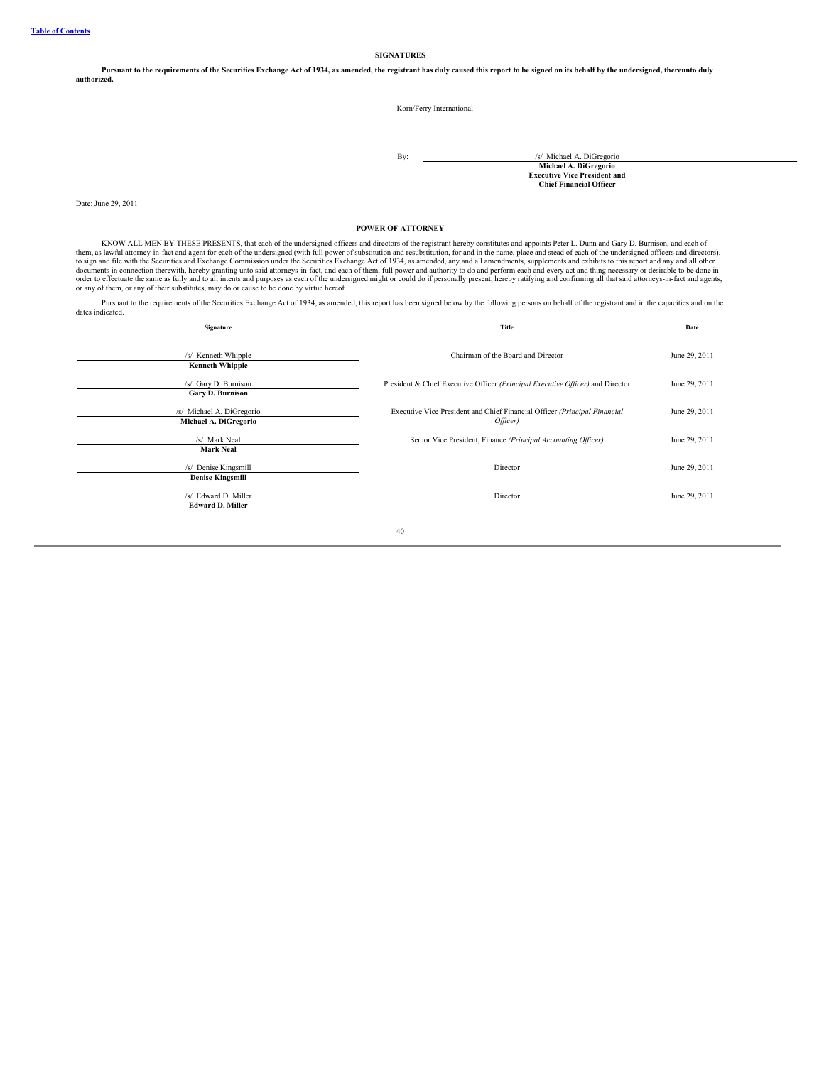[Table of Contents](#)

## SIGNATURES

**Pursuant to the requirements of the Securities Exchange Act of 1934, as amended, the registrant has duly caused this report to be signed on its behalf by the undersigned, thereunto duly authorized.**

Korn/Ferry International

By: /s/ Michael A. DiGregorio
**Michael A. DiGregorio**
**Executive Vice President and**
**Chief Financial Officer**

Date: June 29, 2011

## POWER OF ATTORNEY

KNOW ALL MEN BY THESE PRESENTS, that each of the undersigned officers and directors of the registrant hereby constitutes and appoints Peter L. Dunn and Gary D. Burnison, and each of them, as lawful attorney-in-fact and agent for each of the undersigned (with full power of substitution and resubstitution, for and in the name, place and stead of each of the undersigned officers and directors), to sign and file with the Securities and Exchange Commission under the Securities Exchange Act of 1934, as amended, any and all amendments, supplements and exhibits to this report and any and all other documents in connection therewith, hereby granting unto said attorneys-in-fact, and each of them, full power and authority to do and perform each and every act and thing necessary or desirable to be done in order to effectuate the same as fully and to all intents and purposes as each of the undersigned might or could do if personally present, hereby ratifying and confirming all that said attorneys-in-fact and agents, or any of them, or any of their substitutes, may do or cause to be done by virtue hereof.

Pursuant to the requirements of the Securities Exchange Act of 1934, as amended, this report has been signed below by the following persons on behalf of the registrant and in the capacities and on the dates indicated.

| Signature | Title | Date |
|---|---|---|
| /s/ Kenneth Whipple<br>**Kenneth Whipple** | Chairman of the Board and Director | June 29, 2011 |
| /s/ Gary D. Burnison<br>**Gary D. Burnison** | President & Chief Executive Officer *(Principal Executive Officer)* and Director | June 29, 2011 |
| /s/ Michael A. DiGregorio<br>**Michael A. DiGregorio** | Executive Vice President and Chief Financial Officer *(Principal Financial Officer)* | June 29, 2011 |
| /s/ Mark Neal<br>**Mark Neal** | Senior Vice President, Finance *(Principal Accounting Officer)* | June 29, 2011 |
| /s/ Denise Kingsmill<br>**Denise Kingsmill** | Director | June 29, 2011 |
| /s/ Edward D. Miller<br>**Edward D. Miller** | Director | June 29, 2011 |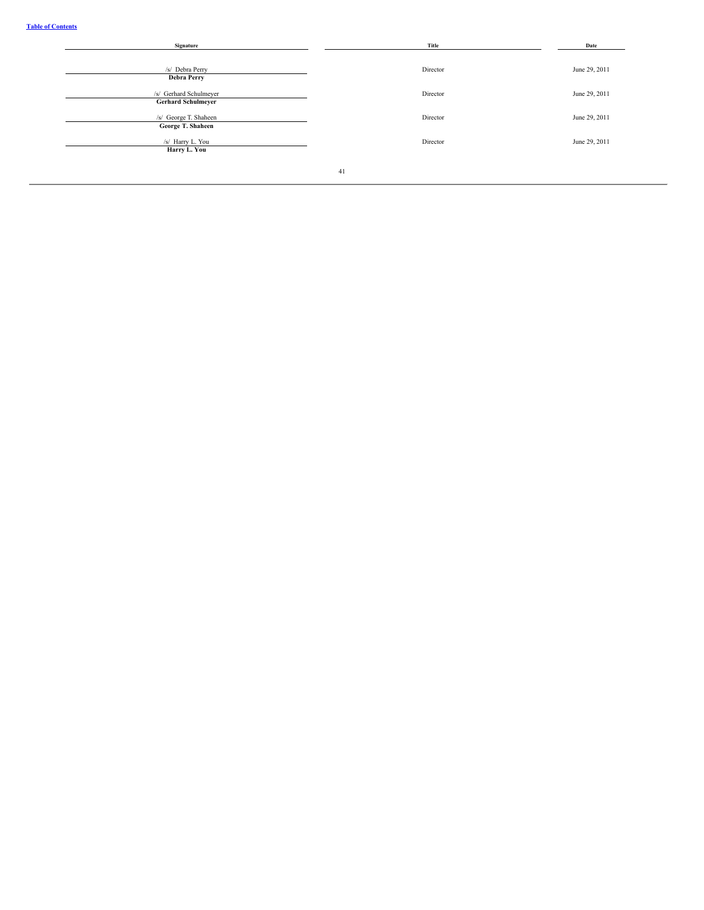| Signature | Title | Date |
| --- | --- | --- |
| /s/ Debra Perry<br>**Debra Perry** | Director | June 29, 2011 |
| /s/ Gerhard Schulmeyer<br>**Gerhard Schulmeyer** | Director | June 29, 2011 |
| /s/ George T. Shaheen<br>**George T. Shaheen** | Director | June 29, 2011 |
| /s/ Harry L. You<br>**Harry L. You** | Director | June 29, 2011 |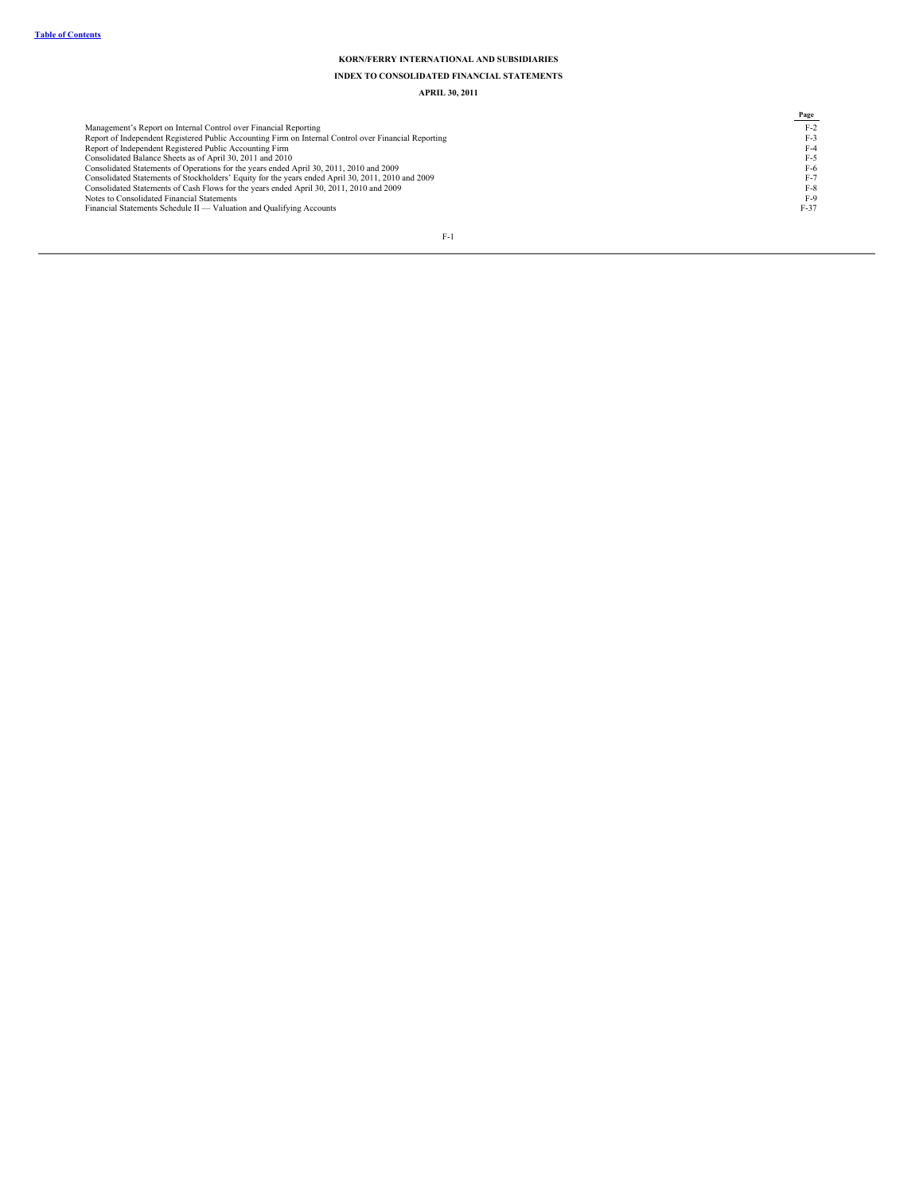[Table of Contents](#)

# KORN/FERRY INTERNATIONAL AND SUBSIDIARIES

## INDEX TO CONSOLIDATED FINANCIAL STATEMENTS

### APRIL 30, 2011

| | Page |
|---|---|
| Management's Report on Internal Control over Financial Reporting | F-2 |
| Report of Independent Registered Public Accounting Firm on Internal Control over Financial Reporting | F-3 |
| Report of Independent Registered Public Accounting Firm | F-4 |
| Consolidated Balance Sheets as of April 30, 2011 and 2010 | F-5 |
| Consolidated Statements of Operations for the years ended April 30, 2011, 2010 and 2009 | F-6 |
| Consolidated Statements of Stockholders' Equity for the years ended April 30, 2011, 2010 and 2009 | F-7 |
| Consolidated Statements of Cash Flows for the years ended April 30, 2011, 2010 and 2009 | F-8 |
| Notes to Consolidated Financial Statements | F-9 |
| Financial Statements Schedule II — Valuation and Qualifying Accounts | F-37 |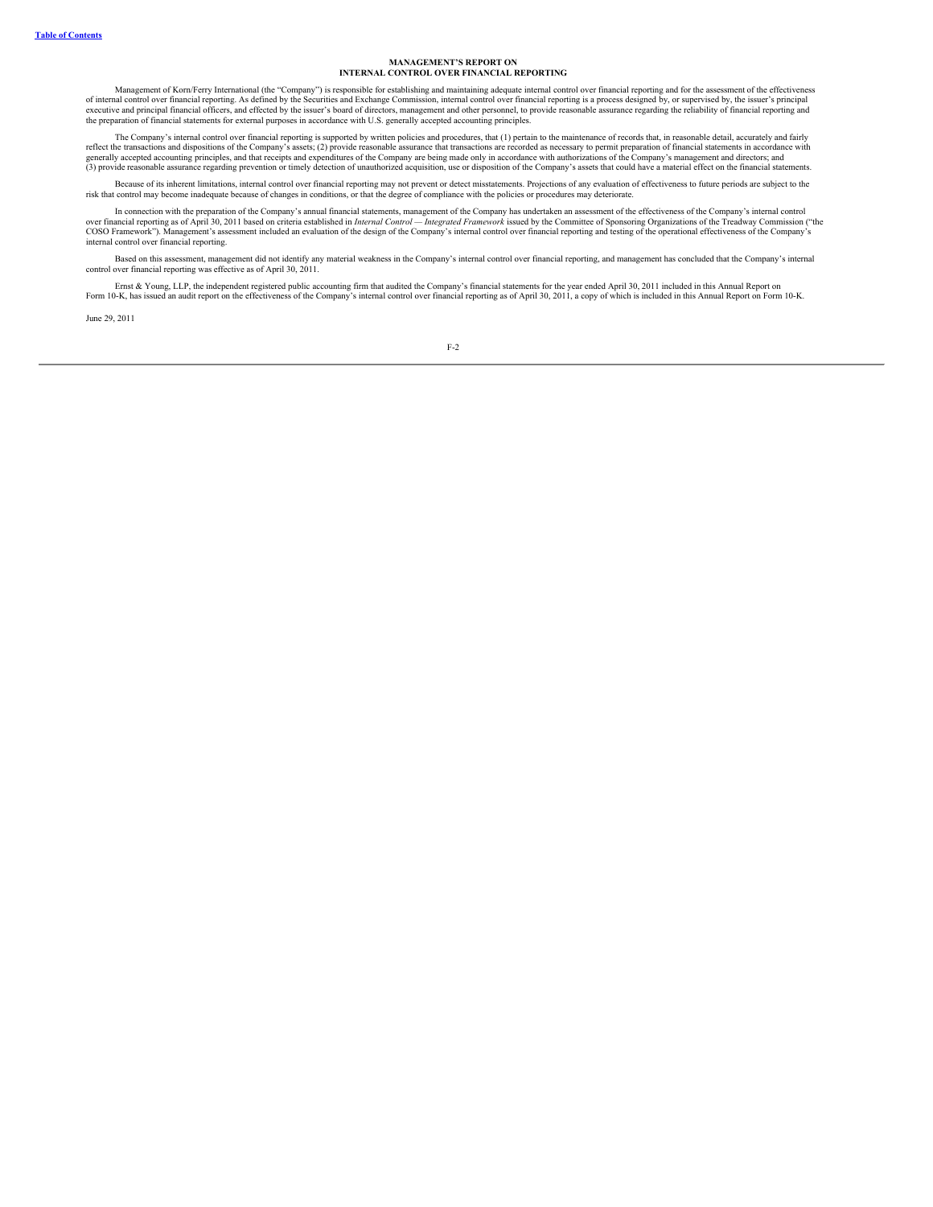# MANAGEMENT'S REPORT ON INTERNAL CONTROL OVER FINANCIAL REPORTING

Management of Korn/Ferry International (the "Company") is responsible for establishing and maintaining adequate internal control over financial reporting and for the assessment of the effectiveness of internal control over financial reporting. As defined by the Securities and Exchange Commission, internal control over financial reporting is a process designed by, or supervised by, the issuer's principal executive and principal financial officers, and effected by the issuer's board of directors, management and other personnel, to provide reasonable assurance regarding the reliability of financial reporting and the preparation of financial statements for external purposes in accordance with U.S. generally accepted accounting principles.

The Company's internal control over financial reporting is supported by written policies and procedures, that (1) pertain to the maintenance of records that, in reasonable detail, accurately and fairly reflect the transactions and dispositions of the Company's assets; (2) provide reasonable assurance that transactions are recorded as necessary to permit preparation of financial statements in accordance with generally accepted accounting principles, and that receipts and expenditures of the Company are being made only in accordance with authorizations of the Company's management and directors; and (3) provide reasonable assurance regarding prevention or timely detection of unauthorized acquisition, use or disposition of the Company's assets that could have a material effect on the financial statements.

Because of its inherent limitations, internal control over financial reporting may not prevent or detect misstatements. Projections of any evaluation of effectiveness to future periods are subject to the risk that control may become inadequate because of changes in conditions, or that the degree of compliance with the policies or procedures may deteriorate.

In connection with the preparation of the Company's annual financial statements, management of the Company has undertaken an assessment of the effectiveness of the Company's internal control over financial reporting as of April 30, 2011 based on criteria established in *Internal Control — Integrated Framework* issued by the Committee of Sponsoring Organizations of the Treadway Commission ("the COSO Framework"). Management's assessment included an evaluation of the design of the Company's internal control over financial reporting and testing of the operational effectiveness of the Company's internal control over financial reporting.

Based on this assessment, management did not identify any material weakness in the Company's internal control over financial reporting, and management has concluded that the Company's internal control over financial reporting was effective as of April 30, 2011.

Ernst & Young, LLP, the independent registered public accounting firm that audited the Company's financial statements for the year ended April 30, 2011 included in this Annual Report on Form 10-K, has issued an audit report on the effectiveness of the Company's internal control over financial reporting as of April 30, 2011, a copy of which is included in this Annual Report on Form 10-K.

June 29, 2011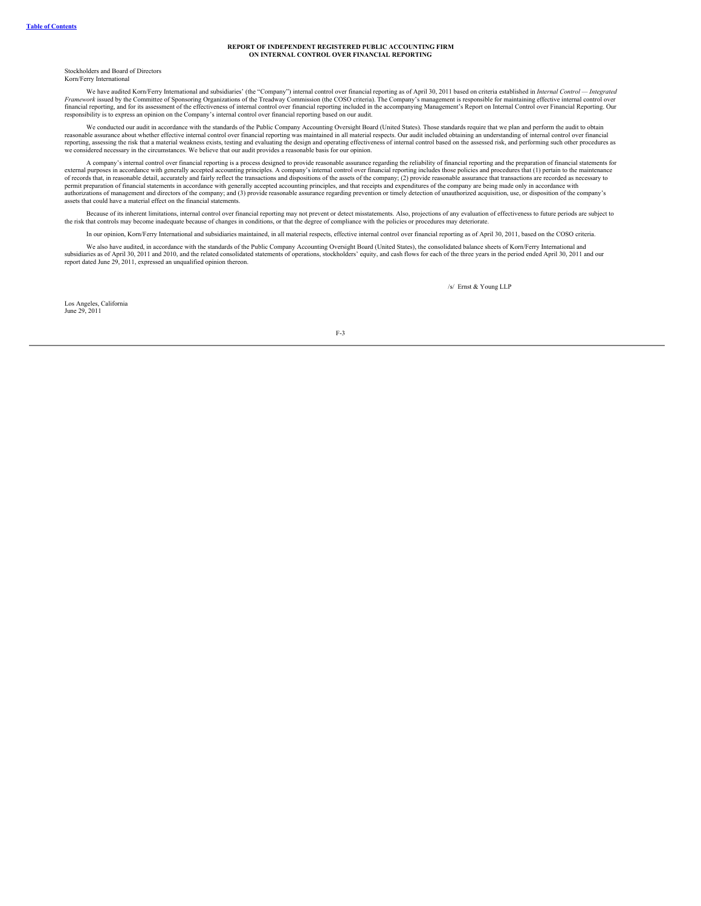## REPORT OF INDEPENDENT REGISTERED PUBLIC ACCOUNTING FIRM ON INTERNAL CONTROL OVER FINANCIAL REPORTING

Stockholders and Board of Directors
Korn/Ferry International

We have audited Korn/Ferry International and subsidiaries' (the "Company") internal control over financial reporting as of April 30, 2011 based on criteria established in *Internal Control — Integrated Framework* issued by the Committee of Sponsoring Organizations of the Treadway Commission (the COSO criteria). The Company's management is responsible for maintaining effective internal control over financial reporting, and for its assessment of the effectiveness of internal control over financial reporting included in the accompanying Management's Report on Internal Control over Financial Reporting. Our responsibility is to express an opinion on the Company's internal control over financial reporting based on our audit.

We conducted our audit in accordance with the standards of the Public Company Accounting Oversight Board (United States). Those standards require that we plan and perform the audit to obtain reasonable assurance about whether effective internal control over financial reporting was maintained in all material respects. Our audit included obtaining an understanding of internal control over financial reporting, assessing the risk that a material weakness exists, testing and evaluating the design and operating effectiveness of internal control based on the assessed risk, and performing such other procedures as we considered necessary in the circumstances. We believe that our audit provides a reasonable basis for our opinion.

A company's internal control over financial reporting is a process designed to provide reasonable assurance regarding the reliability of financial reporting and the preparation of financial statements for external purposes in accordance with generally accepted accounting principles. A company's internal control over financial reporting includes those policies and procedures that (1) pertain to the maintenance of records that, in reasonable detail, accurately and fairly reflect the transactions and dispositions of the assets of the company; (2) provide reasonable assurance that transactions are recorded as necessary to permit preparation of financial statements in accordance with generally accepted accounting principles, and that receipts and expenditures of the company are being made only in accordance with authorizations of management and directors of the company; and (3) provide reasonable assurance regarding prevention or timely detection of unauthorized acquisition, use, or disposition of the company's assets that could have a material effect on the financial statements.

Because of its inherent limitations, internal control over financial reporting may not prevent or detect misstatements. Also, projections of any evaluation of effectiveness to future periods are subject to the risk that controls may become inadequate because of changes in conditions, or that the degree of compliance with the policies or procedures may deteriorate.

In our opinion, Korn/Ferry International and subsidiaries maintained, in all material respects, effective internal control over financial reporting as of April 30, 2011, based on the COSO criteria.

We also have audited, in accordance with the standards of the Public Company Accounting Oversight Board (United States), the consolidated balance sheets of Korn/Ferry International and subsidiaries as of April 30, 2011 and 2010, and the related consolidated statements of operations, stockholders' equity, and cash flows for each of the three years in the period ended April 30, 2011 and our report dated June 29, 2011, expressed an unqualified opinion thereon.

/s/ Ernst & Young LLP

Los Angeles, California
June 29, 2011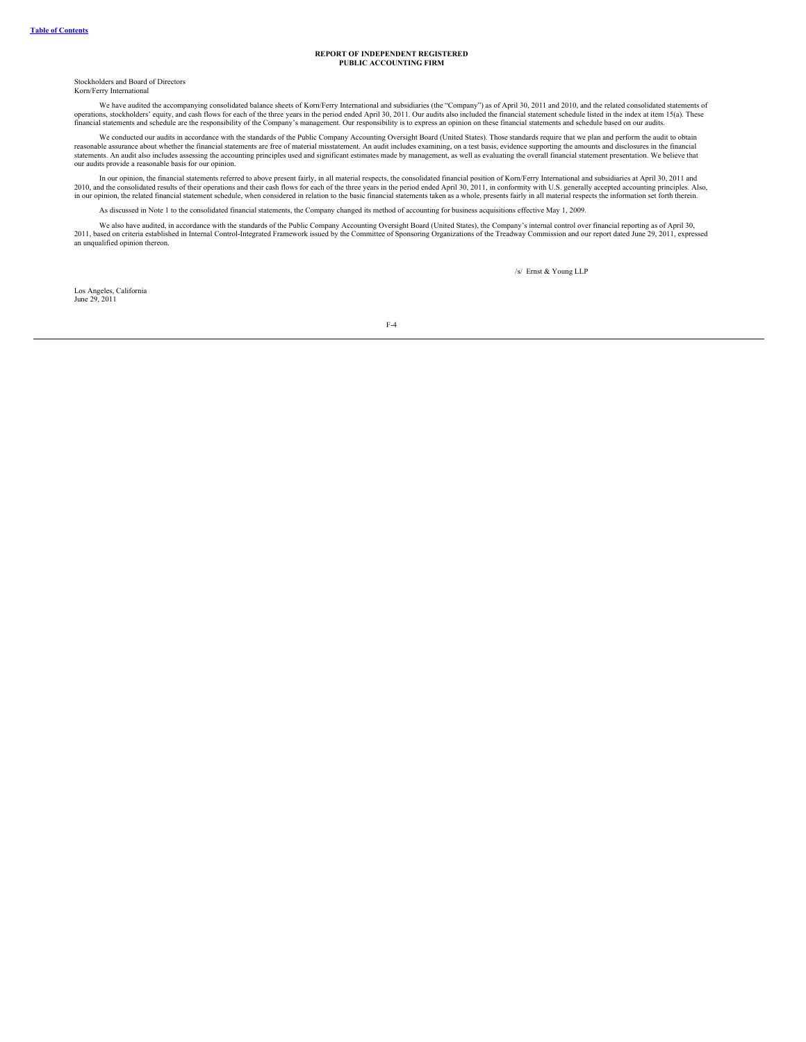# REPORT OF INDEPENDENT REGISTERED PUBLIC ACCOUNTING FIRM

Stockholders and Board of Directors
Korn/Ferry International

We have audited the accompanying consolidated balance sheets of Korn/Ferry International and subsidiaries (the "Company") as of April 30, 2011 and 2010, and the related consolidated statements of operations, stockholders' equity, and cash flows for each of the three years in the period ended April 30, 2011. Our audits also included the financial statement schedule listed in the index at item 15(a). These financial statements and schedule are the responsibility of the Company's management. Our responsibility is to express an opinion on these financial statements and schedule based on our audits.

We conducted our audits in accordance with the standards of the Public Company Accounting Oversight Board (United States). Those standards require that we plan and perform the audit to obtain reasonable assurance about whether the financial statements are free of material misstatement. An audit includes examining, on a test basis, evidence supporting the amounts and disclosures in the financial statements. An audit also includes assessing the accounting principles used and significant estimates made by management, as well as evaluating the overall financial statement presentation. We believe that our audits provide a reasonable basis for our opinion.

In our opinion, the financial statements referred to above present fairly, in all material respects, the consolidated financial position of Korn/Ferry International and subsidiaries at April 30, 2011 and 2010, and the consolidated results of their operations and their cash flows for each of the three years in the period ended April 30, 2011, in conformity with U.S. generally accepted accounting principles. Also, in our opinion, the related financial statement schedule, when considered in relation to the basic financial statements taken as a whole, presents fairly in all material respects the information set forth therein.

As discussed in Note 1 to the consolidated financial statements, the Company changed its method of accounting for business acquisitions effective May 1, 2009.

We also have audited, in accordance with the standards of the Public Company Accounting Oversight Board (United States), the Company's internal control over financial reporting as of April 30, 2011, based on criteria established in Internal Control-Integrated Framework issued by the Committee of Sponsoring Organizations of the Treadway Commission and our report dated June 29, 2011, expressed an unqualified opinion thereon.

/s/ Ernst & Young LLP

Los Angeles, California
June 29, 2011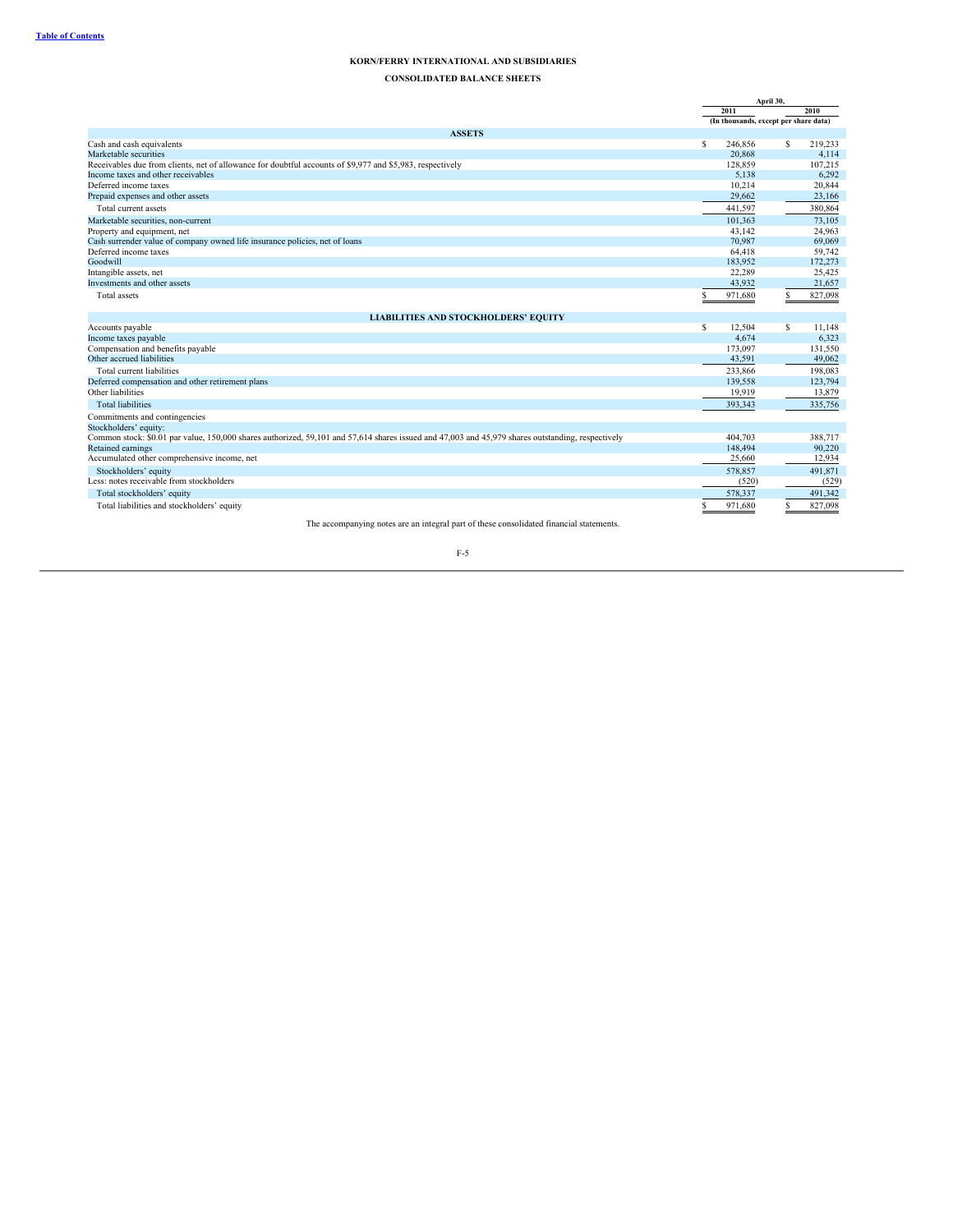**KORN/FERRY INTERNATIONAL AND SUBSIDIARIES**

**CONSOLIDATED BALANCE SHEETS**

| | April 30, | |
|---|---|---|
| | 2011 | 2010 |
| | (In thousands, except per share data) | |
| **ASSETS** | | |
| Cash and cash equivalents | $ 246,856 | $ 219,233 |
| Marketable securities | 20,868 | 4,114 |
| Receivables due from clients, net of allowance for doubtful accounts of $9,977 and $5,983, respectively | 128,859 | 107,215 |
| Income taxes and other receivables | 5,138 | 6,292 |
| Deferred income taxes | 10,214 | 20,844 |
| Prepaid expenses and other assets | 29,662 | 23,166 |
| Total current assets | 441,597 | 380,864 |
| Marketable securities, non-current | 101,363 | 73,105 |
| Property and equipment, net | 43,142 | 24,963 |
| Cash surrender value of company owned life insurance policies, net of loans | 70,987 | 69,069 |
| Deferred income taxes | 64,418 | 59,742 |
| Goodwill | 183,952 | 172,273 |
| Intangible assets, net | 22,289 | 25,425 |
| Investments and other assets | 43,932 | 21,657 |
| Total assets | $ 971,680 | $ 827,098 |
| **LIABILITIES AND STOCKHOLDERS' EQUITY** | | |
| Accounts payable | $ 12,504 | $ 11,148 |
| Income taxes payable | 4,674 | 6,323 |
| Compensation and benefits payable | 173,097 | 131,550 |
| Other accrued liabilities | 43,591 | 49,062 |
| Total current liabilities | 233,866 | 198,083 |
| Deferred compensation and other retirement plans | 139,558 | 123,794 |
| Other liabilities | 19,919 | 13,879 |
| Total liabilities | 393,343 | 335,756 |
| Commitments and contingencies | | |
| Stockholders' equity: | | |
| Common stock: $0.01 par value, 150,000 shares authorized, 59,101 and 57,614 shares issued and 47,003 and 45,979 shares outstanding, respectively | 404,703 | 388,717 |
| Retained earnings | 148,494 | 90,220 |
| Accumulated other comprehensive income, net | 25,660 | 12,934 |
| Stockholders' equity | 578,857 | 491,871 |
| Less: notes receivable from stockholders | (520) | (529) |
| Total stockholders' equity | 578,337 | 491,342 |
| Total liabilities and stockholders' equity | $ 971,680 | $ 827,098 |

The accompanying notes are an integral part of these consolidated financial statements.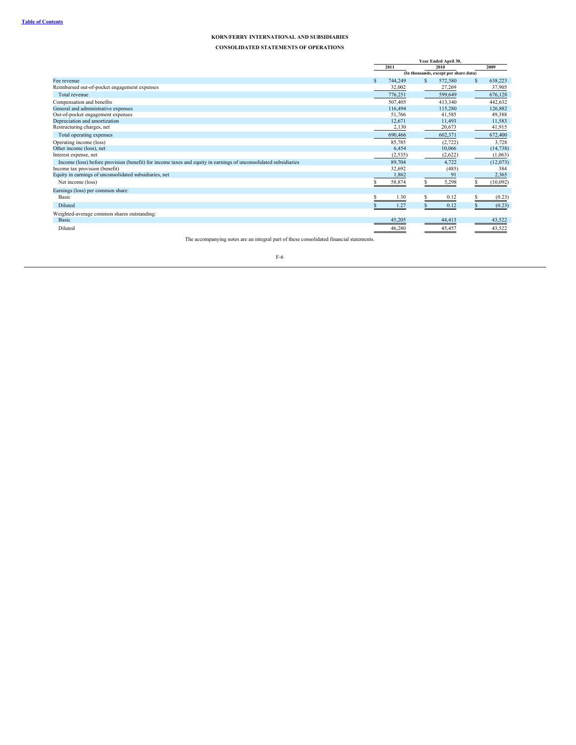**KORN/FERRY INTERNATIONAL AND SUBSIDIARIES**

**CONSOLIDATED STATEMENTS OF OPERATIONS**

| | Year Ended April 30, | | |
|---|---|---|---|
| | 2011 | 2010 | 2009 |
| | (In thousands, except per share data) | | |
| Fee revenue | $ 744,249 | $ 572,380 | $ 638,223 |
| Reimbursed out-of-pocket engagement expenses | 32,002 | 27,269 | 37,905 |
| Total revenue | 776,251 | 599,649 | 676,128 |
| Compensation and benefits | 507,405 | 413,340 | 442,632 |
| General and administrative expenses | 116,494 | 115,280 | 126,882 |
| Out-of-pocket engagement expenses | 51,766 | 41,585 | 49,388 |
| Depreciation and amortization | 12,671 | 11,493 | 11,583 |
| Restructuring charges, net | 2,130 | 20,673 | 41,915 |
| Total operating expenses | 690,466 | 602,371 | 672,400 |
| Operating income (loss) | 85,785 | (2,722) | 3,728 |
| Other income (loss), net | 6,454 | 10,066 | (14,738) |
| Interest expense, net | (2,535) | (2,622) | (1,063) |
| Income (loss) before provision (benefit) for income taxes and equity in earnings of unconsolidated subsidiaries | 89,704 | 4,722 | (12,073) |
| Income tax provision (benefit) | 32,692 | (485) | 384 |
| Equity in earnings of unconsolidated subsidiaries, net | 1,862 | 91 | 2,365 |
| Net income (loss) | $ 58,874 | $ 5,298 | $ (10,092) |
| Earnings (loss) per common share: | | | |
| Basic | $ 1.30 | $ 0.12 | $ (0.23) |
| Diluted | $ 1.27 | $ 0.12 | $ (0.23) |
| Weighted-average common shares outstanding: | | | |
| Basic | 45,205 | 44,413 | 43,522 |
| Diluted | 46,280 | 45,457 | 43,522 |

The accompanying notes are an integral part of these consolidated financial statements.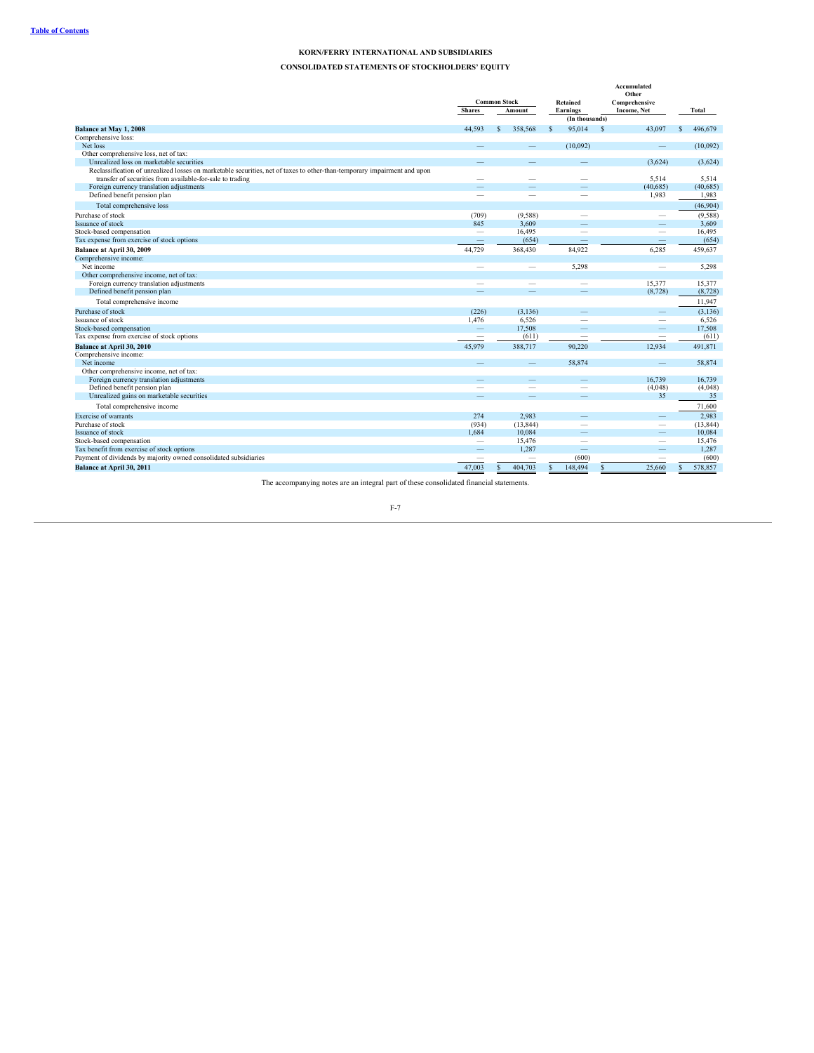**Table of Contents**

## KORN/FERRY INTERNATIONAL AND SUBSIDIARIES

## CONSOLIDATED STATEMENTS OF STOCKHOLDERS' EQUITY

| | Common Stock | | Retained | Accumulated Other Comprehensive | |
|---|---|---|---|---|---|
| | Shares | Amount | Earnings | Income, Net | Total |
| | | | (In thousands) | | |
| **Balance at May 1, 2008** | 44,593 | $ 358,568 | $ 95,014 | $ 43,097 | $ 496,679 |
| Comprehensive loss: | | | | | |
| Net loss | — | — | (10,092) | — | (10,092) |
| Other comprehensive loss, net of tax: | | | | | |
| Unrealized loss on marketable securities | — | — | — | (3,624) | (3,624) |
| Reclassification of unrealized losses on marketable securities, net of taxes to other-than-temporary impairment and upon transfer of securities from available-for-sale to trading | — | — | — | 5,514 | 5,514 |
| Foreign currency translation adjustments | — | — | — | (40,685) | (40,685) |
| Defined benefit pension plan | — | — | — | 1,983 | 1,983 |
| Total comprehensive loss | | | | | (46,904) |
| Purchase of stock | (709) | (9,588) | — | — | (9,588) |
| Issuance of stock | 845 | 3,609 | — | — | 3,609 |
| Stock-based compensation | — | 16,495 | — | — | 16,495 |
| Tax expense from exercise of stock options | — | (654) | — | — | (654) |
| **Balance at April 30, 2009** | 44,729 | 368,430 | 84,922 | 6,285 | 459,637 |
| Comprehensive income: | | | | | |
| Net income | — | — | 5,298 | — | 5,298 |
| Other comprehensive income, net of tax: | | | | | |
| Foreign currency translation adjustments | — | — | — | 15,377 | 15,377 |
| Defined benefit pension plan | — | — | — | (8,728) | (8,728) |
| Total comprehensive income | | | | | 11,947 |
| Purchase of stock | (226) | (3,136) | — | — | (3,136) |
| Issuance of stock | 1,476 | 6,526 | — | — | 6,526 |
| Stock-based compensation | — | 17,508 | — | — | 17,508 |
| Tax expense from exercise of stock options | — | (611) | — | — | (611) |
| **Balance at April 30, 2010** | 45,979 | 388,717 | 90,220 | 12,934 | 491,871 |
| Comprehensive income: | | | | | |
| Net income | — | — | 58,874 | — | 58,874 |
| Other comprehensive income, net of tax: | | | | | |
| Foreign currency translation adjustments | — | — | — | 16,739 | 16,739 |
| Defined benefit pension plan | — | — | — | (4,048) | (4,048) |
| Unrealized gains on marketable securities | — | — | — | 35 | 35 |
| Total comprehensive income | | | | | 71,600 |
| Exercise of warrants | 274 | 2,983 | — | — | 2,983 |
| Purchase of stock | (934) | (13,844) | — | — | (13,844) |
| Issuance of stock | 1,684 | 10,084 | — | — | 10,084 |
| Stock-based compensation | — | 15,476 | — | — | 15,476 |
| Tax benefit from exercise of stock options | — | 1,287 | — | — | 1,287 |
| Payment of dividends by majority owned consolidated subsidiaries | — | — | (600) | — | (600) |
| **Balance at April 30, 2011** | 47,003 | $ 404,703 | $ 148,494 | $ 25,660 | $ 578,857 |

The accompanying notes are an integral part of these consolidated financial statements.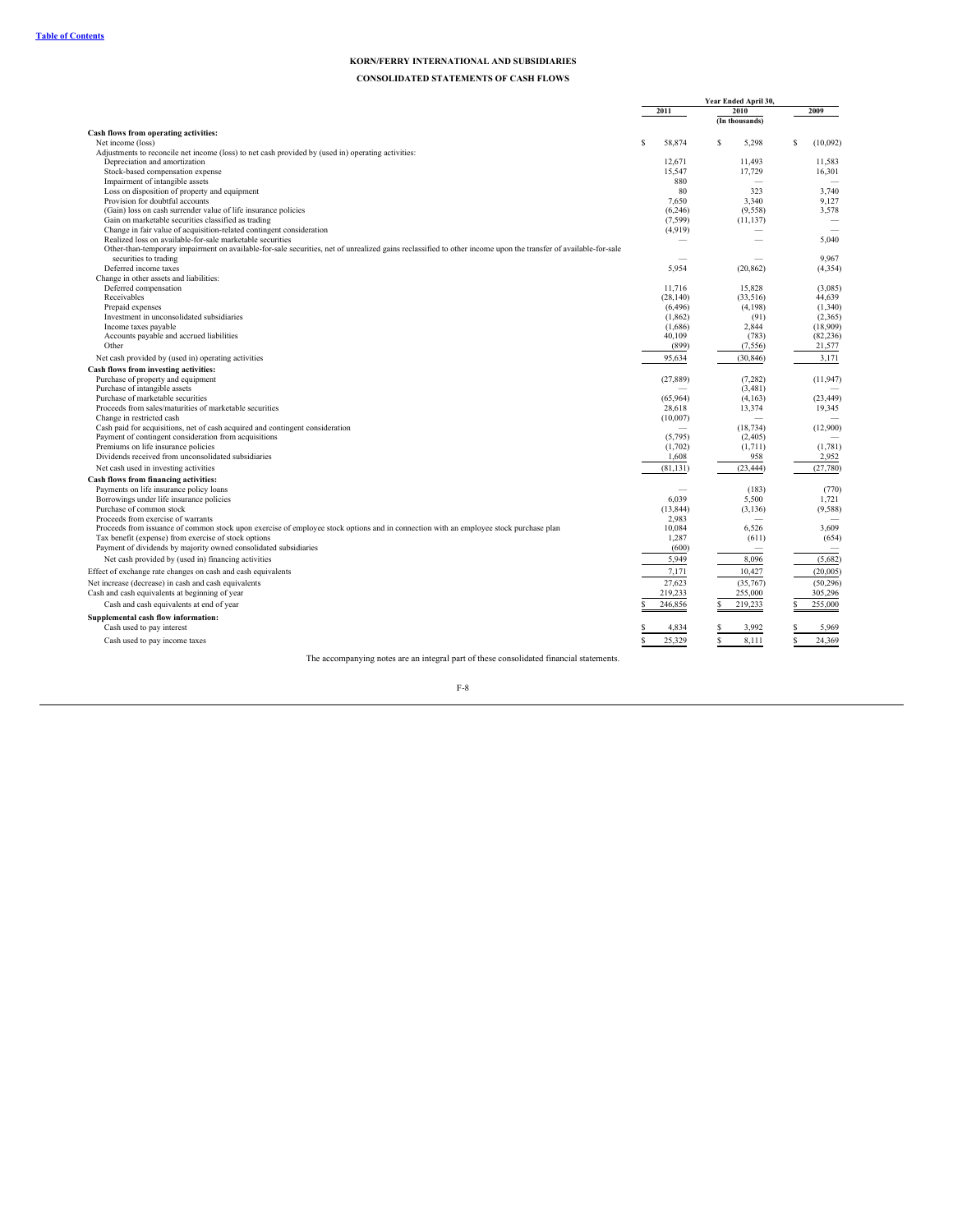**KORN/FERRY INTERNATIONAL AND SUBSIDIARIES**

**CONSOLIDATED STATEMENTS OF CASH FLOWS**

| | Year Ended April 30, | | |
|---|---|---|---|
| | 2011 | 2010 | 2009 |
| | | (In thousands) | |
| **Cash flows from operating activities:** | | | |
| Net income (loss) | $ 58,874 | $ 5,298 | $ (10,092) |
| Adjustments to reconcile net income (loss) to net cash provided by (used in) operating activities: | | | |
| Depreciation and amortization | 12,671 | 11,493 | 11,583 |
| Stock-based compensation expense | 15,547 | 17,729 | 16,301 |
| Impairment of intangible assets | 880 | — | — |
| Loss on disposition of property and equipment | 80 | 323 | 3,740 |
| Provision for doubtful accounts | 7,650 | 3,340 | 9,127 |
| (Gain) loss on cash surrender value of life insurance policies | (6,246) | (9,558) | 3,578 |
| Gain on marketable securities classified as trading | (7,599) | (11,137) | — |
| Change in fair value of acquisition-related contingent consideration | (4,919) | — | — |
| Realized loss on available-for-sale marketable securities | — | — | 5,040 |
| Other-than-temporary impairment on available-for-sale securities, net of unrealized gains reclassified to other income upon the transfer of available-for-sale securities to trading | — | — | 9,967 |
| Deferred income taxes | 5,954 | (20,862) | (4,354) |
| Change in other assets and liabilities: | | | |
| Deferred compensation | 11,716 | 15,828 | (3,085) |
| Receivables | (28,140) | (33,516) | 44,639 |
| Prepaid expenses | (6,496) | (4,198) | (1,340) |
| Investment in unconsolidated subsidiaries | (1,862) | (91) | (2,365) |
| Income taxes payable | (1,686) | 2,844 | (18,909) |
| Accounts payable and accrued liabilities | 40,109 | (783) | (82,236) |
| Other | (899) | (7,556) | 21,577 |
| Net cash provided by (used in) operating activities | 95,634 | (30,846) | 3,171 |
| **Cash flows from investing activities:** | | | |
| Purchase of property and equipment | (27,889) | (7,282) | (11,947) |
| Purchase of intangible assets | — | (3,481) | — |
| Purchase of marketable securities | (65,964) | (4,163) | (23,449) |
| Proceeds from sales/maturities of marketable securities | 28,618 | 13,374 | 19,345 |
| Change in restricted cash | (10,007) | — | — |
| Cash paid for acquisitions, net of cash acquired and contingent consideration | — | (18,734) | (12,900) |
| Payment of contingent consideration from acquisitions | (5,795) | (2,405) | — |
| Premiums on life insurance policies | (1,702) | (1,711) | (1,781) |
| Dividends received from unconsolidated subsidiaries | 1,608 | 958 | 2,952 |
| Net cash used in investing activities | (81,131) | (23,444) | (27,780) |
| **Cash flows from financing activities:** | | | |
| Payments on life insurance policy loans | — | (183) | (770) |
| Borrowings under life insurance policies | 6,039 | 5,500 | 1,721 |
| Purchase of common stock | (13,844) | (3,136) | (9,588) |
| Proceeds from exercise of warrants | 2,983 | — | — |
| Proceeds from issuance of common stock upon exercise of employee stock options and in connection with an employee stock purchase plan | 10,084 | 6,526 | 3,609 |
| Tax benefit (expense) from exercise of stock options | 1,287 | (611) | (654) |
| Payment of dividends by majority owned consolidated subsidiaries | (600) | — | — |
| Net cash provided by (used in) financing activities | 5,949 | 8,096 | (5,682) |
| Effect of exchange rate changes on cash and cash equivalents | 7,171 | 10,427 | (20,005) |
| Net increase (decrease) in cash and cash equivalents | 27,623 | (35,767) | (50,296) |
| Cash and cash equivalents at beginning of year | 219,233 | 255,000 | 305,296 |
| Cash and cash equivalents at end of year | $ 246,856 | $ 219,233 | $ 255,000 |
| **Supplemental cash flow information:** | | | |
| Cash used to pay interest | $ 4,834 | $ 3,992 | $ 5,969 |
| Cash used to pay income taxes | $ 25,329 | $ 8,111 | $ 24,369 |

The accompanying notes are an integral part of these consolidated financial statements.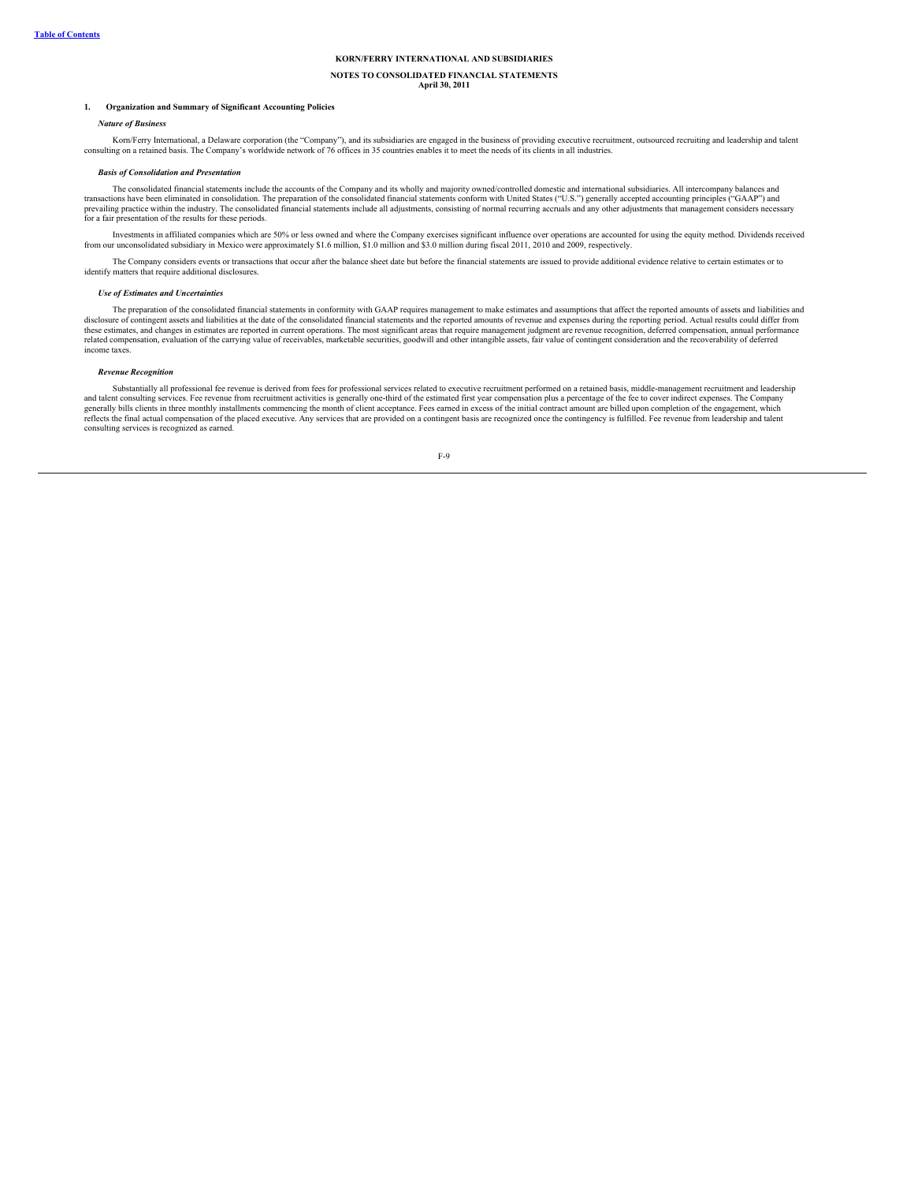**KORN/FERRY INTERNATIONAL AND SUBSIDIARIES**

**NOTES TO CONSOLIDATED FINANCIAL STATEMENTS**
**April 30, 2011**

## 1. Organization and Summary of Significant Accounting Policies

***Nature of Business***

Korn/Ferry International, a Delaware corporation (the "Company"), and its subsidiaries are engaged in the business of providing executive recruitment, outsourced recruiting and leadership and talent consulting on a retained basis. The Company's worldwide network of 76 offices in 35 countries enables it to meet the needs of its clients in all industries.

***Basis of Consolidation and Presentation***

The consolidated financial statements include the accounts of the Company and its wholly and majority owned/controlled domestic and international subsidiaries. All intercompany balances and transactions have been eliminated in consolidation. The preparation of the consolidated financial statements conform with United States ("U.S.") generally accepted accounting principles ("GAAP") and prevailing practice within the industry. The consolidated financial statements include all adjustments, consisting of normal recurring accruals and any other adjustments that management considers necessary for a fair presentation of the results for these periods.

Investments in affiliated companies which are 50% or less owned and where the Company exercises significant influence over operations are accounted for using the equity method. Dividends received from our unconsolidated subsidiary in Mexico were approximately $1.6 million, $1.0 million and $3.0 million during fiscal 2011, 2010 and 2009, respectively.

The Company considers events or transactions that occur after the balance sheet date but before the financial statements are issued to provide additional evidence relative to certain estimates or to identify matters that require additional disclosures.

***Use of Estimates and Uncertainties***

The preparation of the consolidated financial statements in conformity with GAAP requires management to make estimates and assumptions that affect the reported amounts of assets and liabilities and disclosure of contingent assets and liabilities at the date of the consolidated financial statements and the reported amounts of revenue and expenses during the reporting period. Actual results could differ from these estimates, and changes in estimates are reported in current operations. The most significant areas that require management judgment are revenue recognition, deferred compensation, annual performance related compensation, evaluation of the carrying value of receivables, marketable securities, goodwill and other intangible assets, fair value of contingent consideration and the recoverability of deferred income taxes.

***Revenue Recognition***

Substantially all professional fee revenue is derived from fees for professional services related to executive recruitment performed on a retained basis, middle-management recruitment and leadership and talent consulting services. Fee revenue from recruitment activities is generally one-third of the estimated first year compensation plus a percentage of the fee to cover indirect expenses. The Company generally bills clients in three monthly installments commencing the month of client acceptance. Fees earned in excess of the initial contract amount are billed upon completion of the engagement, which reflects the final actual compensation of the placed executive. Any services that are provided on a contingent basis are recognized once the contingency is fulfilled. Fee revenue from leadership and talent consulting services is recognized as earned.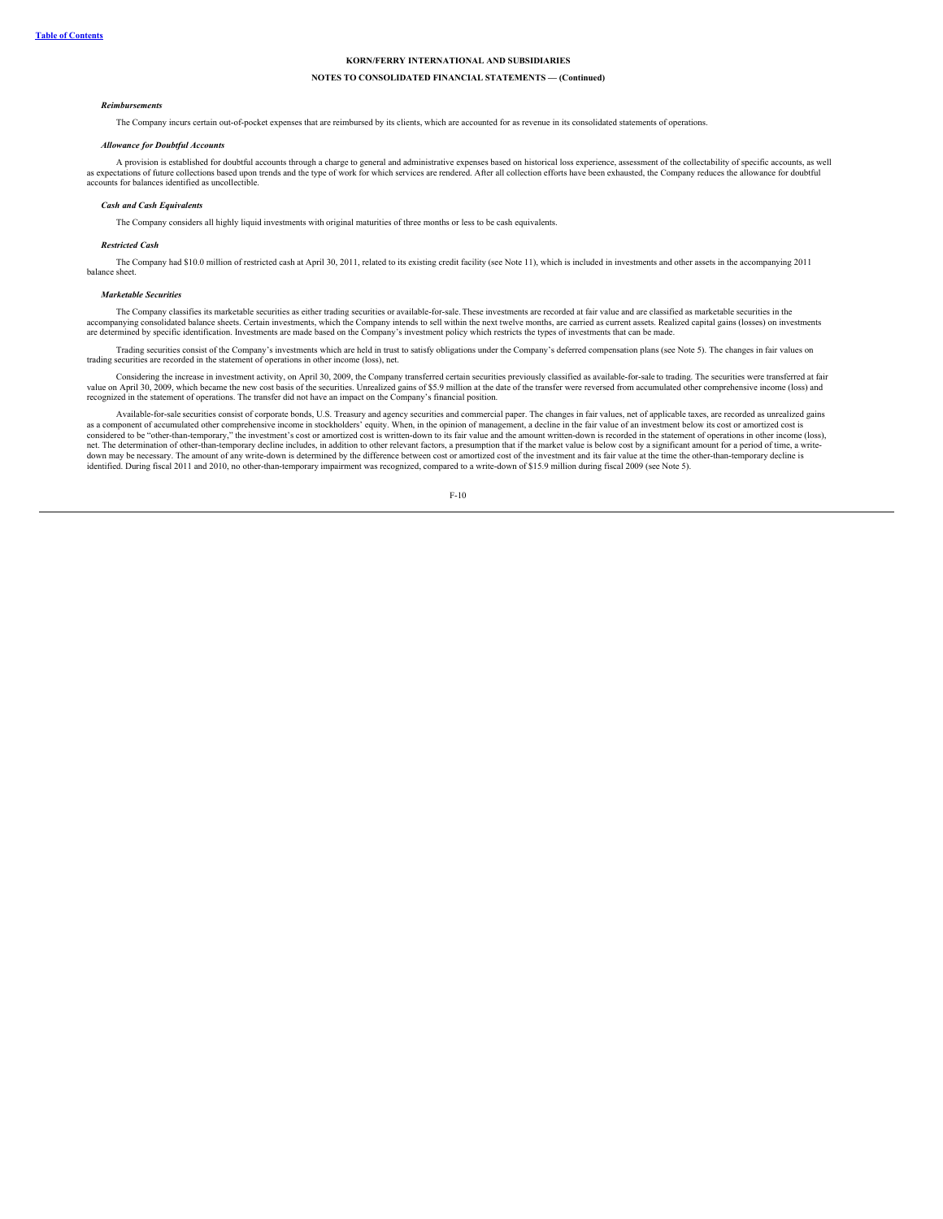KORN/FERRY INTERNATIONAL AND SUBSIDIARIES

NOTES TO CONSOLIDATED FINANCIAL STATEMENTS — (Continued)

***Reimbursements***

The Company incurs certain out-of-pocket expenses that are reimbursed by its clients, which are accounted for as revenue in its consolidated statements of operations.

***Allowance for Doubtful Accounts***

A provision is established for doubtful accounts through a charge to general and administrative expenses based on historical loss experience, assessment of the collectability of specific accounts, as well as expectations of future collections based upon trends and the type of work for which services are rendered. After all collection efforts have been exhausted, the Company reduces the allowance for doubtful accounts for balances identified as uncollectible.

***Cash and Cash Equivalents***

The Company considers all highly liquid investments with original maturities of three months or less to be cash equivalents.

***Restricted Cash***

The Company had $10.0 million of restricted cash at April 30, 2011, related to its existing credit facility (see Note 11), which is included in investments and other assets in the accompanying 2011 balance sheet.

***Marketable Securities***

The Company classifies its marketable securities as either trading securities or available-for-sale. These investments are recorded at fair value and are classified as marketable securities in the accompanying consolidated balance sheets. Certain investments, which the Company intends to sell within the next twelve months, are carried as current assets. Realized capital gains (losses) on investments are determined by specific identification. Investments are made based on the Company's investment policy which restricts the types of investments that can be made.

Trading securities consist of the Company's investments which are held in trust to satisfy obligations under the Company's deferred compensation plans (see Note 5). The changes in fair values on trading securities are recorded in the statement of operations in other income (loss), net.

Considering the increase in investment activity, on April 30, 2009, the Company transferred certain securities previously classified as available-for-sale to trading. The securities were transferred at fair value on April 30, 2009, which became the new cost basis of the securities. Unrealized gains of $5.9 million at the date of the transfer were reversed from accumulated other comprehensive income (loss) and recognized in the statement of operations. The transfer did not have an impact on the Company's financial position.

Available-for-sale securities consist of corporate bonds, U.S. Treasury and agency securities and commercial paper. The changes in fair values, net of applicable taxes, are recorded as unrealized gains as a component of accumulated other comprehensive income in stockholders' equity. When, in the opinion of management, a decline in the fair value of an investment below its cost or amortized cost is considered to be "other-than-temporary," the investment's cost or amortized cost is written-down to its fair value and the amount written-down is recorded in the statement of operations in other income (loss), net. The determination of other-than-temporary decline includes, in addition to other relevant factors, a presumption that if the market value is below cost by a significant amount for a period of time, a write-down may be necessary. The amount of any write-down is determined by the difference between cost or amortized cost of the investment and its fair value at the time the other-than-temporary decline is identified. During fiscal 2011 and 2010, no other-than-temporary impairment was recognized, compared to a write-down of $15.9 million during fiscal 2009 (see Note 5).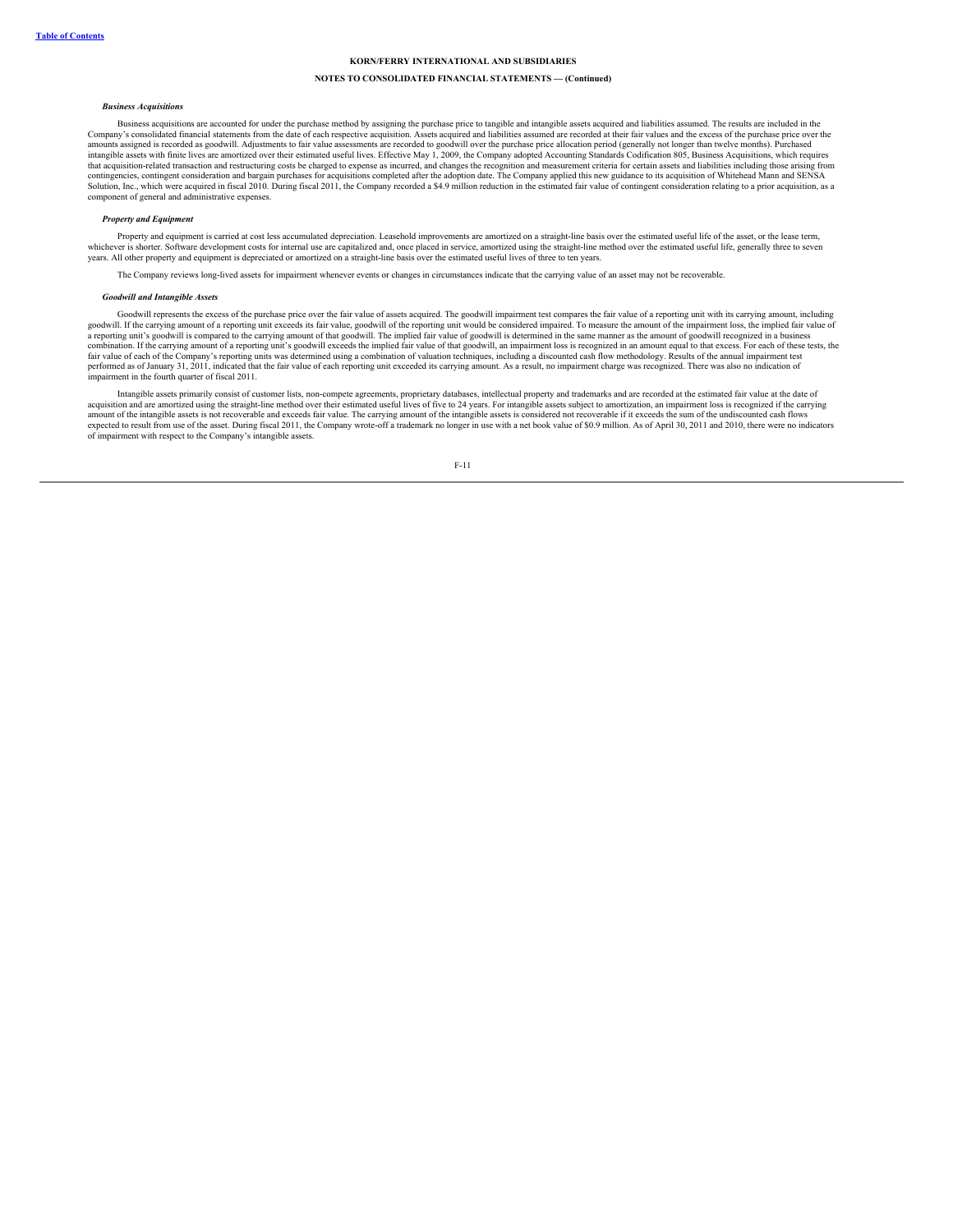KORN/FERRY INTERNATIONAL AND SUBSIDIARIES

NOTES TO CONSOLIDATED FINANCIAL STATEMENTS — (Continued)

***Business Acquisitions***

Business acquisitions are accounted for under the purchase method by assigning the purchase price to tangible and intangible assets acquired and liabilities assumed. The results are included in the Company's consolidated financial statements from the date of each respective acquisition. Assets acquired and liabilities assumed are recorded at their fair values and the excess of the purchase price over the amounts assigned is recorded as goodwill. Adjustments to fair value assessments are recorded to goodwill over the purchase price allocation period (generally not longer than twelve months). Purchased intangible assets with finite lives are amortized over their estimated useful lives. Effective May 1, 2009, the Company adopted Accounting Standards Codification 805, Business Acquisitions, which requires that acquisition-related transaction and restructuring costs be charged to expense as incurred, and changes the recognition and measurement criteria for certain assets and liabilities including those arising from contingencies, contingent consideration and bargain purchases for acquisitions completed after the adoption date. The Company applied this new guidance to its acquisition of Whitehead Mann and SENSA Solution, Inc., which were acquired in fiscal 2010. During fiscal 2011, the Company recorded a $4.9 million reduction in the estimated fair value of contingent consideration relating to a prior acquisition, as a component of general and administrative expenses.

***Property and Equipment***

Property and equipment is carried at cost less accumulated depreciation. Leasehold improvements are amortized on a straight-line basis over the estimated useful life of the asset, or the lease term, whichever is shorter. Software development costs for internal use are capitalized and, once placed in service, amortized using the straight-line method over the estimated useful life, generally three to seven years. All other property and equipment is depreciated or amortized on a straight-line basis over the estimated useful lives of three to ten years.

The Company reviews long-lived assets for impairment whenever events or changes in circumstances indicate that the carrying value of an asset may not be recoverable.

***Goodwill and Intangible Assets***

Goodwill represents the excess of the purchase price over the fair value of assets acquired. The goodwill impairment test compares the fair value of a reporting unit with its carrying amount, including goodwill. If the carrying amount of a reporting unit exceeds its fair value, goodwill of the reporting unit would be considered impaired. To measure the amount of the impairment loss, the implied fair value of a reporting unit's goodwill is compared to the carrying amount of that goodwill. The implied fair value of goodwill is determined in the same manner as the amount of goodwill recognized in a business combination. If the carrying amount of a reporting unit's goodwill exceeds the implied fair value of that goodwill, an impairment loss is recognized in an amount equal to that excess. For each of these tests, the fair value of each of the Company's reporting units was determined using a combination of valuation techniques, including a discounted cash flow methodology. Results of the annual impairment test performed as of January 31, 2011, indicated that the fair value of each reporting unit exceeded its carrying amount. As a result, no impairment charge was recognized. There was also no indication of impairment in the fourth quarter of fiscal 2011.

Intangible assets primarily consist of customer lists, non-compete agreements, proprietary databases, intellectual property and trademarks and are recorded at the estimated fair value at the date of acquisition and are amortized using the straight-line method over their estimated useful lives of five to 24 years. For intangible assets subject to amortization, an impairment loss is recognized if the carrying amount of the intangible assets is not recoverable and exceeds fair value. The carrying amount of the intangible assets is considered not recoverable if it exceeds the sum of the undiscounted cash flows expected to result from use of the asset. During fiscal 2011, the Company wrote-off a trademark no longer in use with a net book value of $0.9 million. As of April 30, 2011 and 2010, there were no indicators of impairment with respect to the Company's intangible assets.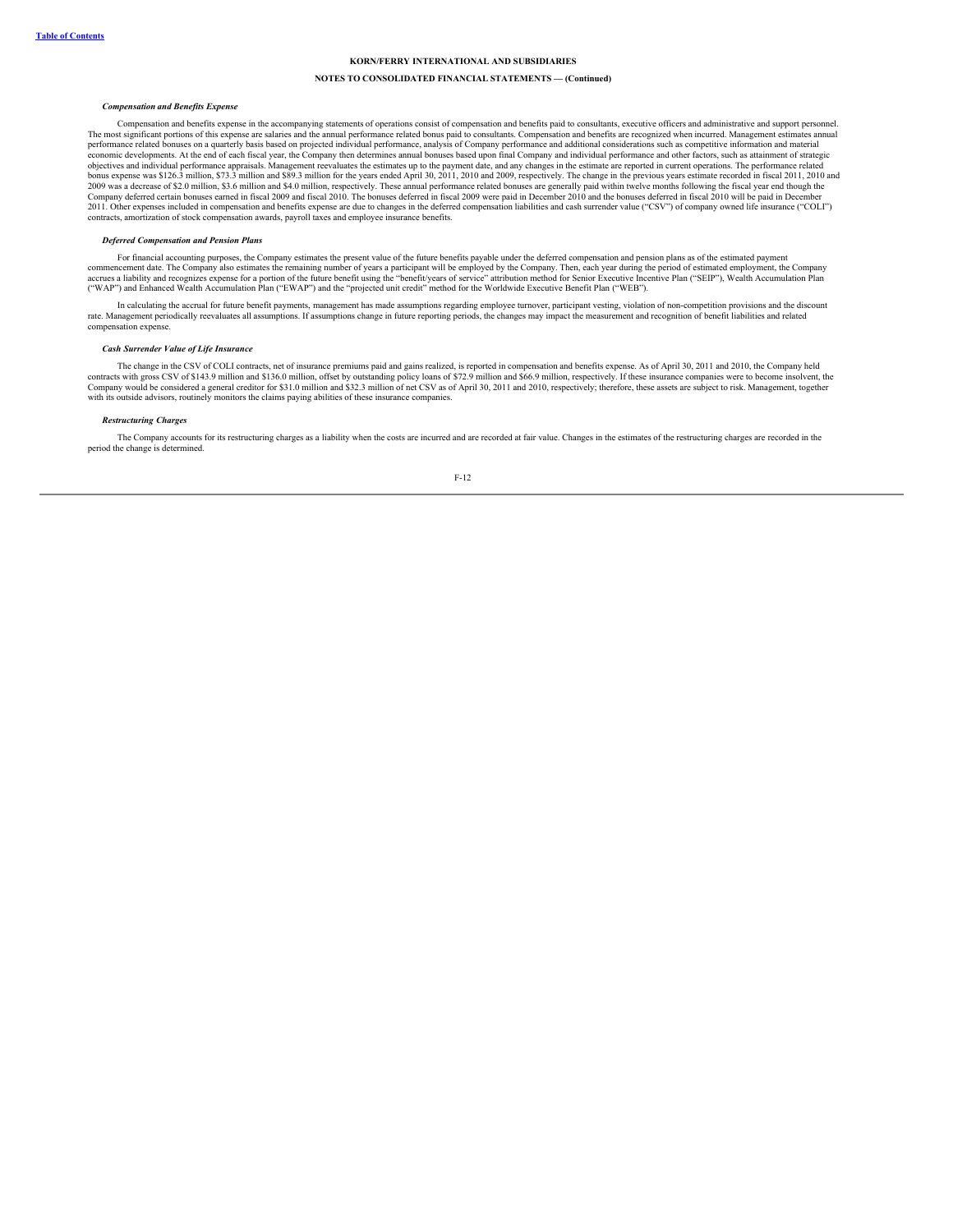**KORN/FERRY INTERNATIONAL AND SUBSIDIARIES**

**NOTES TO CONSOLIDATED FINANCIAL STATEMENTS — (Continued)**

***Compensation and Benefits Expense***

Compensation and benefits expense in the accompanying statements of operations consist of compensation and benefits paid to consultants, executive officers and administrative and support personnel. The most significant portions of this expense are salaries and the annual performance related bonus paid to consultants. Compensation and benefits are recognized when incurred. Management estimates annual performance related bonuses on a quarterly basis based on projected individual performance, analysis of Company performance and additional considerations such as competitive information and material economic developments. At the end of each fiscal year, the Company then determines annual bonuses based upon final Company and individual performance and other factors, such as attainment of strategic objectives and individual performance appraisals. Management reevaluates the estimates up to the payment date, and any changes in the estimate are reported in current operations. The performance related bonus expense was $126.3 million, $73.3 million and $89.3 million for the years ended April 30, 2011, 2010 and 2009, respectively. The change in the previous years estimate recorded in fiscal 2011, 2010 and 2009 was a decrease of $2.0 million, $3.6 million and $4.0 million, respectively. These annual performance related bonuses are generally paid within twelve months following the fiscal year end though the Company deferred certain bonuses earned in fiscal 2009 and fiscal 2010. The bonuses deferred in fiscal 2009 were paid in December 2010 and the bonuses deferred in fiscal 2010 will be paid in December 2011. Other expenses included in compensation and benefits expense are due to changes in the deferred compensation liabilities and cash surrender value ("CSV") of company owned life insurance ("COLI") contracts, amortization of stock compensation awards, payroll taxes and employee insurance benefits.

***Deferred Compensation and Pension Plans***

For financial accounting purposes, the Company estimates the present value of the future benefits payable under the deferred compensation and pension plans as of the estimated payment commencement date. The Company also estimates the remaining number of years a participant will be employed by the Company. Then, each year during the period of estimated employment, the Company accrues a liability and recognizes expense for a portion of the future benefit using the "benefit/years of service" attribution method for Senior Executive Incentive Plan ("SEIP"), Wealth Accumulation Plan ("WAP") and Enhanced Wealth Accumulation Plan ("EWAP") and the "projected unit credit" method for the Worldwide Executive Benefit Plan ("WEB").

In calculating the accrual for future benefit payments, management has made assumptions regarding employee turnover, participant vesting, violation of non-competition provisions and the discount rate. Management periodically reevaluates all assumptions. If assumptions change in future reporting periods, the changes may impact the measurement and recognition of benefit liabilities and related compensation expense.

***Cash Surrender Value of Life Insurance***

The change in the CSV of COLI contracts, net of insurance premiums paid and gains realized, is reported in compensation and benefits expense. As of April 30, 2011 and 2010, the Company held contracts with gross CSV of $143.9 million and $136.0 million, offset by outstanding policy loans of $72.9 million and $66.9 million, respectively. If these insurance companies were to become insolvent, the Company would be considered a general creditor for $31.0 million and $32.3 million of net CSV as of April 30, 2011 and 2010, respectively; therefore, these assets are subject to risk. Management, together with its outside advisors, routinely monitors the claims paying abilities of these insurance companies.

***Restructuring Charges***

The Company accounts for its restructuring charges as a liability when the costs are incurred and are recorded at fair value. Changes in the estimates of the restructuring charges are recorded in the period the change is determined.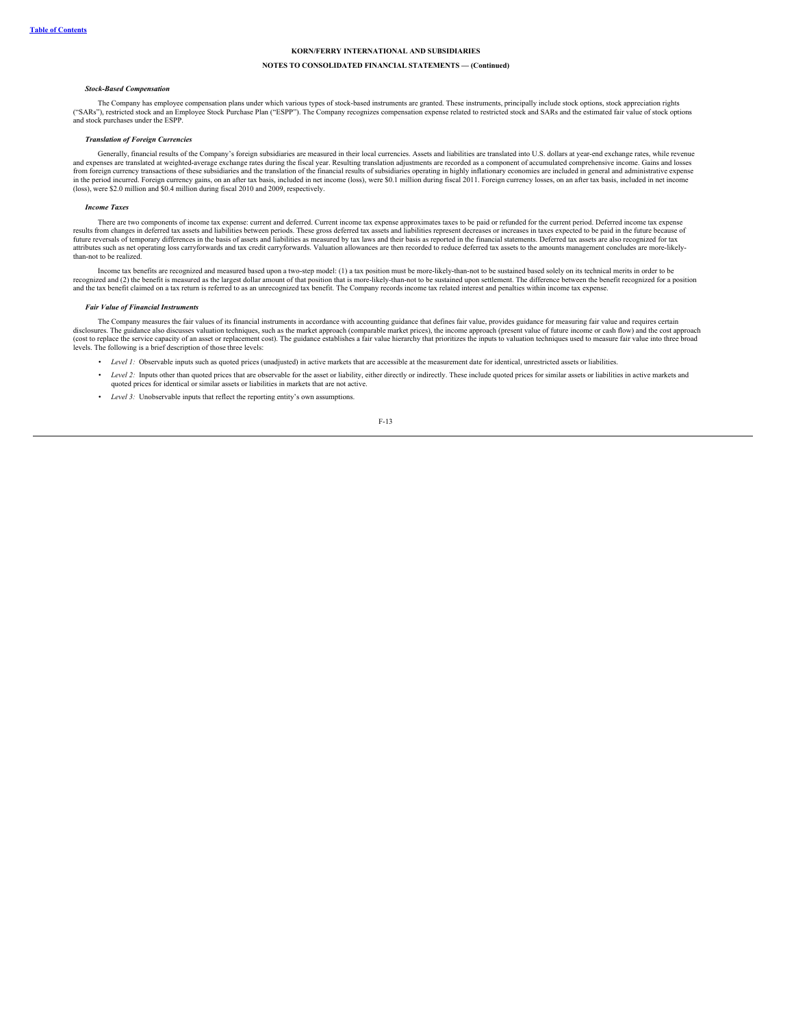**KORN/FERRY INTERNATIONAL AND SUBSIDIARIES**

**NOTES TO CONSOLIDATED FINANCIAL STATEMENTS — (Continued)**

***Stock-Based Compensation***

The Company has employee compensation plans under which various types of stock-based instruments are granted. These instruments, principally include stock options, stock appreciation rights ("SARs"), restricted stock and an Employee Stock Purchase Plan ("ESPP"). The Company recognizes compensation expense related to restricted stock and SARs and the estimated fair value of stock options and stock purchases under the ESPP.

***Translation of Foreign Currencies***

Generally, financial results of the Company's foreign subsidiaries are measured in their local currencies. Assets and liabilities are translated into U.S. dollars at year-end exchange rates, while revenue and expenses are translated at weighted-average exchange rates during the fiscal year. Resulting translation adjustments are recorded as a component of accumulated comprehensive income. Gains and losses from foreign currency transactions of these subsidiaries and the translation of the financial results of subsidiaries operating in highly inflationary economies are included in general and administrative expense in the period incurred. Foreign currency gains, on an after tax basis, included in net income (loss), were $0.1 million during fiscal 2011. Foreign currency losses, on an after tax basis, included in net income (loss), were $2.0 million and $0.4 million during fiscal 2010 and 2009, respectively.

***Income Taxes***

There are two components of income tax expense: current and deferred. Current income tax expense approximates taxes to be paid or refunded for the current period. Deferred income tax expense results from changes in deferred tax assets and liabilities between periods. These gross deferred tax assets and liabilities represent decreases or increases in taxes expected to be paid in the future because of future reversals of temporary differences in the basis of assets and liabilities as measured by tax laws and their basis as reported in the financial statements. Deferred tax assets are also recognized for tax attributes such as net operating loss carryforwards and tax credit carryforwards. Valuation allowances are then recorded to reduce deferred tax assets to the amounts management concludes are more-likely-than-not to be realized.

Income tax benefits are recognized and measured based upon a two-step model: (1) a tax position must be more-likely-than-not to be sustained based solely on its technical merits in order to be recognized and (2) the benefit is measured as the largest dollar amount of that position that is more-likely-than-not to be sustained upon settlement. The difference between the benefit recognized for a position and the tax benefit claimed on a tax return is referred to as an unrecognized tax benefit. The Company records income tax related interest and penalties within income tax expense.

***Fair Value of Financial Instruments***

The Company measures the fair values of its financial instruments in accordance with accounting guidance that defines fair value, provides guidance for measuring fair value and requires certain disclosures. The guidance also discusses valuation techniques, such as the market approach (comparable market prices), the income approach (present value of future income or cash flow) and the cost approach (cost to replace the service capacity of an asset or replacement cost). The guidance establishes a fair value hierarchy that prioritizes the inputs to valuation techniques used to measure fair value into three broad levels. The following is a brief description of those three levels:

- *Level 1:* Observable inputs such as quoted prices (unadjusted) in active markets that are accessible at the measurement date for identical, unrestricted assets or liabilities.
- *Level 2:* Inputs other than quoted prices that are observable for the asset or liability, either directly or indirectly. These include quoted prices for similar assets or liabilities in active markets and quoted prices for identical or similar assets or liabilities in markets that are not active.
- *Level 3:* Unobservable inputs that reflect the reporting entity's own assumptions.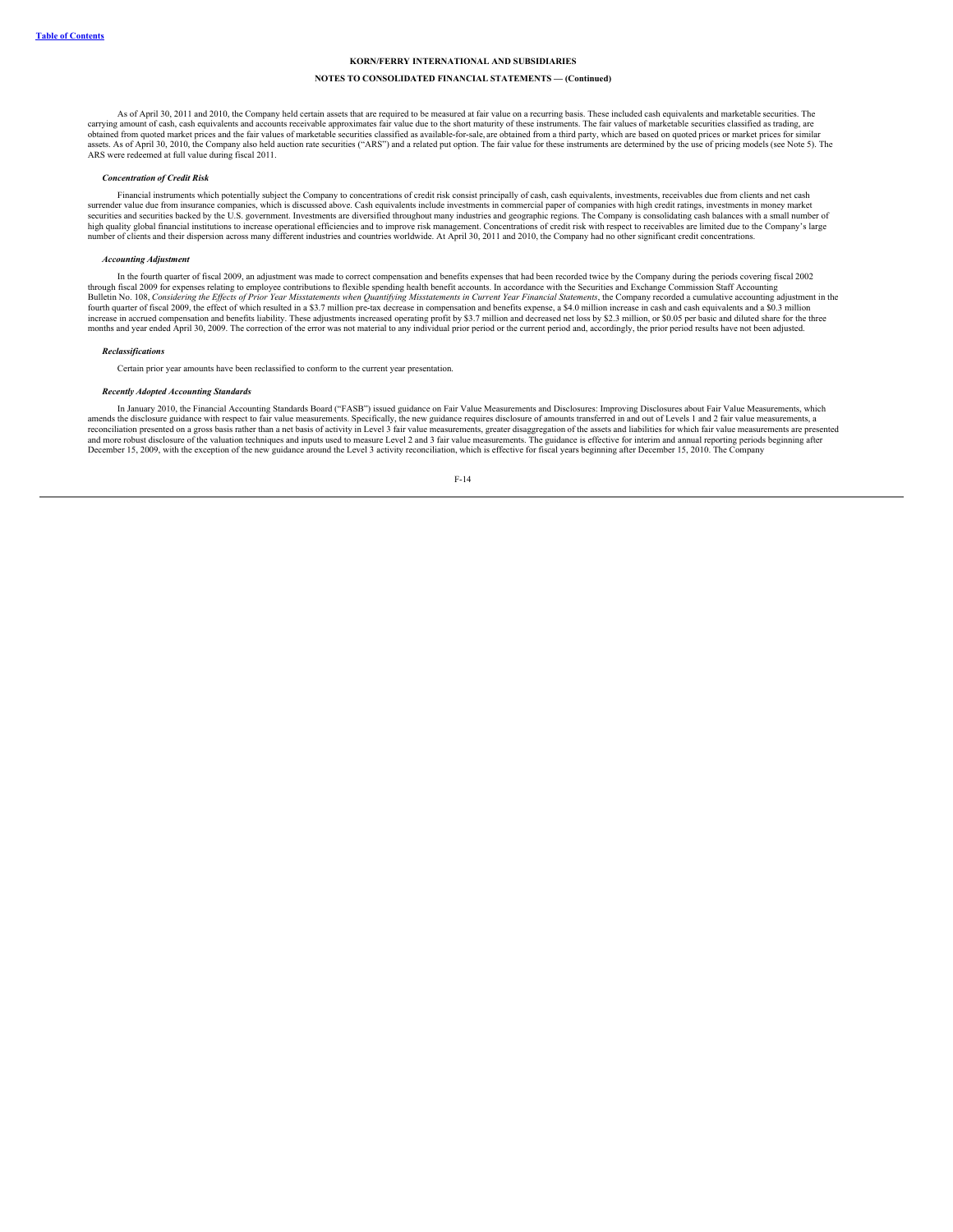As of April 30, 2011 and 2010, the Company held certain assets that are required to be measured at fair value on a recurring basis. These included cash equivalents and marketable securities. The carrying amount of cash, cash equivalents and accounts receivable approximates fair value due to the short maturity of these instruments. The fair values of marketable securities classified as trading, are obtained from quoted market prices and the fair values of marketable securities classified as available-for-sale, are obtained from a third party, which are based on quoted prices or market prices for similar assets. As of April 30, 2010, the Company also held auction rate securities ("ARS") and a related put option. The fair value for these instruments are determined by the use of pricing models (see Note 5). The ARS were redeemed at full value during fiscal 2011.

#### *Concentration of Credit Risk*

Financial instruments which potentially subject the Company to concentrations of credit risk consist principally of cash, cash equivalents, investments, receivables due from clients and net cash surrender value due from insurance companies, which is discussed above. Cash equivalents include investments in commercial paper of companies with high credit ratings, investments in money market securities and securities backed by the U.S. government. Investments are diversified throughout many industries and geographic regions. The Company is consolidating cash balances with a small number of high quality global financial institutions to increase operational efficiencies and to improve risk management. Concentrations of credit risk with respect to receivables are limited due to the Company's large number of clients and their dispersion across many different industries and countries worldwide. At April 30, 2011 and 2010, the Company had no other significant credit concentrations.

#### *Accounting Adjustment*

In the fourth quarter of fiscal 2009, an adjustment was made to correct compensation and benefits expenses that had been recorded twice by the Company during the periods covering fiscal 2002 through fiscal 2009 for expenses relating to employee contributions to flexible spending health benefit accounts. In accordance with the Securities and Exchange Commission Staff Accounting Bulletin No. 108, *Considering the Effects of Prior Year Misstatements when Quantifying Misstatements in Current Year Financial Statements*, the Company recorded a cumulative accounting adjustment in the fourth quarter of fiscal 2009, the effect of which resulted in a \$3.7 million pre-tax decrease in compensation and benefits expense, a \$4.0 million increase in cash and cash equivalents and a \$0.3 million increase in accrued compensation and benefits liability. These adjustments increased operating profit by \$3.7 million and decreased net loss by \$2.3 million, or \$0.05 per basic and diluted share for the three months and year ended April 30, 2009. The correction of the error was not material to any individual prior period or the current period and, accordingly, the prior period results have not been adjusted.

#### *Reclassifications*

Certain prior year amounts have been reclassified to conform to the current year presentation.

#### *Recently Adopted Accounting Standards*

In January 2010, the Financial Accounting Standards Board ("FASB") issued guidance on Fair Value Measurements and Disclosures: Improving Disclosures about Fair Value Measurements, which amends the disclosure guidance with respect to fair value measurements. Specifically, the new guidance requires disclosure of amounts transferred in and out of Levels 1 and 2 fair value measurements, a reconciliation presented on a gross basis rather than a net basis of activity in Level 3 fair value measurements, greater disaggregation of the assets and liabilities for which fair value measurements are presented and more robust disclosure of the valuation techniques and inputs used to measure Level 2 and 3 fair value measurements. The guidance is effective for interim and annual reporting periods beginning after December 15, 2009, with the exception of the new guidance around the Level 3 activity reconciliation, which is effective for fiscal years beginning after December 15, 2010. The Company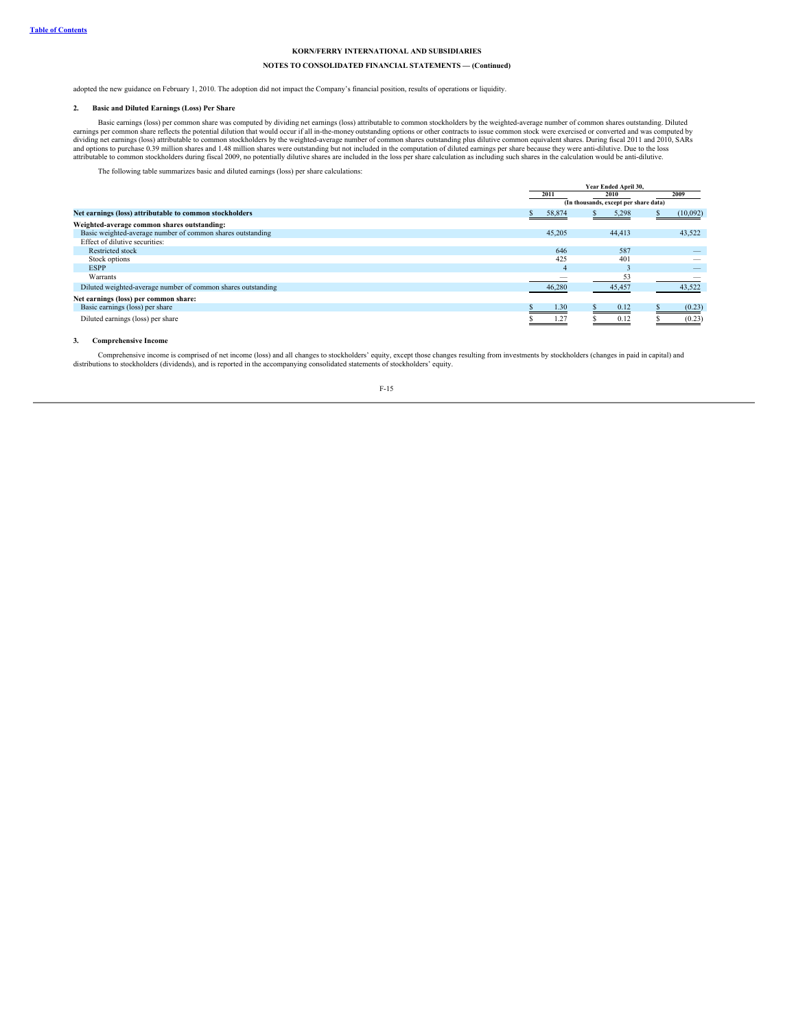adopted the new guidance on February 1, 2010. The adoption did not impact the Company's financial position, results of operations or liquidity.

## 2. Basic and Diluted Earnings (Loss) Per Share

Basic earnings (loss) per common share was computed by dividing net earnings (loss) attributable to common stockholders by the weighted-average number of common shares outstanding. Diluted earnings per common share reflects the potential dilution that would occur if all in-the-money outstanding options or other contracts to issue common stock were exercised or converted and was computed by dividing net earnings (loss) attributable to common stockholders by the weighted-average number of common shares outstanding plus dilutive common equivalent shares. During fiscal 2011 and 2010, SARs and options to purchase 0.39 million shares and 1.48 million shares were outstanding but not included in the computation of diluted earnings per share because they were anti-dilutive. Due to the loss attributable to common stockholders during fiscal 2009, no potentially dilutive shares are included in the loss per share calculation as including such shares in the calculation would be anti-dilutive.

The following table summarizes basic and diluted earnings (loss) per share calculations:

| | Year Ended April 30, | | |
|---|---|---|---|
| | 2011 | 2010 | 2009 |
| | (In thousands, except per share data) | | |
| **Net earnings (loss) attributable to common stockholders** | $ 58,874 | $ 5,298 | $ (10,092) |
| **Weighted-average common shares outstanding:** | | | |
| Basic weighted-average number of common shares outstanding | 45,205 | 44,413 | 43,522 |
| Effect of dilutive securities: | | | |
| Restricted stock | 646 | 587 | — |
| Stock options | 425 | 401 | — |
| ESPP | 4 | 3 | — |
| Warrants | — | 53 | — |
| Diluted weighted-average number of common shares outstanding | 46,280 | 45,457 | 43,522 |
| **Net earnings (loss) per common share:** | | | |
| Basic earnings (loss) per share | $ 1.30 | $ 0.12 | $ (0.23) |
| Diluted earnings (loss) per share | $ 1.27 | $ 0.12 | $ (0.23) |

## 3. Comprehensive Income

Comprehensive income is comprised of net income (loss) and all changes to stockholders' equity, except those changes resulting from investments by stockholders (changes in paid in capital) and distributions to stockholders (dividends), and is reported in the accompanying consolidated statements of stockholders' equity.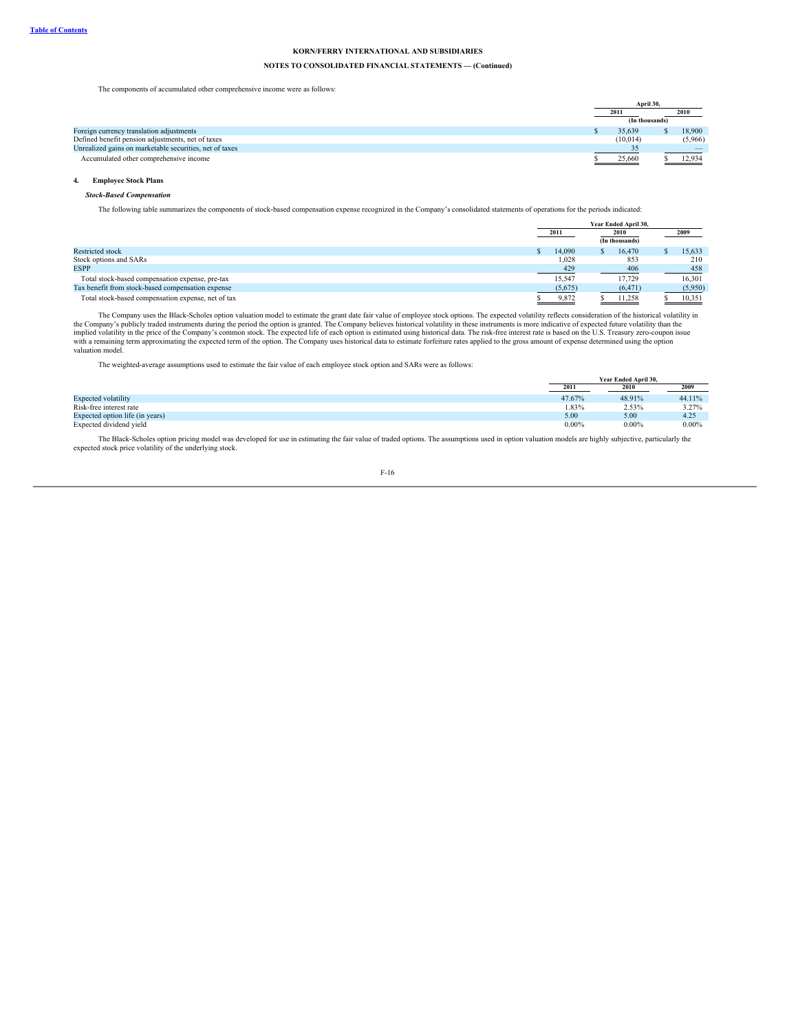**KORN/FERRY INTERNATIONAL AND SUBSIDIARIES**

**NOTES TO CONSOLIDATED FINANCIAL STATEMENTS — (Continued)**

The components of accumulated other comprehensive income were as follows:

| | April 30, | |
|---|---|---|
| | 2011 | 2010 |
| | (In thousands) | |
| Foreign currency translation adjustments | $ 35,639 | $ 18,900 |
| Defined benefit pension adjustments, net of taxes | (10,014) | (5,966) |
| Unrealized gains on marketable securities, net of taxes | 35 | — |
| Accumulated other comprehensive income | $ 25,660 | $ 12,934 |

## 4. Employee Stock Plans

***Stock-Based Compensation***

The following table summarizes the components of stock-based compensation expense recognized in the Company's consolidated statements of operations for the periods indicated:

| | Year Ended April 30, | | |
|---|---|---|---|
| | 2011 | 2010 | 2009 |
| | | (In thousands) | |
| Restricted stock | $ 14,090 | $ 16,470 | $ 15,633 |
| Stock options and SARs | 1,028 | 853 | 210 |
| ESPP | 429 | 406 | 458 |
| Total stock-based compensation expense, pre-tax | 15,547 | 17,729 | 16,301 |
| Tax benefit from stock-based compensation expense | (5,675) | (6,471) | (5,950) |
| Total stock-based compensation expense, net of tax | $ 9,872 | $ 11,258 | $ 10,351 |

The Company uses the Black-Scholes option valuation model to estimate the grant date fair value of employee stock options. The expected volatility reflects consideration of the historical volatility in the Company's publicly traded instruments during the period the option is granted. The Company believes historical volatility in these instruments is more indicative of expected future volatility than the implied volatility in the price of the Company's common stock. The expected life of each option is estimated using historical data. The risk-free interest rate is based on the U.S. Treasury zero-coupon issue with a remaining term approximating the expected term of the option. The Company uses historical data to estimate forfeiture rates applied to the gross amount of expense determined using the option valuation model.

The weighted-average assumptions used to estimate the fair value of each employee stock option and SARs were as follows:

| | Year Ended April 30, | | |
|---|---|---|---|
| | 2011 | 2010 | 2009 |
| Expected volatility | 47.67% | 48.91% | 44.11% |
| Risk-free interest rate | 1.83% | 2.53% | 3.27% |
| Expected option life (in years) | 5.00 | 5.00 | 4.25 |
| Expected dividend yield | 0.00% | 0.00% | 0.00% |

The Black-Scholes option pricing model was developed for use in estimating the fair value of traded options. The assumptions used in option valuation models are highly subjective, particularly the expected stock price volatility of the underlying stock.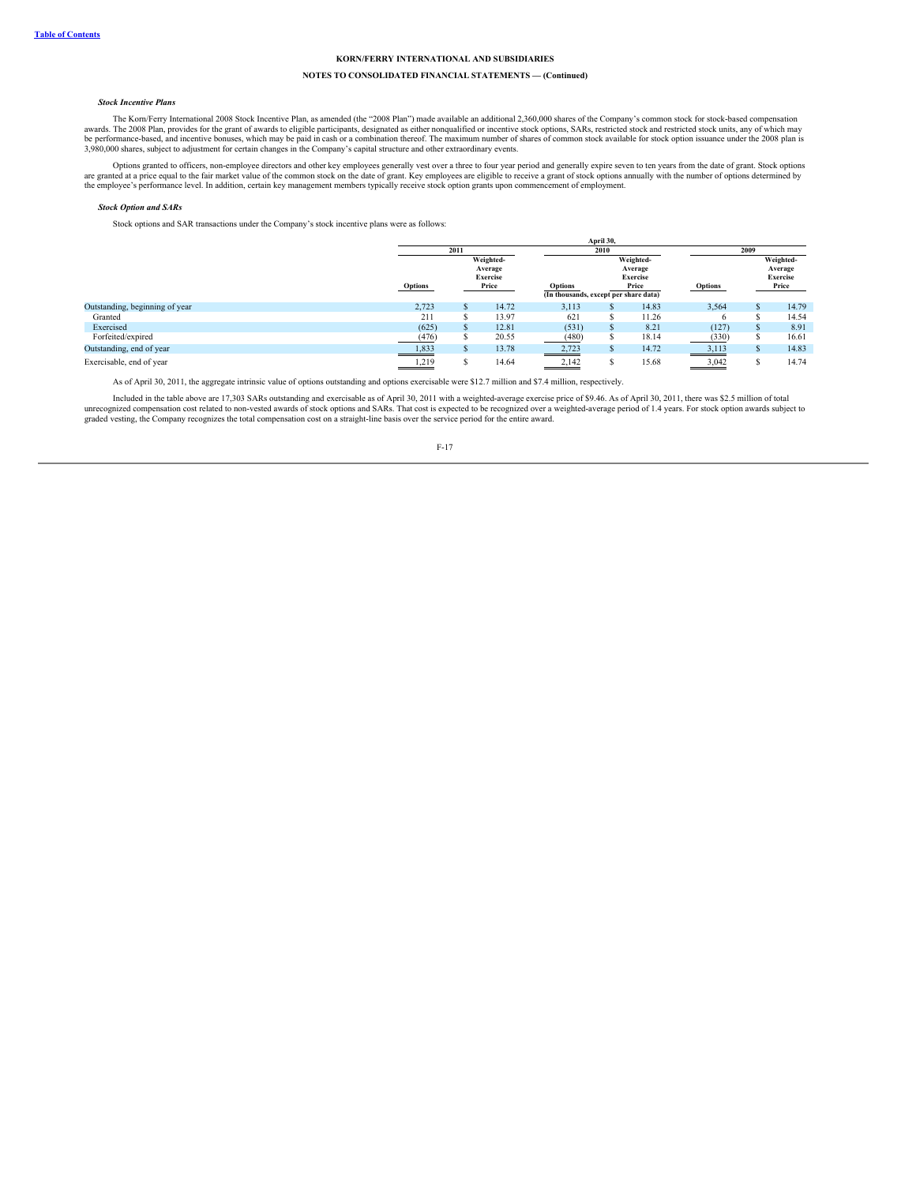**KORN/FERRY INTERNATIONAL AND SUBSIDIARIES**

**NOTES TO CONSOLIDATED FINANCIAL STATEMENTS — (Continued)**

***Stock Incentive Plans***

The Korn/Ferry International 2008 Stock Incentive Plan, as amended (the "2008 Plan") made available an additional 2,360,000 shares of the Company's common stock for stock-based compensation awards. The 2008 Plan, provides for the grant of awards to eligible participants, designated as either nonqualified or incentive stock options, SARs, restricted stock and restricted stock units, any of which may be performance-based, and incentive bonuses, which may be paid in cash or a combination thereof. The maximum number of shares of common stock available for stock option issuance under the 2008 plan is 3,980,000 shares, subject to adjustment for certain changes in the Company's capital structure and other extraordinary events.

Options granted to officers, non-employee directors and other key employees generally vest over a three to four year period and generally expire seven to ten years from the date of grant. Stock options are granted at a price equal to the fair market value of the common stock on the date of grant. Key employees are eligible to receive a grant of stock options annually with the number of options determined by the employee's performance level. In addition, certain key management members typically receive stock option grants upon commencement of employment.

***Stock Option and SARs***

Stock options and SAR transactions under the Company's stock incentive plans were as follows:

| | April 30, | | | | | |
|---|---|---|---|---|---|---|
| | 2011 | | 2010 | | 2009 | |
| | Options | Weighted-Average Exercise Price | Options | Weighted-Average Exercise Price | Options | Weighted-Average Exercise Price |
| | (In thousands, except per share data) | | | | | |
| Outstanding, beginning of year | 2,723 | $ 14.72 | 3,113 | $ 14.83 | 3,564 | $ 14.79 |
| Granted | 211 | $ 13.97 | 621 | $ 11.26 | 6 | $ 14.54 |
| Exercised | (625) | $ 12.81 | (531) | $ 8.21 | (127) | $ 8.91 |
| Forfeited/expired | (476) | $ 20.55 | (480) | $ 18.14 | (330) | $ 16.61 |
| Outstanding, end of year | 1,833 | $ 13.78 | 2,723 | $ 14.72 | 3,113 | $ 14.83 |
| Exercisable, end of year | 1,219 | $ 14.64 | 2,142 | $ 15.68 | 3,042 | $ 14.74 |

As of April 30, 2011, the aggregate intrinsic value of options outstanding and options exercisable were $12.7 million and $7.4 million, respectively.

Included in the table above are 17,303 SARs outstanding and exercisable as of April 30, 2011 with a weighted-average exercise price of $9.46. As of April 30, 2011, there was $2.5 million of total unrecognized compensation cost related to non-vested awards of stock options and SARs. That cost is expected to be recognized over a weighted-average period of 1.4 years. For stock option awards subject to graded vesting, the Company recognizes the total compensation cost on a straight-line basis over the service period for the entire award.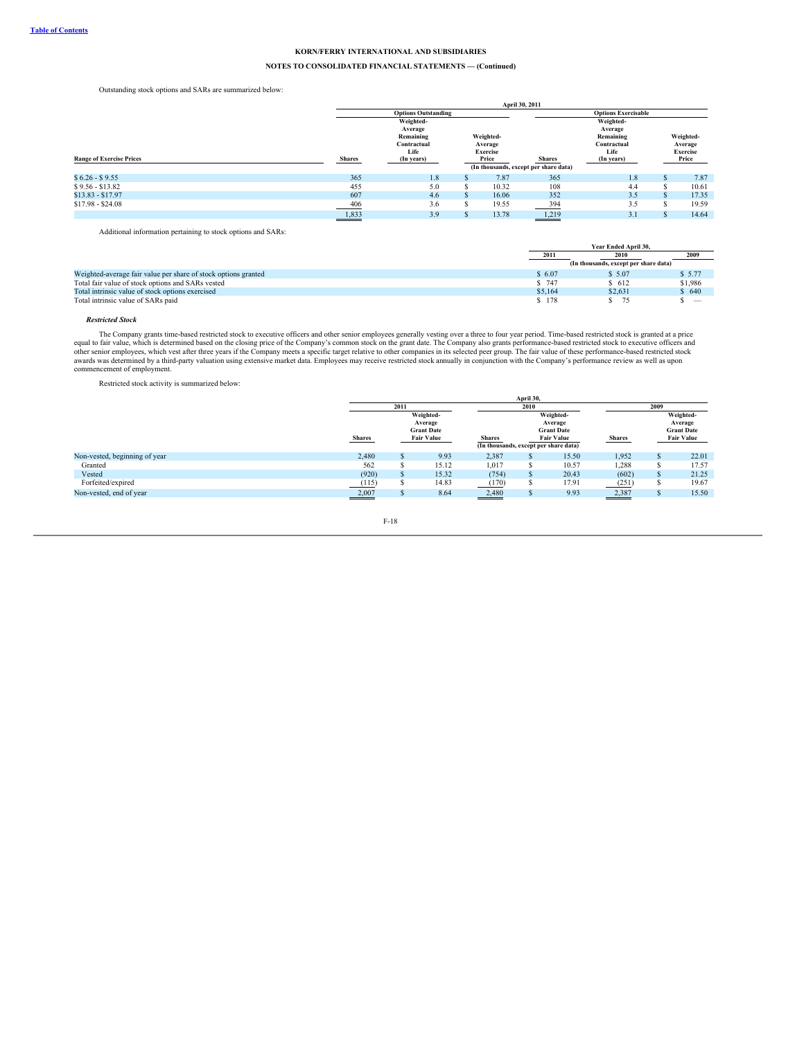KORN/FERRY INTERNATIONAL AND SUBSIDIARIES

NOTES TO CONSOLIDATED FINANCIAL STATEMENTS — (Continued)

Outstanding stock options and SARs are summarized below:

| | April 30, 2011 | | | | | |
|---|---|---|---|---|---|---|
| | Options Outstanding | | | Options Exercisable | | |
| Range of Exercise Prices | Shares | Weighted-Average Remaining Contractual Life (In years) | Weighted-Average Exercise Price | Shares | Weighted-Average Remaining Contractual Life (In years) | Weighted-Average Exercise Price |
| | (In thousands, except per share data) | | | | | |
| $ 6.26 - $ 9.55 | 365 | 1.8 | $ 7.87 | 365 | 1.8 | $ 7.87 |
| $ 9.56 - $13.82 | 455 | 5.0 | $ 10.32 | 108 | 4.4 | $ 10.61 |
| $13.83 - $17.97 | 607 | 4.6 | $ 16.06 | 352 | 3.5 | $ 17.35 |
| $17.98 - $24.08 | 406 | 3.6 | $ 19.55 | 394 | 3.5 | $ 19.59 |
| | 1,833 | 3.9 | $ 13.78 | 1,219 | 3.1 | $ 14.64 |

Additional information pertaining to stock options and SARs:

| | Year Ended April 30, | | |
|---|---|---|---|
| | 2011 | 2010 | 2009 |
| | (In thousands, except per share data) | | |
| Weighted-average fair value per share of stock options granted | $ 6.07 | $ 5.07 | $ 5.77 |
| Total fair value of stock options and SARs vested | $ 747 | $ 612 | $1,986 |
| Total intrinsic value of stock options exercised | $5,164 | $2,631 | $ 640 |
| Total intrinsic value of SARs paid | $ 178 | $ 75 | $ — |

***Restricted Stock***

The Company grants time-based restricted stock to executive officers and other senior employees generally vesting over a three to four year period. Time-based restricted stock is granted at a price equal to fair value, which is determined based on the closing price of the Company's common stock on the grant date. The Company also grants performance-based restricted stock to executive officers and other senior employees, which vest after three years if the Company meets a specific target relative to other companies in its selected peer group. The fair value of these performance-based restricted stock awards was determined by a third-party valuation using extensive market data. Employees may receive restricted stock annually in conjunction with the Company's performance review as well as upon commencement of employment.

Restricted stock activity is summarized below:

| | April 30, | | | | | |
|---|---|---|---|---|---|---|
| | 2011 | | 2010 | | 2009 | |
| | Shares | Weighted-Average Grant Date Fair Value | Shares | Weighted-Average Grant Date Fair Value | Shares | Weighted-Average Grant Date Fair Value |
| | (In thousands, except per share data) | | | | | |
| Non-vested, beginning of year | 2,480 | $ 9.93 | 2,387 | $ 15.50 | 1,952 | $ 22.01 |
| Granted | 562 | $ 15.12 | 1,017 | $ 10.57 | 1,288 | $ 17.57 |
| Vested | (920) | $ 15.32 | (754) | $ 20.43 | (602) | $ 21.25 |
| Forfeited/expired | (115) | $ 14.83 | (170) | $ 17.91 | (251) | $ 19.67 |
| Non-vested, end of year | 2,007 | $ 8.64 | 2,480 | $ 9.93 | 2,387 | $ 15.50 |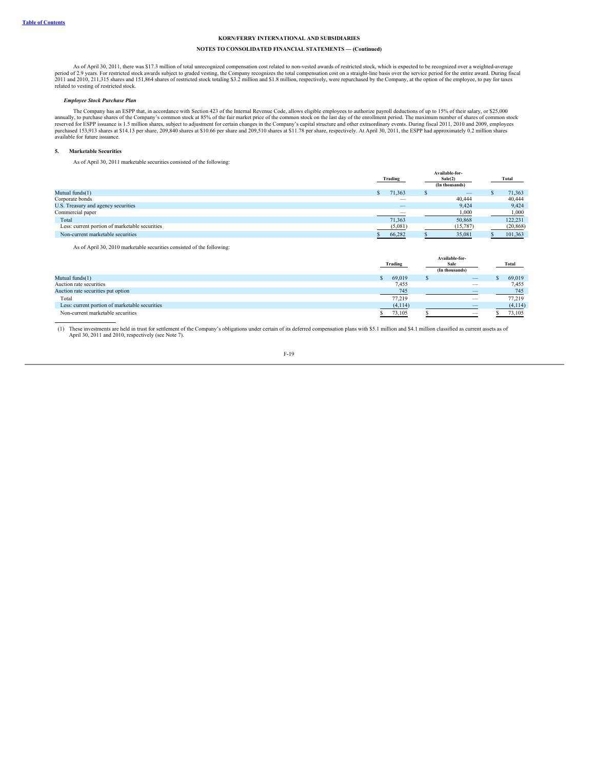KORN/FERRY INTERNATIONAL AND SUBSIDIARIES

NOTES TO CONSOLIDATED FINANCIAL STATEMENTS — (Continued)

As of April 30, 2011, there was $17.3 million of total unrecognized compensation cost related to non-vested awards of restricted stock, which is expected to be recognized over a weighted-average period of 2.9 years. For restricted stock awards subject to graded vesting, the Company recognizes the total compensation cost on a straight-line basis over the service period for the entire award. During fiscal 2011 and 2010, 211,315 shares and 151,864 shares of restricted stock totaling $3.2 million and $1.8 million, respectively, were repurchased by the Company, at the option of the employee, to pay for taxes related to vesting of restricted stock.

***Employee Stock Purchase Plan***

The Company has an ESPP that, in accordance with Section 423 of the Internal Revenue Code, allows eligible employees to authorize payroll deductions of up to 15% of their salary, or $25,000 annually, to purchase shares of the Company's common stock at 85% of the fair market price of the common stock on the last day of the enrollment period. The maximum number of shares of common stock reserved for ESPP issuance is 1.5 million shares, subject to adjustment for certain changes in the Company's capital structure and other extraordinary events. During fiscal 2011, 2010 and 2009, employees purchased 153,913 shares at $14.13 per share, 209,840 shares at $10.66 per share and 209,510 shares at $11.78 per share, respectively. At April 30, 2011, the ESPP had approximately 0.2 million shares available for future issuance.

## 5. Marketable Securities

As of April 30, 2011 marketable securities consisted of the following:

| | Trading | Available-for-Sale(2) | Total |
|---|---|---|---|
| | | (In thousands) | |
| Mutual funds(1) | $ 71,363 | $ — | $ 71,363 |
| Corporate bonds | — | 40,444 | 40,444 |
| U.S. Treasury and agency securities | — | 9,424 | 9,424 |
| Commercial paper | — | 1,000 | 1,000 |
| Total | 71,363 | 50,868 | 122,231 |
| Less: current portion of marketable securities | (5,081) | (15,787) | (20,868) |
| Non-current marketable securities | $ 66,282 | $ 35,081 | $ 101,363 |

As of April 30, 2010 marketable securities consisted of the following:

| | Trading | Available-for-Sale | Total |
|---|---|---|---|
| | | (In thousands) | |
| Mutual funds(1) | $ 69,019 | $ — | $ 69,019 |
| Auction rate securities | 7,455 | — | 7,455 |
| Auction rate securities put option | 745 | — | 745 |
| Total | 77,219 | — | 77,219 |
| Less: current portion of marketable securities | (4,114) | — | (4,114) |
| Non-current marketable securities | $ 73,105 | $ — | $ 73,105 |

(1) These investments are held in trust for settlement of the Company's obligations under certain of its deferred compensation plans with $5.1 million and $4.1 million classified as current assets as of April 30, 2011 and 2010, respectively (see Note 7).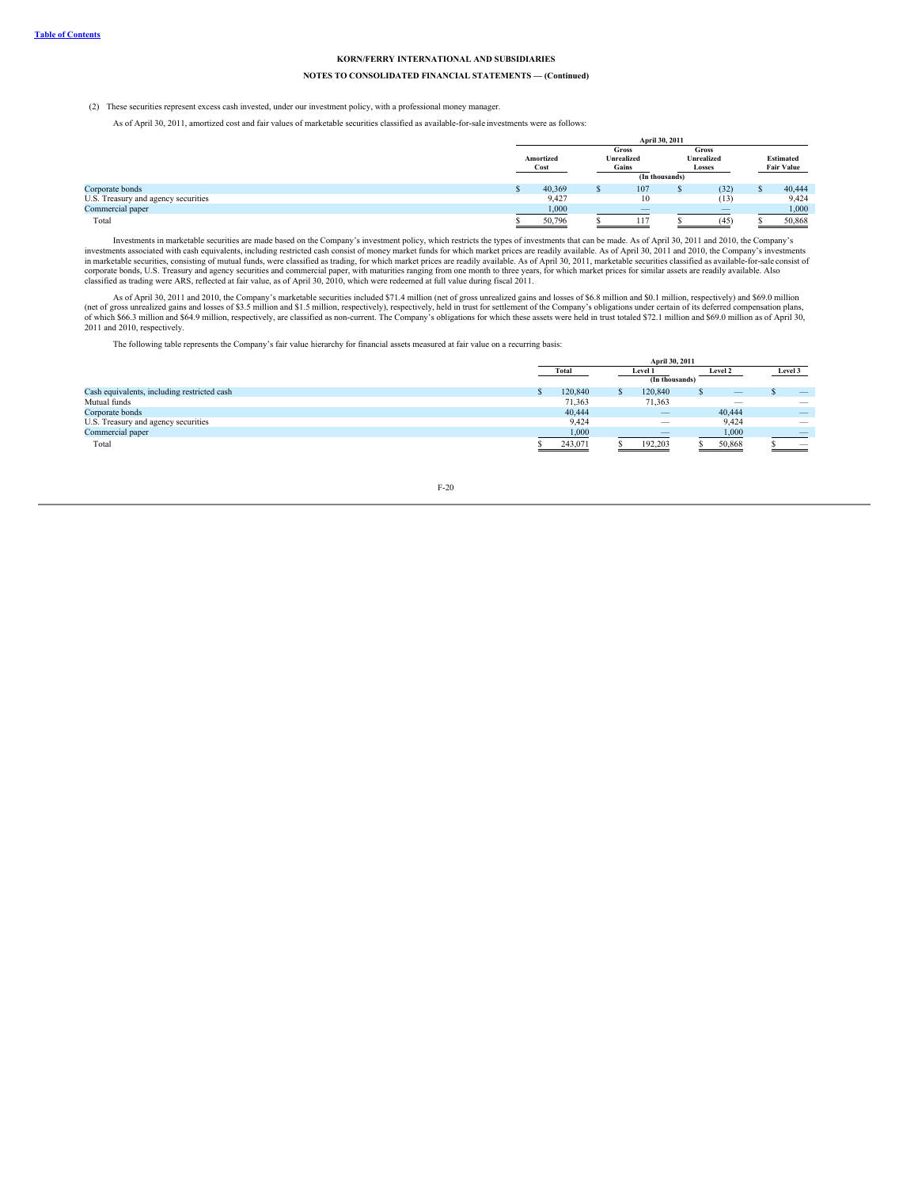**KORN/FERRY INTERNATIONAL AND SUBSIDIARIES**

**NOTES TO CONSOLIDATED FINANCIAL STATEMENTS — (Continued)**

(2) These securities represent excess cash invested, under our investment policy, with a professional money manager.

As of April 30, 2011, amortized cost and fair values of marketable securities classified as available-for-sale investments were as follows:

| | April 30, 2011 | | | |
|---|---|---|---|---|
| | Amortized Cost | Gross Unrealized Gains | Gross Unrealized Losses | Estimated Fair Value |
| | (In thousands) | | | |
| Corporate bonds | $ 40,369 | $ 107 | $ (32) | $ 40,444 |
| U.S. Treasury and agency securities | 9,427 | 10 | (13) | 9,424 |
| Commercial paper | 1,000 | — | — | 1,000 |
| Total | $ 50,796 | $ 117 | $ (45) | $ 50,868 |

Investments in marketable securities are made based on the Company's investment policy, which restricts the types of investments that can be made. As of April 30, 2011 and 2010, the Company's investments associated with cash equivalents, including restricted cash consist of money market funds for which market prices are readily available. As of April 30, 2011 and 2010, the Company's investments in marketable securities, consisting of mutual funds, were classified as trading, for which market prices are readily available. As of April 30, 2011, marketable securities classified as available-for-sale consist of corporate bonds, U.S. Treasury and agency securities and commercial paper, with maturities ranging from one month to three years, for which market prices for similar assets are readily available. Also classified as trading were ARS, reflected at fair value, as of April 30, 2010, which were redeemed at full value during fiscal 2011.

As of April 30, 2011 and 2010, the Company's marketable securities included $71.4 million (net of gross unrealized gains and losses of $6.8 million and $0.1 million, respectively) and $69.0 million (net of gross unrealized gains and losses of $3.5 million and $1.5 million, respectively), respectively, held in trust for settlement of the Company's obligations under certain of its deferred compensation plans, of which $66.3 million and $64.9 million, respectively, are classified as non-current. The Company's obligations for which these assets were held in trust totaled $72.1 million and $69.0 million as of April 30, 2011 and 2010, respectively.

The following table represents the Company's fair value hierarchy for financial assets measured at fair value on a recurring basis:

| | April 30, 2011 | | | |
|---|---|---|---|---|
| | Total | Level 1 | Level 2 | Level 3 |
| | (In thousands) | | | |
| Cash equivalents, including restricted cash | $ 120,840 | $ 120,840 | $ — | $ — |
| Mutual funds | 71,363 | 71,363 | — | — |
| Corporate bonds | 40,444 | — | 40,444 | — |
| U.S. Treasury and agency securities | 9,424 | — | 9,424 | — |
| Commercial paper | 1,000 | — | 1,000 | — |
| Total | $ 243,071 | $ 192,203 | $ 50,868 | $ — |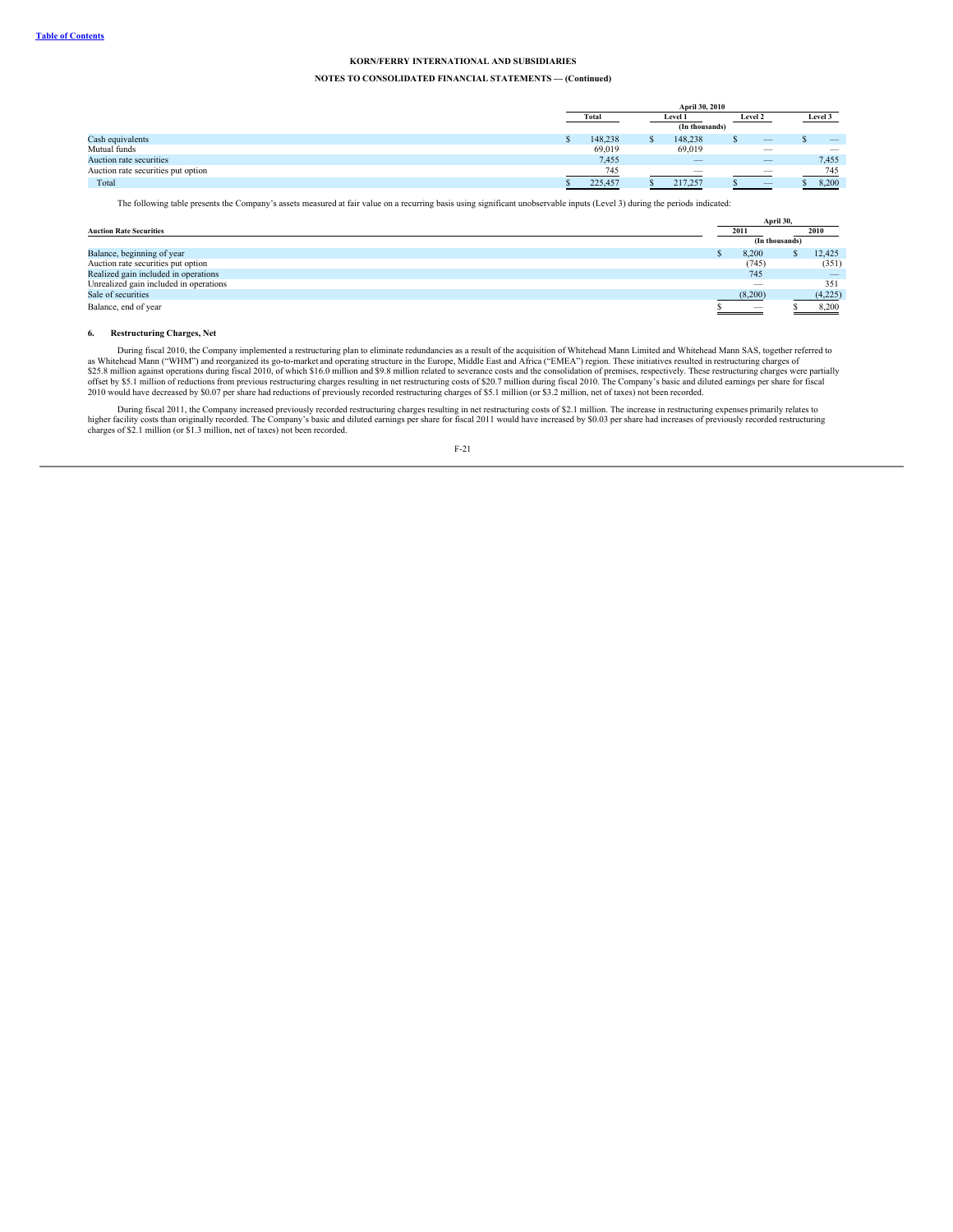| | April 30, 2010 | | | |
|---|---|---|---|---|
| | Total | Level 1 | Level 2 | Level 3 |
| | | (In thousands) | | |
| Cash equivalents | $ 148,238 | $ 148,238 | $ — | $ — |
| Mutual funds | 69,019 | 69,019 | — | — |
| Auction rate securities | 7,455 | — | — | 7,455 |
| Auction rate securities put option | 745 | — | — | 745 |
| Total | $ 225,457 | $ 217,257 | $ — | $ 8,200 |

The following table presents the Company's assets measured at fair value on a recurring basis using significant unobservable inputs (Level 3) during the periods indicated:

| Auction Rate Securities | April 30, 2011 | April 30, 2010 |
|---|---|---|
| | (In thousands) | |
| Balance, beginning of year | $ 8,200 | $ 12,425 |
| Auction rate securities put option | (745) | (351) |
| Realized gain included in operations | 745 | — |
| Unrealized gain included in operations | — | 351 |
| Sale of securities | (8,200) | (4,225) |
| Balance, end of year | $ — | $ 8,200 |

## 6. Restructuring Charges, Net

During fiscal 2010, the Company implemented a restructuring plan to eliminate redundancies as a result of the acquisition of Whitehead Mann Limited and Whitehead Mann SAS, together referred to as Whitehead Mann ("WHM") and reorganized its go-to-market and operating structure in the Europe, Middle East and Africa ("EMEA") region. These initiatives resulted in restructuring charges of $25.8 million against operations during fiscal 2010, of which $16.0 million and $9.8 million related to severance costs and the consolidation of premises, respectively. These restructuring charges were partially offset by $5.1 million of reductions from previous restructuring charges resulting in net restructuring costs of $20.7 million during fiscal 2010. The Company's basic and diluted earnings per share for fiscal 2010 would have decreased by $0.07 per share had reductions of previously recorded restructuring charges of $5.1 million (or $3.2 million, net of taxes) not been recorded.

During fiscal 2011, the Company increased previously recorded restructuring charges resulting in net restructuring costs of $2.1 million. The increase in restructuring expenses primarily relates to higher facility costs than originally recorded. The Company's basic and diluted earnings per share for fiscal 2011 would have increased by $0.03 per share had increases of previously recorded restructuring charges of $2.1 million (or $1.3 million, net of taxes) not been recorded.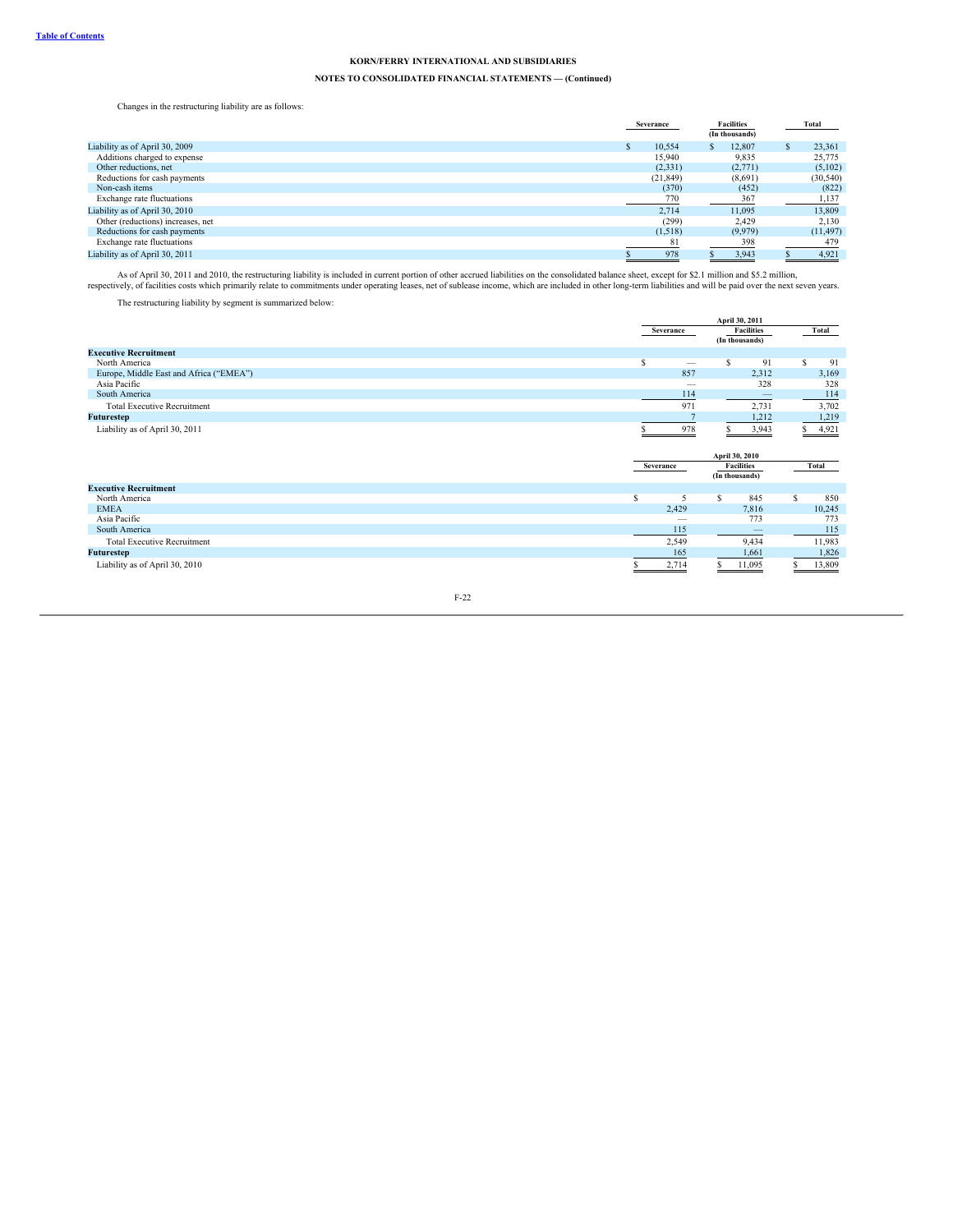**KORN/FERRY INTERNATIONAL AND SUBSIDIARIES**

**NOTES TO CONSOLIDATED FINANCIAL STATEMENTS — (Continued)**

Changes in the restructuring liability are as follows:

| | Severance | Facilities | Total |
|---|---|---|---|
| | | (In thousands) | |
| Liability as of April 30, 2009 | $ 10,554 | $ 12,807 | $ 23,361 |
| Additions charged to expense | 15,940 | 9,835 | 25,775 |
| Other reductions, net | (2,331) | (2,771) | (5,102) |
| Reductions for cash payments | (21,849) | (8,691) | (30,540) |
| Non-cash items | (370) | (452) | (822) |
| Exchange rate fluctuations | 770 | 367 | 1,137 |
| Liability as of April 30, 2010 | 2,714 | 11,095 | 13,809 |
| Other (reductions) increases, net | (299) | 2,429 | 2,130 |
| Reductions for cash payments | (1,518) | (9,979) | (11,497) |
| Exchange rate fluctuations | 81 | 398 | 479 |
| Liability as of April 30, 2011 | $ 978 | $ 3,943 | $ 4,921 |

As of April 30, 2011 and 2010, the restructuring liability is included in current portion of other accrued liabilities on the consolidated balance sheet, except for $2.1 million and $5.2 million, respectively, of facilities costs which primarily relate to commitments under operating leases, net of sublease income, which are included in other long-term liabilities and will be paid over the next seven years.

The restructuring liability by segment is summarized below:

| | April 30, 2011 | | |
|---|---|---|---|
| | Severance | Facilities | Total |
| | | (In thousands) | |
| **Executive Recruitment** | | | |
| North America | $ — | $ 91 | $ 91 |
| Europe, Middle East and Africa ("EMEA") | 857 | 2,312 | 3,169 |
| Asia Pacific | — | 328 | 328 |
| South America | 114 | — | 114 |
| Total Executive Recruitment | 971 | 2,731 | 3,702 |
| **Futurestep** | 7 | 1,212 | 1,219 |
| Liability as of April 30, 2011 | $ 978 | $ 3,943 | $ 4,921 |

| | April 30, 2010 | | |
|---|---|---|---|
| | Severance | Facilities | Total |
| | | (In thousands) | |
| **Executive Recruitment** | | | |
| North America | $ 5 | $ 845 | $ 850 |
| EMEA | 2,429 | 7,816 | 10,245 |
| Asia Pacific | — | 773 | 773 |
| South America | 115 | — | 115 |
| Total Executive Recruitment | 2,549 | 9,434 | 11,983 |
| **Futurestep** | 165 | 1,661 | 1,826 |
| Liability as of April 30, 2010 | $ 2,714 | $ 11,095 | $ 13,809 |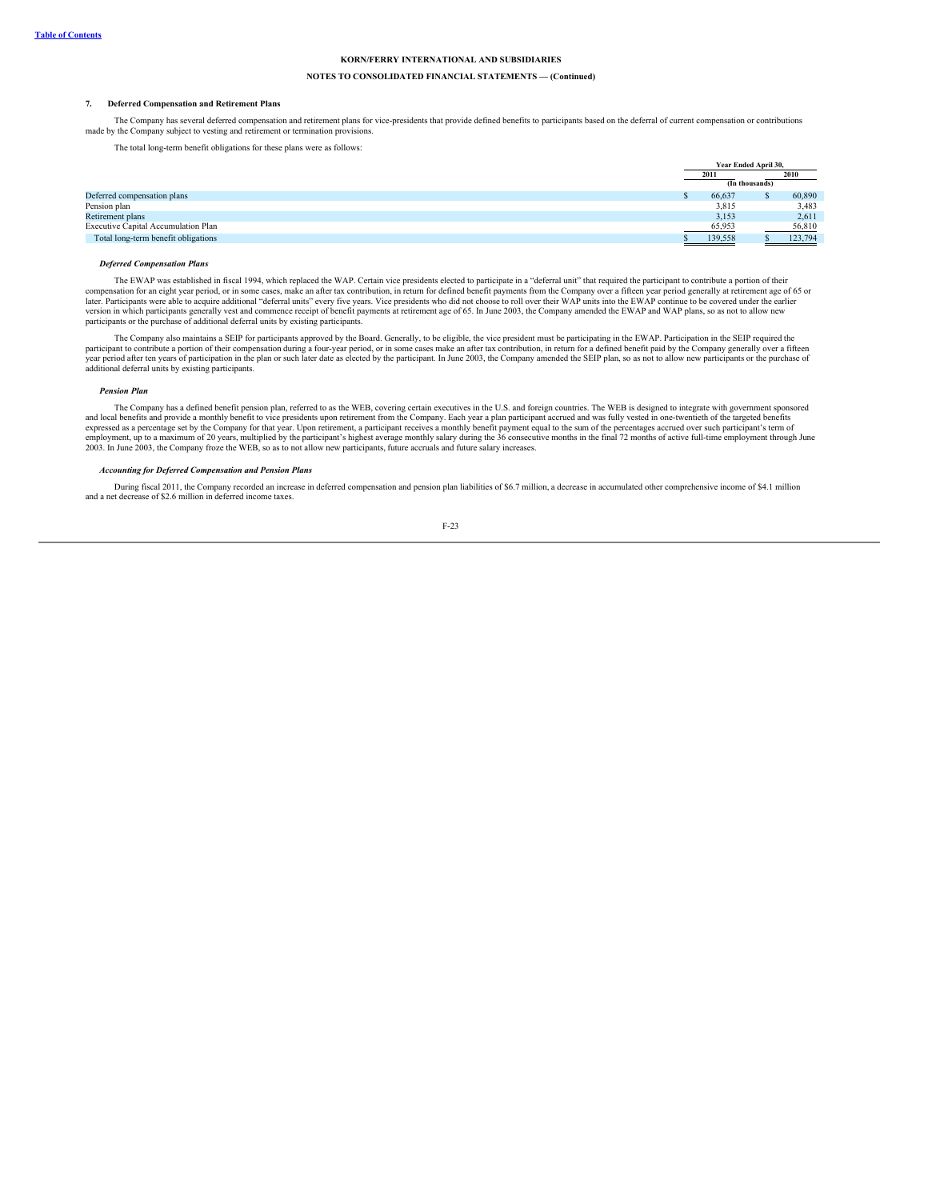KORN/FERRY INTERNATIONAL AND SUBSIDIARIES

NOTES TO CONSOLIDATED FINANCIAL STATEMENTS — (Continued)

## 7. Deferred Compensation and Retirement Plans

The Company has several deferred compensation and retirement plans for vice-presidents that provide defined benefits to participants based on the deferral of current compensation or contributions made by the Company subject to vesting and retirement or termination provisions.

The total long-term benefit obligations for these plans were as follows:

| | Year Ended April 30, | |
|---|---|---|
| | 2011 | 2010 |
| | (In thousands) | |
| Deferred compensation plans | $ 66,637 | $ 60,890 |
| Pension plan | 3,815 | 3,483 |
| Retirement plans | 3,153 | 2,611 |
| Executive Capital Accumulation Plan | 65,953 | 56,810 |
| Total long-term benefit obligations | $ 139,558 | $ 123,794 |

### *Deferred Compensation Plans*

The EWAP was established in fiscal 1994, which replaced the WAP. Certain vice presidents elected to participate in a "deferral unit" that required the participant to contribute a portion of their compensation for an eight year period, or in some cases, make an after tax contribution, in return for defined benefit payments from the Company over a fifteen year period generally at retirement age of 65 or later. Participants were able to acquire additional "deferral units" every five years. Vice presidents who did not choose to roll over their WAP units into the EWAP continue to be covered under the earlier version in which participants generally vest and commence receipt of benefit payments at retirement age of 65. In June 2003, the Company amended the EWAP and WAP plans, so as not to allow new participants or the purchase of additional deferral units by existing participants.

The Company also maintains a SEIP for participants approved by the Board. Generally, to be eligible, the vice president must be participating in the EWAP. Participation in the SEIP required the participant to contribute a portion of their compensation during a four-year period, or in some cases make an after tax contribution, in return for a defined benefit paid by the Company generally over a fifteen year period after ten years of participation in the plan or such later date as elected by the participant. In June 2003, the Company amended the SEIP plan, so as not to allow new participants or the purchase of additional deferral units by existing participants.

### *Pension Plan*

The Company has a defined benefit pension plan, referred to as the WEB, covering certain executives in the U.S. and foreign countries. The WEB is designed to integrate with government sponsored and local benefits and provide a monthly benefit to vice presidents upon retirement from the Company. Each year a plan participant accrued and was fully vested in one-twentieth of the targeted benefits expressed as a percentage set by the Company for that year. Upon retirement, a participant receives a monthly benefit payment equal to the sum of the percentages accrued over such participant's term of employment, up to a maximum of 20 years, multiplied by the participant's highest average monthly salary during the 36 consecutive months in the final 72 months of active full-time employment through June 2003. In June 2003, the Company froze the WEB, so as to not allow new participants, future accruals and future salary increases.

### *Accounting for Deferred Compensation and Pension Plans*

During fiscal 2011, the Company recorded an increase in deferred compensation and pension plan liabilities of $6.7 million, a decrease in accumulated other comprehensive income of $4.1 million and a net decrease of $2.6 million in deferred income taxes.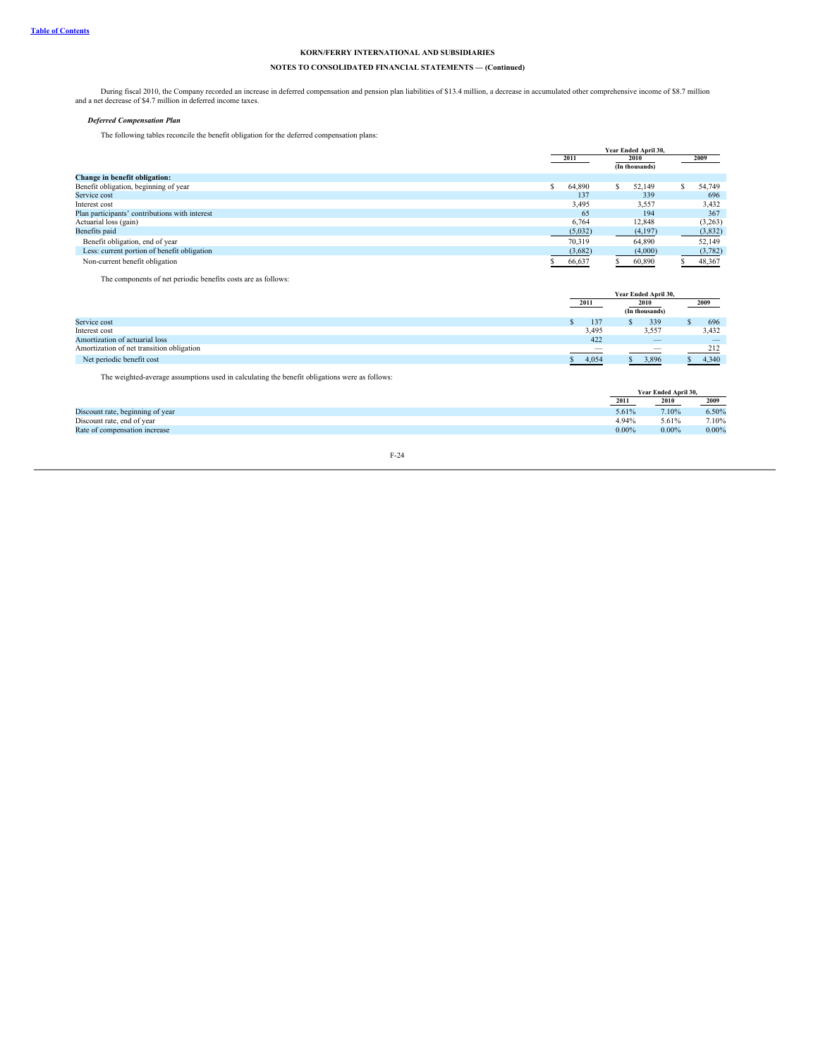**KORN/FERRY INTERNATIONAL AND SUBSIDIARIES**

**NOTES TO CONSOLIDATED FINANCIAL STATEMENTS — (Continued)**

During fiscal 2010, the Company recorded an increase in deferred compensation and pension plan liabilities of $13.4 million, a decrease in accumulated other comprehensive income of $8.7 million and a net decrease of $4.7 million in deferred income taxes.

***Deferred Compensation Plan***

The following tables reconcile the benefit obligation for the deferred compensation plans:

| | Year Ended April 30, | | |
|---|---|---|---|
| | 2011 | 2010 | 2009 |
| | | (In thousands) | |
| **Change in benefit obligation:** | | | |
| Benefit obligation, beginning of year | $ 64,890 | $ 52,149 | $ 54,749 |
| Service cost | 137 | 339 | 696 |
| Interest cost | 3,495 | 3,557 | 3,432 |
| Plan participants' contributions with interest | 65 | 194 | 367 |
| Actuarial loss (gain) | 6,764 | 12,848 | (3,263) |
| Benefits paid | (5,032) | (4,197) | (3,832) |
| Benefit obligation, end of year | 70,319 | 64,890 | 52,149 |
| Less: current portion of benefit obligation | (3,682) | (4,000) | (3,782) |
| Non-current benefit obligation | $ 66,637 | $ 60,890 | $ 48,367 |

The components of net periodic benefits costs are as follows:

| | Year Ended April 30, | | |
|---|---|---|---|
| | 2011 | 2010 | 2009 |
| | | (In thousands) | |
| Service cost | $ 137 | $ 339 | $ 696 |
| Interest cost | 3,495 | 3,557 | 3,432 |
| Amortization of actuarial loss | 422 | — | — |
| Amortization of net transition obligation | — | — | 212 |
| Net periodic benefit cost | $ 4,054 | $ 3,896 | $ 4,340 |

The weighted-average assumptions used in calculating the benefit obligations were as follows:

| | Year Ended April 30, | | |
|---|---|---|---|
| | 2011 | 2010 | 2009 |
| Discount rate, beginning of year | 5.61% | 7.10% | 6.50% |
| Discount rate, end of year | 4.94% | 5.61% | 7.10% |
| Rate of compensation increase | 0.00% | 0.00% | 0.00% |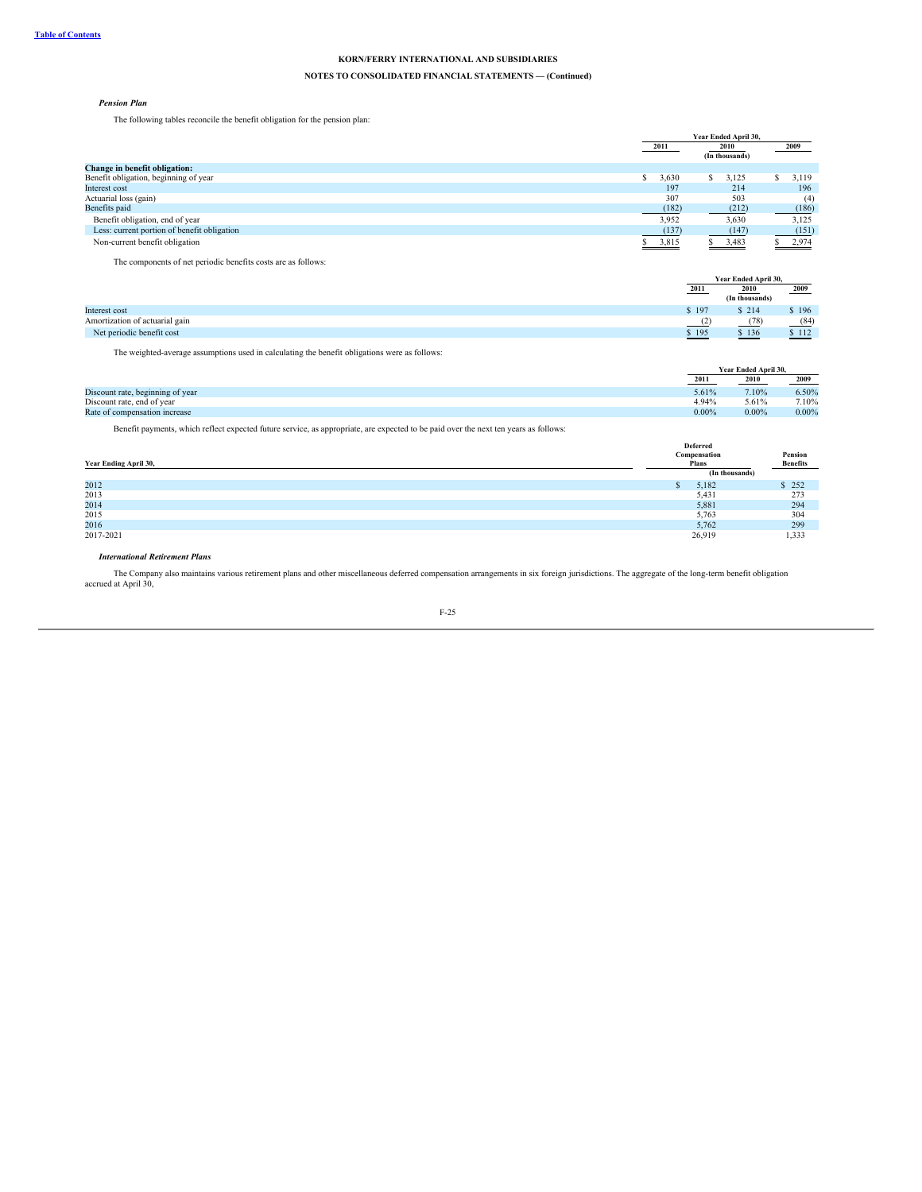KORN/FERRY INTERNATIONAL AND SUBSIDIARIES

NOTES TO CONSOLIDATED FINANCIAL STATEMENTS — (Continued)

***Pension Plan***

The following tables reconcile the benefit obligation for the pension plan:

| | Year Ended April 30, | | |
|---|---|---|---|
| | 2011 | 2010 | 2009 |
| | | (In thousands) | |
| **Change in benefit obligation:** | | | |
| Benefit obligation, beginning of year | $ 3,630 | $ 3,125 | $ 3,119 |
| Interest cost | 197 | 214 | 196 |
| Actuarial loss (gain) | 307 | 503 | (4) |
| Benefits paid | (182) | (212) | (186) |
| Benefit obligation, end of year | 3,952 | 3,630 | 3,125 |
| Less: current portion of benefit obligation | (137) | (147) | (151) |
| Non-current benefit obligation | $ 3,815 | $ 3,483 | $ 2,974 |

The components of net periodic benefits costs are as follows:

| | Year Ended April 30, | | |
|---|---|---|---|
| | 2011 | 2010 | 2009 |
| | | (In thousands) | |
| Interest cost | $ 197 | $ 214 | $ 196 |
| Amortization of actuarial gain | (2) | (78) | (84) |
| Net periodic benefit cost | $ 195 | $ 136 | $ 112 |

The weighted-average assumptions used in calculating the benefit obligations were as follows:

| | Year Ended April 30, | | |
|---|---|---|---|
| | 2011 | 2010 | 2009 |
| Discount rate, beginning of year | 5.61% | 7.10% | 6.50% |
| Discount rate, end of year | 4.94% | 5.61% | 7.10% |
| Rate of compensation increase | 0.00% | 0.00% | 0.00% |

Benefit payments, which reflect expected future service, as appropriate, are expected to be paid over the next ten years as follows:

| Year Ending April 30, | Deferred Compensation Plans | Pension Benefits |
|---|---|---|
| | (In thousands) | |
| 2012 | $ 5,182 | $ 252 |
| 2013 | 5,431 | 273 |
| 2014 | 5,881 | 294 |
| 2015 | 5,763 | 304 |
| 2016 | 5,762 | 299 |
| 2017-2021 | 26,919 | 1,333 |

***International Retirement Plans***

The Company also maintains various retirement plans and other miscellaneous deferred compensation arrangements in six foreign jurisdictions. The aggregate of the long-term benefit obligation accrued at April 30,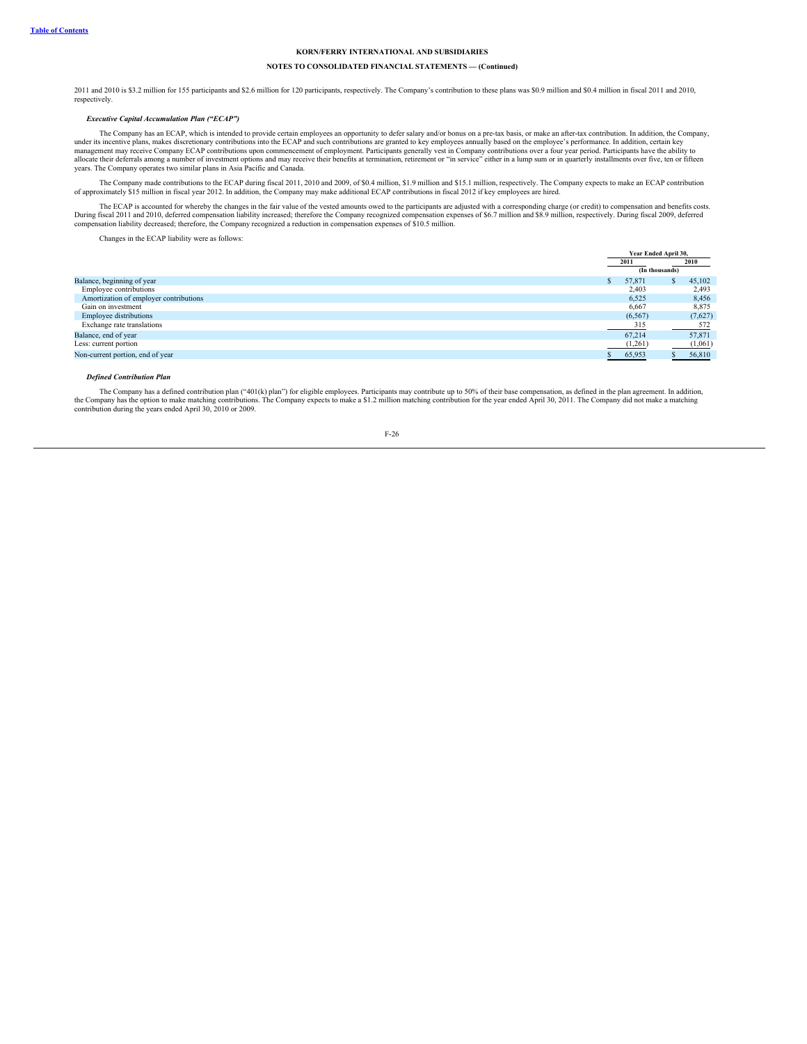2011 and 2010 is $3.2 million for 155 participants and $2.6 million for 120 participants, respectively. The Company's contribution to these plans was $0.9 million and $0.4 million in fiscal 2011 and 2010, respectively.

***Executive Capital Accumulation Plan ("ECAP")***

The Company has an ECAP, which is intended to provide certain employees an opportunity to defer salary and/or bonus on a pre-tax basis, or make an after-tax contribution. In addition, the Company, under its incentive plans, makes discretionary contributions into the ECAP and such contributions are granted to key employees annually based on the employee's performance. In addition, certain key management may receive Company ECAP contributions upon commencement of employment. Participants generally vest in Company contributions over a four year period. Participants have the ability to allocate their deferrals among a number of investment options and may receive their benefits at termination, retirement or "in service" either in a lump sum or in quarterly installments over five, ten or fifteen years. The Company operates two similar plans in Asia Pacific and Canada.

The Company made contributions to the ECAP during fiscal 2011, 2010 and 2009, of $0.4 million, $1.9 million and $15.1 million, respectively. The Company expects to make an ECAP contribution of approximately $15 million in fiscal year 2012. In addition, the Company may make additional ECAP contributions in fiscal 2012 if key employees are hired.

The ECAP is accounted for whereby the changes in the fair value of the vested amounts owed to the participants are adjusted with a corresponding charge (or credit) to compensation and benefits costs. During fiscal 2011 and 2010, deferred compensation liability increased; therefore the Company recognized compensation expenses of $6.7 million and $8.9 million, respectively. During fiscal 2009, deferred compensation liability decreased; therefore, the Company recognized a reduction in compensation expenses of $10.5 million.

Changes in the ECAP liability were as follows:

| | Year Ended April 30, | |
|---|---|---|
| | 2011 | 2010 |
| | (In thousands) | |
| Balance, beginning of year | $ 57,871 | $ 45,102 |
| Employee contributions | 2,403 | 2,493 |
| Amortization of employer contributions | 6,525 | 8,456 |
| Gain on investment | 6,667 | 8,875 |
| Employee distributions | (6,567) | (7,627) |
| Exchange rate translations | 315 | 572 |
| Balance, end of year | 67,214 | 57,871 |
| Less: current portion | (1,261) | (1,061) |
| Non-current portion, end of year | $ 65,953 | $ 56,810 |

***Defined Contribution Plan***

The Company has a defined contribution plan ("401(k) plan") for eligible employees. Participants may contribute up to 50% of their base compensation, as defined in the plan agreement. In addition, the Company has the option to make matching contributions. The Company expects to make a $1.2 million matching contribution for the year ended April 30, 2011. The Company did not make a matching contribution during the years ended April 30, 2010 or 2009.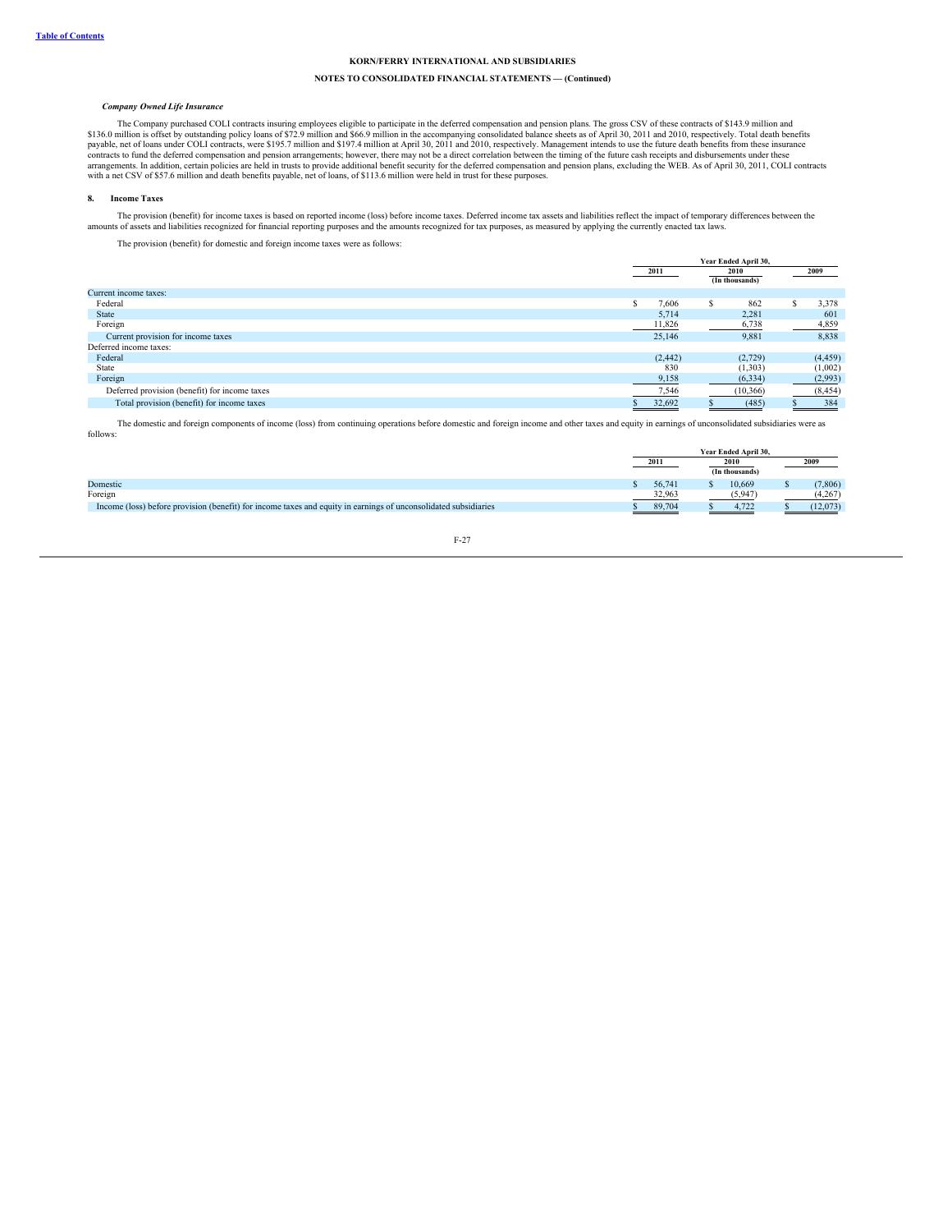KORN/FERRY INTERNATIONAL AND SUBSIDIARIES

NOTES TO CONSOLIDATED FINANCIAL STATEMENTS — (Continued)

***Company Owned Life Insurance***

The Company purchased COLI contracts insuring employees eligible to participate in the deferred compensation and pension plans. The gross CSV of these contracts of $143.9 million and $136.0 million is offset by outstanding policy loans of $72.9 million and $66.9 million in the accompanying consolidated balance sheets as of April 30, 2011 and 2010, respectively. Total death benefits payable, net of loans under COLI contracts, were $195.7 million and $197.4 million at April 30, 2011 and 2010, respectively. Management intends to use the future death benefits from these insurance contracts to fund the deferred compensation and pension arrangements; however, there may not be a direct correlation between the timing of the future cash receipts and disbursements under these arrangements. In addition, certain policies are held in trusts to provide additional benefit security for the deferred compensation and pension plans, excluding the WEB. As of April 30, 2011, COLI contracts with a net CSV of $57.6 million and death benefits payable, net of loans, of $113.6 million were held in trust for these purposes.

## 8. Income Taxes

The provision (benefit) for income taxes is based on reported income (loss) before income taxes. Deferred income tax assets and liabilities reflect the impact of temporary differences between the amounts of assets and liabilities recognized for financial reporting purposes and the amounts recognized for tax purposes, as measured by applying the currently enacted tax laws.

The provision (benefit) for domestic and foreign income taxes were as follows:

| | Year Ended April 30, | | |
|---|---|---|---|
| | 2011 | 2010 | 2009 |
| | | (In thousands) | |
| Current income taxes: | | | |
| Federal | $ 7,606 | $ 862 | $ 3,378 |
| State | 5,714 | 2,281 | 601 |
| Foreign | 11,826 | 6,738 | 4,859 |
| Current provision for income taxes | 25,146 | 9,881 | 8,838 |
| Deferred income taxes: | | | |
| Federal | (2,442) | (2,729) | (4,459) |
| State | 830 | (1,303) | (1,002) |
| Foreign | 9,158 | (6,334) | (2,993) |
| Deferred provision (benefit) for income taxes | 7,546 | (10,366) | (8,454) |
| Total provision (benefit) for income taxes | $ 32,692 | $ (485) | $ 384 |

The domestic and foreign components of income (loss) from continuing operations before domestic and foreign income and other taxes and equity in earnings of unconsolidated subsidiaries were as follows:

| | Year Ended April 30, | | |
|---|---|---|---|
| | 2011 | 2010 | 2009 |
| | | (In thousands) | |
| Domestic | $ 56,741 | $ 10,669 | $ (7,806) |
| Foreign | 32,963 | (5,947) | (4,267) |
| Income (loss) before provision (benefit) for income taxes and equity in earnings of unconsolidated subsidiaries | $ 89,704 | $ 4,722 | $ (12,073) |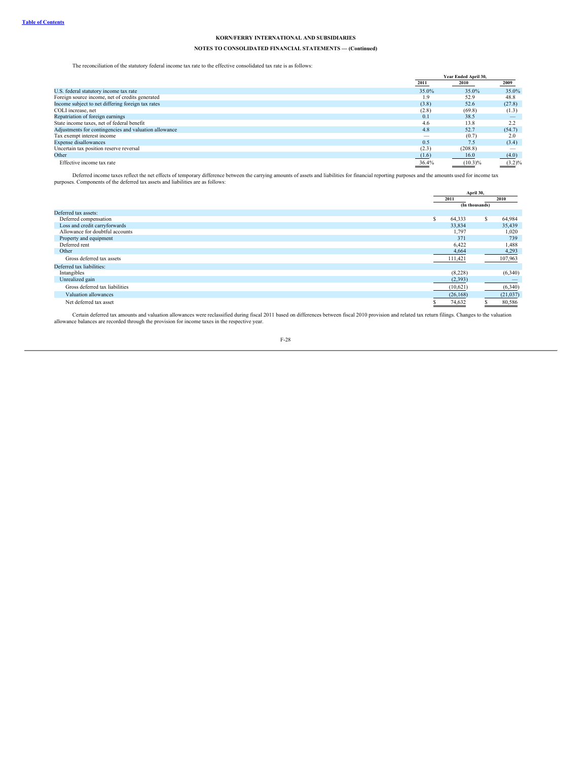**KORN/FERRY INTERNATIONAL AND SUBSIDIARIES**

**NOTES TO CONSOLIDATED FINANCIAL STATEMENTS — (Continued)**

The reconciliation of the statutory federal income tax rate to the effective consolidated tax rate is as follows:

| | Year Ended April 30, | | |
|---|---|---|---|
| | 2011 | 2010 | 2009 |
| U.S. federal statutory income tax rate | 35.0% | 35.0% | 35.0% |
| Foreign source income, net of credits generated | 1.9 | 52.9 | 48.8 |
| Income subject to net differing foreign tax rates | (3.8) | 52.6 | (27.8) |
| COLI increase, net | (2.8) | (69.8) | (1.3) |
| Repatriation of foreign earnings | 0.1 | 38.5 | — |
| State income taxes, net of federal benefit | 4.6 | 13.8 | 2.2 |
| Adjustments for contingencies and valuation allowance | 4.8 | 52.7 | (54.7) |
| Tax exempt interest income | — | (0.7) | 2.0 |
| Expense disallowances | 0.5 | 7.5 | (3.4) |
| Uncertain tax position reserve reversal | (2.3) | (208.8) | — |
| Other | (1.6) | 16.0 | (4.0) |
| Effective income tax rate | 36.4% | (10.3)% | (3.2)% |

Deferred income taxes reflect the net effects of temporary difference between the carrying amounts of assets and liabilities for financial reporting purposes and the amounts used for income tax purposes. Components of the deferred tax assets and liabilities are as follows:

| | April 30, | |
|---|---|---|
| | 2011 | 2010 |
| | (In thousands) | |
| Deferred tax assets: | | |
| Deferred compensation | $ 64,333 | $ 64,984 |
| Loss and credit carryforwards | 33,834 | 35,439 |
| Allowance for doubtful accounts | 1,797 | 1,020 |
| Property and equipment | 371 | 739 |
| Deferred rent | 6,422 | 1,488 |
| Other | 4,664 | 4,293 |
| Gross deferred tax assets | 111,421 | 107,963 |
| Deferred tax liabilities: | | |
| Intangibles | (8,228) | (6,340) |
| Unrealized gain | (2,393) | — |
| Gross deferred tax liabilities | (10,621) | (6,340) |
| Valuation allowances | (26,168) | (21,037) |
| Net deferred tax asset | $ 74,632 | $ 80,586 |

Certain deferred tax amounts and valuation allowances were reclassified during fiscal 2011 based on differences between fiscal 2010 provision and related tax return filings. Changes to the valuation allowance balances are recorded through the provision for income taxes in the respective year.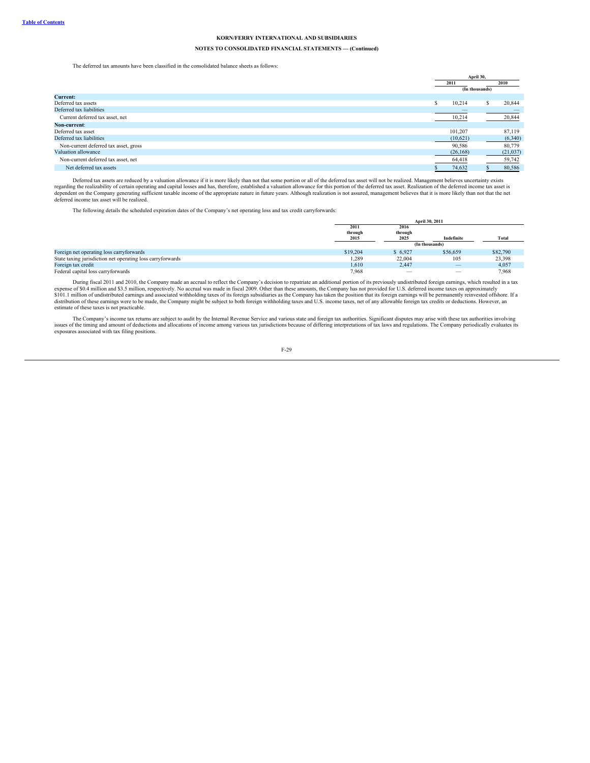**KORN/FERRY INTERNATIONAL AND SUBSIDIARIES**

**NOTES TO CONSOLIDATED FINANCIAL STATEMENTS — (Continued)**

The deferred tax amounts have been classified in the consolidated balance sheets as follows:

| | April 30, 2011 | April 30, 2010 |
|---|---|---|
| | (In thousands) | |
| **Current:** | | |
| Deferred tax assets | $ 10,214 | $ 20,844 |
| Deferred tax liabilities | — | — |
| Current deferred tax asset, net | 10,214 | 20,844 |
| **Non-current**: | | |
| Deferred tax asset | 101,207 | 87,119 |
| Deferred tax liabilities | (10,621) | (6,340) |
| Non-current deferred tax asset, gross | 90,586 | 80,779 |
| Valuation allowance | (26,168) | (21,037) |
| Non-current deferred tax asset, net | 64,418 | 59,742 |
| Net deferred tax assets | $ 74,632 | $ 80,586 |

Deferred tax assets are reduced by a valuation allowance if it is more likely than not that some portion or all of the deferred tax asset will not be realized. Management believes uncertainty exists regarding the realizability of certain operating and capital losses and has, therefore, established a valuation allowance for this portion of the deferred tax asset. Realization of the deferred income tax asset is dependent on the Company generating sufficient taxable income of the appropriate nature in future years. Although realization is not assured, management believes that it is more likely than not that the net deferred income tax asset will be realized.

The following details the scheduled expiration dates of the Company's net operating loss and tax credit carryforwards:

| | April 30, 2011 | | | |
|---|---|---|---|---|
| | 2011 through 2015 | 2016 through 2025 | Indefinite | Total |
| | (In thousands) | | | |
| Foreign net operating loss carryforwards | $19,204 | $ 6,927 | $56,659 | $82,790 |
| State taxing jurisdiction net operating loss carryforwards | 1,289 | 22,004 | 105 | 23,398 |
| Foreign tax credit | 1,610 | 2,447 | — | 4,057 |
| Federal capital loss carryforwards | 7,968 | — | — | 7,968 |

During fiscal 2011 and 2010, the Company made an accrual to reflect the Company's decision to repatriate an additional portion of its previously undistributed foreign earnings, which resulted in a tax expense of $0.4 million and $3.5 million, respectively. No accrual was made in fiscal 2009. Other than these amounts, the Company has not provided for U.S. deferred income taxes on approximately $101.1 million of undistributed earnings and associated withholding taxes of its foreign subsidiaries as the Company has taken the position that its foreign earnings will be permanently reinvested offshore. If a distribution of these earnings were to be made, the Company might be subject to both foreign withholding taxes and U.S. income taxes, net of any allowable foreign tax credits or deductions. However, an estimate of these taxes is not practicable.

The Company's income tax returns are subject to audit by the Internal Revenue Service and various state and foreign tax authorities. Significant disputes may arise with these tax authorities involving issues of the timing and amount of deductions and allocations of income among various tax jurisdictions because of differing interpretations of tax laws and regulations. The Company periodically evaluates its exposures associated with tax filing positions.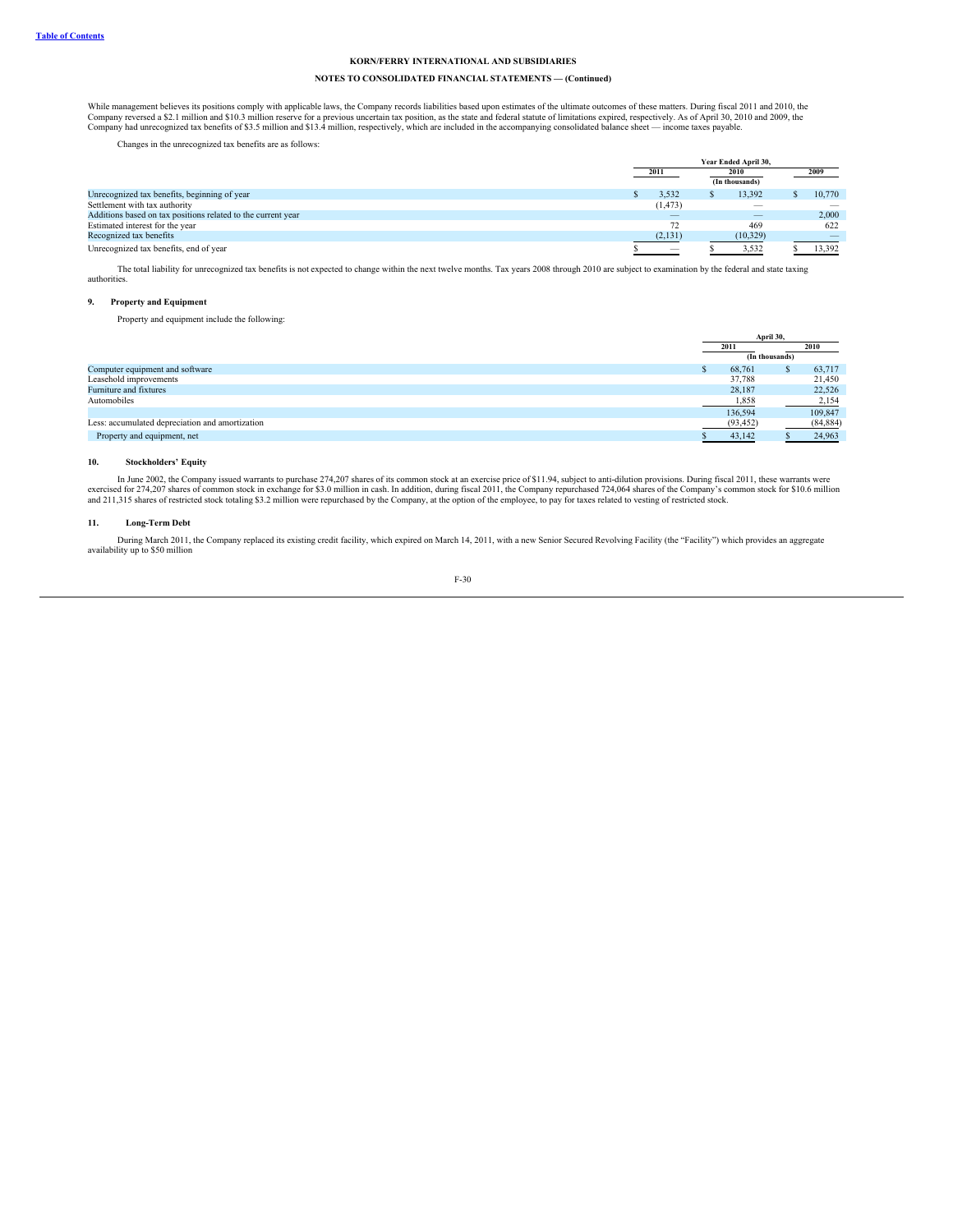While management believes its positions comply with applicable laws, the Company records liabilities based upon estimates of the ultimate outcomes of these matters. During fiscal 2011 and 2010, the Company reversed a $2.1 million and $10.3 million reserve for a previous uncertain tax position, as the state and federal statute of limitations expired, respectively. As of April 30, 2010 and 2009, the Company had unrecognized tax benefits of $3.5 million and $13.4 million, respectively, which are included in the accompanying consolidated balance sheet — income taxes payable.

Changes in the unrecognized tax benefits are as follows:

| | Year Ended April 30, | | |
|---|---|---|---|
| | 2011 | 2010 | 2009 |
| | | (In thousands) | |
| Unrecognized tax benefits, beginning of year | $ 3,532 | $ 13,392 | $ 10,770 |
| Settlement with tax authority | (1,473) | — | — |
| Additions based on tax positions related to the current year | — | — | 2,000 |
| Estimated interest for the year | 72 | 469 | 622 |
| Recognized tax benefits | (2,131) | (10,329) | — |
| Unrecognized tax benefits, end of year | $ — | $ 3,532 | $ 13,392 |

The total liability for unrecognized tax benefits is not expected to change within the next twelve months. Tax years 2008 through 2010 are subject to examination by the federal and state taxing authorities.

## 9. Property and Equipment

Property and equipment include the following:

| | April 30, | |
|---|---|---|
| | 2011 | 2010 |
| | (In thousands) | |
| Computer equipment and software | $ 68,761 | $ 63,717 |
| Leasehold improvements | 37,788 | 21,450 |
| Furniture and fixtures | 28,187 | 22,526 |
| Automobiles | 1,858 | 2,154 |
| | 136,594 | 109,847 |
| Less: accumulated depreciation and amortization | (93,452) | (84,884) |
| Property and equipment, net | $ 43,142 | $ 24,963 |

## 10. Stockholders' Equity

In June 2002, the Company issued warrants to purchase 274,207 shares of its common stock at an exercise price of $11.94, subject to anti-dilution provisions. During fiscal 2011, these warrants were exercised for 274,207 shares of common stock in exchange for $3.0 million in cash. In addition, during fiscal 2011, the Company repurchased 724,064 shares of the Company's common stock for $10.6 million and 211,315 shares of restricted stock totaling $3.2 million were repurchased by the Company, at the option of the employee, to pay for taxes related to vesting of restricted stock.

## 11. Long-Term Debt

During March 2011, the Company replaced its existing credit facility, which expired on March 14, 2011, with a new Senior Secured Revolving Facility (the "Facility") which provides an aggregate availability up to $50 million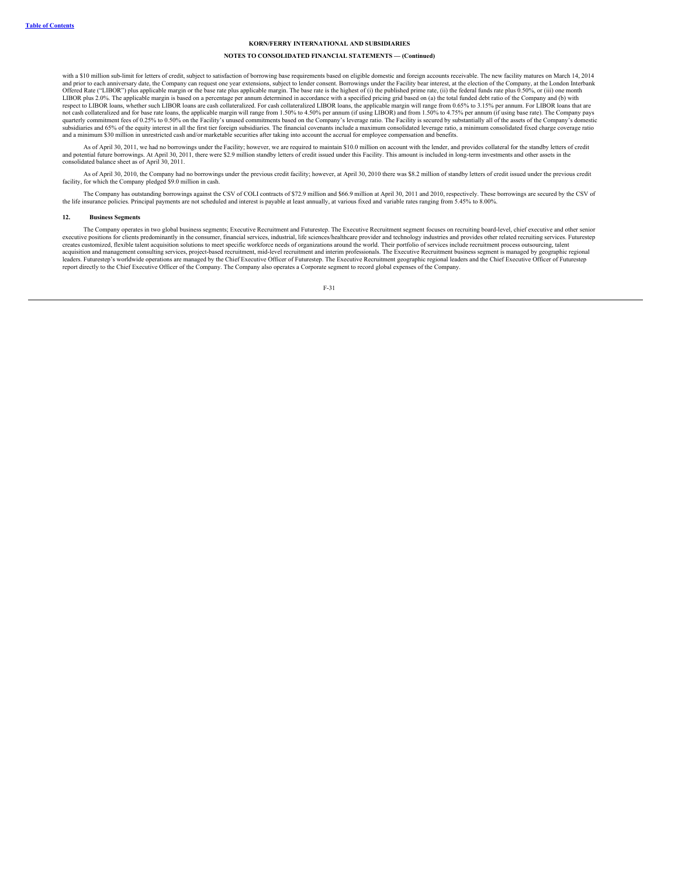with a $10 million sub-limit for letters of credit, subject to satisfaction of borrowing base requirements based on eligible domestic and foreign accounts receivable. The new facility matures on March 14, 2014 and prior to each anniversary date, the Company can request one year extensions, subject to lender consent. Borrowings under the Facility bear interest, at the election of the Company, at the London Interbank Offered Rate ("LIBOR") plus applicable margin or the base rate plus applicable margin. The base rate is the highest of (i) the published prime rate, (ii) the federal funds rate plus 0.50%, or (iii) one month LIBOR plus 2.0%. The applicable margin is based on a percentage per annum determined in accordance with a specified pricing grid based on (a) the total funded debt ratio of the Company and (b) with respect to LIBOR loans, whether such LIBOR loans are cash collateralized. For cash collateralized LIBOR loans, the applicable margin will range from 0.65% to 3.15% per annum. For LIBOR loans that are not cash collateralized and for base rate loans, the applicable margin will range from 1.50% to 4.50% per annum (if using LIBOR) and from 1.50% to 4.75% per annum (if using base rate). The Company pays quarterly commitment fees of 0.25% to 0.50% on the Facility's unused commitments based on the Company's leverage ratio. The Facility is secured by substantially all of the assets of the Company's domestic subsidiaries and 65% of the equity interest in all the first tier foreign subsidiaries. The financial covenants include a maximum consolidated leverage ratio, a minimum consolidated fixed charge coverage ratio and a minimum $30 million in unrestricted cash and/or marketable securities after taking into account the accrual for employee compensation and benefits.

As of April 30, 2011, we had no borrowings under the Facility; however, we are required to maintain $10.0 million on account with the lender, and provides collateral for the standby letters of credit and potential future borrowings. At April 30, 2011, there were $2.9 million standby letters of credit issued under this Facility. This amount is included in long-term investments and other assets in the consolidated balance sheet as of April 30, 2011.

As of April 30, 2010, the Company had no borrowings under the previous credit facility; however, at April 30, 2010 there was $8.2 million of standby letters of credit issued under the previous credit facility, for which the Company pledged $9.0 million in cash.

The Company has outstanding borrowings against the CSV of COLI contracts of $72.9 million and $66.9 million at April 30, 2011 and 2010, respectively. These borrowings are secured by the CSV of the life insurance policies. Principal payments are not scheduled and interest is payable at least annually, at various fixed and variable rates ranging from 5.45% to 8.00%.

## 12. Business Segments

The Company operates in two global business segments; Executive Recruitment and Futurestep. The Executive Recruitment segment focuses on recruiting board-level, chief executive and other senior executive positions for clients predominantly in the consumer, financial services, industrial, life sciences/healthcare provider and technology industries and provides other related recruiting services. Futurestep creates customized, flexible talent acquisition solutions to meet specific workforce needs of organizations around the world. Their portfolio of services include recruitment process outsourcing, talent acquisition and management consulting services, project-based recruitment, mid-level recruitment and interim professionals. The Executive Recruitment business segment is managed by geographic regional leaders. Futurestep's worldwide operations are managed by the Chief Executive Officer of Futurestep. The Executive Recruitment geographic regional leaders and the Chief Executive Officer of Futurestep report directly to the Chief Executive Officer of the Company. The Company also operates a Corporate segment to record global expenses of the Company.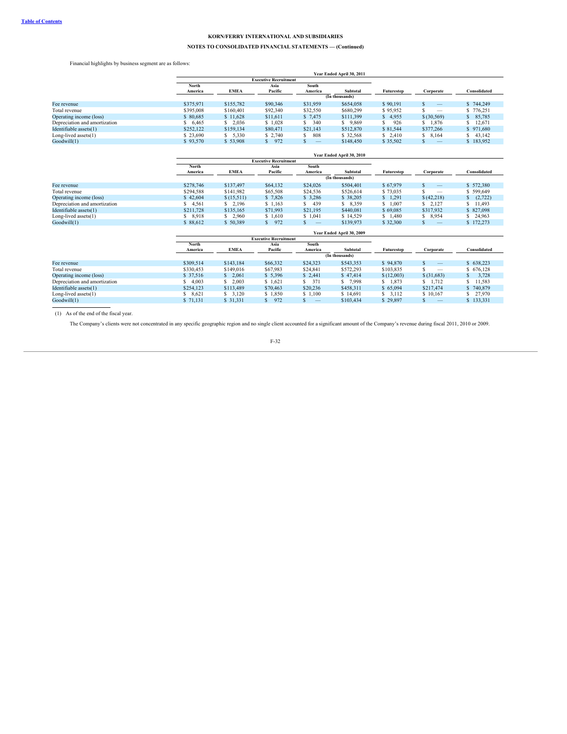**KORN/FERRY INTERNATIONAL AND SUBSIDIARIES**

**NOTES TO CONSOLIDATED FINANCIAL STATEMENTS — (Continued)**

Financial highlights by business segment are as follows:

| | Year Ended April 30, 2011 | | | | | | | |
|---|---|---|---|---|---|---|---|---|
| | Executive Recruitment | | | | | | | |
| | North America | EMEA | Asia Pacific | South America | Subtotal | Futurestep | Corporate | Consolidated |
| | (In thousands) | | | | | | | |
| Fee revenue | $375,971 | $155,782 | $90,346 | $31,959 | $654,058 | $ 90,191 | $ — | $ 744,249 |
| Total revenue | $395,008 | $160,401 | $92,340 | $32,550 | $680,299 | $ 95,952 | $ — | $ 776,251 |
| Operating income (loss) | $ 80,685 | $ 11,628 | $11,611 | $ 7,475 | $111,399 | $ 4,955 | $ (30,569) | $ 85,785 |
| Depreciation and amortization | $ 6,465 | $ 2,036 | $ 1,028 | $ 340 | $ 9,869 | $ 926 | $ 1,876 | $ 12,671 |
| Identifiable assets(1) | $252,122 | $159,134 | $80,471 | $21,143 | $512,870 | $ 81,544 | $377,266 | $ 971,680 |
| Long-lived assets(1) | $ 23,690 | $ 5,330 | $ 2,740 | $ 808 | $ 32,568 | $ 2,410 | $ 8,164 | $ 43,142 |
| Goodwill(1) | $ 93,570 | $ 53,908 | $ 972 | $ — | $148,450 | $ 35,502 | $ — | $ 183,952 |

| | Year Ended April 30, 2010 | | | | | | | |
|---|---|---|---|---|---|---|---|---|
| | Executive Recruitment | | | | | | | |
| | North America | EMEA | Asia Pacific | South America | Subtotal | Futurestep | Corporate | Consolidated |
| | (In thousands) | | | | | | | |
| Fee revenue | $278,746 | $137,497 | $64,132 | $24,026 | $504,401 | $ 67,979 | $ — | $ 572,380 |
| Total revenue | $294,588 | $141,982 | $65,508 | $24,536 | $526,614 | $ 73,035 | $ — | $ 599,649 |
| Operating income (loss) | $ 42,604 | $ (15,511) | $ 7,826 | $ 3,286 | $ 38,205 | $ 1,291 | $ (42,218) | $ (2,722) |
| Depreciation and amortization | $ 4,561 | $ 2,196 | $ 1,163 | $ 439 | $ 8,359 | $ 1,007 | $ 2,127 | $ 11,493 |
| Identifiable assets(1) | $211,728 | $135,165 | $71,993 | $21,195 | $440,081 | $ 69,085 | $317,932 | $ 827,098 |
| Long-lived assets(1) | $ 8,918 | $ 2,960 | $ 1,610 | $ 1,041 | $ 14,529 | $ 1,480 | $ 8,954 | $ 24,963 |
| Goodwill(1) | $ 88,612 | $ 50,389 | $ 972 | $ — | $139,973 | $ 32,300 | $ — | $ 172,273 |

| | Year Ended April 30, 2009 | | | | | | | |
|---|---|---|---|---|---|---|---|---|
| | Executive Recruitment | | | | | | | |
| | North America | EMEA | Asia Pacific | South America | Subtotal | Futurestep | Corporate | Consolidated |
| | (In thousands) | | | | | | | |
| Fee revenue | $309,514 | $143,184 | $66,332 | $24,323 | $543,353 | $ 94,870 | $ — | $ 638,223 |
| Total revenue | $330,453 | $149,016 | $67,983 | $24,841 | $572,293 | $103,835 | $ — | $ 676,128 |
| Operating income (loss) | $ 37,516 | $ 2,061 | $ 5,396 | $ 2,441 | $ 47,414 | $ (12,003) | $ (31,683) | $ 3,728 |
| Depreciation and amortization | $ 4,003 | $ 2,003 | $ 1,621 | $ 371 | $ 7,998 | $ 1,873 | $ 1,712 | $ 11,583 |
| Identifiable assets(1) | $254,123 | $113,489 | $70,463 | $20,236 | $458,311 | $ 65,094 | $217,474 | $ 740,879 |
| Long-lived assets(1) | $ 8,621 | $ 3,120 | $ 1,850 | $ 1,100 | $ 14,691 | $ 3,112 | $ 10,167 | $ 27,970 |
| Goodwill(1) | $ 71,131 | $ 31,331 | $ 972 | $ — | $103,434 | $ 29,897 | $ — | $ 133,331 |

(1) As of the end of the fiscal year.

The Company's clients were not concentrated in any specific geographic region and no single client accounted for a significant amount of the Company's revenue during fiscal 2011, 2010 or 2009.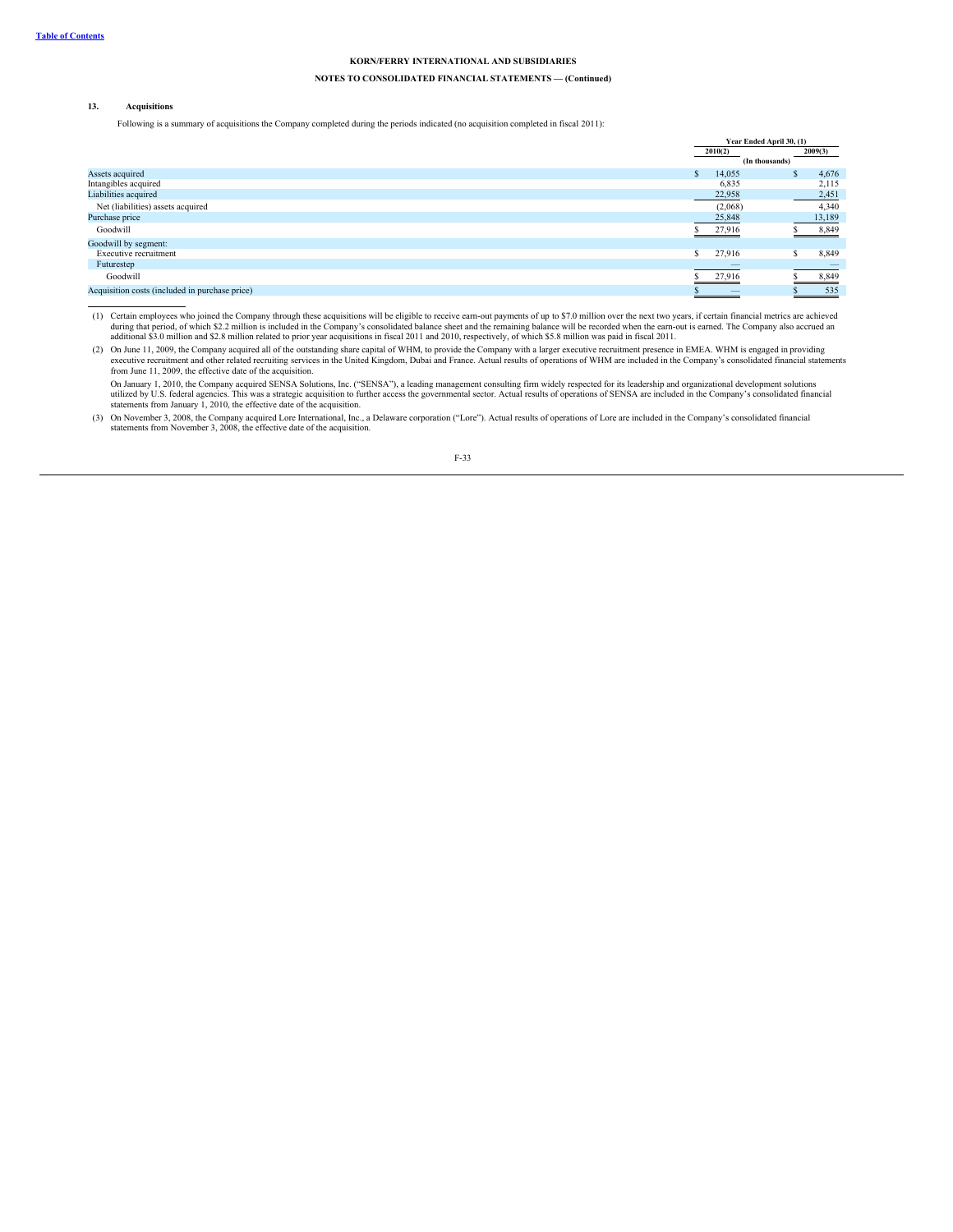**KORN/FERRY INTERNATIONAL AND SUBSIDIARIES**

**NOTES TO CONSOLIDATED FINANCIAL STATEMENTS — (Continued)**

### 13. Acquisitions

Following is a summary of acquisitions the Company completed during the periods indicated (no acquisition completed in fiscal 2011):

| | Year Ended April 30, (1) | |
|---|---|---|
| | 2010(2) | 2009(3) |
| | (In thousands) | |
| Assets acquired | $ 14,055 | $ 4,676 |
| Intangibles acquired | 6,835 | 2,115 |
| Liabilities acquired | 22,958 | 2,451 |
| Net (liabilities) assets acquired | (2,068) | 4,340 |
| Purchase price | 25,848 | 13,189 |
| Goodwill | $ 27,916 | $ 8,849 |
| Goodwill by segment: | | |
| Executive recruitment | $ 27,916 | $ 8,849 |
| Futurestep | — | — |
| Goodwill | $ 27,916 | $ 8,849 |
| Acquisition costs (included in purchase price) | $ — | $ 535 |

(1) Certain employees who joined the Company through these acquisitions will be eligible to receive earn-out payments of up to $7.0 million over the next two years, if certain financial metrics are achieved during that period, of which $2.2 million is included in the Company's consolidated balance sheet and the remaining balance will be recorded when the earn-out is earned. The Company also accrued an additional $3.0 million and $2.8 million related to prior year acquisitions in fiscal 2011 and 2010, respectively, of which $5.8 million was paid in fiscal 2011.

(2) On June 11, 2009, the Company acquired all of the outstanding share capital of WHM, to provide the Company with a larger executive recruitment presence in EMEA. WHM is engaged in providing executive recruitment and other related recruiting services in the United Kingdom, Dubai and France. Actual results of operations of WHM are included in the Company's consolidated financial statements from June 11, 2009, the effective date of the acquisition.

On January 1, 2010, the Company acquired SENSA Solutions, Inc. ("SENSA"), a leading management consulting firm widely respected for its leadership and organizational development solutions utilized by U.S. federal agencies. This was a strategic acquisition to further access the governmental sector. Actual results of operations of SENSA are included in the Company's consolidated financial statements from January 1, 2010, the effective date of the acquisition.

(3) On November 3, 2008, the Company acquired Lore International, Inc., a Delaware corporation ("Lore"). Actual results of operations of Lore are included in the Company's consolidated financial statements from November 3, 2008, the effective date of the acquisition.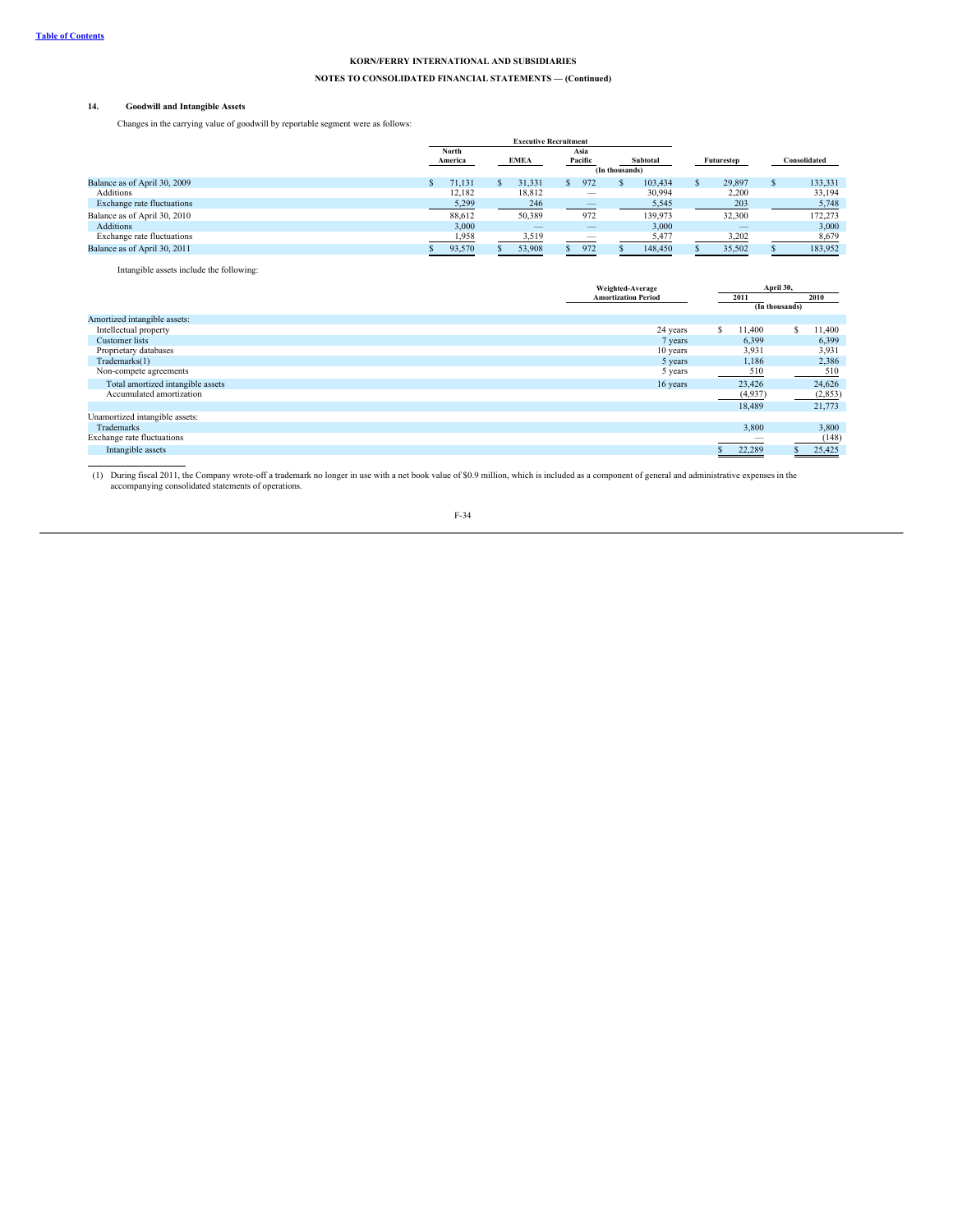**KORN/FERRY INTERNATIONAL AND SUBSIDIARIES**

**NOTES TO CONSOLIDATED FINANCIAL STATEMENTS — (Continued)**

### 14. Goodwill and Intangible Assets

Changes in the carrying value of goodwill by reportable segment were as follows:

| | Executive Recruitment | | | | Futurestep | Consolidated |
|---|---|---|---|---|---|---|
| | North America | EMEA | Asia Pacific | Subtotal | | |
| | (In thousands) | | | | | |
| Balance as of April 30, 2009 | $ 71,131 | $ 31,331 | $ 972 | $ 103,434 | $ 29,897 | $ 133,331 |
| Additions | 12,182 | 18,812 | — | 30,994 | 2,200 | 33,194 |
| Exchange rate fluctuations | 5,299 | 246 | — | 5,545 | 203 | 5,748 |
| Balance as of April 30, 2010 | 88,612 | 50,389 | 972 | 139,973 | 32,300 | 172,273 |
| Additions | 3,000 | — | — | 3,000 | — | 3,000 |
| Exchange rate fluctuations | 1,958 | 3,519 | — | 5,477 | 3,202 | 8,679 |
| Balance as of April 30, 2011 | $ 93,570 | $ 53,908 | $ 972 | $ 148,450 | $ 35,502 | $ 183,952 |

Intangible assets include the following:

| | Weighted-Average Amortization Period | April 30, 2011 | April 30, 2010 |
|---|---|---|---|
| | | (In thousands) | |
| Amortized intangible assets: | | | |
| Intellectual property | 24 years | $ 11,400 | $ 11,400 |
| Customer lists | 7 years | 6,399 | 6,399 |
| Proprietary databases | 10 years | 3,931 | 3,931 |
| Trademarks(1) | 5 years | 1,186 | 2,386 |
| Non-compete agreements | 5 years | 510 | 510 |
| Total amortized intangible assets | 16 years | 23,426 | 24,626 |
| Accumulated amortization | | (4,937) | (2,853) |
| | | 18,489 | 21,773 |
| Unamortized intangible assets: | | | |
| Trademarks | | 3,800 | 3,800 |
| Exchange rate fluctuations | | — | (148) |
| Intangible assets | | $ 22,289 | $ 25,425 |

(1) During fiscal 2011, the Company wrote-off a trademark no longer in use with a net book value of $0.9 million, which is included as a component of general and administrative expenses in the accompanying consolidated statements of operations.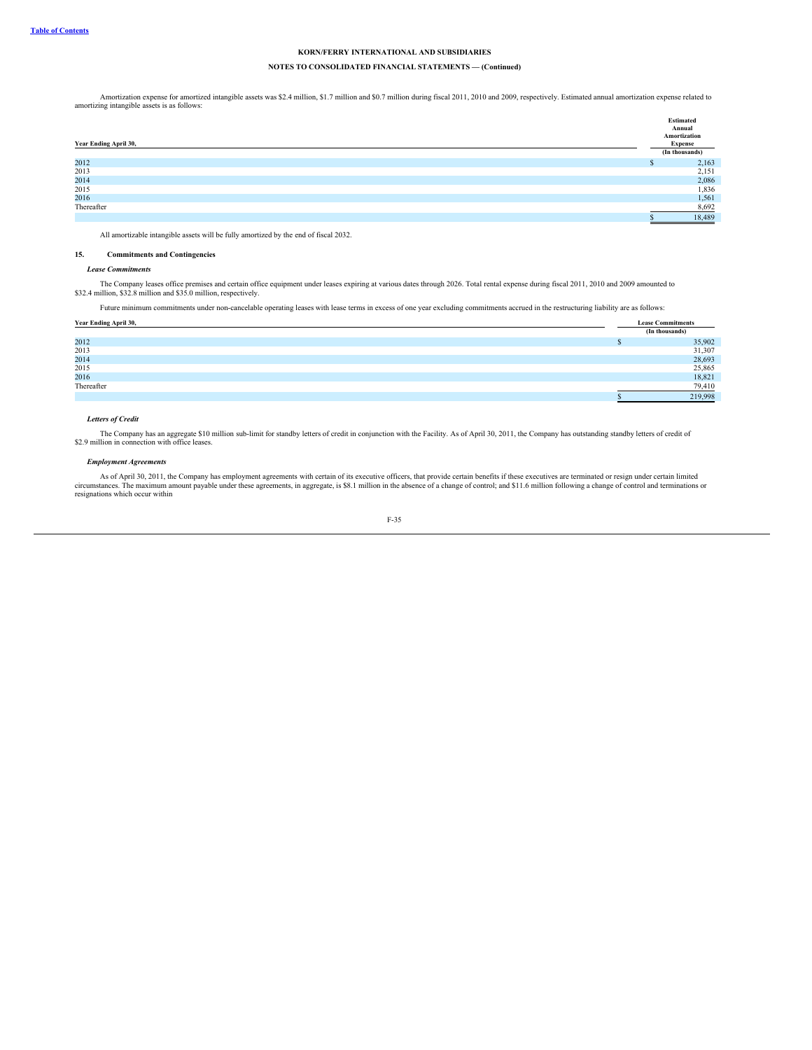Amortization expense for amortized intangible assets was $2.4 million, $1.7 million and $0.7 million during fiscal 2011, 2010 and 2009, respectively. Estimated annual amortization expense related to amortizing intangible assets is as follows:

| Year Ending April 30, | Estimated Annual Amortization Expense |
|---|---|
| | (In thousands) |
| 2012 | $ 2,163 |
| 2013 | 2,151 |
| 2014 | 2,086 |
| 2015 | 1,836 |
| 2016 | 1,561 |
| Thereafter | 8,692 |
| | $ 18,489 |

All amortizable intangible assets will be fully amortized by the end of fiscal 2032.

## 15. Commitments and Contingencies

***Lease Commitments***

The Company leases office premises and certain office equipment under leases expiring at various dates through 2026. Total rental expense during fiscal 2011, 2010 and 2009 amounted to $32.4 million, $32.8 million and $35.0 million, respectively.

Future minimum commitments under non-cancelable operating leases with lease terms in excess of one year excluding commitments accrued in the restructuring liability are as follows:

| Year Ending April 30, | Lease Commitments |
|---|---|
| | (In thousands) |
| 2012 | $ 35,902 |
| 2013 | 31,307 |
| 2014 | 28,693 |
| 2015 | 25,865 |
| 2016 | 18,821 |
| Thereafter | 79,410 |
| | $ 219,998 |

***Letters of Credit***

The Company has an aggregate $10 million sub-limit for standby letters of credit in conjunction with the Facility. As of April 30, 2011, the Company has outstanding standby letters of credit of $2.9 million in connection with office leases.

***Employment Agreements***

As of April 30, 2011, the Company has employment agreements with certain of its executive officers, that provide certain benefits if these executives are terminated or resign under certain limited circumstances. The maximum amount payable under these agreements, in aggregate, is $8.1 million in the absence of a change of control; and $11.6 million following a change of control and terminations or resignations which occur within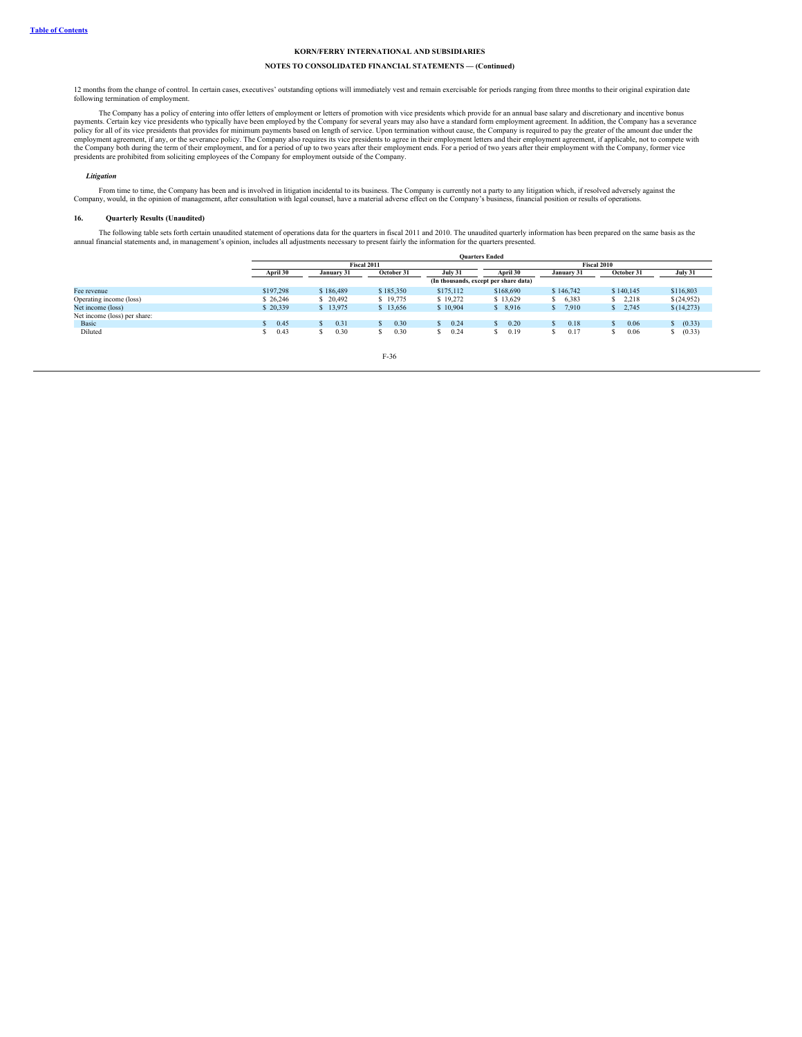12 months from the change of control. In certain cases, executives' outstanding options will immediately vest and remain exercisable for periods ranging from three months to their original expiration date following termination of employment.

The Company has a policy of entering into offer letters of employment or letters of promotion with vice presidents which provide for an annual base salary and discretionary and incentive bonus payments. Certain key vice presidents who typically have been employed by the Company for several years may also have a standard form employment agreement. In addition, the Company has a severance policy for all of its vice presidents that provides for minimum payments based on length of service. Upon termination without cause, the Company is required to pay the greater of the amount due under the employment agreement, if any, or the severance policy. The Company also requires its vice presidents to agree in their employment letters and their employment agreement, if applicable, not to compete with the Company both during the term of their employment, and for a period of up to two years after their employment ends. For a period of two years after their employment with the Company, former vice presidents are prohibited from soliciting employees of the Company for employment outside of the Company.

***Litigation***

From time to time, the Company has been and is involved in litigation incidental to its business. The Company is currently not a party to any litigation which, if resolved adversely against the Company, would, in the opinion of management, after consultation with legal counsel, have a material adverse effect on the Company's business, financial position or results of operations.

### 16. Quarterly Results (Unaudited)

The following table sets forth certain unaudited statement of operations data for the quarters in fiscal 2011 and 2010. The unaudited quarterly information has been prepared on the same basis as the annual financial statements and, in management's opinion, includes all adjustments necessary to present fairly the information for the quarters presented.

| | Quarters Ended | | | | | | | |
|---|---|---|---|---|---|---|---|---|
| | Fiscal 2011 | | | | Fiscal 2010 | | | |
| | April 30 | January 31 | October 31 | July 31 | April 30 | January 31 | October 31 | July 31 |
| | (In thousands, except per share data) | | | | | | | |
| Fee revenue | $197,298 | $ 186,489 | $ 185,350 | $175,112 | $168,690 | $ 146,742 | $ 140,145 | $116,803 |
| Operating income (loss) | $ 26,246 | $ 20,492 | $ 19,775 | $ 19,272 | $ 13,629 | $ 6,383 | $ 2,218 | $ (24,952) |
| Net income (loss) | $ 20,339 | $ 13,975 | $ 13,656 | $ 10,904 | $ 8,916 | $ 7,910 | $ 2,745 | $ (14,273) |
| Net income (loss) per share: | | | | | | | | |
| Basic | $ 0.45 | $ 0.31 | $ 0.30 | $ 0.24 | $ 0.20 | $ 0.18 | $ 0.06 | $ (0.33) |
| Diluted | $ 0.43 | $ 0.30 | $ 0.30 | $ 0.24 | $ 0.19 | $ 0.17 | $ 0.06 | $ (0.33) |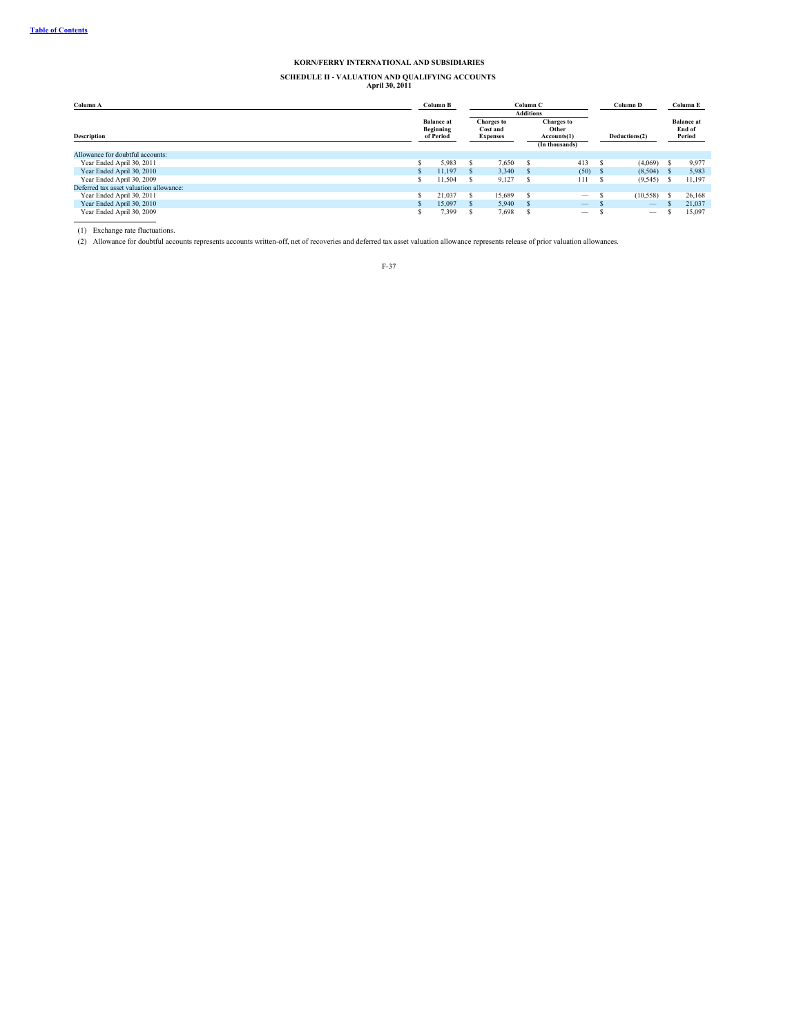# KORN/FERRY INTERNATIONAL AND SUBSIDIARIES

## SCHEDULE II - VALUATION AND QUALIFYING ACCOUNTS
**April 30, 2011**

| Column A | Column B | Column C | | Column D | Column E |
|---|---|---|---|---|---|
| | | Additions | | | |
| Description | Balance at Beginning of Period | Charges to Cost and Expenses | Charges to Other Accounts(1) | Deductions(2) | Balance at End of Period |
| | | | (In thousands) | | |
| Allowance for doubtful accounts: | | | | | |
| Year Ended April 30, 2011 | $ 5,983 | $ 7,650 | $ 413 | $ (4,069) | $ 9,977 |
| Year Ended April 30, 2010 | $ 11,197 | $ 3,340 | $ (50) | $ (8,504) | $ 5,983 |
| Year Ended April 30, 2009 | $ 11,504 | $ 9,127 | $ 111 | $ (9,545) | $ 11,197 |
| Deferred tax asset valuation allowance: | | | | | |
| Year Ended April 30, 2011 | $ 21,037 | $ 15,689 | $ — | $ (10,558) | $ 26,168 |
| Year Ended April 30, 2010 | $ 15,097 | $ 5,940 | $ — | $ — | $ 21,037 |
| Year Ended April 30, 2009 | $ 7,399 | $ 7,698 | $ — | $ — | $ 15,097 |

(1) Exchange rate fluctuations.

(2) Allowance for doubtful accounts represents accounts written-off, net of recoveries and deferred tax asset valuation allowance represents release of prior valuation allowances.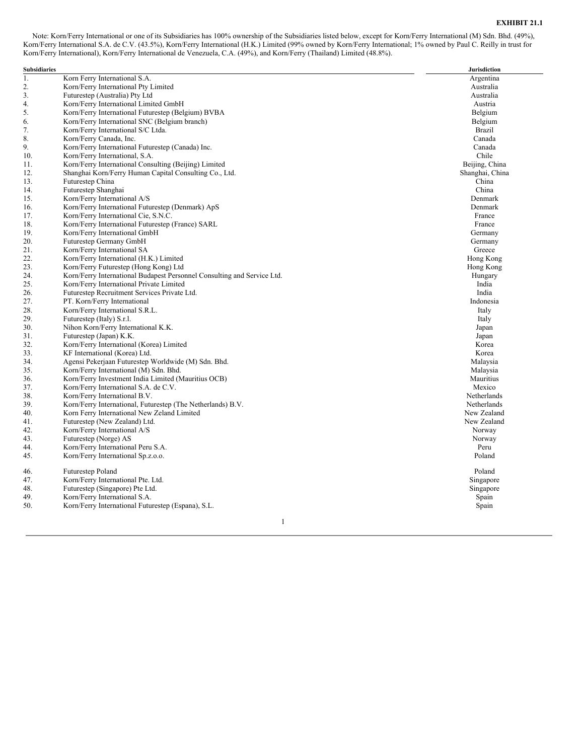**EXHIBIT 21.1**

Note: Korn/Ferry International or one of its Subsidiaries has 100% ownership of the Subsidiaries listed below, except for Korn/Ferry International (M) Sdn. Bhd. (49%), Korn/Ferry International S.A. de C.V. (43.5%), Korn/Ferry International (H.K.) Limited (99% owned by Korn/Ferry International; 1% owned by Paul C. Reilly in trust for Korn/Ferry International), Korn/Ferry International de Venezuela, C.A. (49%), and Korn/Ferry (Thailand) Limited (48.8%).

| | Subsidiaries | Jurisdiction |
|---|---|---|
| 1. | Korn Ferry International S.A. | Argentina |
| 2. | Korn/Ferry International Pty Limited | Australia |
| 3. | Futurestep (Australia) Pty Ltd | Australia |
| 4. | Korn/Ferry International Limited GmbH | Austria |
| 5. | Korn/Ferry International Futurestep (Belgium) BVBA | Belgium |
| 6. | Korn/Ferry International SNC (Belgium branch) | Belgium |
| 7. | Korn/Ferry International S/C Ltda. | Brazil |
| 8. | Korn/Ferry Canada, Inc. | Canada |
| 9. | Korn/Ferry International Futurestep (Canada) Inc. | Canada |
| 10. | Korn/Ferry International, S.A. | Chile |
| 11. | Korn/Ferry International Consulting (Beijing) Limited | Beijing, China |
| 12. | Shanghai Korn/Ferry Human Capital Consulting Co., Ltd. | Shanghai, China |
| 13. | Futurestep China | China |
| 14. | Futurestep Shanghai | China |
| 15. | Korn/Ferry International A/S | Denmark |
| 16. | Korn/Ferry International Futurestep (Denmark) ApS | Denmark |
| 17. | Korn/Ferry International Cie, S.N.C. | France |
| 18. | Korn/Ferry International Futurestep (France) SARL | France |
| 19. | Korn/Ferry International GmbH | Germany |
| 20. | Futurestep Germany GmbH | Germany |
| 21. | Korn/Ferry International SA | Greece |
| 22. | Korn/Ferry International (H.K.) Limited | Hong Kong |
| 23. | Korn/Ferry Futurestep (Hong Kong) Ltd | Hong Kong |
| 24. | Korn/Ferry International Budapest Personnel Consulting and Service Ltd. | Hungary |
| 25. | Korn/Ferry International Private Limited | India |
| 26. | Futurestep Recruitment Services Private Ltd. | India |
| 27. | PT. Korn/Ferry International | Indonesia |
| 28. | Korn/Ferry International S.R.L. | Italy |
| 29. | Futurestep (Italy) S.r.l. | Italy |
| 30. | Nihon Korn/Ferry International K.K. | Japan |
| 31. | Futurestep (Japan) K.K. | Japan |
| 32. | Korn/Ferry International (Korea) Limited | Korea |
| 33. | KF International (Korea) Ltd. | Korea |
| 34. | Agensi Pekerjaan Futurestep Worldwide (M) Sdn. Bhd. | Malaysia |
| 35. | Korn/Ferry International (M) Sdn. Bhd. | Malaysia |
| 36. | Korn/Ferry Investment India Limited (Mauritius OCB) | Mauritius |
| 37. | Korn/Ferry International S.A. de C.V. | Mexico |
| 38. | Korn/Ferry International B.V. | Netherlands |
| 39. | Korn/Ferry International, Futurestep (The Netherlands) B.V. | Netherlands |
| 40. | Korn Ferry International New Zeland Limited | New Zealand |
| 41. | Futurestep (New Zealand) Ltd. | New Zealand |
| 42. | Korn/Ferry International A/S | Norway |
| 43. | Futurestep (Norge) AS | Norway |
| 44. | Korn/Ferry International Peru S.A. | Peru |
| 45. | Korn/Ferry International Sp.z.o.o. | Poland |
| 46. | Futurestep Poland | Poland |
| 47. | Korn/Ferry International Pte. Ltd. | Singapore |
| 48. | Futurestep (Singapore) Pte Ltd. | Singapore |
| 49. | Korn/Ferry International S.A. | Spain |
| 50. | Korn/Ferry International Futurestep (Espana), S.L. | Spain |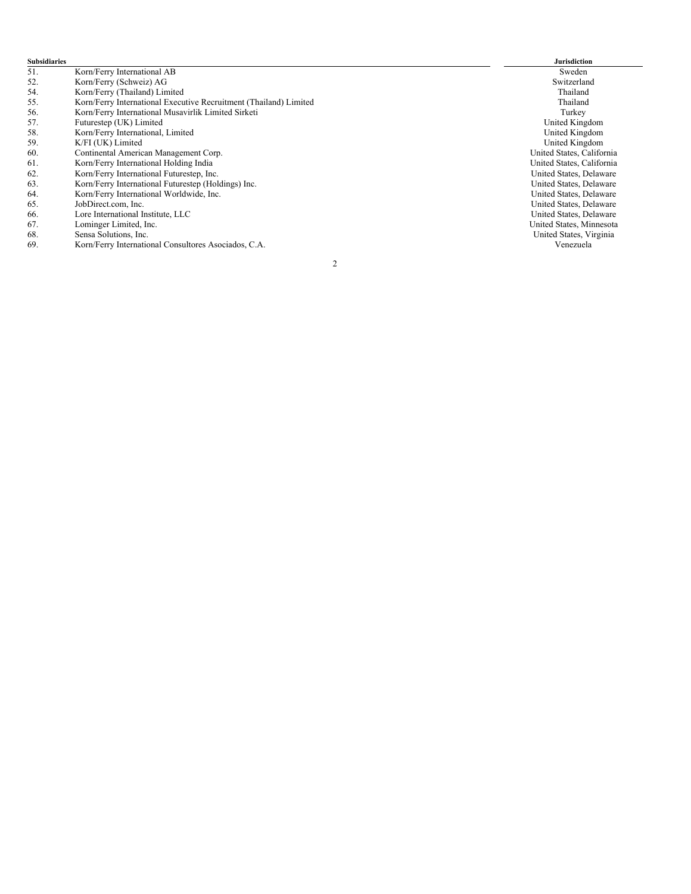| Subsidiaries | | Jurisdiction |
|---|---|---|
| 51. | Korn/Ferry International AB | Sweden |
| 52. | Korn/Ferry (Schweiz) AG | Switzerland |
| 54. | Korn/Ferry (Thailand) Limited | Thailand |
| 55. | Korn/Ferry International Executive Recruitment (Thailand) Limited | Thailand |
| 56. | Korn/Ferry International Musavirlik Limited Sirketi | Turkey |
| 57. | Futurestep (UK) Limited | United Kingdom |
| 58. | Korn/Ferry International, Limited | United Kingdom |
| 59. | K/FI (UK) Limited | United Kingdom |
| 60. | Continental American Management Corp. | United States, California |
| 61. | Korn/Ferry International Holding India | United States, California |
| 62. | Korn/Ferry International Futurestep, Inc. | United States, Delaware |
| 63. | Korn/Ferry International Futurestep (Holdings) Inc. | United States, Delaware |
| 64. | Korn/Ferry International Worldwide, Inc. | United States, Delaware |
| 65. | JobDirect.com, Inc. | United States, Delaware |
| 66. | Lore International Institute, LLC | United States, Delaware |
| 67. | Lominger Limited, Inc. | United States, Minnesota |
| 68. | Sensa Solutions, Inc. | United States, Virginia |
| 69. | Korn/Ferry International Consultores Asociados, C.A. | Venezuela |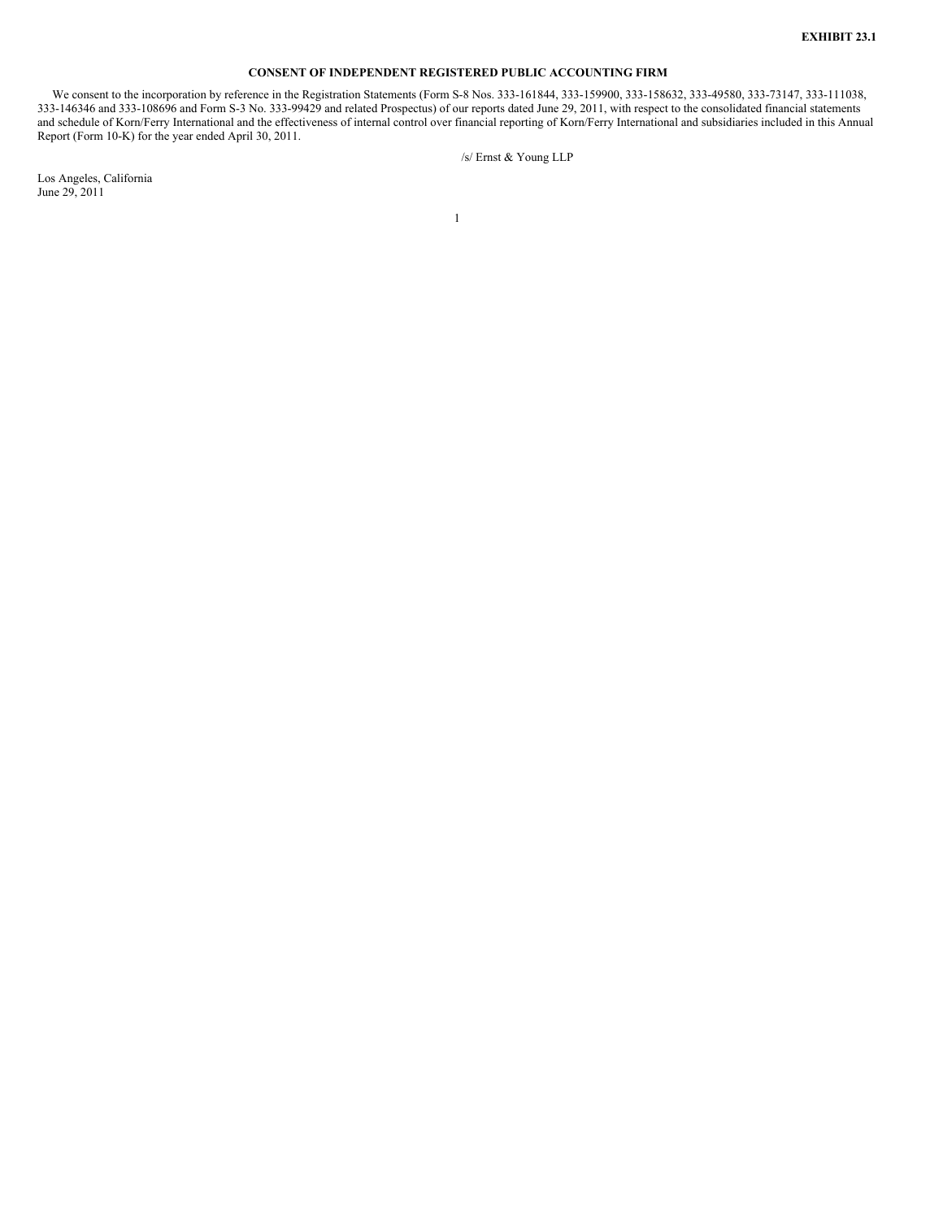**EXHIBIT 23.1**

**CONSENT OF INDEPENDENT REGISTERED PUBLIC ACCOUNTING FIRM**

We consent to the incorporation by reference in the Registration Statements (Form S-8 Nos. 333-161844, 333-159900, 333-158632, 333-49580, 333-73147, 333-111038, 333-146346 and 333-108696 and Form S-3 No. 333-99429 and related Prospectus) of our reports dated June 29, 2011, with respect to the consolidated financial statements and schedule of Korn/Ferry International and the effectiveness of internal control over financial reporting of Korn/Ferry International and subsidiaries included in this Annual Report (Form 10-K) for the year ended April 30, 2011.

/s/ Ernst & Young LLP

Los Angeles, California
June 29, 2011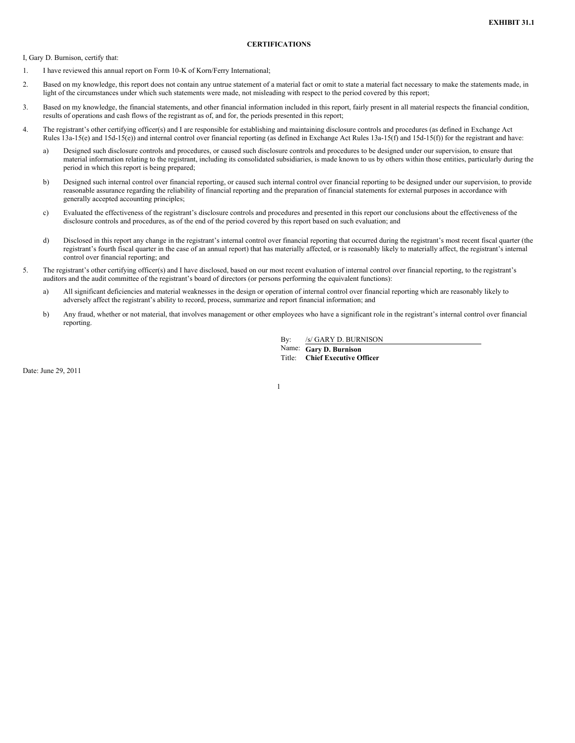**EXHIBIT 31.1**

**CERTIFICATIONS**

I, Gary D. Burnison, certify that:

1. I have reviewed this annual report on Form 10-K of Korn/Ferry International;

2. Based on my knowledge, this report does not contain any untrue statement of a material fact or omit to state a material fact necessary to make the statements made, in light of the circumstances under which such statements were made, not misleading with respect to the period covered by this report;

3. Based on my knowledge, the financial statements, and other financial information included in this report, fairly present in all material respects the financial condition, results of operations and cash flows of the registrant as of, and for, the periods presented in this report;

4. The registrant's other certifying officer(s) and I are responsible for establishing and maintaining disclosure controls and procedures (as defined in Exchange Act Rules 13a-15(e) and 15d-15(e)) and internal control over financial reporting (as defined in Exchange Act Rules 13a-15(f) and 15d-15(f)) for the registrant and have:

   a) Designed such disclosure controls and procedures, or caused such disclosure controls and procedures to be designed under our supervision, to ensure that material information relating to the registrant, including its consolidated subsidiaries, is made known to us by others within those entities, particularly during the period in which this report is being prepared;

   b) Designed such internal control over financial reporting, or caused such internal control over financial reporting to be designed under our supervision, to provide reasonable assurance regarding the reliability of financial reporting and the preparation of financial statements for external purposes in accordance with generally accepted accounting principles;

   c) Evaluated the effectiveness of the registrant's disclosure controls and procedures and presented in this report our conclusions about the effectiveness of the disclosure controls and procedures, as of the end of the period covered by this report based on such evaluation; and

   d) Disclosed in this report any change in the registrant's internal control over financial reporting that occurred during the registrant's most recent fiscal quarter (the registrant's fourth fiscal quarter in the case of an annual report) that has materially affected, or is reasonably likely to materially affect, the registrant's internal control over financial reporting; and

5. The registrant's other certifying officer(s) and I have disclosed, based on our most recent evaluation of internal control over financial reporting, to the registrant's auditors and the audit committee of the registrant's board of directors (or persons performing the equivalent functions):

   a) All significant deficiencies and material weaknesses in the design or operation of internal control over financial reporting which are reasonably likely to adversely affect the registrant's ability to record, process, summarize and report financial information; and

   b) Any fraud, whether or not material, that involves management or other employees who have a significant role in the registrant's internal control over financial reporting.

By: /s/ GARY D. BURNISON
Name: **Gary D. Burnison**
Title: **Chief Executive Officer**

Date: June 29, 2011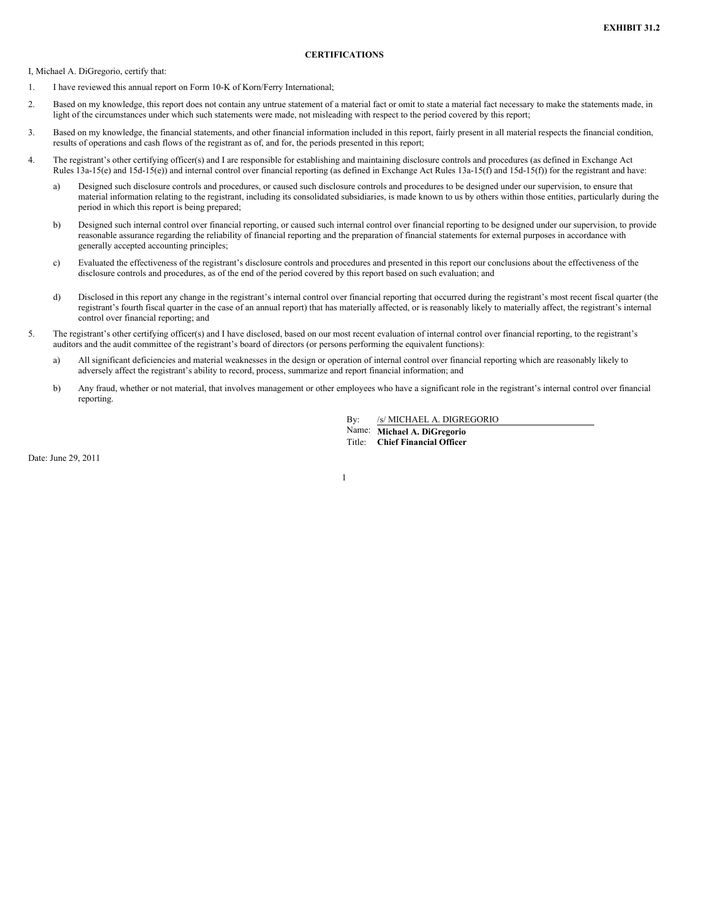**EXHIBIT 31.2**

## CERTIFICATIONS

I, Michael A. DiGregorio, certify that:

1. I have reviewed this annual report on Form 10-K of Korn/Ferry International;
2. Based on my knowledge, this report does not contain any untrue statement of a material fact or omit to state a material fact necessary to make the statements made, in light of the circumstances under which such statements were made, not misleading with respect to the period covered by this report;
3. Based on my knowledge, the financial statements, and other financial information included in this report, fairly present in all material respects the financial condition, results of operations and cash flows of the registrant as of, and for, the periods presented in this report;
4. The registrant's other certifying officer(s) and I are responsible for establishing and maintaining disclosure controls and procedures (as defined in Exchange Act Rules 13a-15(e) and 15d-15(e)) and internal control over financial reporting (as defined in Exchange Act Rules 13a-15(f) and 15d-15(f)) for the registrant and have:
   a) Designed such disclosure controls and procedures, or caused such disclosure controls and procedures to be designed under our supervision, to ensure that material information relating to the registrant, including its consolidated subsidiaries, is made known to us by others within those entities, particularly during the period in which this report is being prepared;
   b) Designed such internal control over financial reporting, or caused such internal control over financial reporting to be designed under our supervision, to provide reasonable assurance regarding the reliability of financial reporting and the preparation of financial statements for external purposes in accordance with generally accepted accounting principles;
   c) Evaluated the effectiveness of the registrant's disclosure controls and procedures and presented in this report our conclusions about the effectiveness of the disclosure controls and procedures, as of the end of the period covered by this report based on such evaluation; and
   d) Disclosed in this report any change in the registrant's internal control over financial reporting that occurred during the registrant's most recent fiscal quarter (the registrant's fourth fiscal quarter in the case of an annual report) that has materially affected, or is reasonably likely to materially affect, the registrant's internal control over financial reporting; and
5. The registrant's other certifying officer(s) and I have disclosed, based on our most recent evaluation of internal control over financial reporting, to the registrant's auditors and the audit committee of the registrant's board of directors (or persons performing the equivalent functions):
   a) All significant deficiencies and material weaknesses in the design or operation of internal control over financial reporting which are reasonably likely to adversely affect the registrant's ability to record, process, summarize and report financial information; and
   b) Any fraud, whether or not material, that involves management or other employees who have a significant role in the registrant's internal control over financial reporting.

By: /s/ MICHAEL A. DIGREGORIO
Name: **Michael A. DiGregorio**
Title: **Chief Financial Officer**

Date: June 29, 2011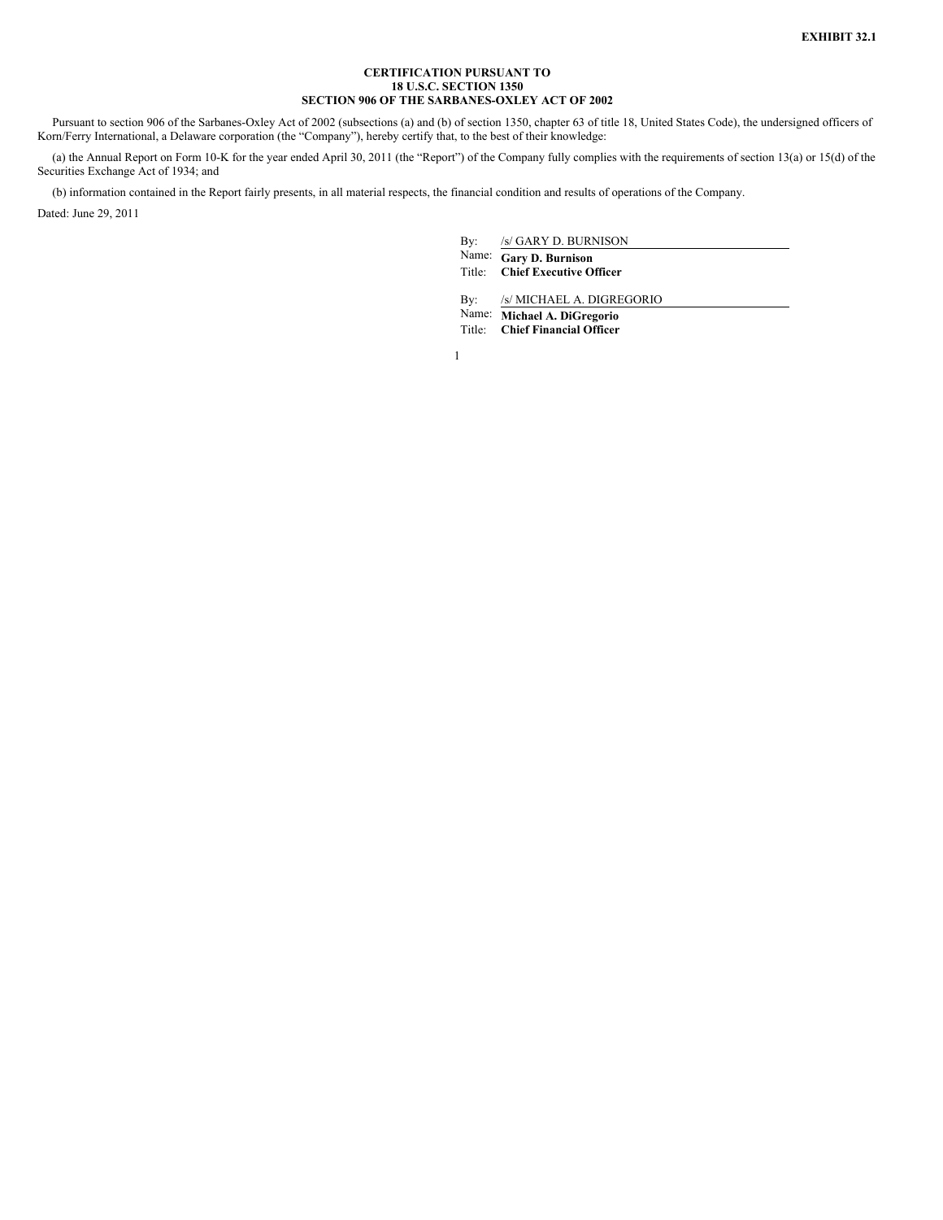**EXHIBIT 32.1**

**CERTIFICATION PURSUANT TO**
**18 U.S.C. SECTION 1350**
**SECTION 906 OF THE SARBANES-OXLEY ACT OF 2002**

Pursuant to section 906 of the Sarbanes-Oxley Act of 2002 (subsections (a) and (b) of section 1350, chapter 63 of title 18, United States Code), the undersigned officers of Korn/Ferry International, a Delaware corporation (the "Company"), hereby certify that, to the best of their knowledge:

(a) the Annual Report on Form 10-K for the year ended April 30, 2011 (the "Report") of the Company fully complies with the requirements of section 13(a) or 15(d) of the Securities Exchange Act of 1934; and

(b) information contained in the Report fairly presents, in all material respects, the financial condition and results of operations of the Company.

Dated: June 29, 2011

By: /s/ GARY D. BURNISON
Name: **Gary D. Burnison**
Title: **Chief Executive Officer**

By: /s/ MICHAEL A. DIGREGORIO
Name: **Michael A. DiGregorio**
Title: **Chief Financial Officer**